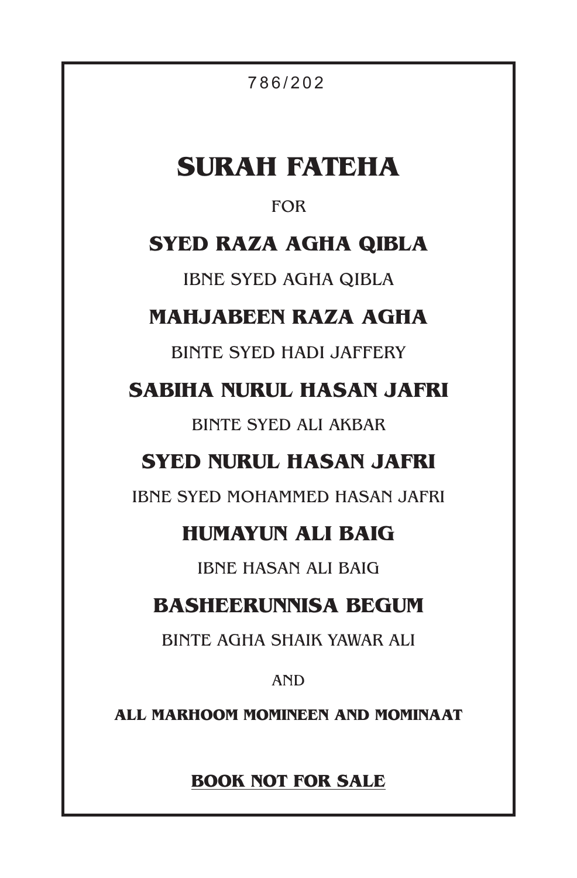786/202

# SURAH FATEHA

FOR

**SYED RAZA AGHA QIBLA**

IBNE SYED AGHA QIBLA

**MAHJABEEN RAZA AGHA**

BINTE SYED HADI JAFFERY

**SABIHA NURUL HASAN JAFRI**

BINTE SYED ALI AKBAR

**SYED NURUL HASAN JAFRI**

IBNE SYED MOHAMMED HASAN JAFRI

**HUMAYUN ALI BAIG**

IBNE HASAN ALI BAIG

**BASHEERUNNISA BEGUM**

BINTE AGHA SHAIK YAWAR ALI

AND

**ALL MARHOOM MOMINEEN AND MOMINAAT**

**BOOK NOT FOR SALE**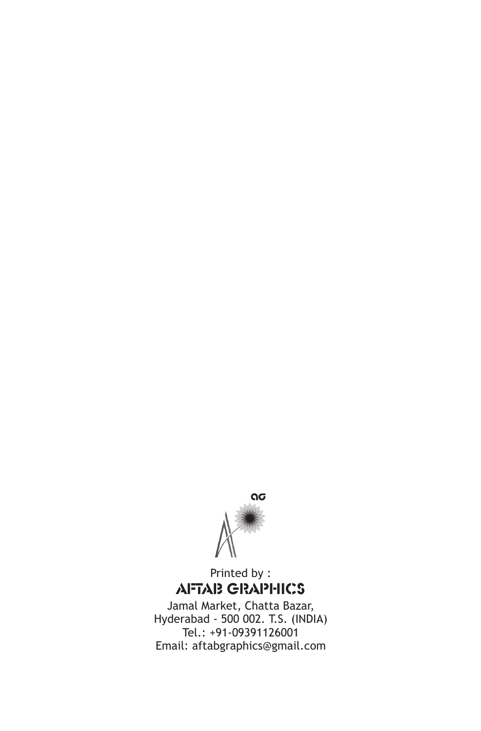ag

Printed by :

**AFTAB GRAPHICS**

Jamal Market, Chatta Bazar,
Hyderabad - 500 002. T.S. (INDIA)
Tel.: +91-09391126001
Email: aftabgraphics@gmail.com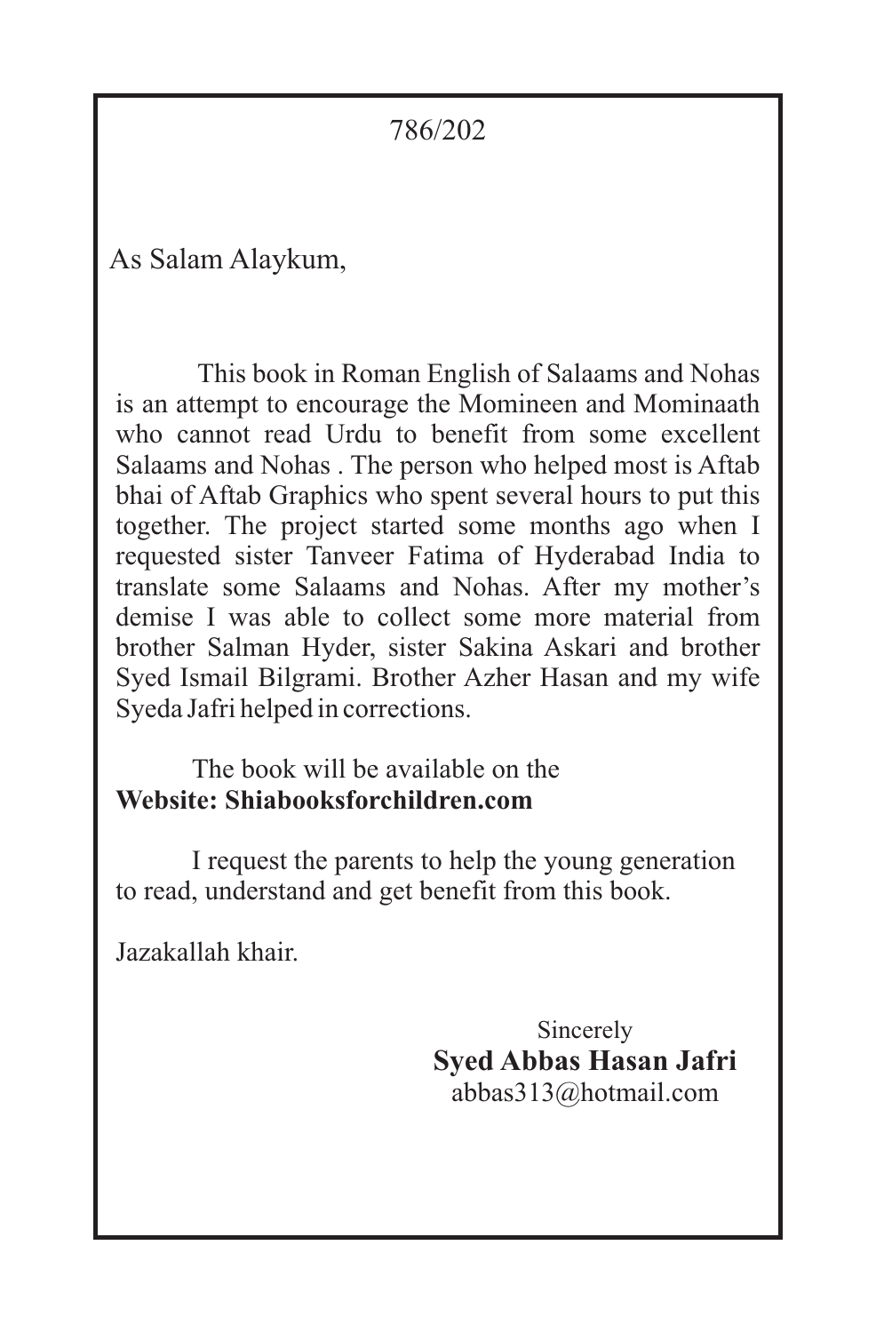786/202

As Salam Alaykum,

This book in Roman English of Salaams and Nohas is an attempt to encourage the Momineen and Mominaath who cannot read Urdu to benefit from some excellent Salaams and Nohas . The person who helped most is Aftab bhai of Aftab Graphics who spent several hours to put this together. The project started some months ago when I requested sister Tanveer Fatima of Hyderabad India to translate some Salaams and Nohas. After my mother's demise I was able to collect some more material from brother Salman Hyder, sister Sakina Askari and brother Syed Ismail Bilgrami. Brother Azher Hasan and my wife Syeda Jafri helped in corrections.

The book will be available on the
**Website: Shiabooksforchildren.com**

I request the parents to help the young generation to read, understand and get benefit from this book.

Jazakallah khair.

Sincerely
**Syed Abbas Hasan Jafri**
abbas313@hotmail.com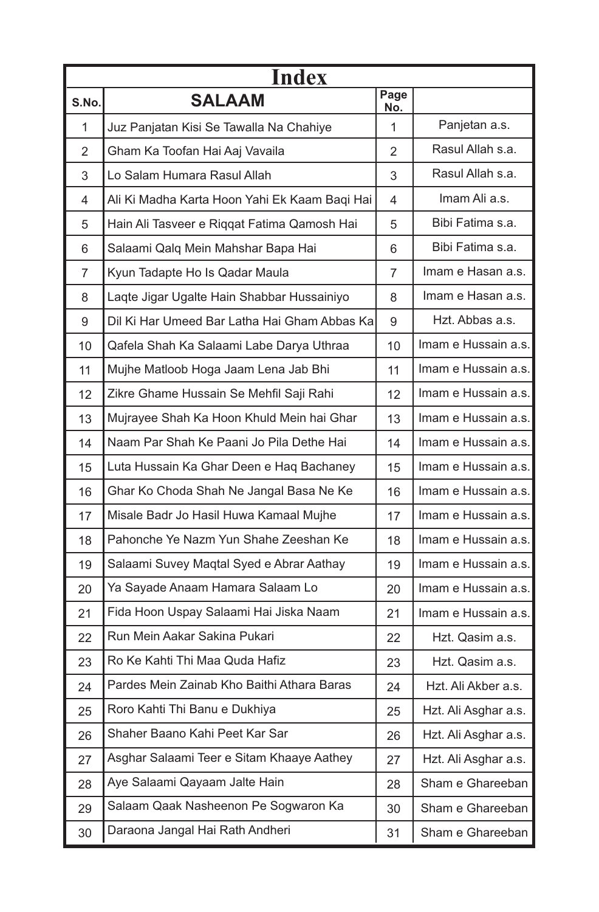# Index

| S.No. | SALAAM | Page No. | |
|---|---|---|---|
| 1 | Juz Panjatan Kisi Se Tawalla Na Chahiye | 1 | Panjetan a.s. |
| 2 | Gham Ka Toofan Hai Aaj Vavaila | 2 | Rasul Allah s.a. |
| 3 | Lo Salam Humara Rasul Allah | 3 | Rasul Allah s.a. |
| 4 | Ali Ki Madha Karta Hoon Yahi Ek Kaam Baqi Hai | 4 | Imam Ali a.s. |
| 5 | Hain Ali Tasveer e Riqqat Fatima Qamosh Hai | 5 | Bibi Fatima s.a. |
| 6 | Salaami Qalq Mein Mahshar Bapa Hai | 6 | Bibi Fatima s.a. |
| 7 | Kyun Tadapte Ho Is Qadar Maula | 7 | Imam e Hasan a.s. |
| 8 | Laqte Jigar Ugalte Hain Shabbar Hussainiyo | 8 | Imam e Hasan a.s. |
| 9 | Dil Ki Har Umeed Bar Latha Hai Gham Abbas Ka | 9 | Hzt. Abbas a.s. |
| 10 | Qafela Shah Ka Salaami Labe Darya Uthraa | 10 | Imam e Hussain a.s. |
| 11 | Mujhe Matloob Hoga Jaam Lena Jab Bhi | 11 | Imam e Hussain a.s. |
| 12 | Zikre Ghame Hussain Se Mehfil Saji Rahi | 12 | Imam e Hussain a.s. |
| 13 | Mujrayee Shah Ka Hoon Khuld Mein hai Ghar | 13 | Imam e Hussain a.s. |
| 14 | Naam Par Shah Ke Paani Jo Pila Dethe Hai | 14 | Imam e Hussain a.s. |
| 15 | Luta Hussain Ka Ghar Deen e Haq Bachaney | 15 | Imam e Hussain a.s. |
| 16 | Ghar Ko Choda Shah Ne Jangal Basa Ne Ke | 16 | Imam e Hussain a.s. |
| 17 | Misale Badr Jo Hasil Huwa Kamaal Mujhe | 17 | Imam e Hussain a.s. |
| 18 | Pahonche Ye Nazm Yun Shahe Zeeshan Ke | 18 | Imam e Hussain a.s. |
| 19 | Salaami Suvey Maqtal Syed e Abrar Aathay | 19 | Imam e Hussain a.s. |
| 20 | Ya Sayade Anaam Hamara Salaam Lo | 20 | Imam e Hussain a.s. |
| 21 | Fida Hoon Uspay Salaami Hai Jiska Naam | 21 | Imam e Hussain a.s. |
| 22 | Run Mein Aakar Sakina Pukari | 22 | Hzt. Qasim a.s. |
| 23 | Ro Ke Kahti Thi Maa Quda Hafiz | 23 | Hzt. Qasim a.s. |
| 24 | Pardes Mein Zainab Kho Baithi Athara Baras | 24 | Hzt. Ali Akber a.s. |
| 25 | Roro Kahti Thi Banu e Dukhiya | 25 | Hzt. Ali Asghar a.s. |
| 26 | Shaher Baano Kahi Peet Kar Sar | 26 | Hzt. Ali Asghar a.s. |
| 27 | Asghar Salaami Teer e Sitam Khaaye Aathey | 27 | Hzt. Ali Asghar a.s. |
| 28 | Aye Salaami Qayaam Jalte Hain | 28 | Sham e Ghareeban |
| 29 | Salaam Qaak Nasheenon Pe Sogwaron Ka | 30 | Sham e Ghareeban |
| 30 | Daraona Jangal Hai Rath Andheri | 31 | Sham e Ghareeban |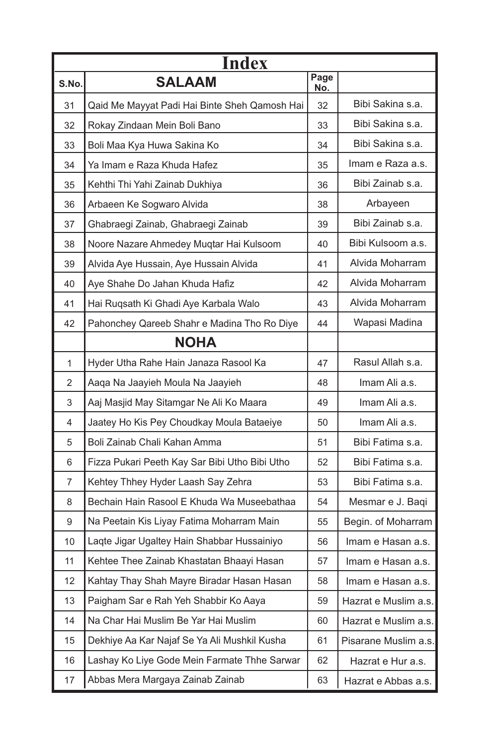# Index

| S.No. | SALAAM | Page No. | |
|---|---|---|---|
| 31 | Qaid Me Mayyat Padi Hai Binte Sheh Qamosh Hai | 32 | Bibi Sakina s.a. |
| 32 | Rokay Zindaan Mein Boli Bano | 33 | Bibi Sakina s.a. |
| 33 | Boli Maa Kya Huwa Sakina Ko | 34 | Bibi Sakina s.a. |
| 34 | Ya Imam e Raza Khuda Hafez | 35 | Imam e Raza a.s. |
| 35 | Kehthi Thi Yahi Zainab Dukhiya | 36 | Bibi Zainab s.a. |
| 36 | Arbaeen Ke Sogwaro Alvida | 38 | Arbayeen |
| 37 | Ghabraegi Zainab, Ghabraegi Zainab | 39 | Bibi Zainab s.a. |
| 38 | Noore Nazare Ahmedey Muqtar Hai Kulsoom | 40 | Bibi Kulsoom a.s. |
| 39 | Alvida Aye Hussain, Aye Hussain Alvida | 41 | Alvida Moharram |
| 40 | Aye Shahe Do Jahan Khuda Hafiz | 42 | Alvida Moharram |
| 41 | Hai Ruqsath Ki Ghadi Aye Karbala Walo | 43 | Alvida Moharram |
| 42 | Pahonchey Qareeb Shahr e Madina Tho Ro Diye | 44 | Wapasi Madina |
| | **NOHA** | | |
| 1 | Hyder Utha Rahe Hain Janaza Rasool Ka | 47 | Rasul Allah s.a. |
| 2 | Aaqa Na Jaayieh Moula Na Jaayieh | 48 | Imam Ali a.s. |
| 3 | Aaj Masjid May Sitamgar Ne Ali Ko Maara | 49 | Imam Ali a.s. |
| 4 | Jaatey Ho Kis Pey Choudkay Moula Bataeiye | 50 | Imam Ali a.s. |
| 5 | Boli Zainab Chali Kahan Amma | 51 | Bibi Fatima s.a. |
| 6 | Fizza Pukari Peeth Kay Sar Bibi Utho Bibi Utho | 52 | Bibi Fatima s.a. |
| 7 | Kehtey Thhey Hyder Laash Say Zehra | 53 | Bibi Fatima s.a. |
| 8 | Bechain Hain Rasool E Khuda Wa Museebathaa | 54 | Mesmar e J. Baqi |
| 9 | Na Peetain Kis Liyay Fatima Moharram Main | 55 | Begin. of Moharram |
| 10 | Laqte Jigar Ugaltey Hain Shabbar Hussainiyo | 56 | Imam e Hasan a.s. |
| 11 | Kehtee Thee Zainab Khastatan Bhaayi Hasan | 57 | Imam e Hasan a.s. |
| 12 | Kahtay Thay Shah Mayre Biradar Hasan Hasan | 58 | Imam e Hasan a.s. |
| 13 | Paigham Sar e Rah Yeh Shabbir Ko Aaya | 59 | Hazrat e Muslim a.s. |
| 14 | Na Char Hai Muslim Be Yar Hai Muslim | 60 | Hazrat e Muslim a.s. |
| 15 | Dekhiye Aa Kar Najaf Se Ya Ali Mushkil Kusha | 61 | Pisarane Muslim a.s. |
| 16 | Lashay Ko Liye Gode Mein Farmate Thhe Sarwar | 62 | Hazrat e Hur a.s. |
| 17 | Abbas Mera Margaya Zainab Zainab | 63 | Hazrat e Abbas a.s. |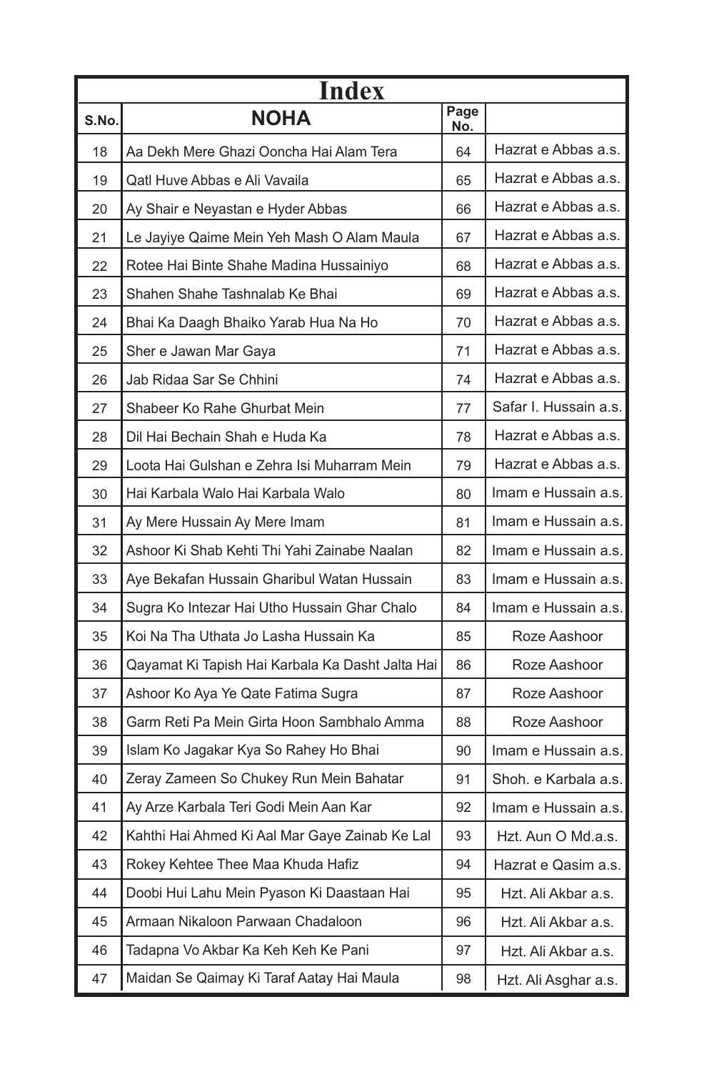# Index

| S.No. | NOHA | Page No. | |
|---|---|---|---|
| 18 | Aa Dekh Mere Ghazi Ooncha Hai Alam Tera | 64 | Hazrat e Abbas a.s. |
| 19 | Qatl Huve Abbas e Ali Vavaila | 65 | Hazrat e Abbas a.s. |
| 20 | Ay Shair e Neyastan e Hyder Abbas | 66 | Hazrat e Abbas a.s. |
| 21 | Le Jayiye Qaime Mein Yeh Mash O Alam Maula | 67 | Hazrat e Abbas a.s. |
| 22 | Rotee Hai Binte Shahe Madina Hussainiyo | 68 | Hazrat e Abbas a.s. |
| 23 | Shahen Shahe Tashnalab Ke Bhai | 69 | Hazrat e Abbas a.s. |
| 24 | Bhai Ka Daagh Bhaiko Yarab Hua Na Ho | 70 | Hazrat e Abbas a.s. |
| 25 | Sher e Jawan Mar Gaya | 71 | Hazrat e Abbas a.s. |
| 26 | Jab Ridaa Sar Se Chhini | 74 | Hazrat e Abbas a.s. |
| 27 | Shabeer Ko Rahe Ghurbat Mein | 77 | Safar I. Hussain a.s. |
| 28 | Dil Hai Bechain Shah e Huda Ka | 78 | Hazrat e Abbas a.s. |
| 29 | Loota Hai Gulshan e Zehra Isi Muharram Mein | 79 | Hazrat e Abbas a.s. |
| 30 | Hai Karbala Walo Hai Karbala Walo | 80 | Imam e Hussain a.s. |
| 31 | Ay Mere Hussain Ay Mere Imam | 81 | Imam e Hussain a.s. |
| 32 | Ashoor Ki Shab Kehti Thi Yahi Zainabe Naalan | 82 | Imam e Hussain a.s. |
| 33 | Aye Bekafan Hussain Gharibul Watan Hussain | 83 | Imam e Hussain a.s. |
| 34 | Sugra Ko Intezar Hai Utho Hussain Ghar Chalo | 84 | Imam e Hussain a.s. |
| 35 | Koi Na Tha Uthata Jo Lasha Hussain Ka | 85 | Roze Aashoor |
| 36 | Qayamat Ki Tapish Hai Karbala Ka Dasht Jalta Hai | 86 | Roze Aashoor |
| 37 | Ashoor Ko Aya Ye Qate Fatima Sugra | 87 | Roze Aashoor |
| 38 | Garm Reti Pa Mein Girta Hoon Sambhalo Amma | 88 | Roze Aashoor |
| 39 | Islam Ko Jagakar Kya So Rahey Ho Bhai | 90 | Imam e Hussain a.s. |
| 40 | Zeray Zameen So Chukey Run Mein Bahatar | 91 | Shoh. e Karbala a.s. |
| 41 | Ay Arze Karbala Teri Godi Mein Aan Kar | 92 | Imam e Hussain a.s. |
| 42 | Kahthi Hai Ahmed Ki Aal Mar Gaye Zainab Ke Lal | 93 | Hzt. Aun O Md.a.s. |
| 43 | Rokey Kehtee Thee Maa Khuda Hafiz | 94 | Hazrat e Qasim a.s. |
| 44 | Doobi Hui Lahu Mein Pyason Ki Daastaan Hai | 95 | Hzt. Ali Akbar a.s. |
| 45 | Armaan Nikaloon Parwaan Chadaloon | 96 | Hzt. Ali Akbar a.s. |
| 46 | Tadapna Vo Akbar Ka Keh Keh Ke Pani | 97 | Hzt. Ali Akbar a.s. |
| 47 | Maidan Se Qaimay Ki Taraf Aatay Hai Maula | 98 | Hzt. Ali Asghar a.s. |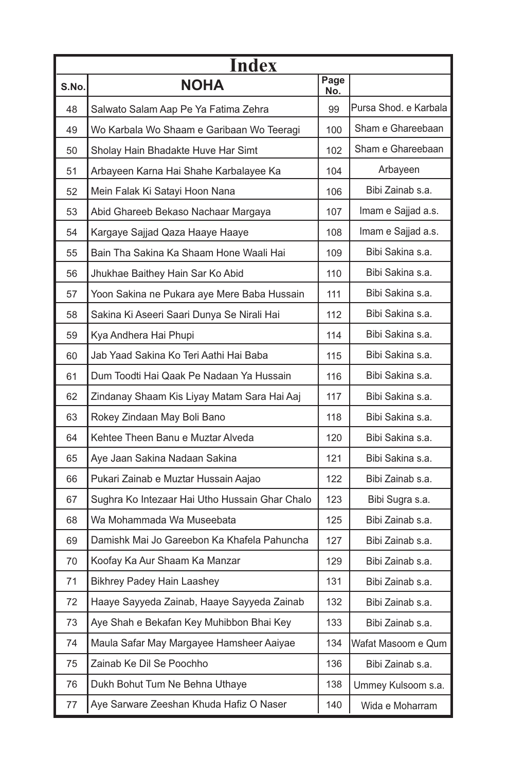# Index

| S.No. | NOHA | Page No. | |
|---|---|---|---|
| 48 | Salwato Salam Aap Pe Ya Fatima Zehra | 99 | Pursa Shod. e Karbala |
| 49 | Wo Karbala Wo Shaam e Garibaan Wo Teeragi | 100 | Sham e Ghareebaan |
| 50 | Sholay Hain Bhadakte Huve Har Simt | 102 | Sham e Ghareebaan |
| 51 | Arbayeen Karna Hai Shahe Karbalayee Ka | 104 | Arbayeen |
| 52 | Mein Falak Ki Satayi Hoon Nana | 106 | Bibi Zainab s.a. |
| 53 | Abid Ghareeb Bekaso Nachaar Margaya | 107 | Imam e Sajjad a.s. |
| 54 | Kargaye Sajjad Qaza Haaye Haaye | 108 | Imam e Sajjad a.s. |
| 55 | Bain Tha Sakina Ka Shaam Hone Waali Hai | 109 | Bibi Sakina s.a. |
| 56 | Jhukhae Baithey Hain Sar Ko Abid | 110 | Bibi Sakina s.a. |
| 57 | Yoon Sakina ne Pukara aye Mere Baba Hussain | 111 | Bibi Sakina s.a. |
| 58 | Sakina Ki Aseeri Saari Dunya Se Nirali Hai | 112 | Bibi Sakina s.a. |
| 59 | Kya Andhera Hai Phupi | 114 | Bibi Sakina s.a. |
| 60 | Jab Yaad Sakina Ko Teri Aathi Hai Baba | 115 | Bibi Sakina s.a. |
| 61 | Dum Toodti Hai Qaak Pe Nadaan Ya Hussain | 116 | Bibi Sakina s.a. |
| 62 | Zindanay Shaam Kis Liyay Matam Sara Hai Aaj | 117 | Bibi Sakina s.a. |
| 63 | Rokey Zindaan May Boli Bano | 118 | Bibi Sakina s.a. |
| 64 | Kehtee Theen Banu e Muztar Alveda | 120 | Bibi Sakina s.a. |
| 65 | Aye Jaan Sakina Nadaan Sakina | 121 | Bibi Sakina s.a. |
| 66 | Pukari Zainab e Muztar Hussain Aajao | 122 | Bibi Zainab s.a. |
| 67 | Sughra Ko Intezaar Hai Utho Hussain Ghar Chalo | 123 | Bibi Sugra s.a. |
| 68 | Wa Mohammada Wa Museebata | 125 | Bibi Zainab s.a. |
| 69 | Damishk Mai Jo Gareebon Ka Khafela Pahuncha | 127 | Bibi Zainab s.a. |
| 70 | Koofay Ka Aur Shaam Ka Manzar | 129 | Bibi Zainab s.a. |
| 71 | Bikhrey Padey Hain Laashey | 131 | Bibi Zainab s.a. |
| 72 | Haaye Sayyeda Zainab, Haaye Sayyeda Zainab | 132 | Bibi Zainab s.a. |
| 73 | Aye Shah e Bekafan Key Muhibbon Bhai Key | 133 | Bibi Zainab s.a. |
| 74 | Maula Safar May Margayee Hamsheer Aaiyae | 134 | Wafat Masoom e Qum |
| 75 | Zainab Ke Dil Se Poochho | 136 | Bibi Zainab s.a. |
| 76 | Dukh Bohut Tum Ne Behna Uthaye | 138 | Ummey Kulsoom s.a. |
| 77 | Aye Sarware Zeeshan Khuda Hafiz O Naser | 140 | Wida e Moharram |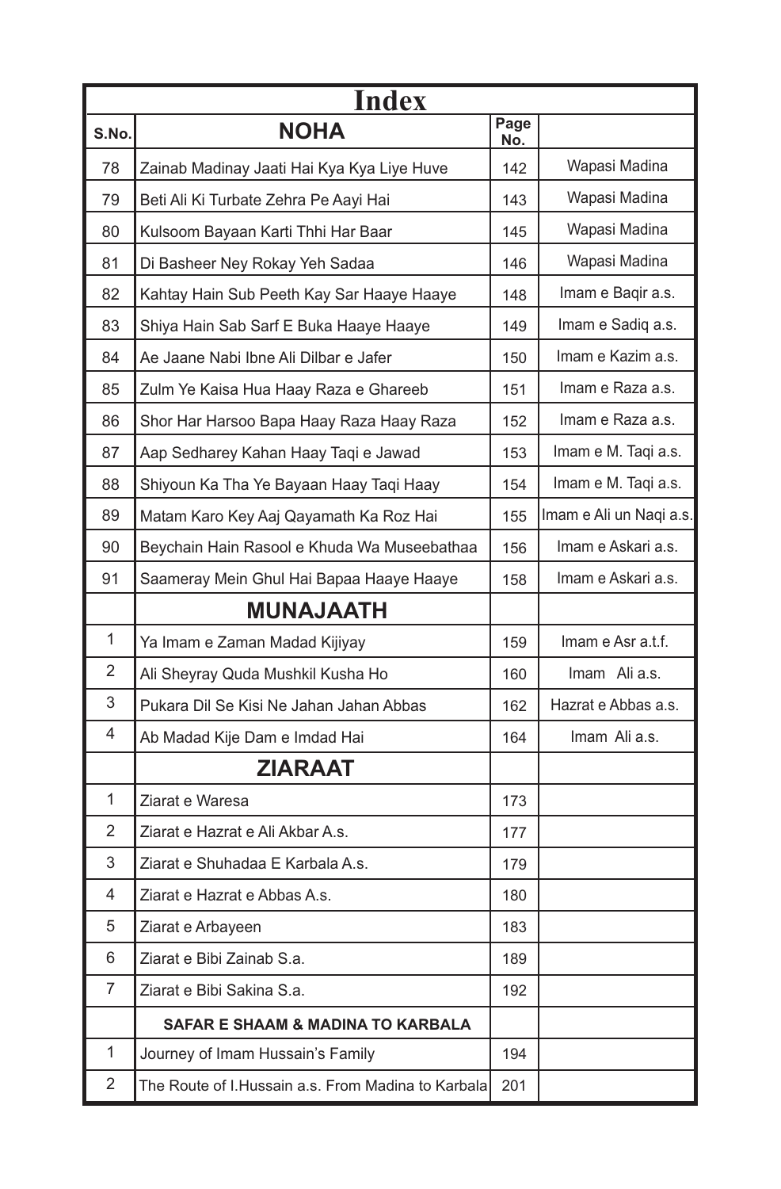# Index

| S.No. | NOHA | Page No. | |
|---|---|---|---|
| 78 | Zainab Madinay Jaati Hai Kya Kya Liye Huve | 142 | Wapasi Madina |
| 79 | Beti Ali Ki Turbate Zehra Pe Aayi Hai | 143 | Wapasi Madina |
| 80 | Kulsoom Bayaan Karti Thhi Har Baar | 145 | Wapasi Madina |
| 81 | Di Basheer Ney Rokay Yeh Sadaa | 146 | Wapasi Madina |
| 82 | Kahtay Hain Sub Peeth Kay Sar Haaye Haaye | 148 | Imam e Baqir a.s. |
| 83 | Shiya Hain Sab Sarf E Buka Haaye Haaye | 149 | Imam e Sadiq a.s. |
| 84 | Ae Jaane Nabi Ibne Ali Dilbar e Jafer | 150 | Imam e Kazim a.s. |
| 85 | Zulm Ye Kaisa Hua Haay Raza e Ghareeb | 151 | Imam e Raza a.s. |
| 86 | Shor Har Harsoo Bapa Haay Raza Haay Raza | 152 | Imam e Raza a.s. |
| 87 | Aap Sedharey Kahan Haay Taqi e Jawad | 153 | Imam e M. Taqi a.s. |
| 88 | Shiyoun Ka Tha Ye Bayaan Haay Taqi Haay | 154 | Imam e M. Taqi a.s. |
| 89 | Matam Karo Key Aaj Qayamath Ka Roz Hai | 155 | Imam e Ali un Naqi a.s. |
| 90 | Beychain Hain Rasool e Khuda Wa Museebathaa | 156 | Imam e Askari a.s. |
| 91 | Saameray Mein Ghul Hai Bapaa Haaye Haaye | 158 | Imam e Askari a.s. |
| | **MUNAJAATH** | | |
| 1 | Ya Imam e Zaman Madad Kijiyay | 159 | Imam e Asr a.t.f. |
| 2 | Ali Sheyray Quda Mushkil Kusha Ho | 160 | Imam Ali a.s. |
| 3 | Pukara Dil Se Kisi Ne Jahan Jahan Abbas | 162 | Hazrat e Abbas a.s. |
| 4 | Ab Madad Kije Dam e Imdad Hai | 164 | Imam Ali a.s. |
| | **ZIARAAT** | | |
| 1 | Ziarat e Waresa | 173 | |
| 2 | Ziarat e Hazrat e Ali Akbar A.s. | 177 | |
| 3 | Ziarat e Shuhadaa E Karbala A.s. | 179 | |
| 4 | Ziarat e Hazrat e Abbas A.s. | 180 | |
| 5 | Ziarat e Arbayeen | 183 | |
| 6 | Ziarat e Bibi Zainab S.a. | 189 | |
| 7 | Ziarat e Bibi Sakina S.a. | 192 | |
| | **SAFAR E SHAAM & MADINA TO KARBALA** | | |
| 1 | Journey of Imam Hussain's Family | 194 | |
| 2 | The Route of I.Hussain a.s. From Madina to Karbala | 201 | |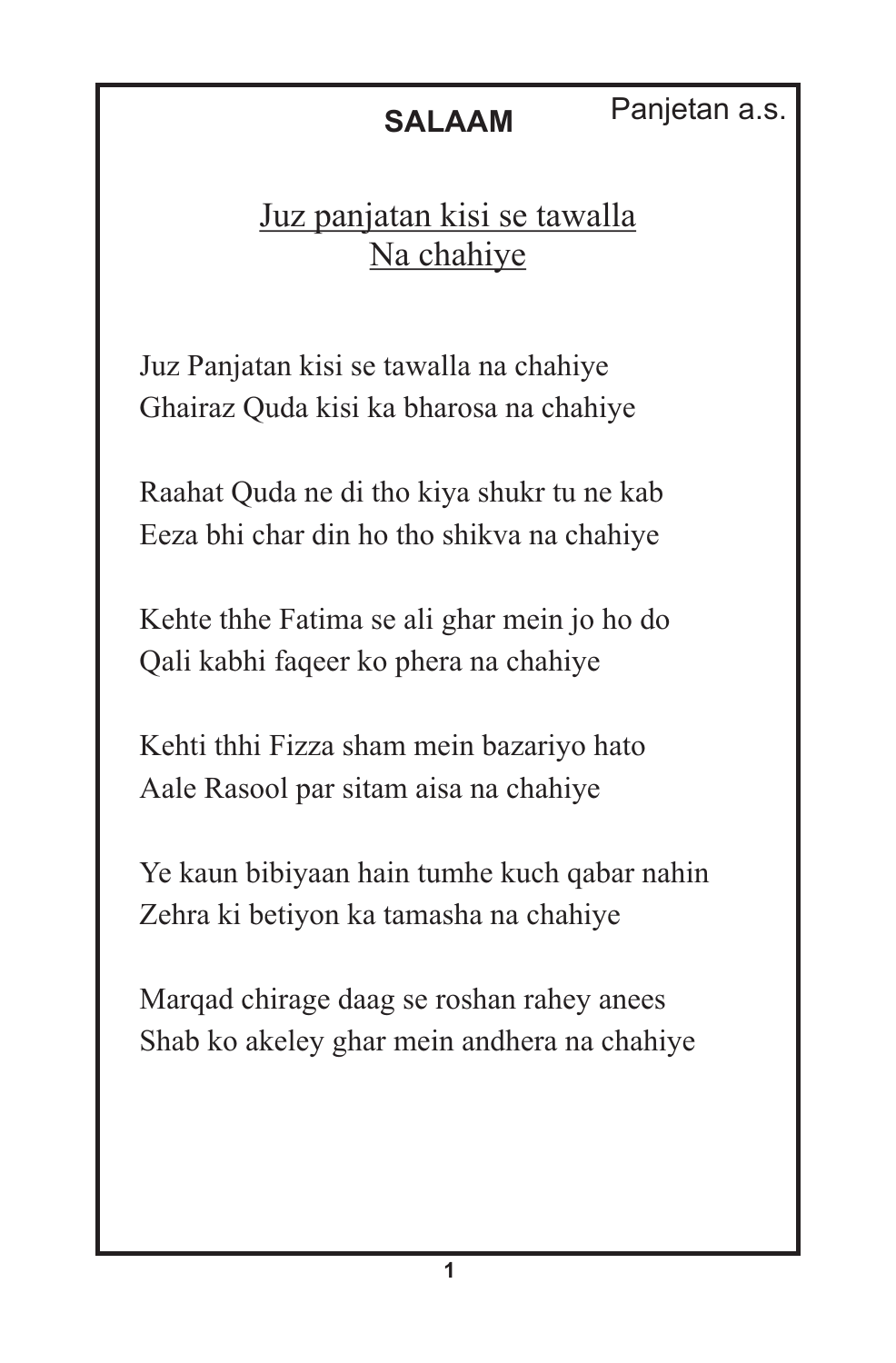**SALAAM**

Panjetan a.s.

## Juz panjatan kisi se tawalla Na chahiye

Juz Panjatan kisi se tawalla na chahiye
Ghairaz Quda kisi ka bharosa na chahiye

Raahat Quda ne di tho kiya shukr tu ne kab
Eeza bhi char din ho tho shikva na chahiye

Kehte thhe Fatima se ali ghar mein jo ho do
Qali kabhi faqeer ko phera na chahiye

Kehti thhi Fizza sham mein bazariyo hato
Aale Rasool par sitam aisa na chahiye

Ye kaun bibiyaan hain tumhe kuch qabar nahin
Zehra ki betiyon ka tamasha na chahiye

Marqad chirage daag se roshan rahey anees
Shab ko akeley ghar mein andhera na chahiye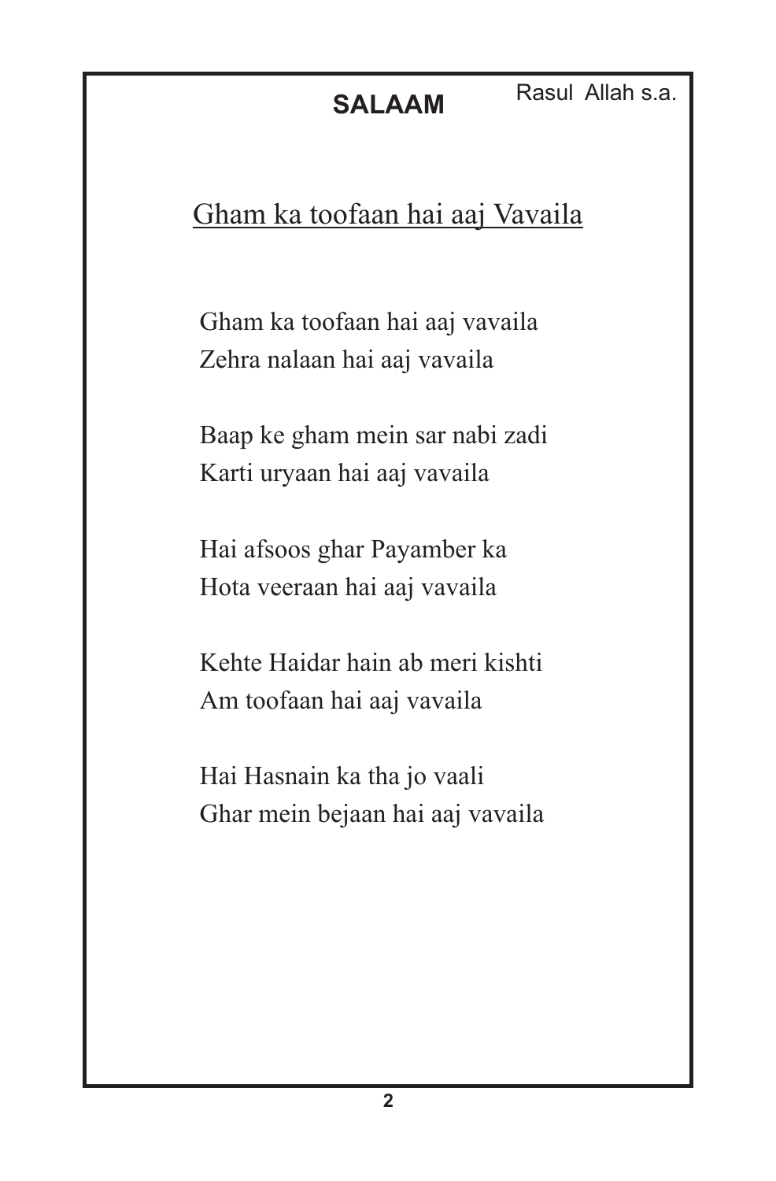## SALAAM

Rasul Allah s.a.

### Gham ka toofaan hai aaj Vavaila

Gham ka toofaan hai aaj vavaila
Zehra nalaan hai aaj vavaila

Baap ke gham mein sar nabi zadi
Karti uryaan hai aaj vavaila

Hai afsoos ghar Payamber ka
Hota veeraan hai aaj vavaila

Kehte Haidar hain ab meri kishti
Am toofaan hai aaj vavaila

Hai Hasnain ka tha jo vaali
Ghar mein bejaan hai aaj vavaila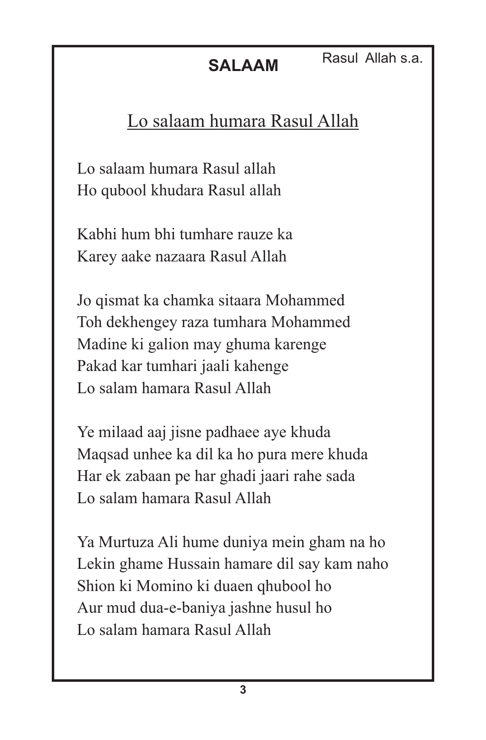# SALAAM

Rasul Allah s.a.

## Lo salaam humara Rasul Allah

Lo salaam humara Rasul allah
Ho qubool khudara Rasul allah

Kabhi hum bhi tumhare rauze ka
Karey aake nazaara Rasul Allah

Jo qismat ka chamka sitaara Mohammed
Toh dekhengey raza tumhara Mohammed
Madine ki galion may ghuma karenge
Pakad kar tumhari jaali kahenge
Lo salam hamara Rasul Allah

Ye milaad aaj jisne padhaee aye khuda
Maqsad unhee ka dil ka ho pura mere khuda
Har ek zabaan pe har ghadi jaari rahe sada
Lo salam hamara Rasul Allah

Ya Murtuza Ali hume duniya mein gham na ho
Lekin ghame Hussain hamare dil say kam naho
Shion ki Momino ki duaen qhubool ho
Aur mud dua-e-baniya jashne husul ho
Lo salam hamara Rasul Allah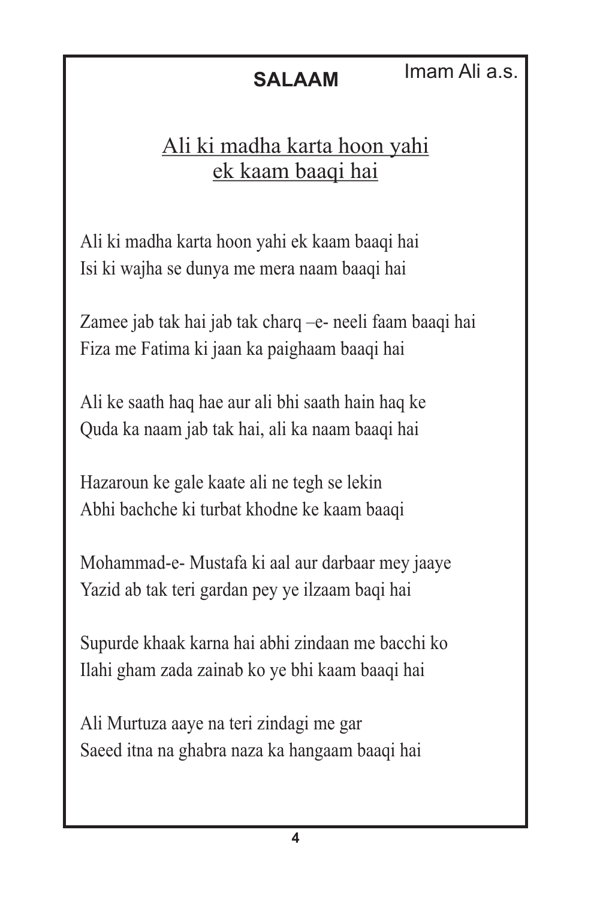**SALAAM**

Imam Ali a.s.

## Ali ki madha karta hoon yahi ek kaam baaqi hai

Ali ki madha karta hoon yahi ek kaam baaqi hai
Isi ki wajha se dunya me mera naam baaqi hai

Zamee jab tak hai jab tak charq –e- neeli faam baaqi hai
Fiza me Fatima ki jaan ka paighaam baaqi hai

Ali ke saath haq hae aur ali bhi saath hain haq ke
Quda ka naam jab tak hai, ali ka naam baaqi hai

Hazaroun ke gale kaate ali ne tegh se lekin
Abhi bachche ki turbat khodne ke kaam baaqi

Mohammad-e- Mustafa ki aal aur darbaar mey jaaye
Yazid ab tak teri gardan pey ye ilzaam baqi hai

Supurde khaak karna hai abhi zindaan me bacchi ko
Ilahi gham zada zainab ko ye bhi kaam baaqi hai

Ali Murtuza aaye na teri zindagi me gar
Saeed itna na ghabra naza ka hangaam baaqi hai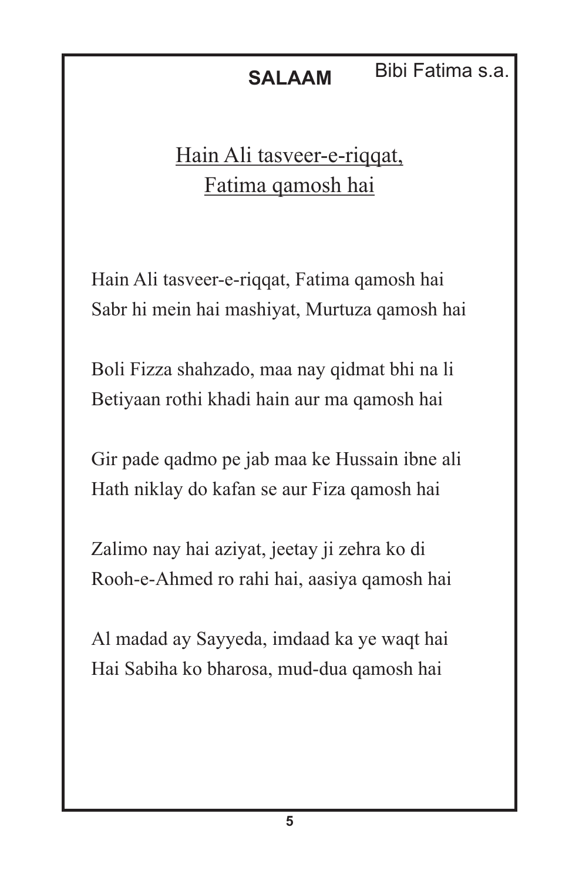## SALAAM

Bibi Fatima s.a.

### Hain Ali tasveer-e-riqqat, Fatima qamosh hai

Hain Ali tasveer-e-riqqat, Fatima qamosh hai
Sabr hi mein hai mashiyat, Murtuza qamosh hai

Boli Fizza shahzado, maa nay qidmat bhi na li
Betiyaan rothi khadi hain aur ma qamosh hai

Gir pade qadmo pe jab maa ke Hussain ibne ali
Hath niklay do kafan se aur Fiza qamosh hai

Zalimo nay hai aziyat, jeetay ji zehra ko di
Rooh-e-Ahmed ro rahi hai, aasiya qamosh hai

Al madad ay Sayyeda, imdaad ka ye waqt hai
Hai Sabiha ko bharosa, mud-dua qamosh hai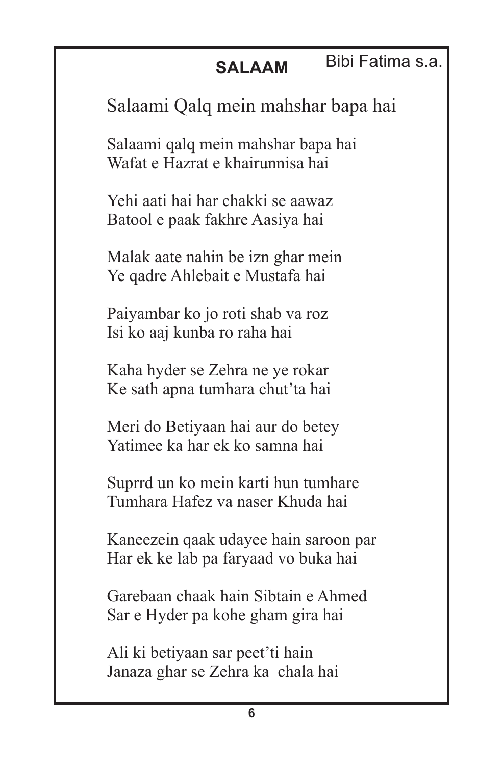## SALAAM

Bibi Fatima s.a.

### Salaami Qalq mein mahshar bapa hai

Salaami qalq mein mahshar bapa hai
Wafat e Hazrat e khairunnisa hai

Yehi aati hai har chakki se aawaz
Batool e paak fakhre Aasiya hai

Malak aate nahin be izn ghar mein
Ye qadre Ahlebait e Mustafa hai

Paiyambar ko jo roti shab va roz
Isi ko aaj kunba ro raha hai

Kaha hyder se Zehra ne ye rokar
Ke sath apna tumhara chut'ta hai

Meri do Betiyaan hai aur do betey
Yatimee ka har ek ko samna hai

Suprrd un ko mein karti hun tumhare
Tumhara Hafez va naser Khuda hai

Kaneezein qaak udayee hain saroon par
Har ek ke lab pa faryaad vo buka hai

Garebaan chaak hain Sibtain e Ahmed
Sar e Hyder pa kohe gham gira hai

Ali ki betiyaan sar peet'ti hain
Janaza ghar se Zehra ka chala hai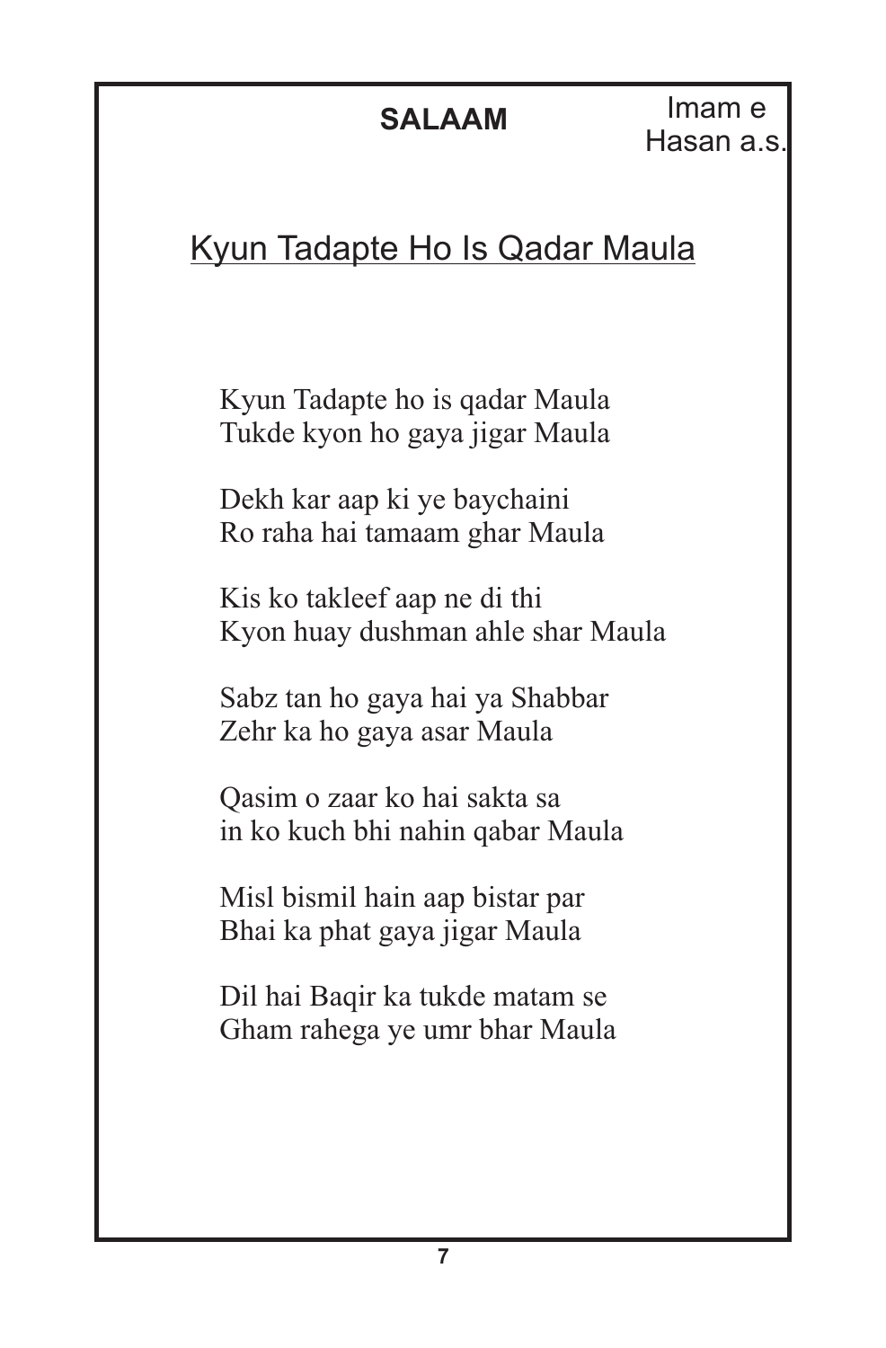**SALAAM**

Imam e Hasan a.s.

## Kyun Tadapte Ho Is Qadar Maula

Kyun Tadapte ho is qadar Maula
Tukde kyon ho gaya jigar Maula

Dekh kar aap ki ye baychaini
Ro raha hai tamaam ghar Maula

Kis ko takleef aap ne di thi
Kyon huay dushman ahle shar Maula

Sabz tan ho gaya hai ya Shabbar
Zehr ka ho gaya asar Maula

Qasim o zaar ko hai sakta sa
in ko kuch bhi nahin qabar Maula

Misl bismil hain aap bistar par
Bhai ka phat gaya jigar Maula

Dil hai Baqir ka tukde matam se
Gham rahega ye umr bhar Maula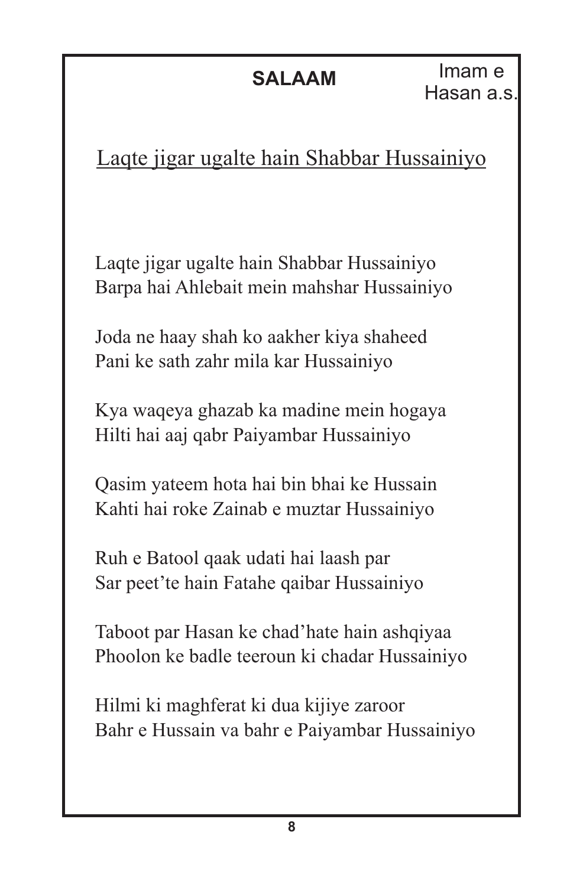## SALAAM

Imam e Hasan a.s.

Laqte jigar ugalte hain Shabbar Hussainiyo

Laqte jigar ugalte hain Shabbar Hussainiyo
Barpa hai Ahlebait mein mahshar Hussainiyo

Joda ne haay shah ko aakher kiya shaheed
Pani ke sath zahr mila kar Hussainiyo

Kya waqeya ghazab ka madine mein hogaya
Hilti hai aaj qabr Paiyambar Hussainiyo

Qasim yateem hota hai bin bhai ke Hussain
Kahti hai roke Zainab e muztar Hussainiyo

Ruh e Batool qaak udati hai laash par
Sar peet'te hain Fatahe qaibar Hussainiyo

Taboot par Hasan ke chad'hate hain ashqiyaa
Phoolon ke badle teeroun ki chadar Hussainiyo

Hilmi ki maghferat ki dua kijiye zaroor
Bahr e Hussain va bahr e Paiyambar Hussainiyo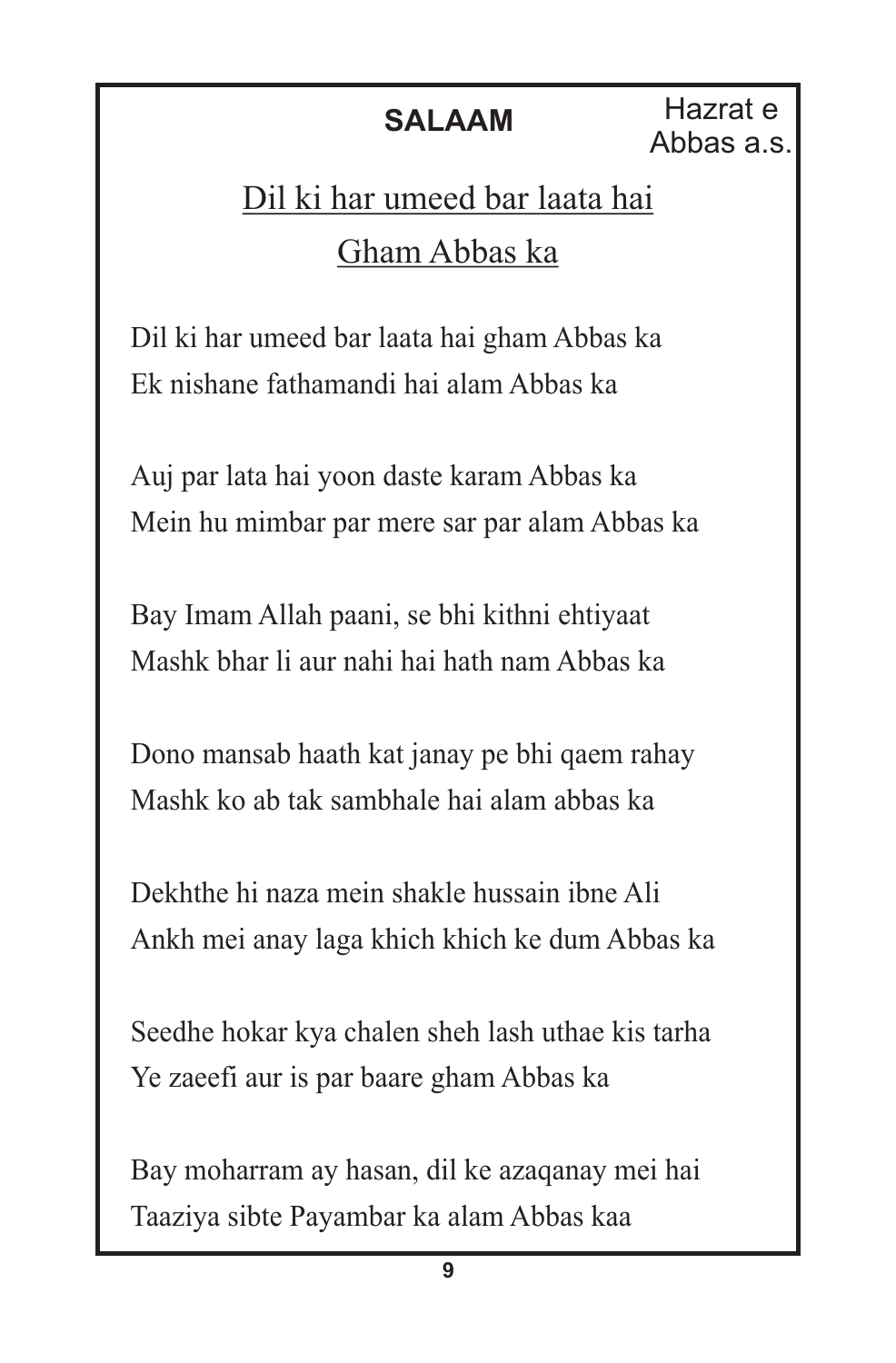**SALAAM**

Hazrat e Abbas a.s.

## Dil ki har umeed bar laata hai Gham Abbas ka

Dil ki har umeed bar laata hai gham Abbas ka
Ek nishane fathamandi hai alam Abbas ka

Auj par lata hai yoon daste karam Abbas ka
Mein hu mimbar par mere sar par alam Abbas ka

Bay Imam Allah paani, se bhi kithni ehtiyaat
Mashk bhar li aur nahi hai hath nam Abbas ka

Dono mansab haath kat janay pe bhi qaem rahay
Mashk ko ab tak sambhale hai alam abbas ka

Dekhthe hi naza mein shakle hussain ibne Ali
Ankh mei anay laga khich khich ke dum Abbas ka

Seedhe hokar kya chalen sheh lash uthae kis tarha
Ye zaeefi aur is par baare gham Abbas ka

Bay moharram ay hasan, dil ke azaqanay mei hai
Taaziya sibte Payambar ka alam Abbas kaa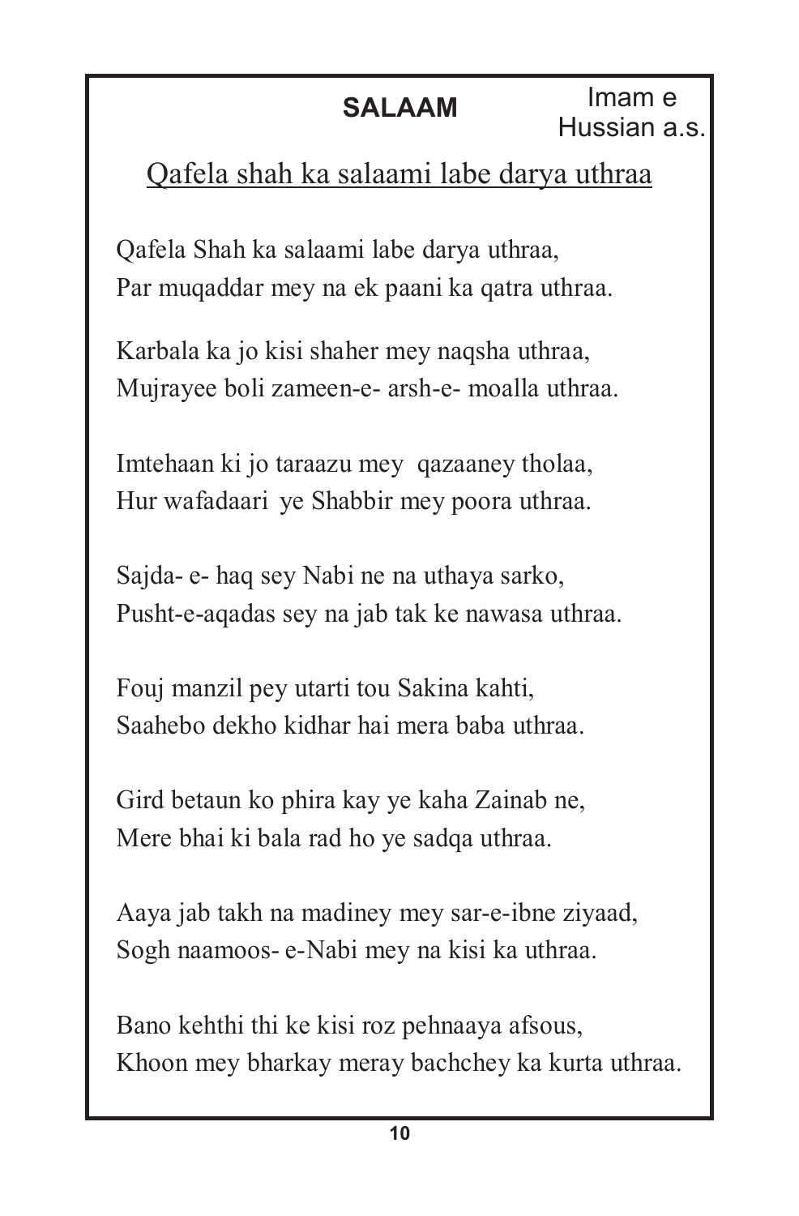## SALAAM

Imam e Hussian a.s.

<u>Qafela shah ka salaami labe darya uthraa</u>

Qafela Shah ka salaami labe darya uthraa,
Par muqaddar mey na ek paani ka qatra uthraa.

Karbala ka jo kisi shaher mey naqsha uthraa,
Mujrayee boli zameen-e- arsh-e- moalla uthraa.

Imtehaan ki jo taraazu mey qazaaney tholaa,
Hur wafadaari ye Shabbir mey poora uthraa.

Sajda- e- haq sey Nabi ne na uthaya sarko,
Pusht-e-aqadas sey na jab tak ke nawasa uthraa.

Fouj manzil pey utarti tou Sakina kahti,
Saahebo dekho kidhar hai mera baba uthraa.

Gird betaun ko phira kay ye kaha Zainab ne,
Mere bhai ki bala rad ho ye sadqa uthraa.

Aaya jab takh na madiney mey sar-e-ibne ziyaad,
Sogh naamoos- e-Nabi mey na kisi ka uthraa.

Bano kehthi thi ke kisi roz pehnaaya afsous,
Khoon mey bharkay meray bachchey ka kurta uthraa.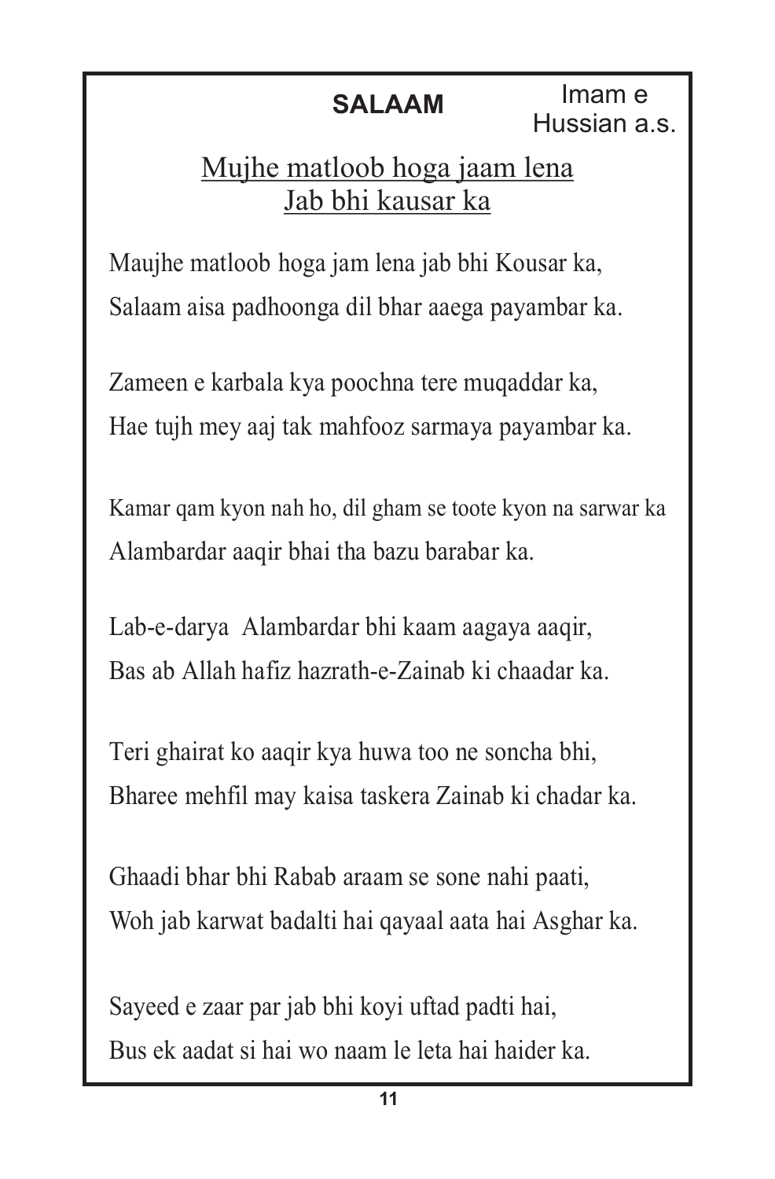**SALAAM**

Imam e Hussian a.s.

## Mujhe matloob hoga jaam lena Jab bhi kausar ka

Maujhe matloob hoga jam lena jab bhi Kousar ka,
Salaam aisa padhoonga dil bhar aaega payambar ka.

Zameen e karbala kya poochna tere muqaddar ka,
Hae tujh mey aaj tak mahfooz sarmaya payambar ka.

Kamar qam kyon nah ho, dil gham se toote kyon na sarwar ka
Alambardar aaqir bhai tha bazu barabar ka.

Lab-e-darya Alambardar bhi kaam aagaya aaqir,
Bas ab Allah hafiz hazrath-e-Zainab ki chaadar ka.

Teri ghairat ko aaqir kya huwa too ne soncha bhi,
Bharee mehfil may kaisa taskera Zainab ki chadar ka.

Ghaadi bhar bhi Rabab araam se sone nahi paati,
Woh jab karwat badalti hai qayaal aata hai Asghar ka.

Sayeed e zaar par jab bhi koyi uftad padti hai,
Bus ek aadat si hai wo naam le leta hai haider ka.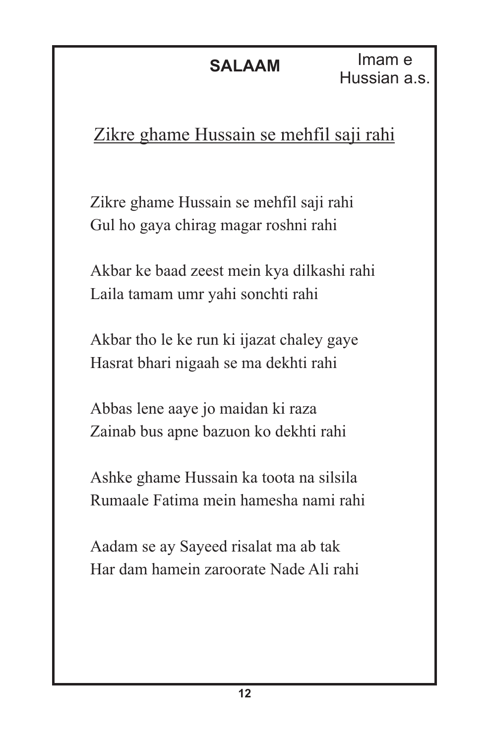**SALAAM**

Imam e Hussian a.s.

## Zikre ghame Hussain se mehfil saji rahi

Zikre ghame Hussain se mehfil saji rahi
Gul ho gaya chirag magar roshni rahi

Akbar ke baad zeest mein kya dilkashi rahi
Laila tamam umr yahi sonchti rahi

Akbar tho le ke run ki ijazat chaley gaye
Hasrat bhari nigaah se ma dekhti rahi

Abbas lene aaye jo maidan ki raza
Zainab bus apne bazuon ko dekhti rahi

Ashke ghame Hussain ka toota na silsila
Rumaale Fatima mein hamesha nami rahi

Aadam se ay Sayeed risalat ma ab tak
Har dam hamein zaroorate Nade Ali rahi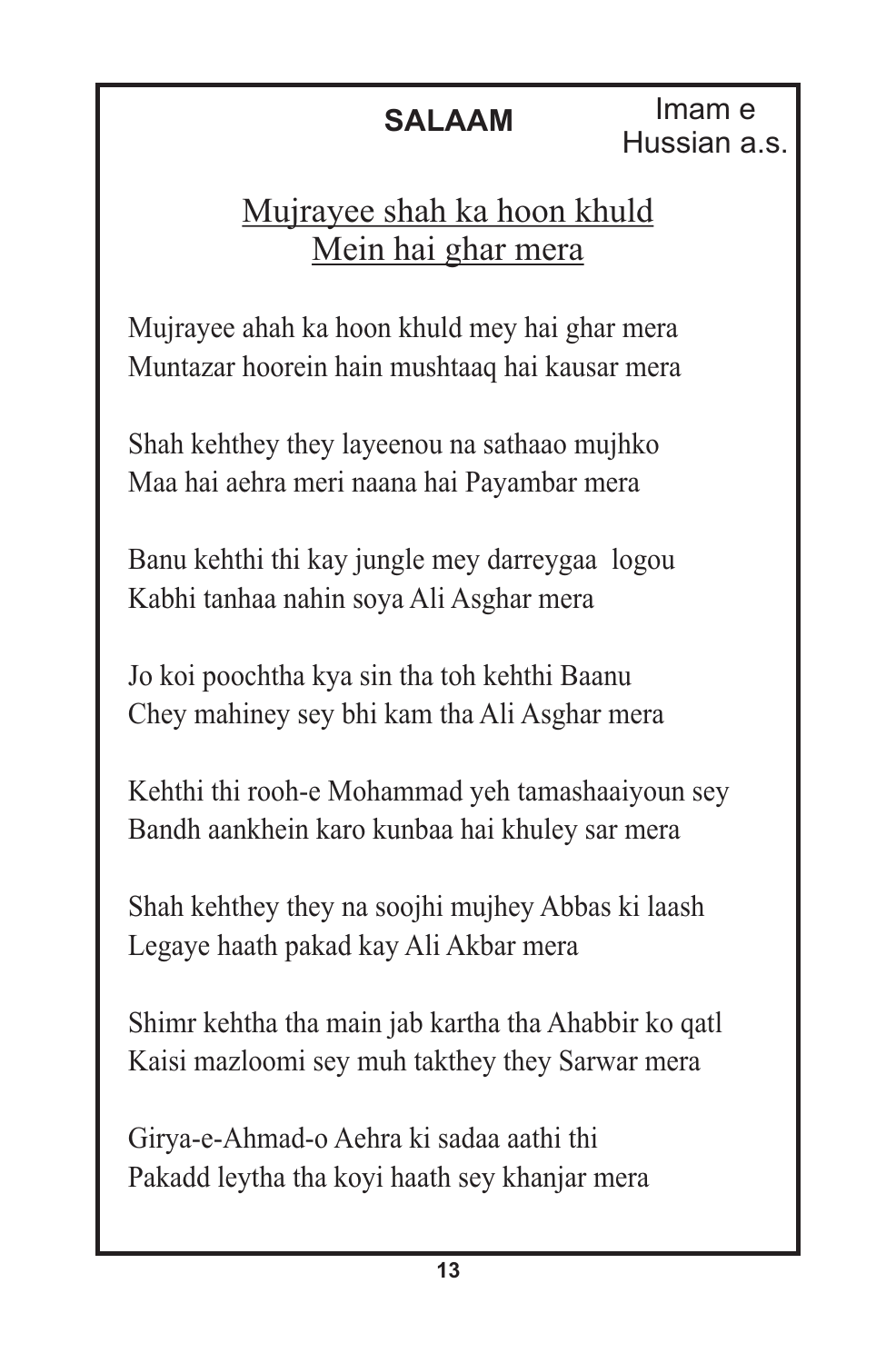**SALAAM**

Imam e Hussian a.s.

## Mujrayee shah ka hoon khuld Mein hai ghar mera

Mujrayee ahah ka hoon khuld mey hai ghar mera
Muntazar hoorein hain mushtaaq hai kausar mera

Shah kehthey they layeenou na sathaao mujhko
Maa hai aehra meri naana hai Payambar mera

Banu kehthi thi kay jungle mey darreygaa logou
Kabhi tanhaa nahin soya Ali Asghar mera

Jo koi poochtha kya sin tha toh kehthi Baanu
Chey mahiney sey bhi kam tha Ali Asghar mera

Kehthi thi rooh-e Mohammad yeh tamashaaiyoun sey
Bandh aankhein karo kunbaa hai khuley sar mera

Shah kehthey they na soojhi mujhey Abbas ki laash
Legaye haath pakad kay Ali Akbar mera

Shimr kehtha tha main jab kartha tha Ahabbir ko qatl
Kaisi mazloomi sey muh takthey they Sarwar mera

Girya-e-Ahmad-o Aehra ki sadaa aathi thi
Pakadd leytha tha koyi haath sey khanjar mera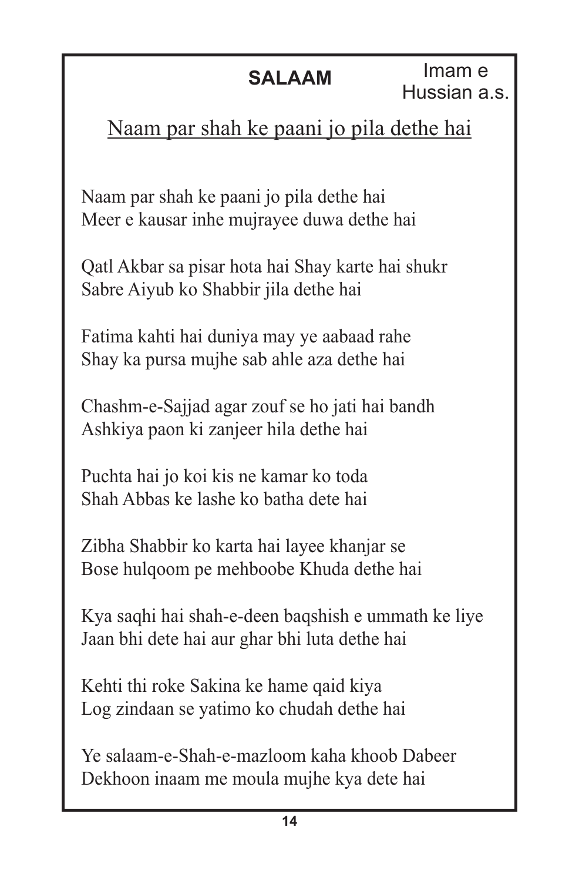## SALAAM

Imam e Hussian a.s.

<u>Naam par shah ke paani jo pila dethe hai</u>

Naam par shah ke paani jo pila dethe hai
Meer e kausar inhe mujrayee duwa dethe hai

Qatl Akbar sa pisar hota hai Shay karte hai shukr
Sabre Aiyub ko Shabbir jila dethe hai

Fatima kahti hai duniya may ye aabaad rahe
Shay ka pursa mujhe sab ahle aza dethe hai

Chashm-e-Sajjad agar zouf se ho jati hai bandh
Ashkiya paon ki zanjeer hila dethe hai

Puchta hai jo koi kis ne kamar ko toda
Shah Abbas ke lashe ko batha dete hai

Zibha Shabbir ko karta hai layee khanjar se
Bose hulqoom pe mehboobe Khuda dethe hai

Kya saqhi hai shah-e-deen baqshish e ummath ke liye
Jaan bhi dete hai aur ghar bhi luta dethe hai

Kehti thi roke Sakina ke hame qaid kiya
Log zindaan se yatimo ko chudah dethe hai

Ye salaam-e-Shah-e-mazloom kaha khoob Dabeer
Dekhoon inaam me moula mujhe kya dete hai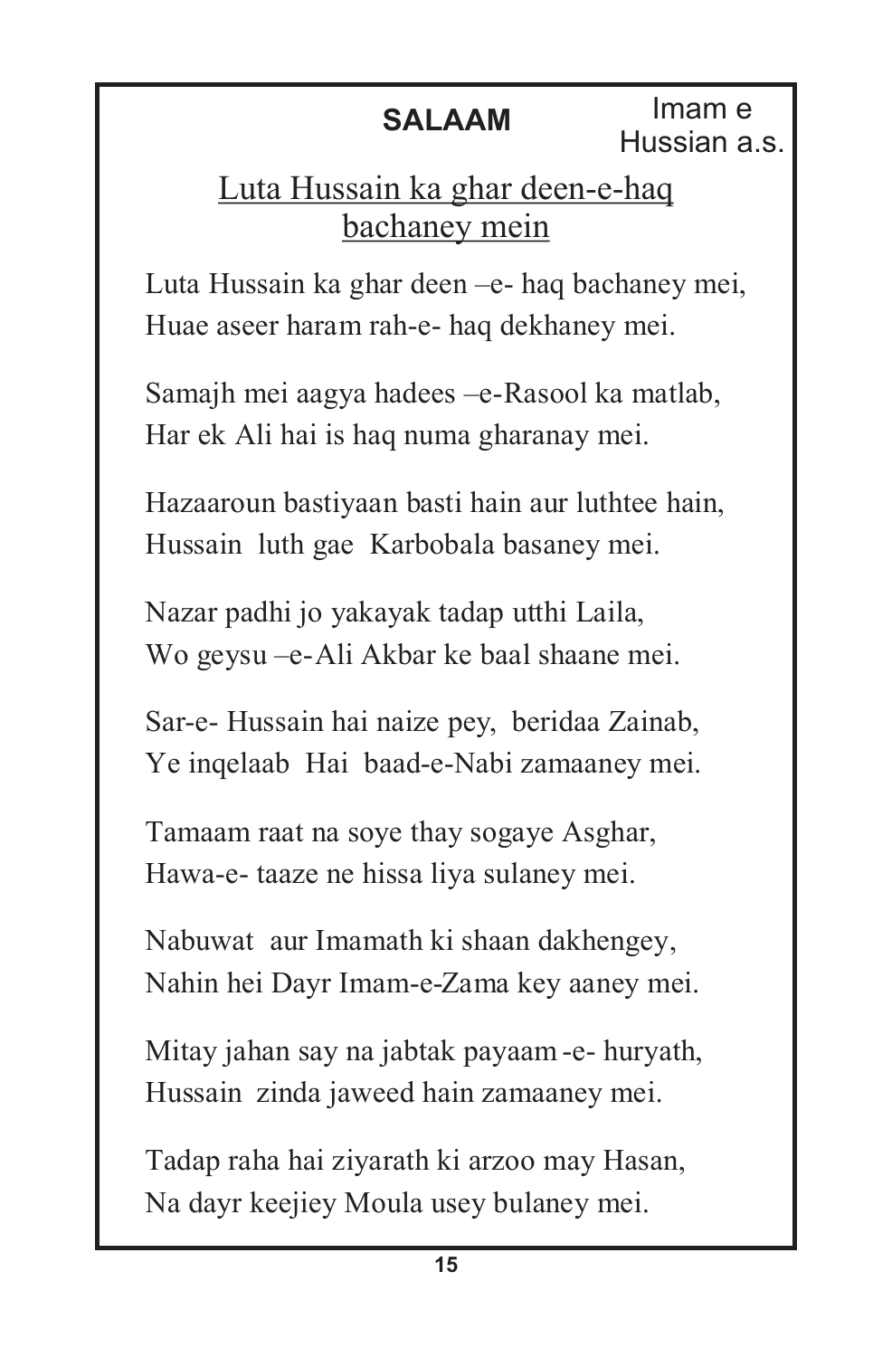## SALAAM

Imam e Hussian a.s.

### Luta Hussain ka ghar deen-e-haq bachaney mein

Luta Hussain ka ghar deen –e- haq bachaney mei,
Huae aseer haram rah-e- haq dekhaney mei.

Samajh mei aagya hadees –e-Rasool ka matlab,
Har ek Ali hai is haq numa gharanay mei.

Hazaaroun bastiyaan basti hain aur luthtee hain,
Hussain luth gae Karbobala basaney mei.

Nazar padhi jo yakayak tadap utthi Laila,
Wo geysu –e-Ali Akbar ke baal shaane mei.

Sar-e- Hussain hai naize pey, beridaa Zainab,
Ye inqelaab Hai baad-e-Nabi zamaaney mei.

Tamaam raat na soye thay sogaye Asghar,
Hawa-e- taaze ne hissa liya sulaney mei.

Nabuwat aur Imamath ki shaan dakhengey,
Nahin hei Dayr Imam-e-Zama key aaney mei.

Mitay jahan say na jabtak payaam -e- huryath,
Hussain zinda jaweed hain zamaaney mei.

Tadap raha hai ziyarath ki arzoo may Hasan,
Na dayr keejiey Moula usey bulaney mei.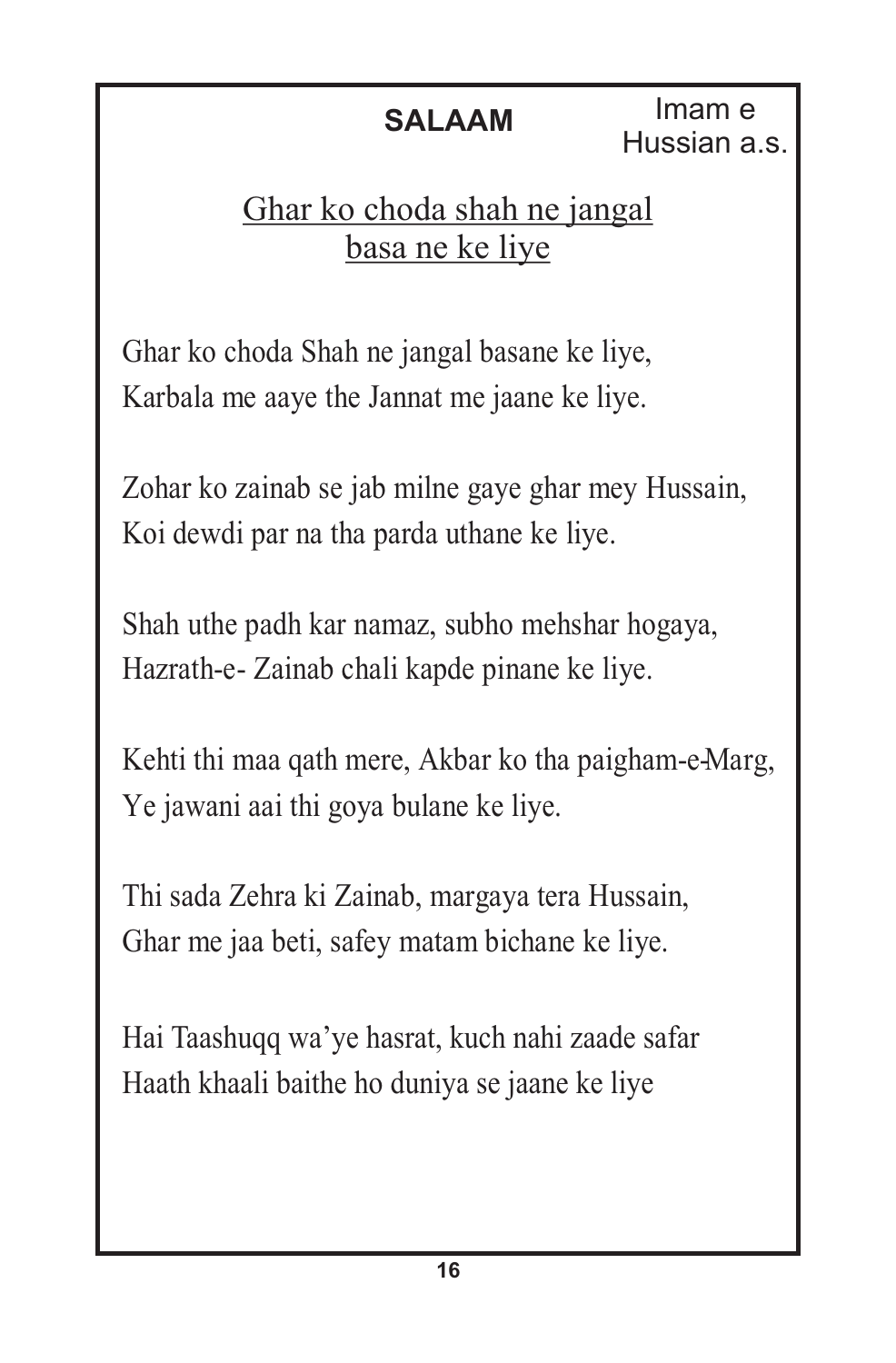**SALAAM**

Imam e Hussian a.s.

## Ghar ko choda shah ne jangal basa ne ke liye

Ghar ko choda Shah ne jangal basane ke liye,
Karbala me aaye the Jannat me jaane ke liye.

Zohar ko zainab se jab milne gaye ghar mey Hussain,
Koi dewdi par na tha parda uthane ke liye.

Shah uthe padh kar namaz, subho mehshar hogaya,
Hazrath-e- Zainab chali kapde pinane ke liye.

Kehti thi maa qath mere, Akbar ko tha paigham-e-Marg,
Ye jawani aai thi goya bulane ke liye.

Thi sada Zehra ki Zainab, margaya tera Hussain,
Ghar me jaa beti, safey matam bichane ke liye.

Hai Taashuqq wa'ye hasrat, kuch nahi zaade safar
Haath khaali baithe ho duniya se jaane ke liye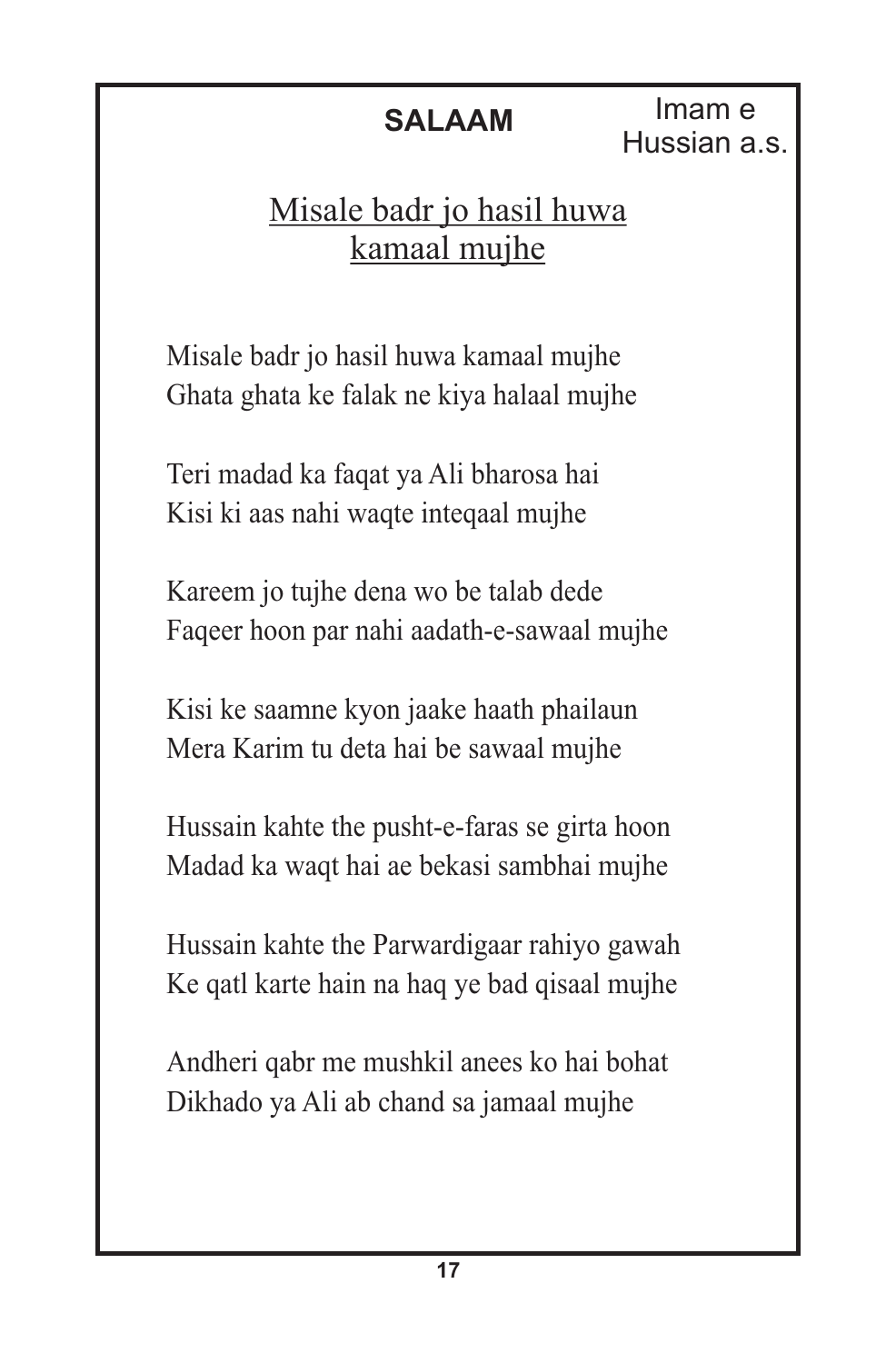## SALAAM

Imam e Hussian a.s.

### Misale badr jo hasil huwa kamaal mujhe

Misale badr jo hasil huwa kamaal mujhe
Ghata ghata ke falak ne kiya halaal mujhe

Teri madad ka faqat ya Ali bharosa hai
Kisi ki aas nahi waqte inteqaal mujhe

Kareem jo tujhe dena wo be talab dede
Faqeer hoon par nahi aadath-e-sawaal mujhe

Kisi ke saamne kyon jaake haath phailaun
Mera Karim tu deta hai be sawaal mujhe

Hussain kahte the pusht-e-faras se girta hoon
Madad ka waqt hai ae bekasi sambhai mujhe

Hussain kahte the Parwardigaar rahiyo gawah
Ke qatl karte hain na haq ye bad qisaal mujhe

Andheri qabr me mushkil anees ko hai bohat
Dikhado ya Ali ab chand sa jamaal mujhe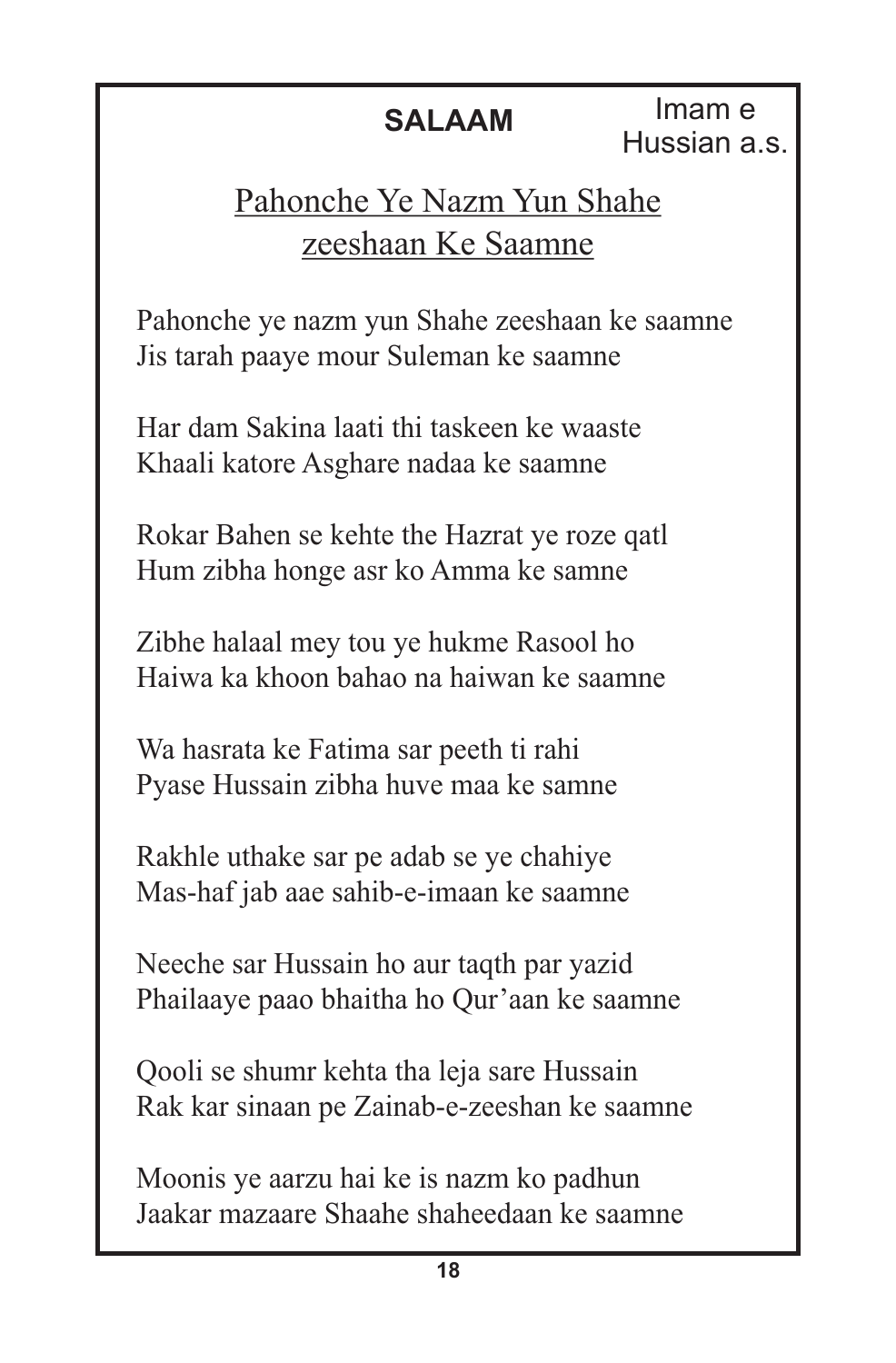**SALAAM**

Imam e Hussian a.s.

## Pahonche Ye Nazm Yun Shahe zeeshaan Ke Saamne

Pahonche ye nazm yun Shahe zeeshaan ke saamne
Jis tarah paaye mour Suleman ke saamne

Har dam Sakina laati thi taskeen ke waaste
Khaali katore Asghare nadaa ke saamne

Rokar Bahen se kehte the Hazrat ye roze qatl
Hum zibha honge asr ko Amma ke samne

Zibhe halaal mey tou ye hukme Rasool ho
Haiwa ka khoon bahao na haiwan ke saamne

Wa hasrata ke Fatima sar peeth ti rahi
Pyase Hussain zibha huve maa ke samne

Rakhle uthake sar pe adab se ye chahiye
Mas-haf jab aae sahib-e-imaan ke saamne

Neeche sar Hussain ho aur taqth par yazid
Phailaaye paao bhaitha ho Qur'aan ke saamne

Qooli se shumr kehta tha leja sare Hussain
Rak kar sinaan pe Zainab-e-zeeshan ke saamne

Moonis ye aarzu hai ke is nazm ko padhun
Jaakar mazaare Shaahe shaheedaan ke saamne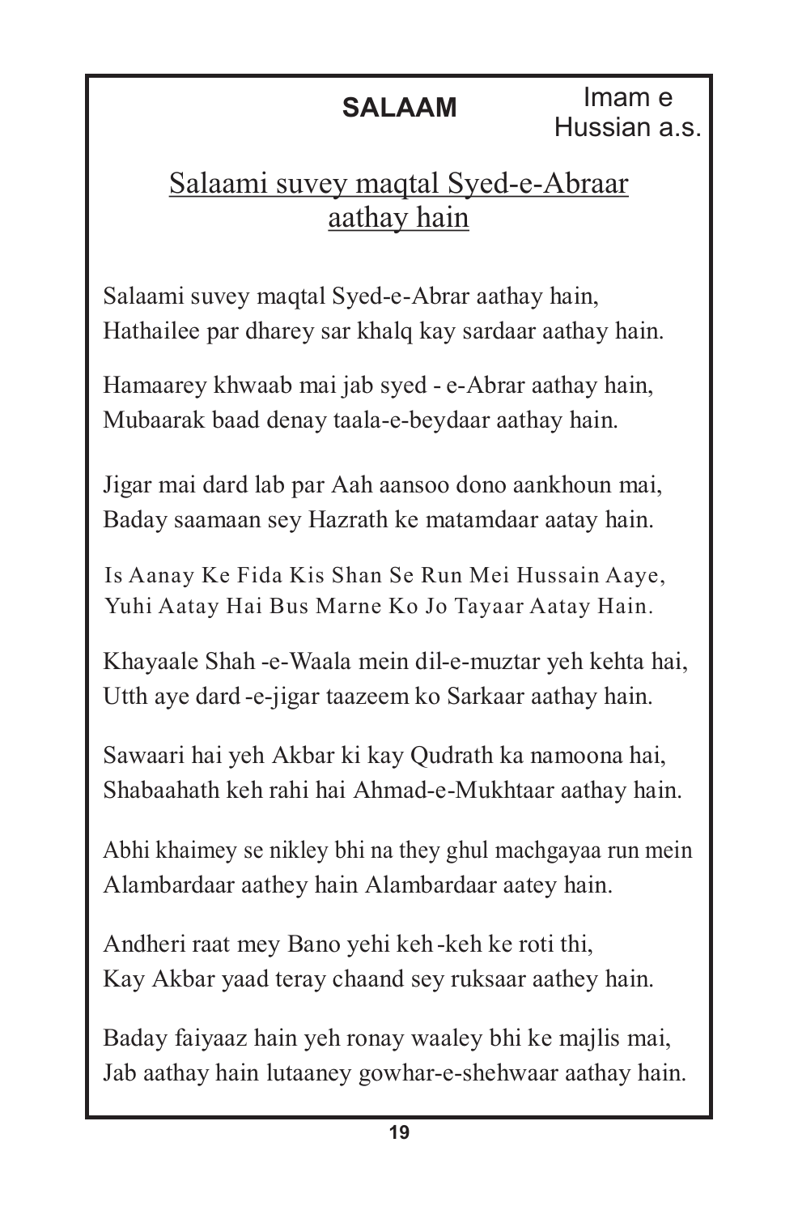## SALAAM

Imam e Hussian a.s.

### Salaami suvey maqtal Syed-e-Abraar aathay hain

Salaami suvey maqtal Syed-e-Abrar aathay hain,  
Hathailee par dharey sar khalq kay sardaar aathay hain.

Hamaarey khwaab mai jab syed - e-Abrar aathay hain,  
Mubaarak baad denay taala-e-beydaar aathay hain.

Jigar mai dard lab par Aah aansoo dono aankhoun mai,  
Baday saamaan sey Hazrath ke matamdaar aatay hain.

Is Aanay Ke Fida Kis Shan Se Run Mei Hussain Aaye,  
Yuhi Aatay Hai Bus Marne Ko Jo Tayaar Aatay Hain.

Khayaale Shah -e-Waala mein dil-e-muztar yeh kehta hai,  
Utth aye dard -e-jigar taazeem ko Sarkaar aathay hain.

Sawaari hai yeh Akbar ki kay Qudrath ka namoona hai,  
Shabaahath keh rahi hai Ahmad-e-Mukhtaar aathay hain.

Abhi khaimey se nikley bhi na they ghul machgayaa run mein  
Alambardaar aathey hain Alambardaar aatey hain.

Andheri raat mey Bano yehi keh -keh ke roti thi,  
Kay Akbar yaad teray chaand sey ruksaar aathey hain.

Baday faiyaaz hain yeh ronay waaley bhi ke majlis mai,  
Jab aathay hain lutaaney gowhar-e-shehwaar aathay hain.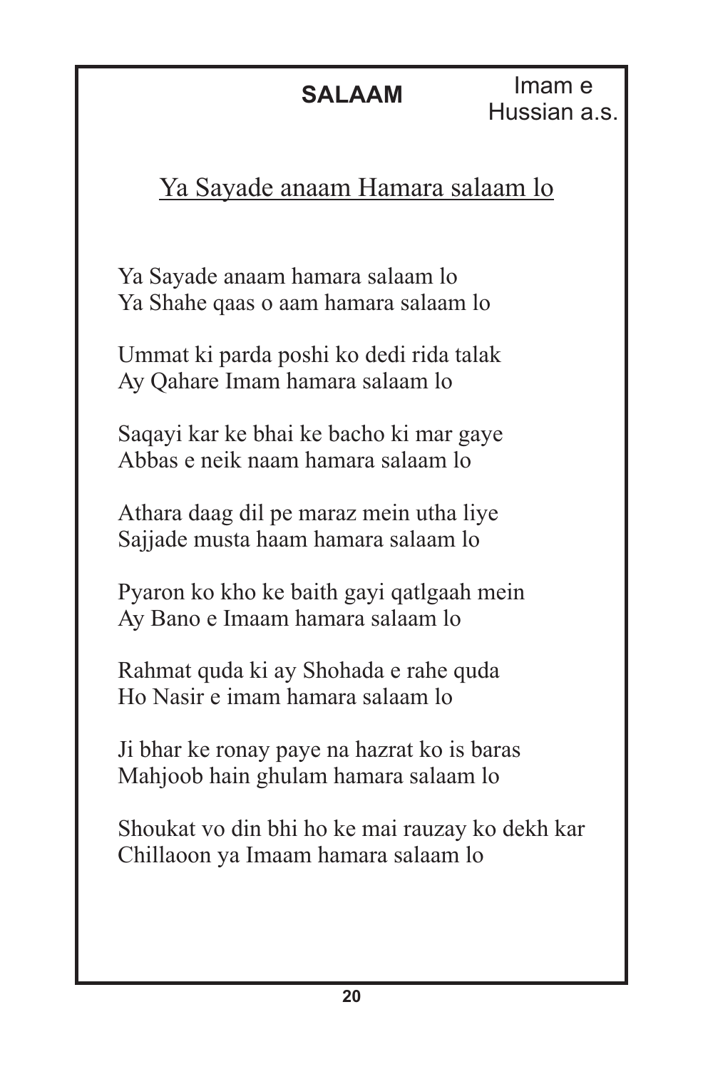## SALAAM

Imam e Hussian a.s.

### Ya Sayade anaam Hamara salaam lo

Ya Sayade anaam hamara salaam lo
Ya Shahe qaas o aam hamara salaam lo

Ummat ki parda poshi ko dedi rida talak
Ay Qahare Imam hamara salaam lo

Saqayi kar ke bhai ke bacho ki mar gaye
Abbas e neik naam hamara salaam lo

Athara daag dil pe maraz mein utha liye
Sajjade musta haam hamara salaam lo

Pyaron ko kho ke baith gayi qatlgaah mein
Ay Bano e Imaam hamara salaam lo

Rahmat quda ki ay Shohada e rahe quda
Ho Nasir e imam hamara salaam lo

Ji bhar ke ronay paye na hazrat ko is baras
Mahjoob hain ghulam hamara salaam lo

Shoukat vo din bhi ho ke mai rauzay ko dekh kar
Chillaoon ya Imaam hamara salaam lo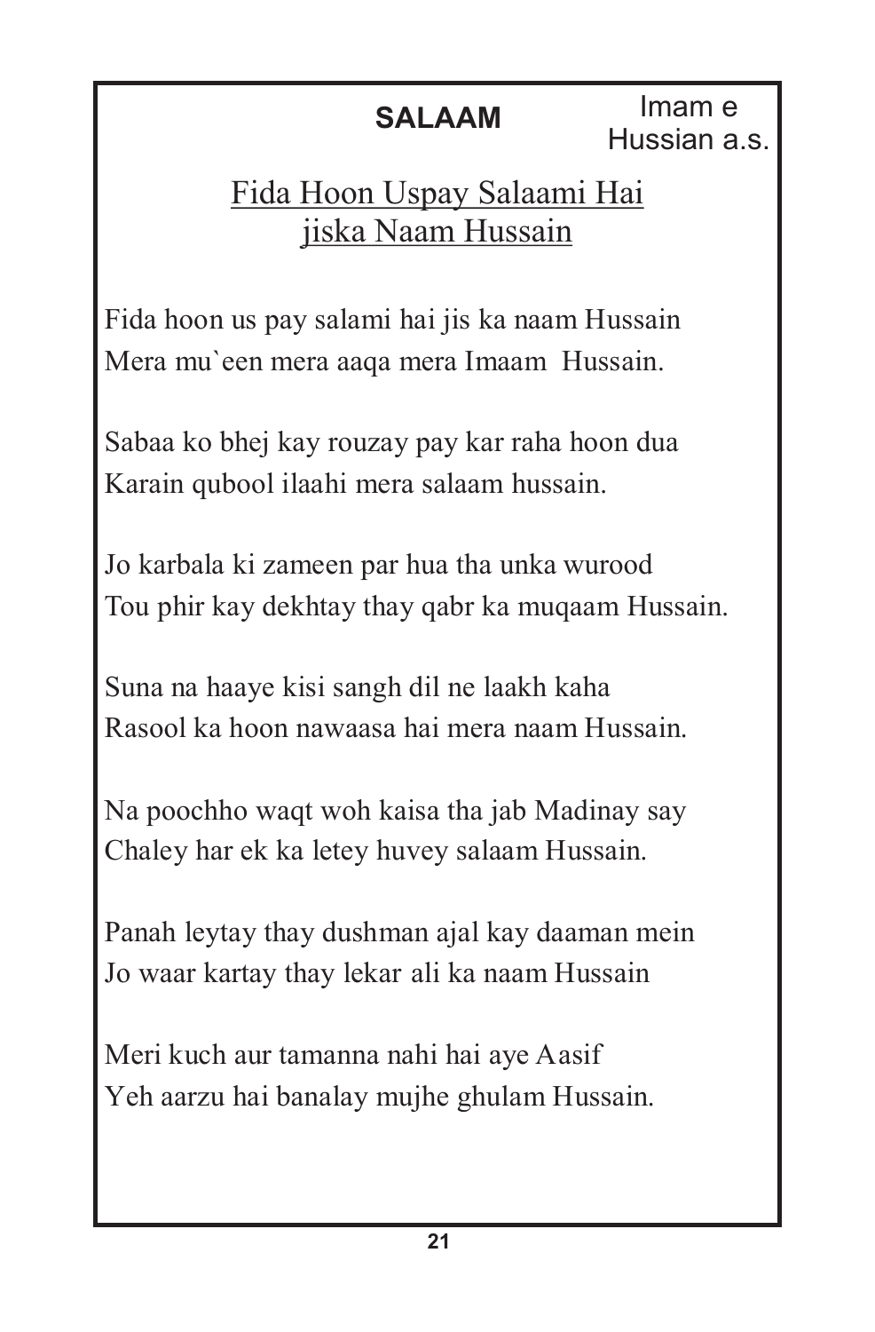**SALAAM**

Imam e Hussian a.s.

## Fida Hoon Uspay Salaami Hai jiska Naam Hussain

Fida hoon us pay salami hai jis ka naam Hussain
Mera mu`een mera aaqa mera Imaam Hussain.

Sabaa ko bhej kay rouzay pay kar raha hoon dua
Karain qubool ilaahi mera salaam hussain.

Jo karbala ki zameen par hua tha unka wurood
Tou phir kay dekhtay thay qabr ka muqaam Hussain.

Suna na haaye kisi sangh dil ne laakh kaha
Rasool ka hoon nawaasa hai mera naam Hussain.

Na poochho waqt woh kaisa tha jab Madinay say
Chaley har ek ka letey huvey salaam Hussain.

Panah leytay thay dushman ajal kay daaman mein
Jo waar kartay thay lekar ali ka naam Hussain

Meri kuch aur tamanna nahi hai aye Aasif
Yeh aarzu hai banalay mujhe ghulam Hussain.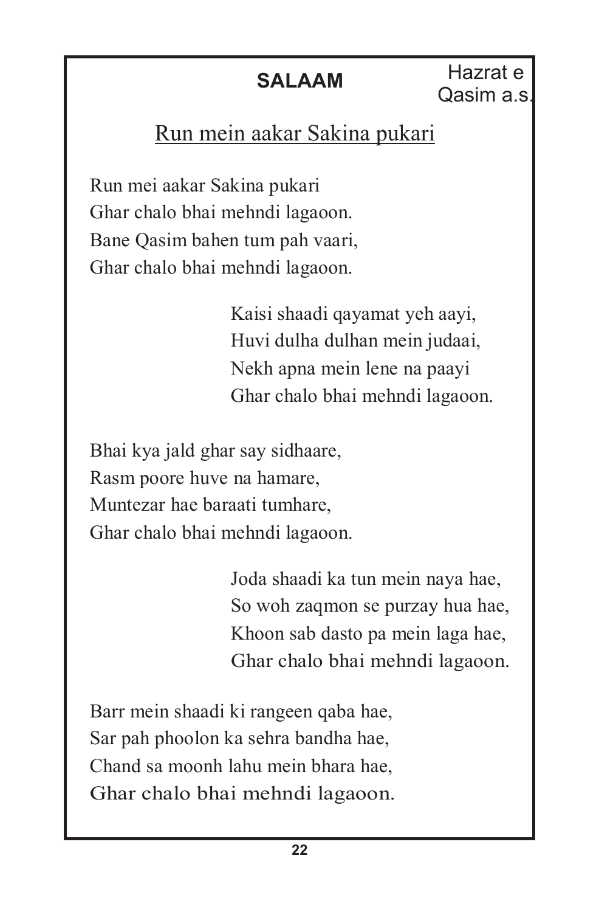**SALAAM**

Hazrat e Qasim a.s.

## Run mein aakar Sakina pukari

Run mei aakar Sakina pukari
Ghar chalo bhai mehndi lagaoon.
Bane Qasim bahen tum pah vaari,
Ghar chalo bhai mehndi lagaoon.

Kaisi shaadi qayamat yeh aayi,
Huvi dulha dulhan mein judaai,
Nekh apna mein lene na paayi
Ghar chalo bhai mehndi lagaoon.

Bhai kya jald ghar say sidhaare,
Rasm poore huve na hamare,
Muntezar hae baraati tumhare,
Ghar chalo bhai mehndi lagaoon.

Joda shaadi ka tun mein naya hae,
So woh zaqmon se purzay hua hae,
Khoon sab dasto pa mein laga hae,
Ghar chalo bhai mehndi lagaoon.

Barr mein shaadi ki rangeen qaba hae,
Sar pah phoolon ka sehra bandha hae,
Chand sa moonh lahu mein bhara hae,
Ghar chalo bhai mehndi lagaoon.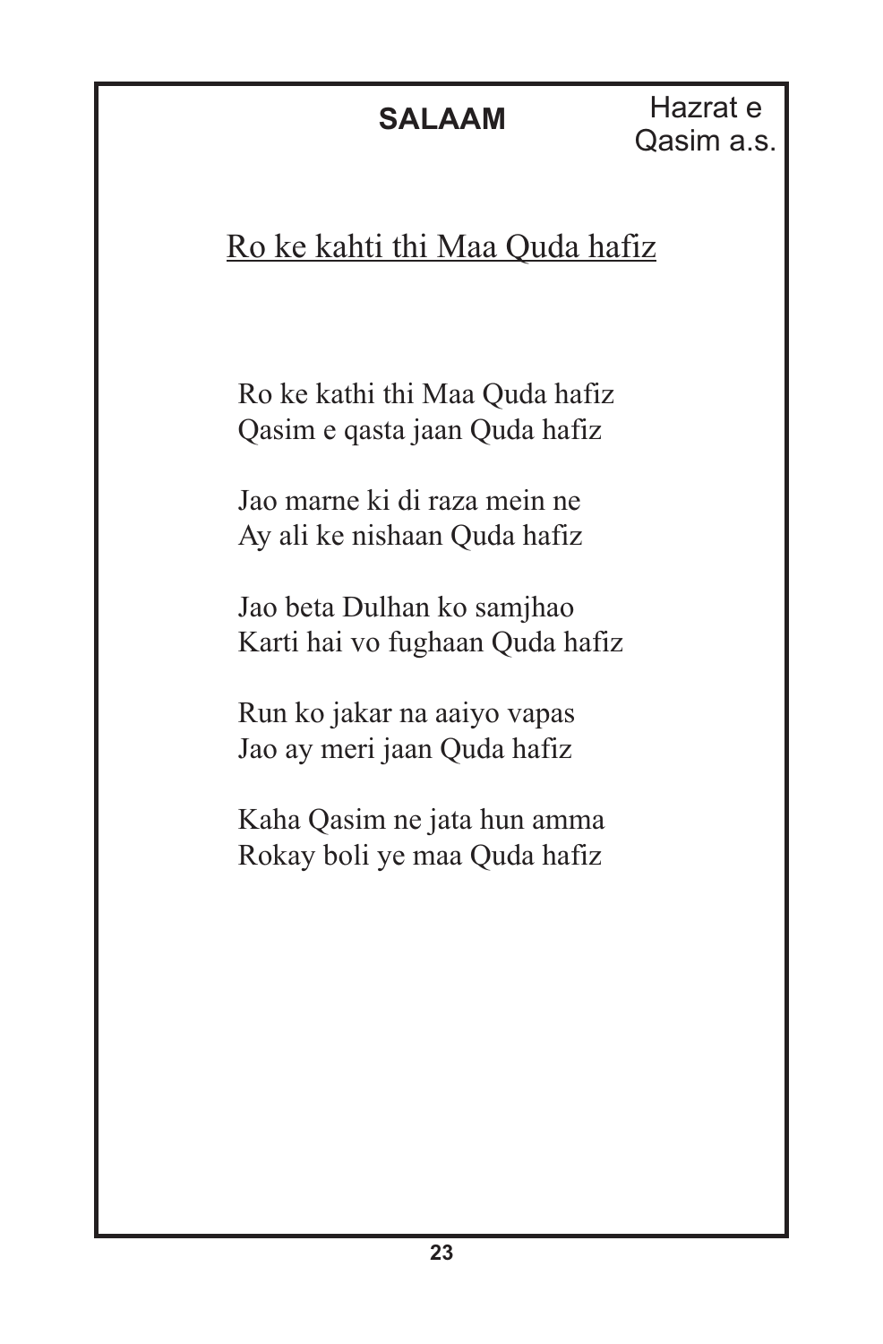**SALAAM**

Hazrat e Qasim a.s.

## Ro ke kahti thi Maa Quda hafiz

Ro ke kathi thi Maa Quda hafiz
Qasim e qasta jaan Quda hafiz

Jao marne ki di raza mein ne
Ay ali ke nishaan Quda hafiz

Jao beta Dulhan ko samjhao
Karti hai vo fughaan Quda hafiz

Run ko jakar na aaiyo vapas
Jao ay meri jaan Quda hafiz

Kaha Qasim ne jata hun amma
Rokay boli ye maa Quda hafiz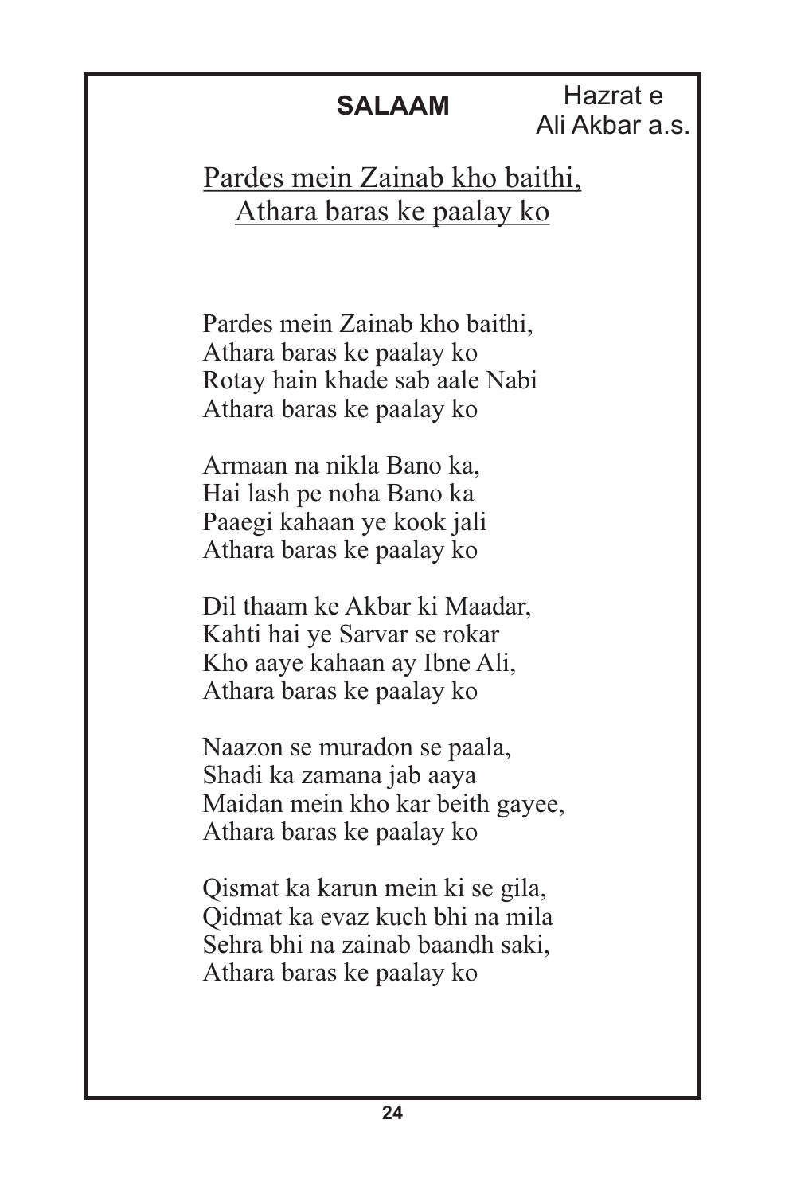## SALAAM

Hazrat e Ali Akbar a.s.

<u>Pardes mein Zainab kho baithi,
Athara baras ke paalay ko</u>

Pardes mein Zainab kho baithi,
Athara baras ke paalay ko
Rotay hain khade sab aale Nabi
Athara baras ke paalay ko

Armaan na nikla Bano ka,
Hai lash pe noha Bano ka
Paaegi kahaan ye kook jali
Athara baras ke paalay ko

Dil thaam ke Akbar ki Maadar,
Kahti hai ye Sarvar se rokar
Kho aaye kahaan ay Ibne Ali,
Athara baras ke paalay ko

Naazon se muradon se paala,
Shadi ka zamana jab aaya
Maidan mein kho kar beith gayee,
Athara baras ke paalay ko

Qismat ka karun mein ki se gila,
Qidmat ka evaz kuch bhi na mila
Sehra bhi na zainab baandh saki,
Athara baras ke paalay ko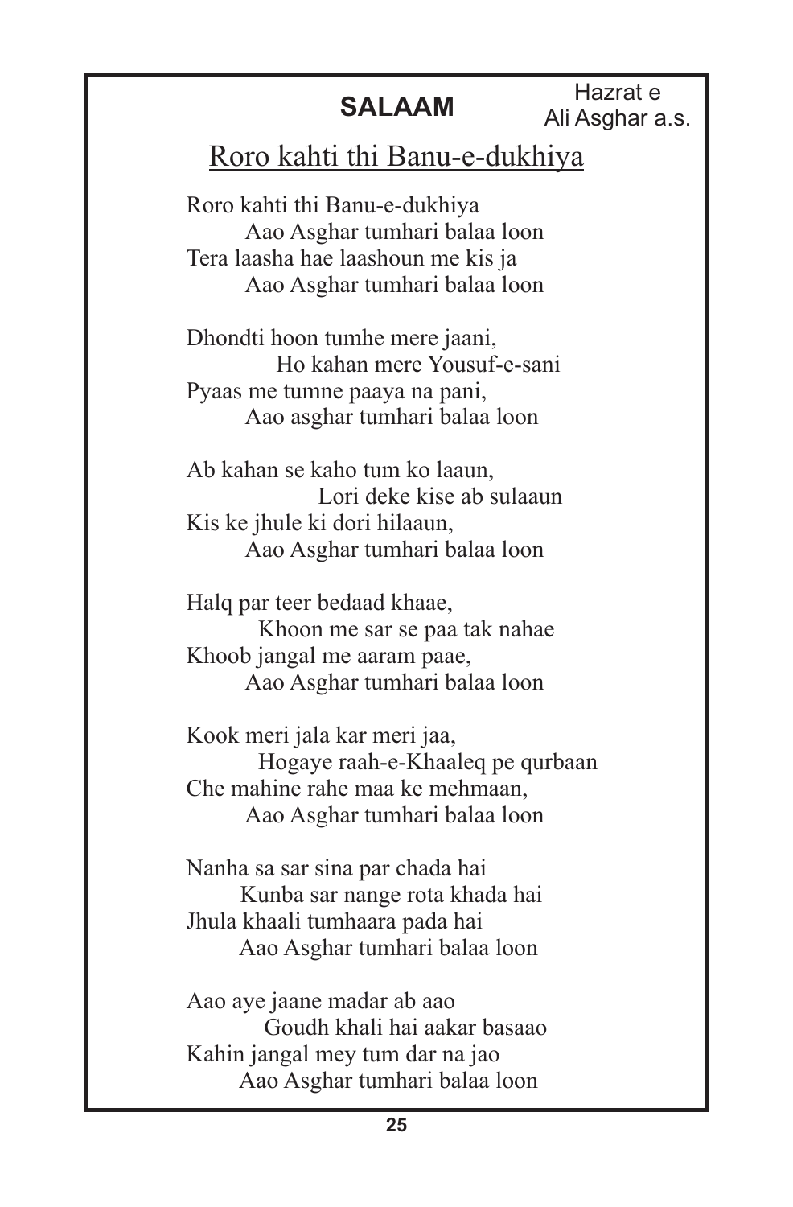## SALAAM

Hazrat e Ali Asghar a.s.

### Roro kahti thi Banu-e-dukhiya

Roro kahti thi Banu-e-dukhiya
Aao Asghar tumhari balaa loon
Tera laasha hae laashoun me kis ja
Aao Asghar tumhari balaa loon

Dhondti hoon tumhe mere jaani,
Ho kahan mere Yousuf-e-sani
Pyaas me tumne paaya na pani,
Aao asghar tumhari balaa loon

Ab kahan se kaho tum ko laaun,
Lori deke kise ab sulaaun
Kis ke jhule ki dori hilaaun,
Aao Asghar tumhari balaa loon

Halq par teer bedaad khaae,
Khoon me sar se paa tak nahae
Khoob jangal me aaram paae,
Aao Asghar tumhari balaa loon

Kook meri jala kar meri jaa,
Hogaye raah-e-Khaaleq pe qurbaan
Che mahine rahe maa ke mehmaan,
Aao Asghar tumhari balaa loon

Nanha sa sar sina par chada hai
Kunba sar nange rota khada hai
Jhula khaali tumhaara pada hai
Aao Asghar tumhari balaa loon

Aao aye jaane madar ab aao
Goudh khali hai aakar basaao
Kahin jangal mey tum dar na jao
Aao Asghar tumhari balaa loon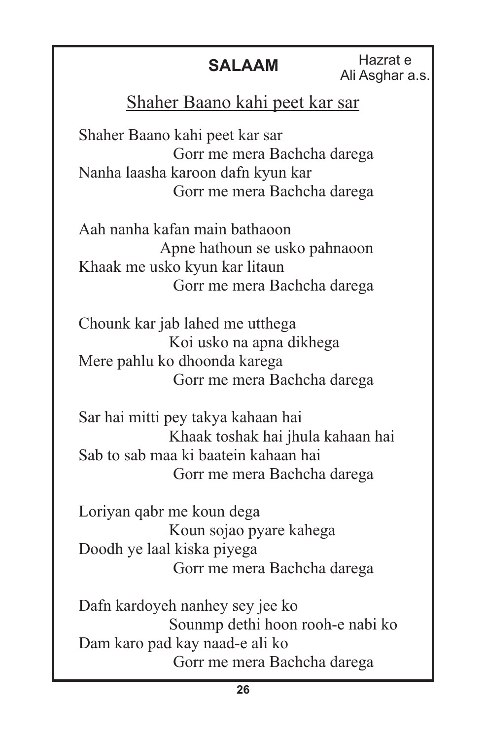## SALAAM

Hazrat e Ali Asghar a.s.

### Shaher Baano kahi peet kar sar

Shaher Baano kahi peet kar sar
Gorr me mera Bachcha darega
Nanha laasha karoon dafn kyun kar
Gorr me mera Bachcha darega

Aah nanha kafan main bathaoon
Apne hathoun se usko pahnaoon
Khaak me usko kyun kar litaun
Gorr me mera Bachcha darega

Chounk kar jab lahed me utthega
Koi usko na apna dikhega
Mere pahlu ko dhoonda karega
Gorr me mera Bachcha darega

Sar hai mitti pey takya kahaan hai
Khaak toshak hai jhula kahaan hai
Sab to sab maa ki baatein kahaan hai
Gorr me mera Bachcha darega

Loriyan qabr me koun dega
Koun sojao pyare kahega
Doodh ye laal kiska piyega
Gorr me mera Bachcha darega

Dafn kardoyeh nanhey sey jee ko
Sounmp dethi hoon rooh-e nabi ko
Dam karo pad kay naad-e ali ko
Gorr me mera Bachcha darega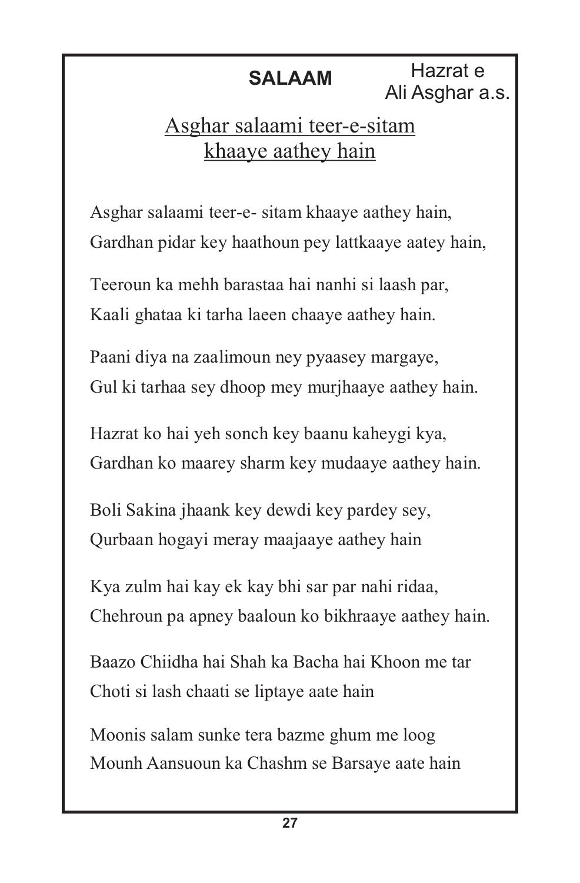## SALAAM

Hazrat e Ali Asghar a.s.

### Asghar salaami teer-e-sitam khaaye aathey hain

Asghar salaami teer-e- sitam khaaye aathey hain,
Gardhan pidar key haathoun pey lattkaaye aatey hain,

Teeroun ka mehh barastaa hai nanhi si laash par,
Kaali ghataa ki tarha laeen chaaye aathey hain.

Paani diya na zaalimoun ney pyaasey margaye,
Gul ki tarhaa sey dhoop mey murjhaaye aathey hain.

Hazrat ko hai yeh sonch key baanu kaheygi kya,
Gardhan ko maarey sharm key mudaaye aathey hain.

Boli Sakina jhaank key dewdi key pardey sey,
Qurbaan hogayi meray maajaaye aathey hain

Kya zulm hai kay ek kay bhi sar par nahi ridaa,
Chehroun pa apney baaloun ko bikhraaye aathey hain.

Baazo Chiidha hai Shah ka Bacha hai Khoon me tar
Choti si lash chaati se liptaye aate hain

Moonis salam sunke tera bazme ghum me loog
Mounh Aansuoun ka Chashm se Barsaye aate hain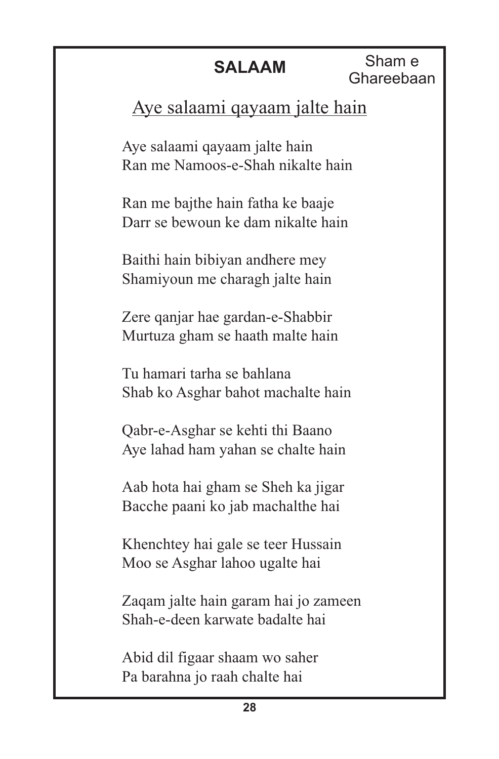## SALAAM

Sham e Ghareebaan

### Aye salaami qayaam jalte hain

Aye salaami qayaam jalte hain
Ran me Namoos-e-Shah nikalte hain

Ran me bajthe hain fatha ke baaje
Darr se bewoun ke dam nikalte hain

Baithi hain bibiyan andhere mey
Shamiyoun me charagh jalte hain

Zere qanjar hae gardan-e-Shabbir
Murtuza gham se haath malte hain

Tu hamari tarha se bahlana
Shab ko Asghar bahot machalte hain

Qabr-e-Asghar se kehti thi Baano
Aye lahad ham yahan se chalte hain

Aab hota hai gham se Sheh ka jigar
Bacche paani ko jab machalthe hai

Khenchtey hai gale se teer Hussain
Moo se Asghar lahoo ugalte hai

Zaqam jalte hain garam hai jo zameen
Shah-e-deen karwate badalte hai

Abid dil figaar shaam wo saher
Pa barahna jo raah chalte hai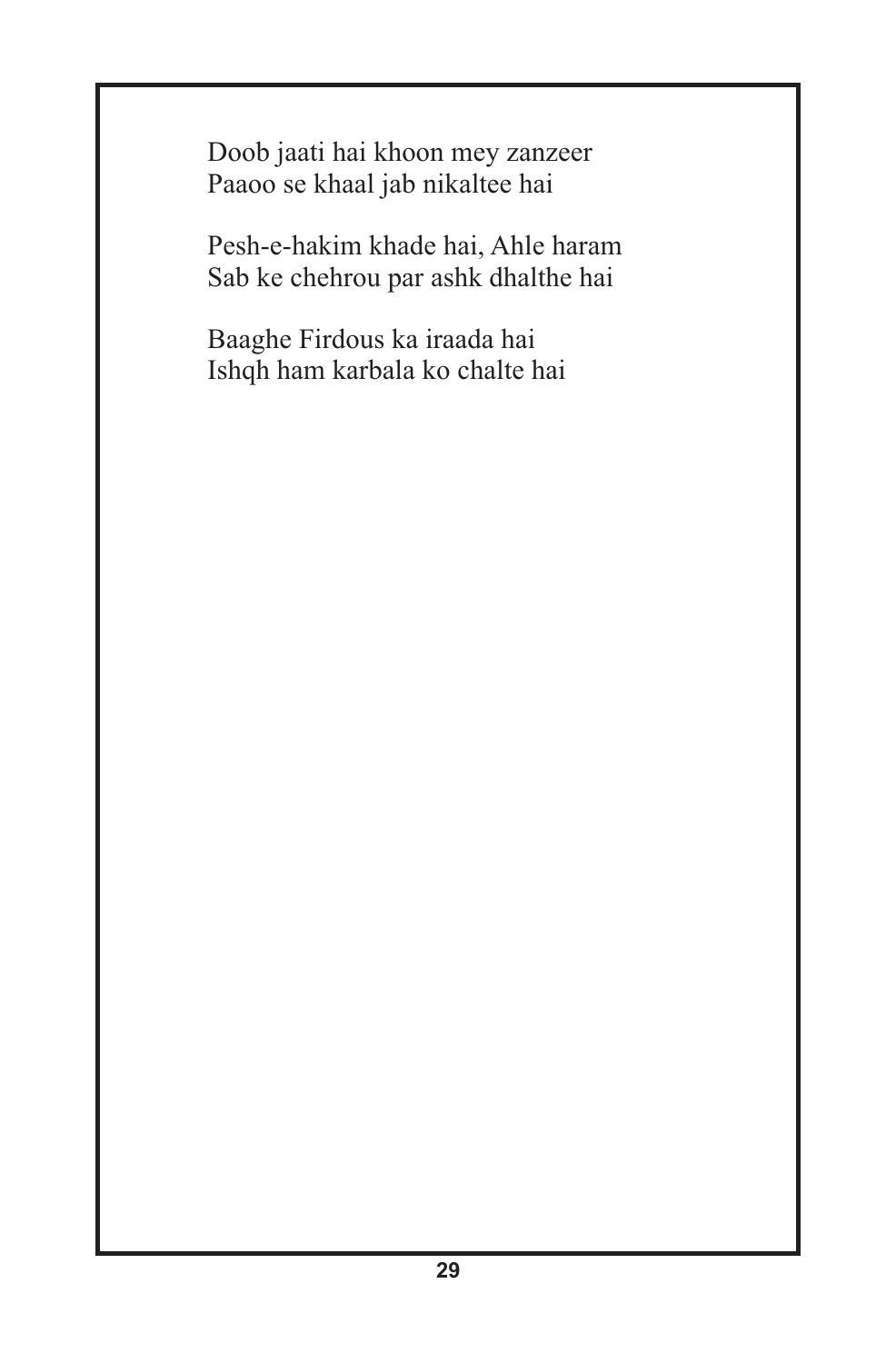Doob jaati hai khoon mey zanzeer  
Paaoo se khaal jab nikaltee hai

Pesh-e-hakim khade hai, Ahle haram  
Sab ke chehrou par ashk dhalthe hai

Baaghe Firdous ka iraada hai  
Ishqh ham karbala ko chalte hai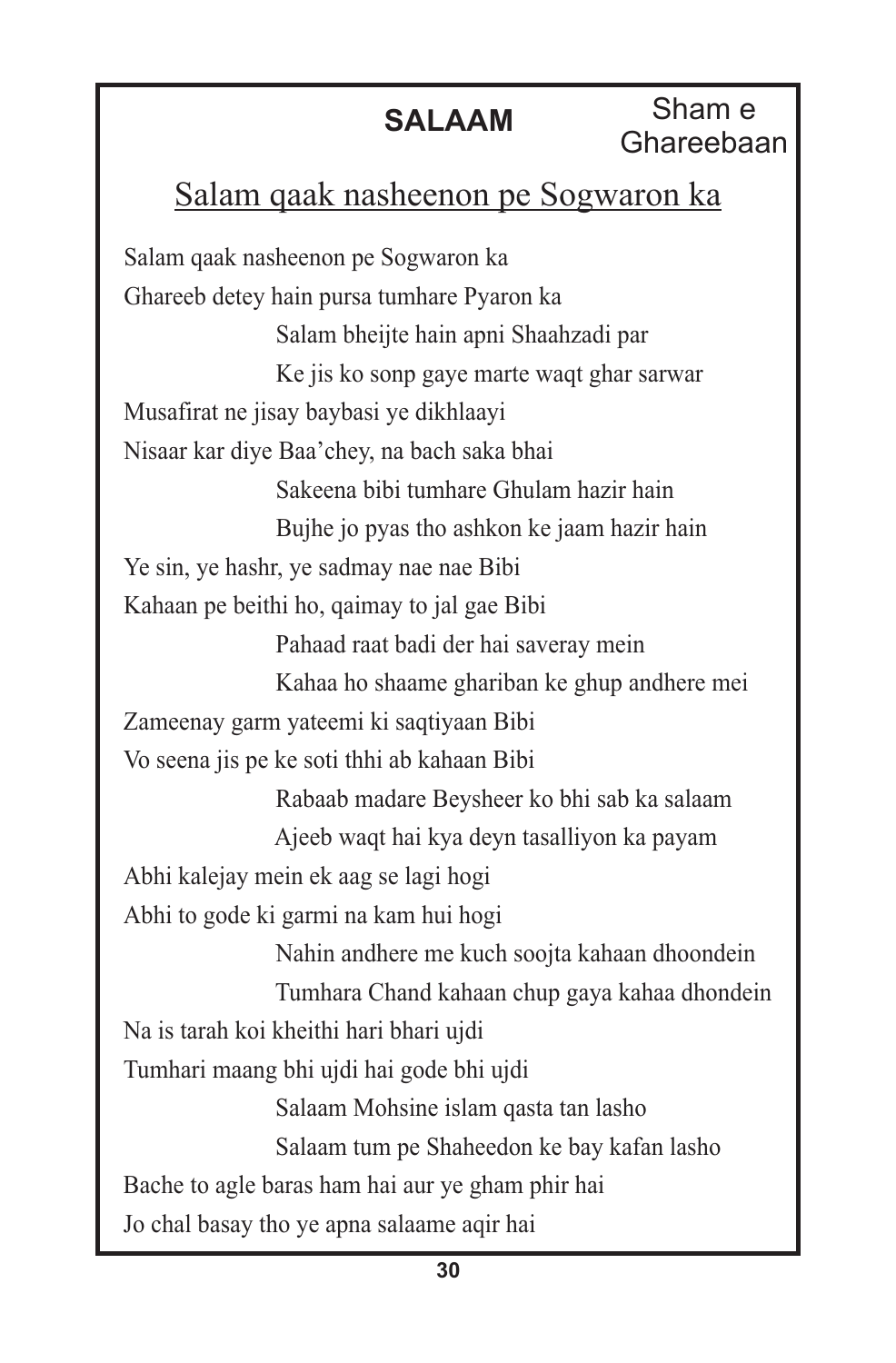## SALAAM

Sham e Ghareebaan

### Salam qaak nasheenon pe Sogwaron ka

Salam qaak nasheenon pe Sogwaron ka
Ghareeb detey hain pursa tumhare Pyaron ka

Salam bheijte hain apni Shaahzadi par
Ke jis ko sonp gaye marte waqt ghar sarwar

Musafirat ne jisay baybasi ye dikhlaayi
Nisaar kar diye Baa'chey, na bach saka bhai

Sakeena bibi tumhare Ghulam hazir hain
Bujhe jo pyas tho ashkon ke jaam hazir hain

Ye sin, ye hashr, ye sadmay nae nae Bibi
Kahaan pe beithi ho, qaimay to jal gae Bibi

Pahaad raat badi der hai saveray mein
Kahaa ho shaame ghariban ke ghup andhere mei

Zameenay garm yateemi ki saqtiyaan Bibi
Vo seena jis pe ke soti thhi ab kahaan Bibi

Rabaab madare Beysheer ko bhi sab ka salaam
Ajeeb waqt hai kya deyn tasalliyon ka payam

Abhi kalejay mein ek aag se lagi hogi
Abhi to gode ki garmi na kam hui hogi

Nahin andhere me kuch soojta kahaan dhoondein
Tumhara Chand kahaan chup gaya kahaa dhondein

Na is tarah koi kheithi hari bhari ujdi
Tumhari maang bhi ujdi hai gode bhi ujdi

Salaam Mohsine islam qasta tan lasho
Salaam tum pe Shaheedon ke bay kafan lasho

Bache to agle baras ham hai aur ye gham phir hai
Jo chal basay tho ye apna salaame aqir hai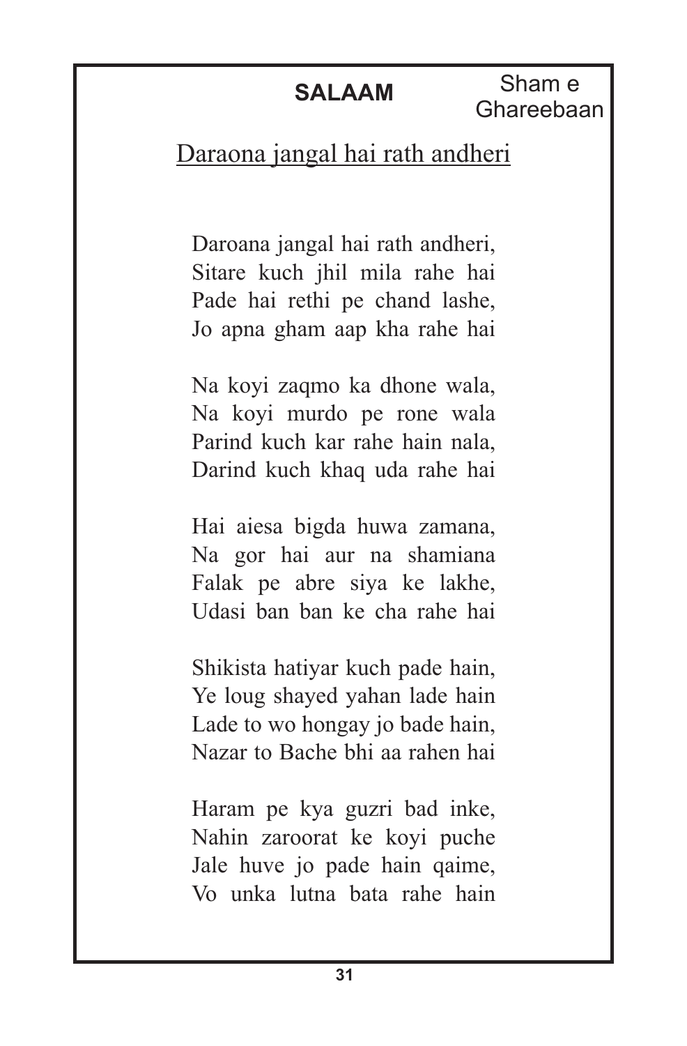## SALAAM

Sham e Ghareebaan

### Daraona jangal hai rath andheri

Daroana jangal hai rath andheri,
Sitare kuch jhil mila rahe hai
Pade hai rethi pe chand lashe,
Jo apna gham aap kha rahe hai

Na koyi zaqmo ka dhone wala,
Na koyi murdo pe rone wala
Parind kuch kar rahe hain nala,
Darind kuch khaq uda rahe hai

Hai aiesa bigda huwa zamana,
Na gor hai aur na shamiana
Falak pe abre siya ke lakhe,
Udasi ban ban ke cha rahe hai

Shikista hatiyar kuch pade hain,
Ye loug shayed yahan lade hain
Lade to wo hongay jo bade hain,
Nazar to Bache bhi aa rahen hai

Haram pe kya guzri bad inke,
Nahin zaroorat ke koyi puche
Jale huve jo pade hain qaime,
Vo unka lutna bata rahe hain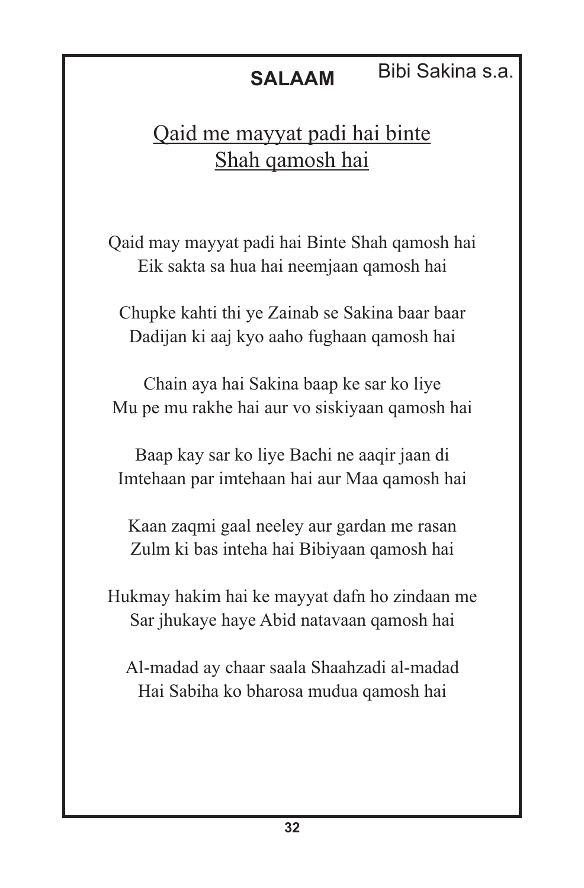## SALAAM

Bibi Sakina s.a.

<u>Qaid me mayyat padi hai binte Shah qamosh hai</u>

Qaid may mayyat padi hai Binte Shah qamosh hai
Eik sakta sa hua hai neemjaan qamosh hai

Chupke kahti thi ye Zainab se Sakina baar baar
Dadijan ki aaj kyo aaho fughaan qamosh hai

Chain aya hai Sakina baap ke sar ko liye
Mu pe mu rakhe hai aur vo siskiyaan qamosh hai

Baap kay sar ko liye Bachi ne aaqir jaan di
Imtehaan par imtehaan hai aur Maa qamosh hai

Kaan zaqmi gaal neeley aur gardan me rasan
Zulm ki bas inteha hai Bibiyaan qamosh hai

Hukmay hakim hai ke mayyat dafn ho zindaan me
Sar jhukaye haye Abid natavaan qamosh hai

Al-madad ay chaar saala Shaahzadi al-madad
Hai Sabiha ko bharosa mudua qamosh hai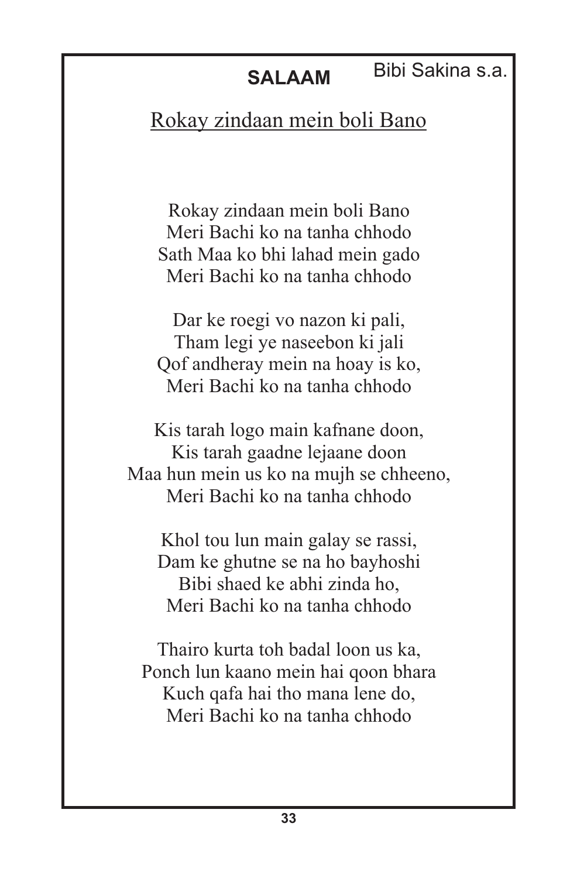**SALAAM**

Bibi Sakina s.a.

## Rokay zindaan mein boli Bano

Rokay zindaan mein boli Bano
Meri Bachi ko na tanha chhodo
Sath Maa ko bhi lahad mein gado
Meri Bachi ko na tanha chhodo

Dar ke roegi vo nazon ki pali,
Tham legi ye naseebon ki jali
Qof andheray mein na hoay is ko,
Meri Bachi ko na tanha chhodo

Kis tarah logo main kafnane doon,
Kis tarah gaadne lejaane doon
Maa hun mein us ko na mujh se chheeno,
Meri Bachi ko na tanha chhodo

Khol tou lun main galay se rassi,
Dam ke ghutne se na ho bayhoshi
Bibi shaed ke abhi zinda ho,
Meri Bachi ko na tanha chhodo

Thairo kurta toh badal loon us ka,
Ponch lun kaano mein hai qoon bhara
Kuch qafa hai tho mana lene do,
Meri Bachi ko na tanha chhodo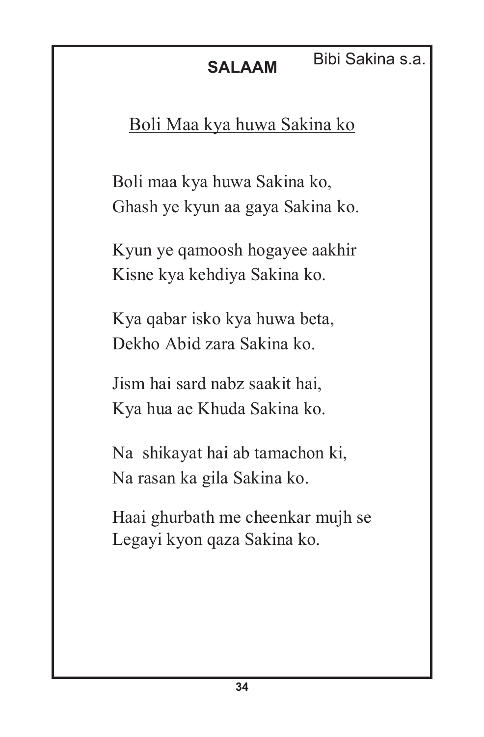**SALAAM** Bibi Sakina s.a.

## Boli Maa kya huwa Sakina ko

Boli maa kya huwa Sakina ko,
Ghash ye kyun aa gaya Sakina ko.

Kyun ye qamoosh hogayee aakhir
Kisne kya kehdiya Sakina ko.

Kya qabar isko kya huwa beta,
Dekho Abid zara Sakina ko.

Jism hai sard nabz saakit hai,
Kya hua ae Khuda Sakina ko.

Na shikayat hai ab tamachon ki,
Na rasan ka gila Sakina ko.

Haai ghurbath me cheenkar mujh se
Legayi kyon qaza Sakina ko.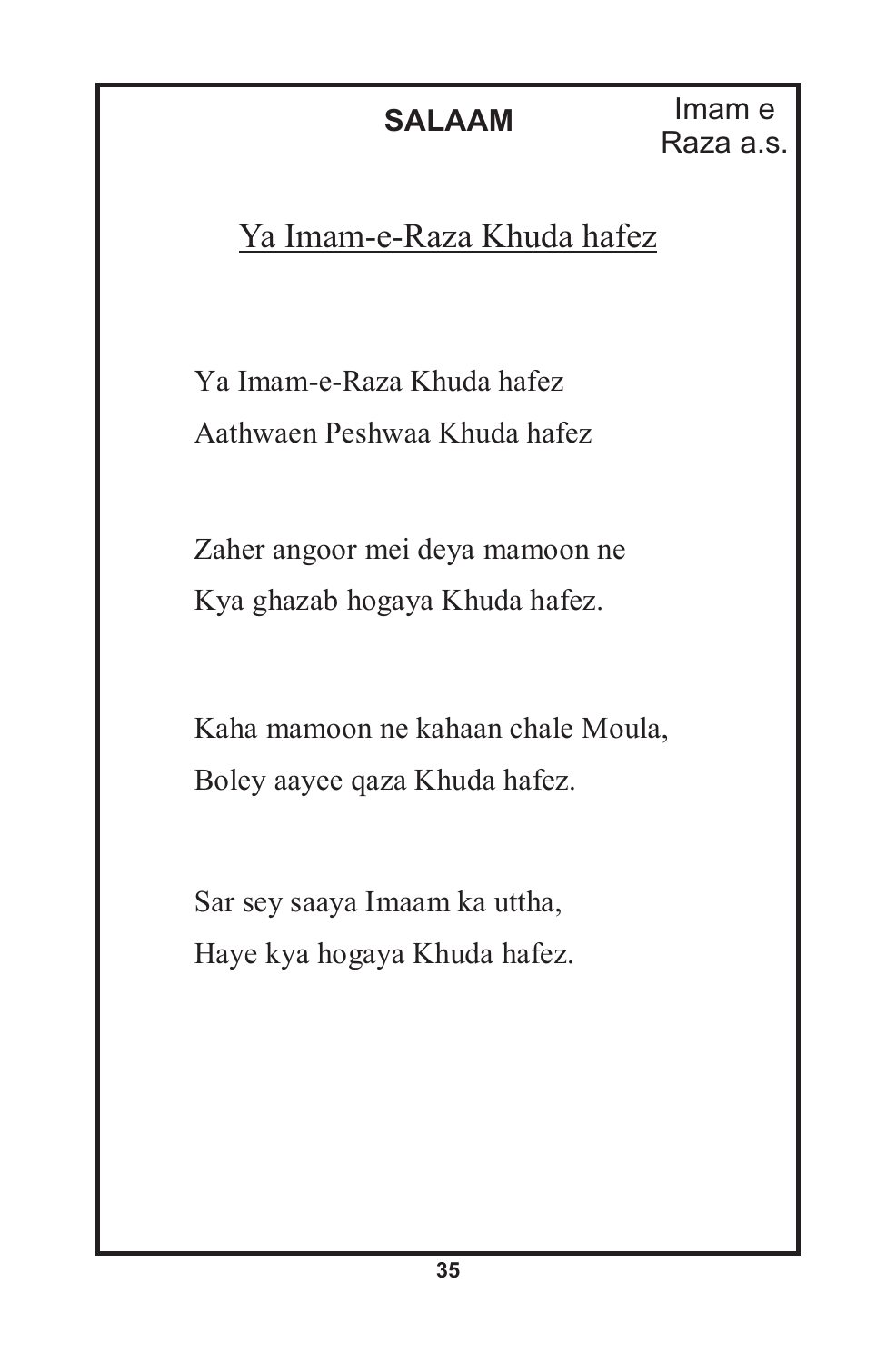## SALAAM

Imam e Raza a.s.

### Ya Imam-e-Raza Khuda hafez

Ya Imam-e-Raza Khuda hafez
Aathwaen Peshwaa Khuda hafez

Zaher angoor mei deya mamoon ne
Kya ghazab hogaya Khuda hafez.

Kaha mamoon ne kahaan chale Moula,
Boley aayee qaza Khuda hafez.

Sar sey saaya Imaam ka uttha,
Haye kya hogaya Khuda hafez.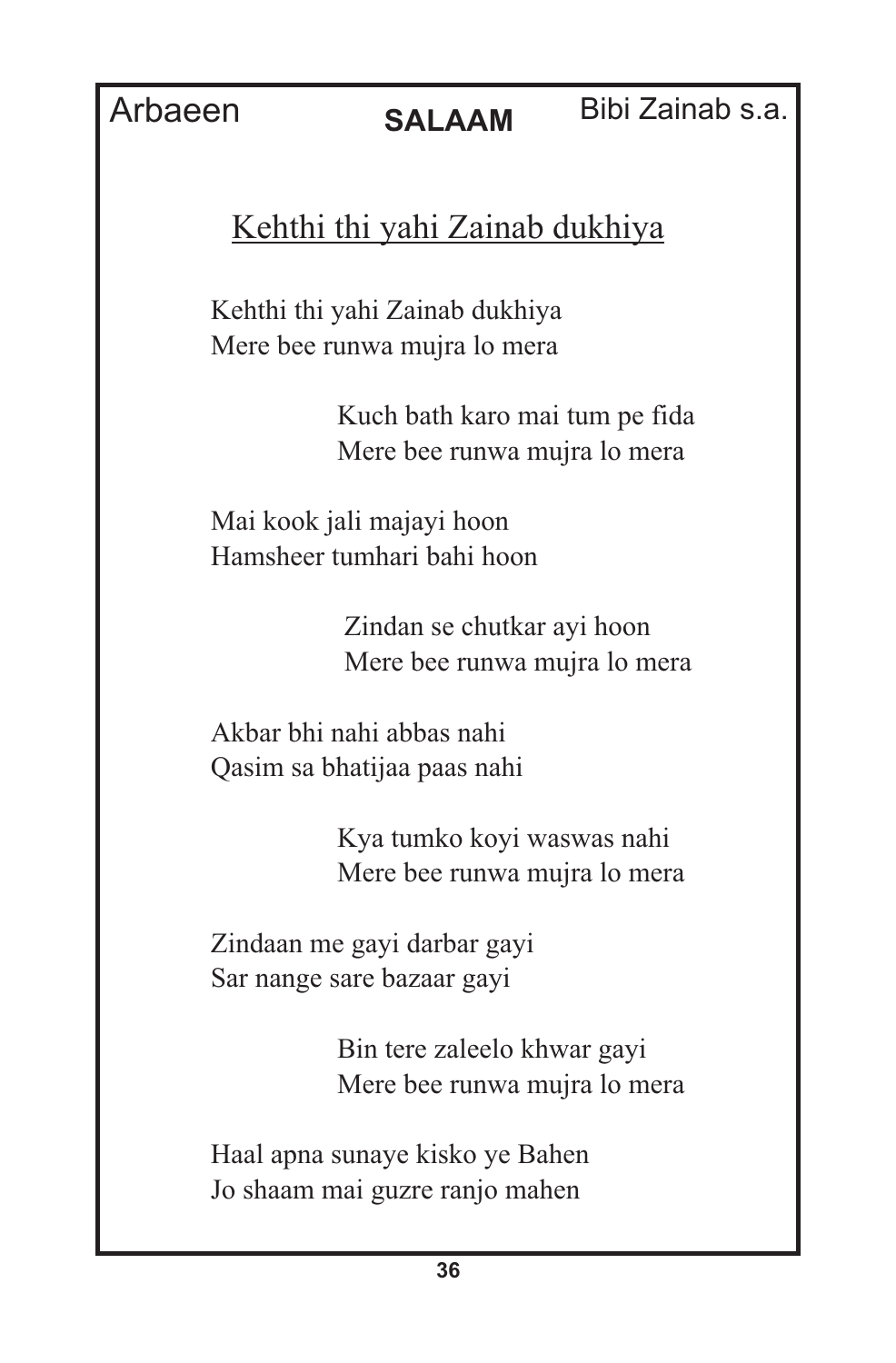Arbaeen **SALAAM** Bibi Zainab s.a.

## Kehthi thi yahi Zainab dukhiya

Kehthi thi yahi Zainab dukhiya
Mere bee runwa mujra lo mera

Kuch bath karo mai tum pe fida
Mere bee runwa mujra lo mera

Mai kook jali majayi hoon
Hamsheer tumhari bahi hoon

Zindan se chutkar ayi hoon
Mere bee runwa mujra lo mera

Akbar bhi nahi abbas nahi
Qasim sa bhatijaa paas nahi

Kya tumko koyi waswas nahi
Mere bee runwa mujra lo mera

Zindaan me gayi darbar gayi
Sar nange sare bazaar gayi

Bin tere zaleelo khwar gayi
Mere bee runwa mujra lo mera

Haal apna sunaye kisko ye Bahen
Jo shaam mai guzre ranjo mahen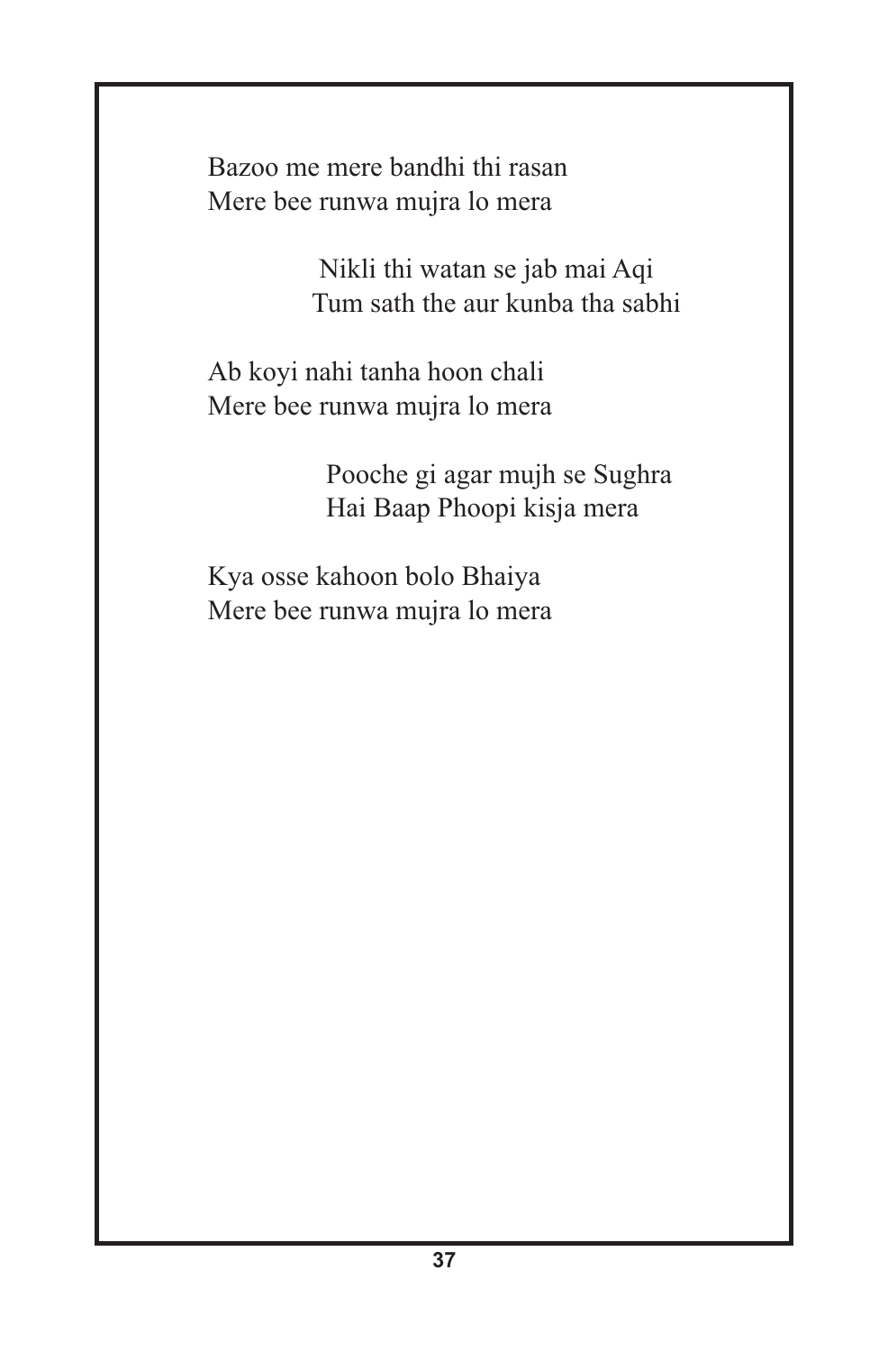Bazoo me mere bandhi thi rasan
Mere bee runwa mujra lo mera

Nikli thi watan se jab mai Aqi
Tum sath the aur kunba tha sabhi

Ab koyi nahi tanha hoon chali
Mere bee runwa mujra lo mera

Pooche gi agar mujh se Sughra
Hai Baap Phoopi kisja mera

Kya osse kahoon bolo Bhaiya
Mere bee runwa mujra lo mera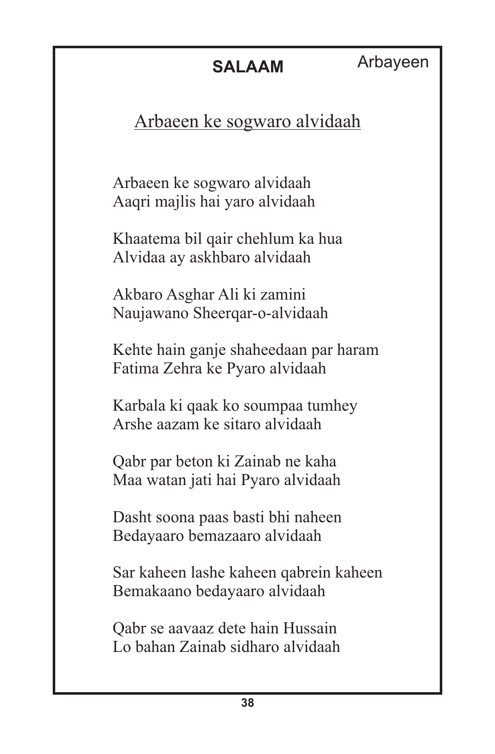## SALAAM

Arbayeen

### Arbaeen ke sogwaro alvidaah

Arbaeen ke sogwaro alvidaah
Aaqri majlis hai yaro alvidaah

Khaatema bil qair chehlum ka hua
Alvidaa ay askhbaro alvidaah

Akbaro Asghar Ali ki zamini
Naujawano Sheerqar-o-alvidaah

Kehte hain ganje shaheedaan par haram
Fatima Zehra ke Pyaro alvidaah

Karbala ki qaak ko soumpaa tumhey
Arshe aazam ke sitaro alvidaah

Qabr par beton ki Zainab ne kaha
Maa watan jati hai Pyaro alvidaah

Dasht soona paas basti bhi naheen
Bedayaaro bemazaaro alvidaah

Sar kaheen lashe kaheen qabrein kaheen
Bemakaano bedayaaro alvidaah

Qabr se aavaaz dete hain Hussain
Lo bahan Zainab sidharo alvidaah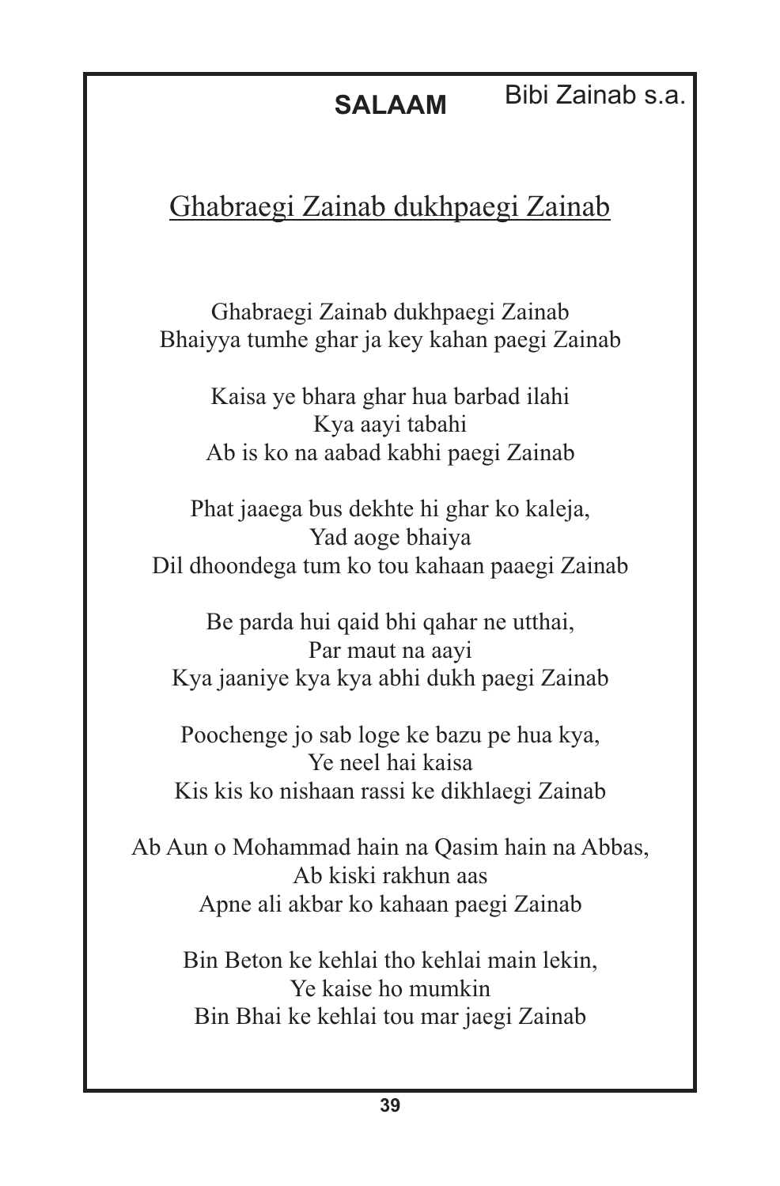**SALAAM** Bibi Zainab s.a.

# Ghabraegi Zainab dukhpaegi Zainab

Ghabraegi Zainab dukhpaegi Zainab
Bhaiyya tumhe ghar ja key kahan paegi Zainab

Kaisa ye bhara ghar hua barbad ilahi
Kya aayi tabahi
Ab is ko na aabad kabhi paegi Zainab

Phat jaaega bus dekhte hi ghar ko kaleja,
Yad aoge bhaiya
Dil dhoondega tum ko tou kahaan paaegi Zainab

Be parda hui qaid bhi qahar ne utthai,
Par maut na aayi
Kya jaaniye kya kya abhi dukh paegi Zainab

Poochenge jo sab loge ke bazu pe hua kya,
Ye neel hai kaisa
Kis kis ko nishaan rassi ke dikhlaegi Zainab

Ab Aun o Mohammad hain na Qasim hain na Abbas,
Ab kiski rakhun aas
Apne ali akbar ko kahaan paegi Zainab

Bin Beton ke kehlai tho kehlai main lekin,
Ye kaise ho mumkin
Bin Bhai ke kehlai tou mar jaegi Zainab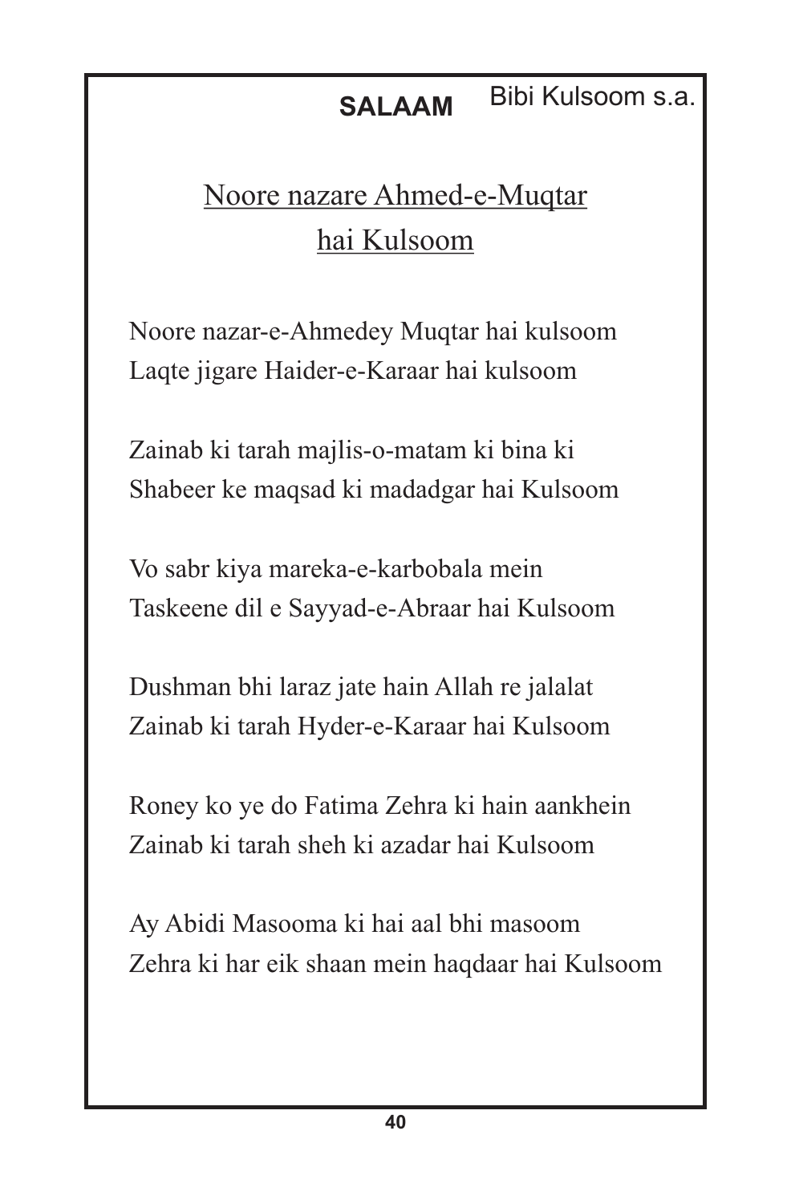**SALAAM** Bibi Kulsoom s.a.

## Noore nazare Ahmed-e-Muqtar hai Kulsoom

Noore nazar-e-Ahmedey Muqtar hai kulsoom
Laqte jigare Haider-e-Karaar hai kulsoom

Zainab ki tarah majlis-o-matam ki bina ki
Shabeer ke maqsad ki madadgar hai Kulsoom

Vo sabr kiya mareka-e-karbobala mein
Taskeene dil e Sayyad-e-Abraar hai Kulsoom

Dushman bhi laraz jate hain Allah re jalalat
Zainab ki tarah Hyder-e-Karaar hai Kulsoom

Roney ko ye do Fatima Zehra ki hain aankhein
Zainab ki tarah sheh ki azadar hai Kulsoom

Ay Abidi Masooma ki hai aal bhi masoom
Zehra ki har eik shaan mein haqdaar hai Kulsoom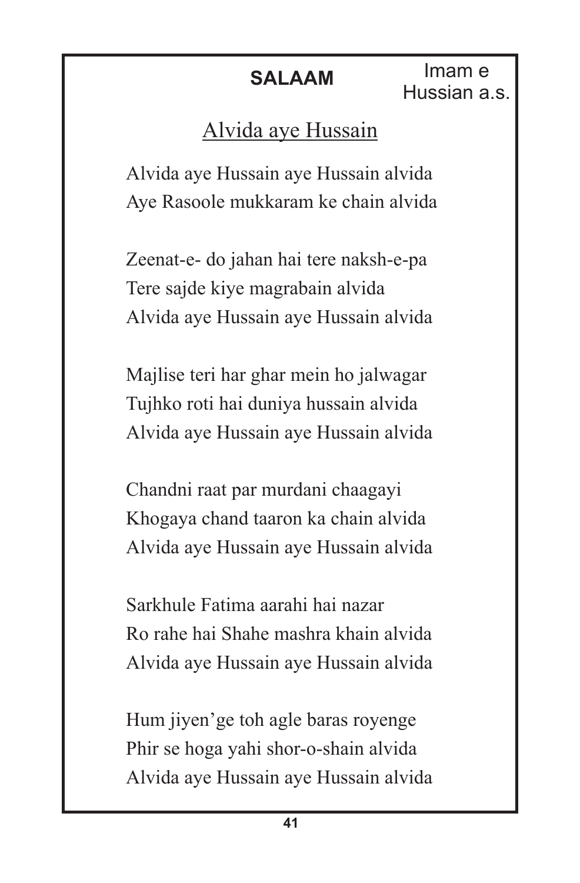## SALAAM

Imam e Hussian a.s.

### Alvida aye Hussain

Alvida aye Hussain aye Hussain alvida
Aye Rasoole mukkaram ke chain alvida

Zeenat-e- do jahan hai tere naksh-e-pa
Tere sajde kiye magrabain alvida
Alvida aye Hussain aye Hussain alvida

Majlise teri har ghar mein ho jalwagar
Tujhko roti hai duniya hussain alvida
Alvida aye Hussain aye Hussain alvida

Chandni raat par murdani chaagayi
Khogaya chand taaron ka chain alvida
Alvida aye Hussain aye Hussain alvida

Sarkhule Fatima aarahi hai nazar
Ro rahe hai Shahe mashra khain alvida
Alvida aye Hussain aye Hussain alvida

Hum jiyen'ge toh agle baras royenge
Phir se hoga yahi shor-o-shain alvida
Alvida aye Hussain aye Hussain alvida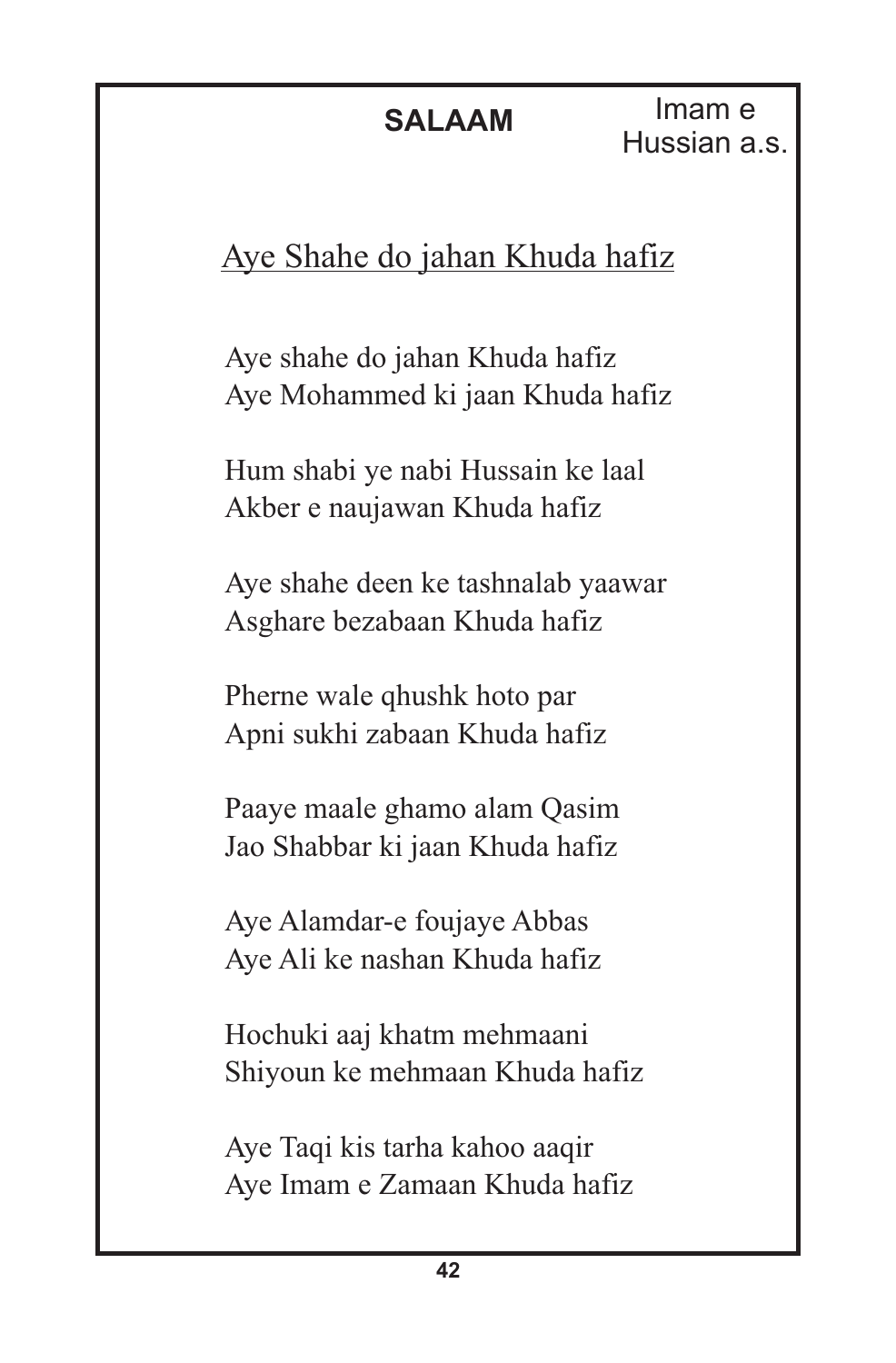**SALAAM** Imam e Hussian a.s.

## Aye Shahe do jahan Khuda hafiz

Aye shahe do jahan Khuda hafiz
Aye Mohammed ki jaan Khuda hafiz

Hum shabi ye nabi Hussain ke laal
Akber e naujawan Khuda hafiz

Aye shahe deen ke tashnalab yaawar
Asghare bezabaan Khuda hafiz

Pherne wale qhushk hoto par
Apni sukhi zabaan Khuda hafiz

Paaye maale ghamo alam Qasim
Jao Shabbar ki jaan Khuda hafiz

Aye Alamdar-e foujaye Abbas
Aye Ali ke nashan Khuda hafiz

Hochuki aaj khatm mehmaani
Shiyoun ke mehmaan Khuda hafiz

Aye Taqi kis tarha kahoo aaqir
Aye Imam e Zamaan Khuda hafiz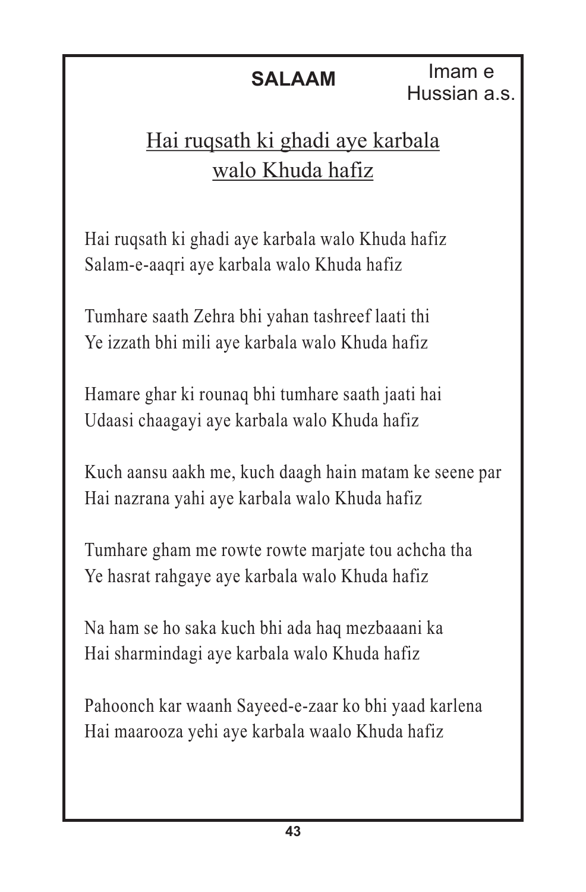**SALAAM**

Imam e Hussian a.s.

## Hai ruqsath ki ghadi aye karbala walo Khuda hafiz

Hai ruqsath ki ghadi aye karbala walo Khuda hafiz
Salam-e-aaqri aye karbala walo Khuda hafiz

Tumhare saath Zehra bhi yahan tashreef laati thi
Ye izzath bhi mili aye karbala walo Khuda hafiz

Hamare ghar ki rounaq bhi tumhare saath jaati hai
Udaasi chaagayi aye karbala walo Khuda hafiz

Kuch aansu aakh me, kuch daagh hain matam ke seene par
Hai nazrana yahi aye karbala walo Khuda hafiz

Tumhare gham me rowte rowte marjate tou achcha tha
Ye hasrat rahgaye aye karbala walo Khuda hafiz

Na ham se ho saka kuch bhi ada haq mezbaaani ka
Hai sharmindagi aye karbala walo Khuda hafiz

Pahoonch kar waanh Sayeed-e-zaar ko bhi yaad karlena
Hai maarooza yehi aye karbala waalo Khuda hafiz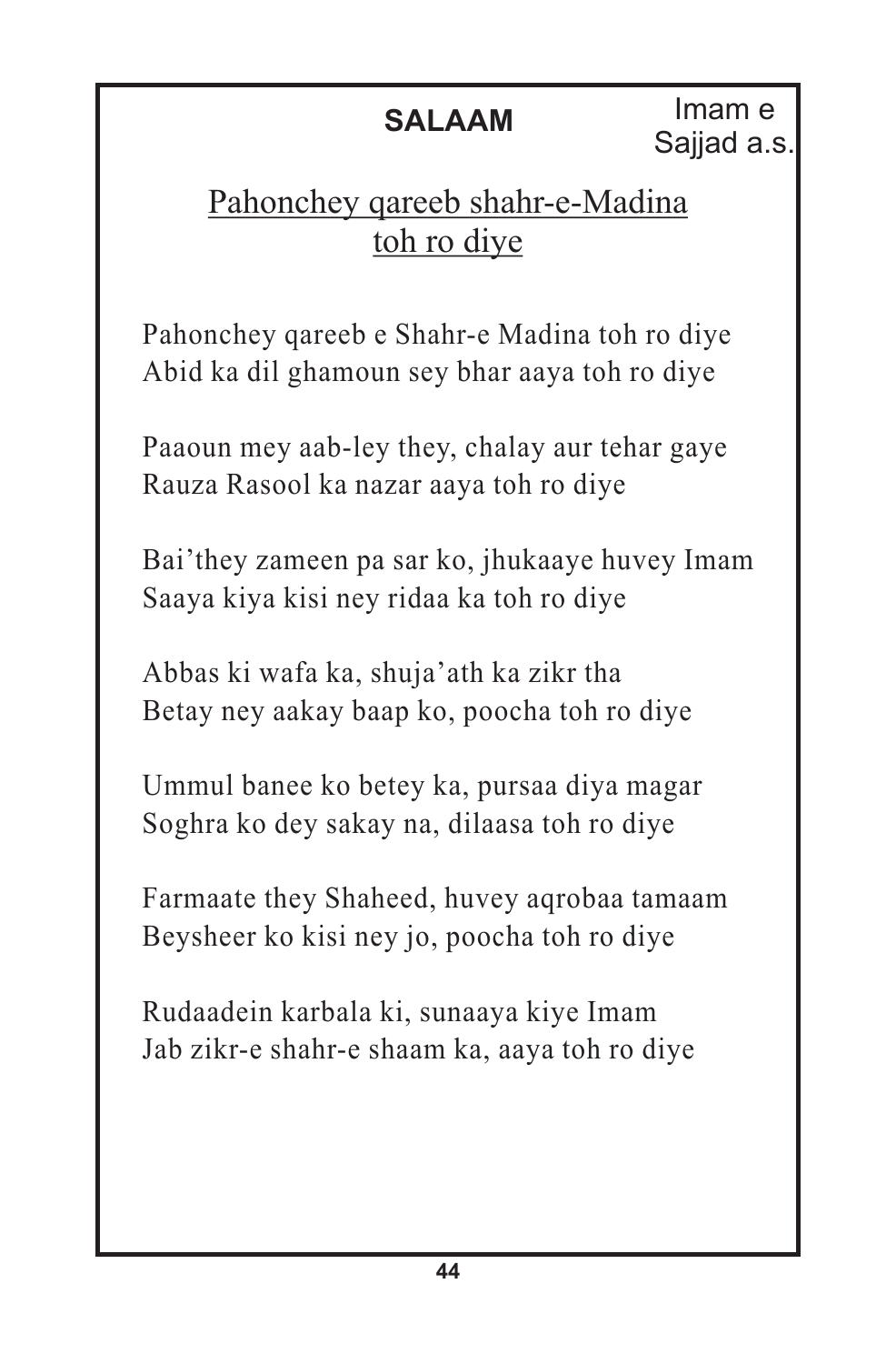## SALAAM

Imam e Sajjad a.s.

<u>Pahonchey qareeb shahr-e-Madina toh ro diye</u>

Pahonchey qareeb e Shahr-e Madina toh ro diye
Abid ka dil ghamoun sey bhar aaya toh ro diye

Paaoun mey aab-ley they, chalay aur tehar gaye
Rauza Rasool ka nazar aaya toh ro diye

Bai'they zameen pa sar ko, jhukaaye huvey Imam
Saaya kiya kisi ney ridaa ka toh ro diye

Abbas ki wafa ka, shuja'ath ka zikr tha
Betay ney aakay baap ko, poocha toh ro diye

Ummul banee ko betey ka, pursaa diya magar
Soghra ko dey sakay na, dilaasa toh ro diye

Farmaate they Shaheed, huvey aqrobaa tamaam
Beysheer ko kisi ney jo, poocha toh ro diye

Rudaadein karbala ki, sunaaya kiye Imam
Jab zikr-e shahr-e shaam ka, aaya toh ro diye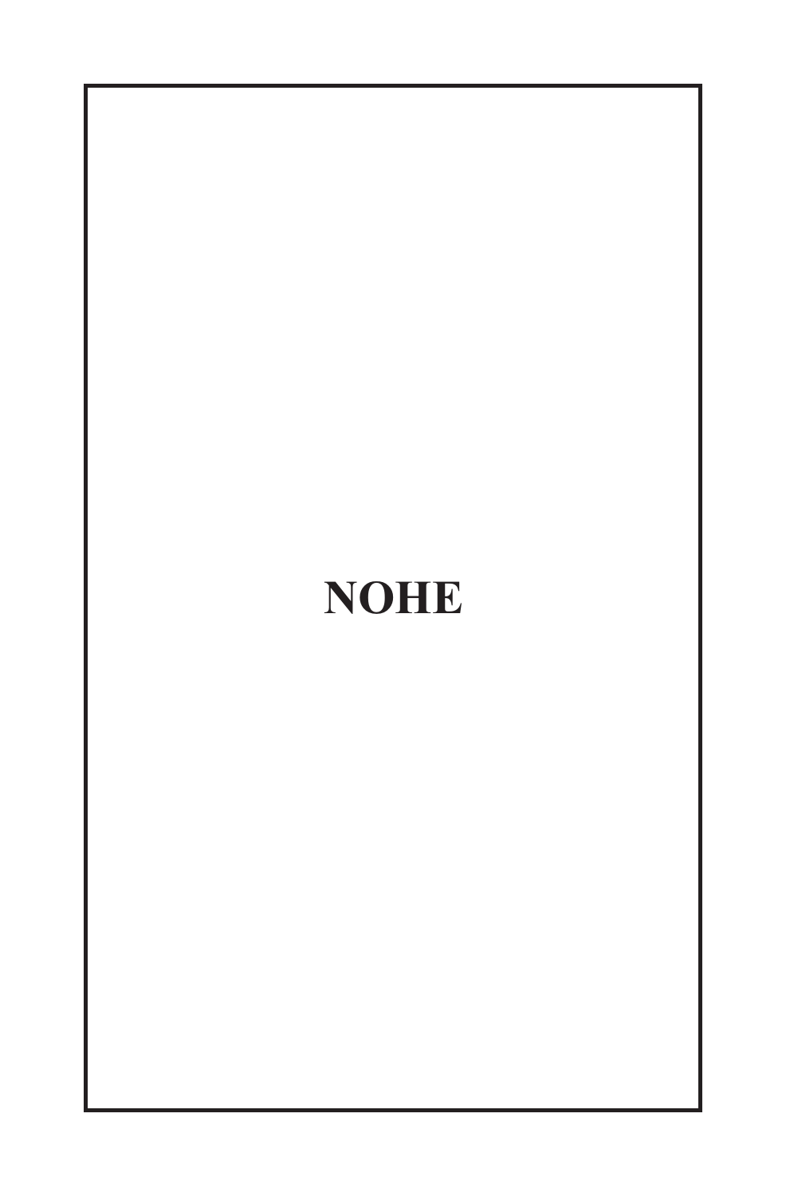# NOHE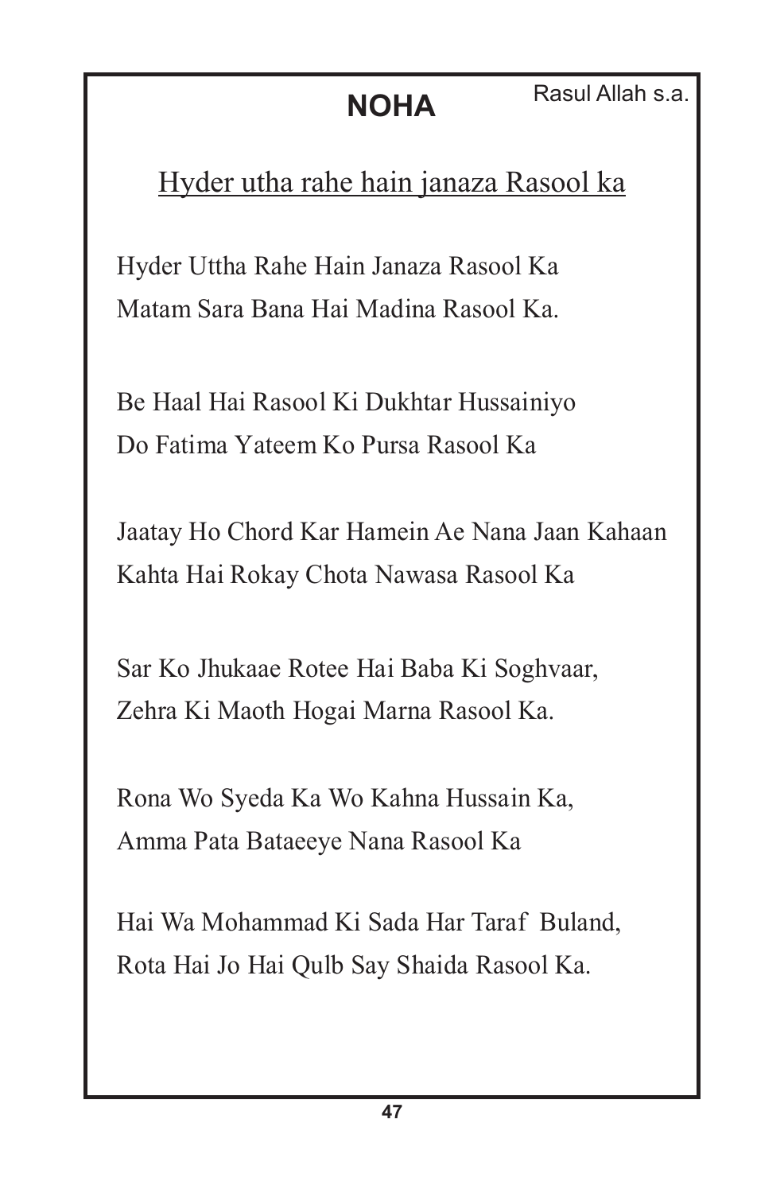# NOHA

Rasul Allah s.a.

<u>Hyder utha rahe hain janaza Rasool ka</u>

Hyder Uttha Rahe Hain Janaza Rasool Ka
Matam Sara Bana Hai Madina Rasool Ka.

Be Haal Hai Rasool Ki Dukhtar Hussainiyo
Do Fatima Yateem Ko Pursa Rasool Ka

Jaatay Ho Chord Kar Hamein Ae Nana Jaan Kahaan
Kahta Hai Rokay Chota Nawasa Rasool Ka

Sar Ko Jhukaae Rotee Hai Baba Ki Soghvaar,
Zehra Ki Maoth Hogai Marna Rasool Ka.

Rona Wo Syeda Ka Wo Kahna Hussain Ka,
Amma Pata Bataeeye Nana Rasool Ka

Hai Wa Mohammad Ki Sada Har Taraf Buland,
Rota Hai Jo Hai Qulb Say Shaida Rasool Ka.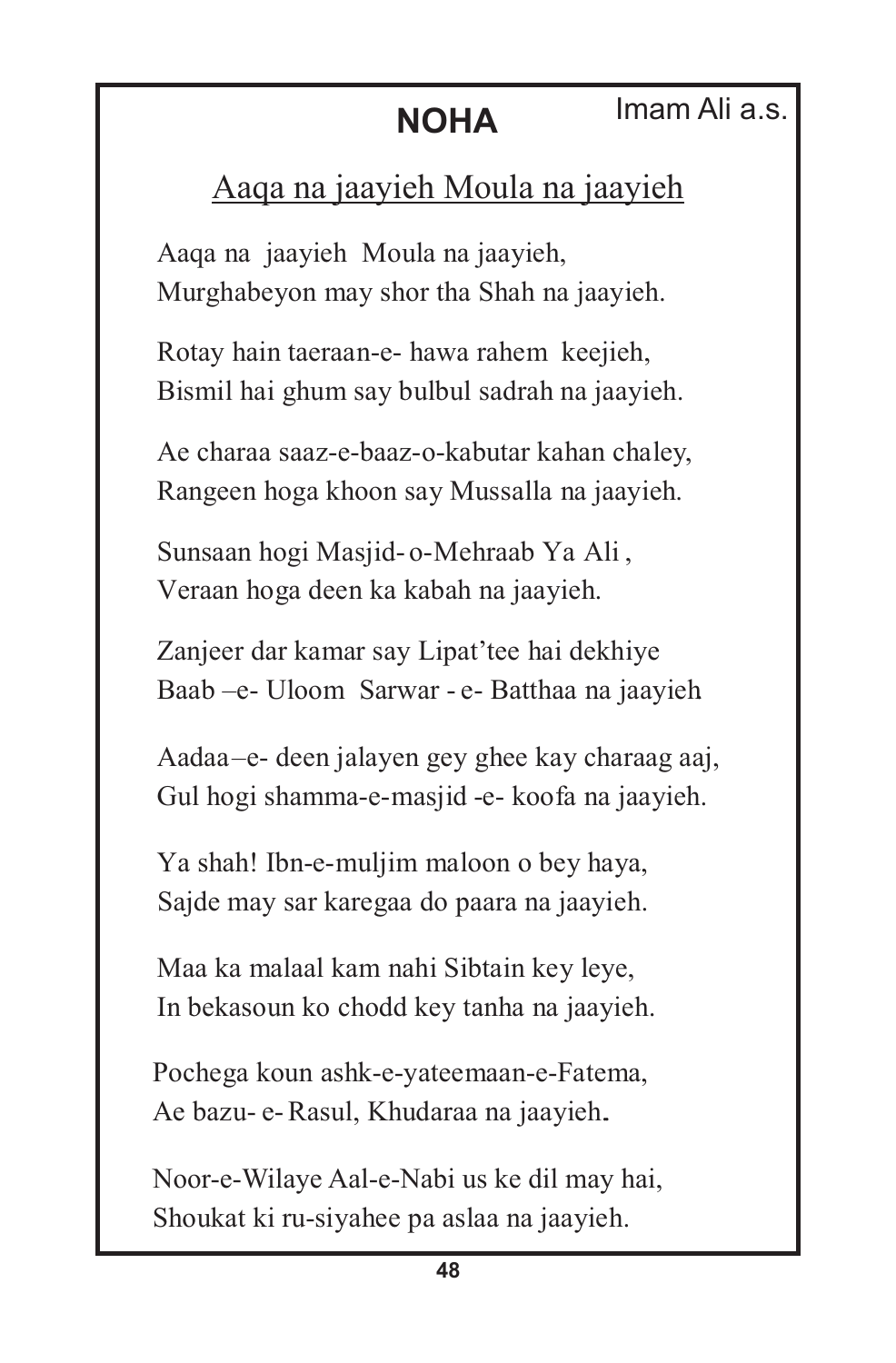# NOHA

Imam Ali a.s.

## Aaqa na jaayieh Moula na jaayieh

Aaqa na jaayieh Moula na jaayieh,
Murghabeyon may shor tha Shah na jaayieh.

Rotay hain taeraan-e- hawa rahem keejieh,
Bismil hai ghum say bulbul sadrah na jaayieh.

Ae charaa saaz-e-baaz-o-kabutar kahan chaley,
Rangeen hoga khoon say Mussalla na jaayieh.

Sunsaan hogi Masjid- o-Mehraab Ya Ali ,
Veraan hoga deen ka kabah na jaayieh.

Zanjeer dar kamar say Lipat'tee hai dekhiye
Baab –e- Uloom Sarwar - e- Batthaa na jaayieh

Aadaa–e- deen jalayen gey ghee kay charaag aaj,
Gul hogi shamma-e-masjid -e- koofa na jaayieh.

Ya shah! Ibn-e-muljim maloon o bey haya,
Sajde may sar karegaa do paara na jaayieh.

Maa ka malaal kam nahi Sibtain key leye,
In bekasoun ko chodd key tanha na jaayieh.

Pochega koun ashk-e-yateemaan-e-Fatema,
Ae bazu- e- Rasul, Khudaraa na jaayieh.

Noor-e-Wilaye Aal-e-Nabi us ke dil may hai,
Shoukat ki ru-siyahee pa aslaa na jaayieh.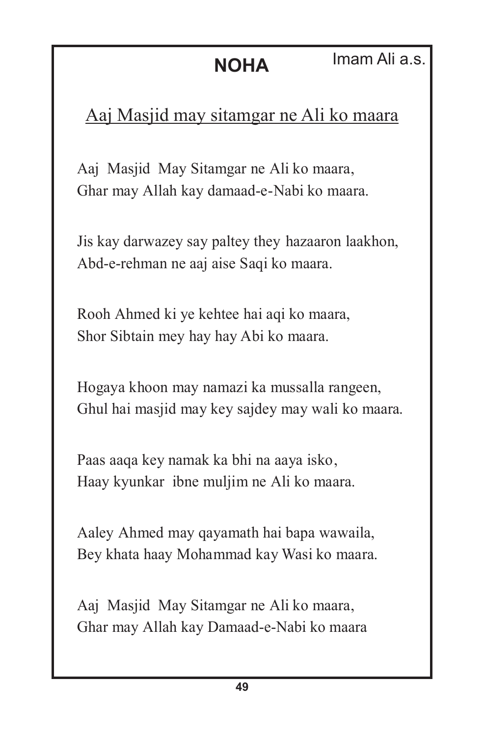# NOHA

Imam Ali a.s.

<u>Aaj Masjid may sitamgar ne Ali ko maara</u>

Aaj Masjid May Sitamgar ne Ali ko maara,
Ghar may Allah kay damaad-e-Nabi ko maara.

Jis kay darwazey say paltey they hazaaron laakhon,
Abd-e-rehman ne aaj aise Saqi ko maara.

Rooh Ahmed ki ye kehtee hai aqi ko maara,
Shor Sibtain mey hay hay Abi ko maara.

Hogaya khoon may namazi ka mussalla rangeen,
Ghul hai masjid may key sajdey may wali ko maara.

Paas aaqa key namak ka bhi na aaya isko,
Haay kyunkar ibne muljim ne Ali ko maara.

Aaley Ahmed may qayamath hai bapa wawaila,
Bey khata haay Mohammad kay Wasi ko maara.

Aaj Masjid May Sitamgar ne Ali ko maara,
Ghar may Allah kay Damaad-e-Nabi ko maara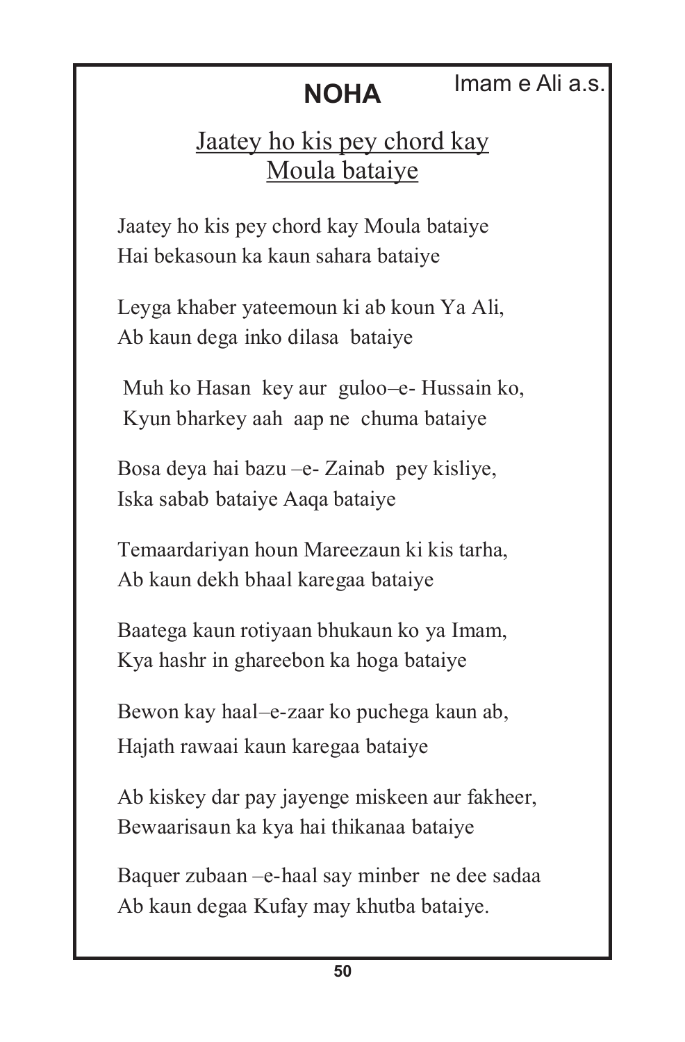## NOHA

Imam e Ali a.s.

### Jaatey ho kis pey chord kay Moula bataiye

Jaatey ho kis pey chord kay Moula bataiye
Hai bekasoun ka kaun sahara bataiye

Leyga khaber yateemoun ki ab koun Ya Ali,
Ab kaun dega inko dilasa bataiye

Muh ko Hasan key aur guloo–e- Hussain ko,
Kyun bharkey aah aap ne chuma bataiye

Bosa deya hai bazu –e- Zainab pey kisliye,
Iska sabab bataiye Aaqa bataiye

Temaardariyan houn Mareezaun ki kis tarha,
Ab kaun dekh bhaal karegaa bataiye

Baatega kaun rotiyaan bhukaun ko ya Imam,
Kya hashr in ghareebon ka hoga bataiye

Bewon kay haal–e-zaar ko puchega kaun ab,
Hajath rawaai kaun karegaa bataiye

Ab kiskey dar pay jayenge miskeen aur fakheer,
Bewaarisaun ka kya hai thikanaa bataiye

Baquer zubaan –e-haal say minber ne dee sadaa
Ab kaun degaa Kufay may khutba bataiye.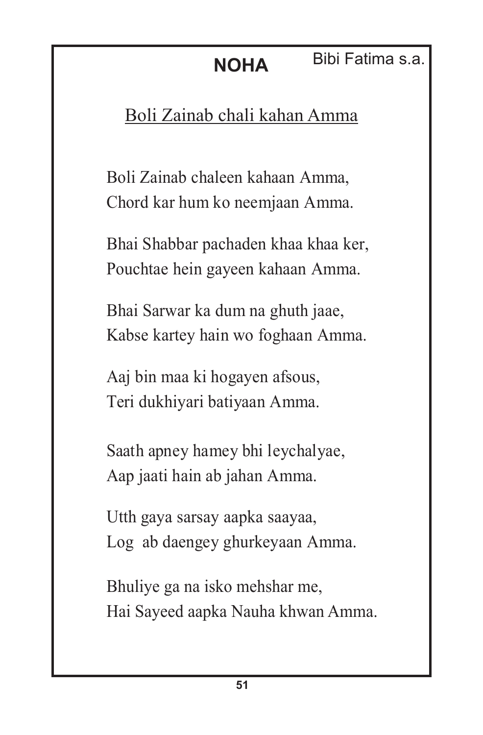## NOHA

Bibi Fatima s.a.

### Boli Zainab chali kahan Amma

Boli Zainab chaleen kahaan Amma,
Chord kar hum ko neemjaan Amma.

Bhai Shabbar pachaden khaa khaa ker,
Pouchtae hein gayeen kahaan Amma.

Bhai Sarwar ka dum na ghuth jaae,
Kabse kartey hain wo foghaan Amma.

Aaj bin maa ki hogayen afsous,
Teri dukhiyari batiyaan Amma.

Saath apney hamey bhi leychalyae,
Aap jaati hain ab jahan Amma.

Utth gaya sarsay aapka saayaa,
Log ab daengey ghurkeyaan Amma.

Bhuliye ga na isko mehshar me,
Hai Sayeed aapka Nauha khwan Amma.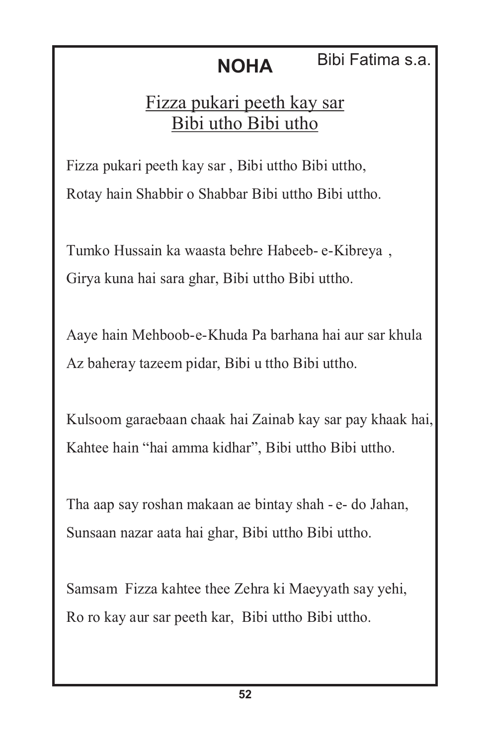# NOHA

Bibi Fatima s.a.

## Fizza pukari peeth kay sar
## Bibi utho Bibi utho

Fizza pukari peeth kay sar , Bibi uttho Bibi uttho,
Rotay hain Shabbir o Shabbar Bibi uttho Bibi uttho.

Tumko Hussain ka waasta behre Habeeb- e-Kibreya ,
Girya kuna hai sara ghar, Bibi uttho Bibi uttho.

Aaye hain Mehboob-e-Khuda Pa barhana hai aur sar khula
Az baheray tazeem pidar, Bibi u ttho Bibi uttho.

Kulsoom garaebaan chaak hai Zainab kay sar pay khaak hai,
Kahtee hain "hai amma kidhar", Bibi uttho Bibi uttho.

Tha aap say roshan makaan ae bintay shah - e- do Jahan,
Sunsaan nazar aata hai ghar, Bibi uttho Bibi uttho.

Samsam Fizza kahtee thee Zehra ki Maeyyath say yehi,
Ro ro kay aur sar peeth kar, Bibi uttho Bibi uttho.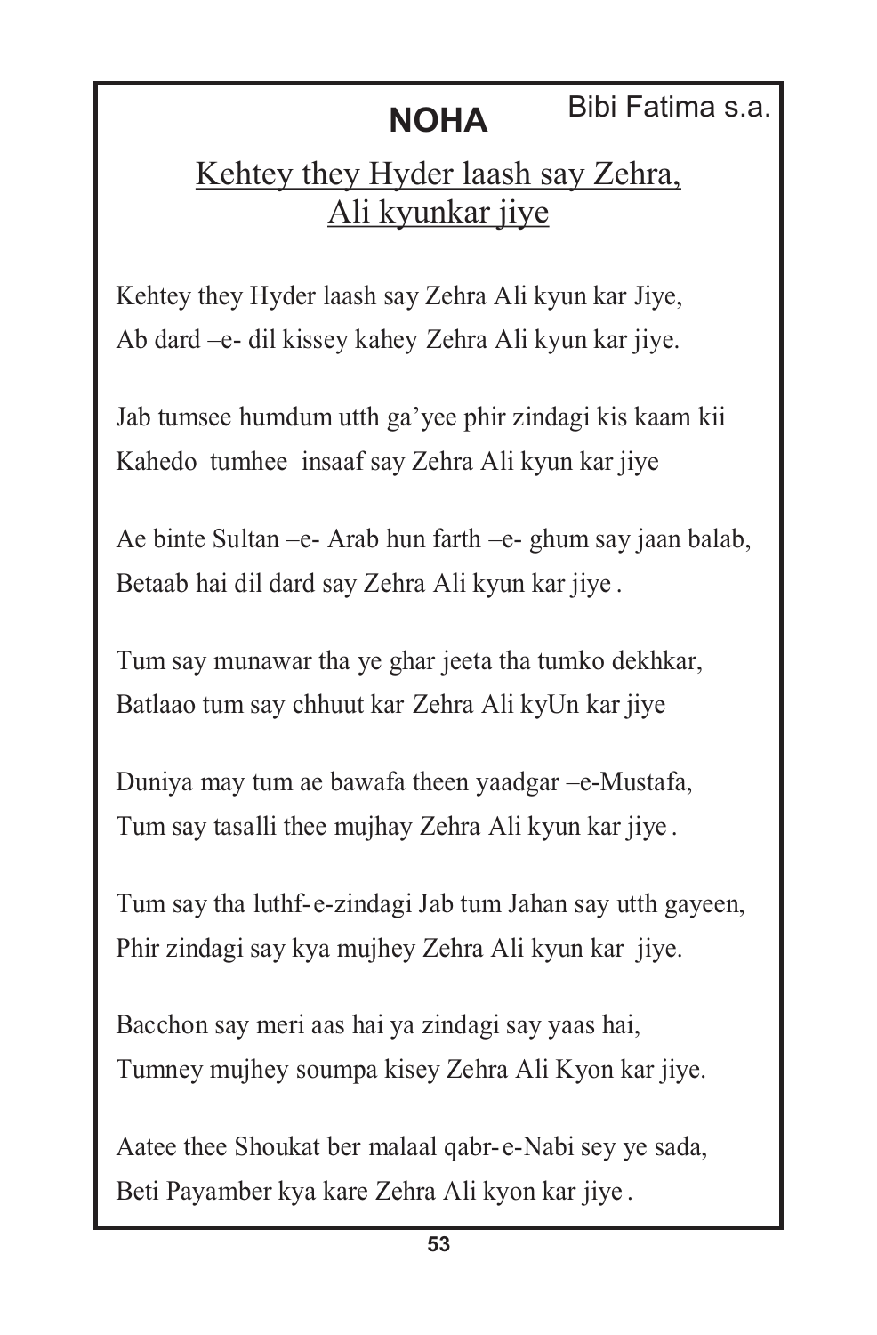# NOHA

Bibi Fatima s.a.

## Kehtey they Hyder laash say Zehra, Ali kyunkar jiye

Kehtey they Hyder laash say Zehra Ali kyun kar Jiye,
Ab dard –e- dil kissey kahey Zehra Ali kyun kar jiye.

Jab tumsee humdum utth ga'yee phir zindagi kis kaam kii
Kahedo tumhee insaaf say Zehra Ali kyun kar jiye

Ae binte Sultan –e- Arab hun farth –e- ghum say jaan balab,
Betaab hai dil dard say Zehra Ali kyun kar jiye .

Tum say munawar tha ye ghar jeeta tha tumko dekhkar,
Batlaao tum say chhuut kar Zehra Ali kyUn kar jiye

Duniya may tum ae bawafa theen yaadgar –e-Mustafa,
Tum say tasalli thee mujhay Zehra Ali kyun kar jiye .

Tum say tha luthf- e-zindagi Jab tum Jahan say utth gayeen,
Phir zindagi say kya mujhey Zehra Ali kyun kar jiye.

Bacchon say meri aas hai ya zindagi say yaas hai,
Tumney mujhey soumpa kisey Zehra Ali Kyon kar jiye.

Aatee thee Shoukat ber malaal qabr- e-Nabi sey ye sada,
Beti Payamber kya kare Zehra Ali kyon kar jiye .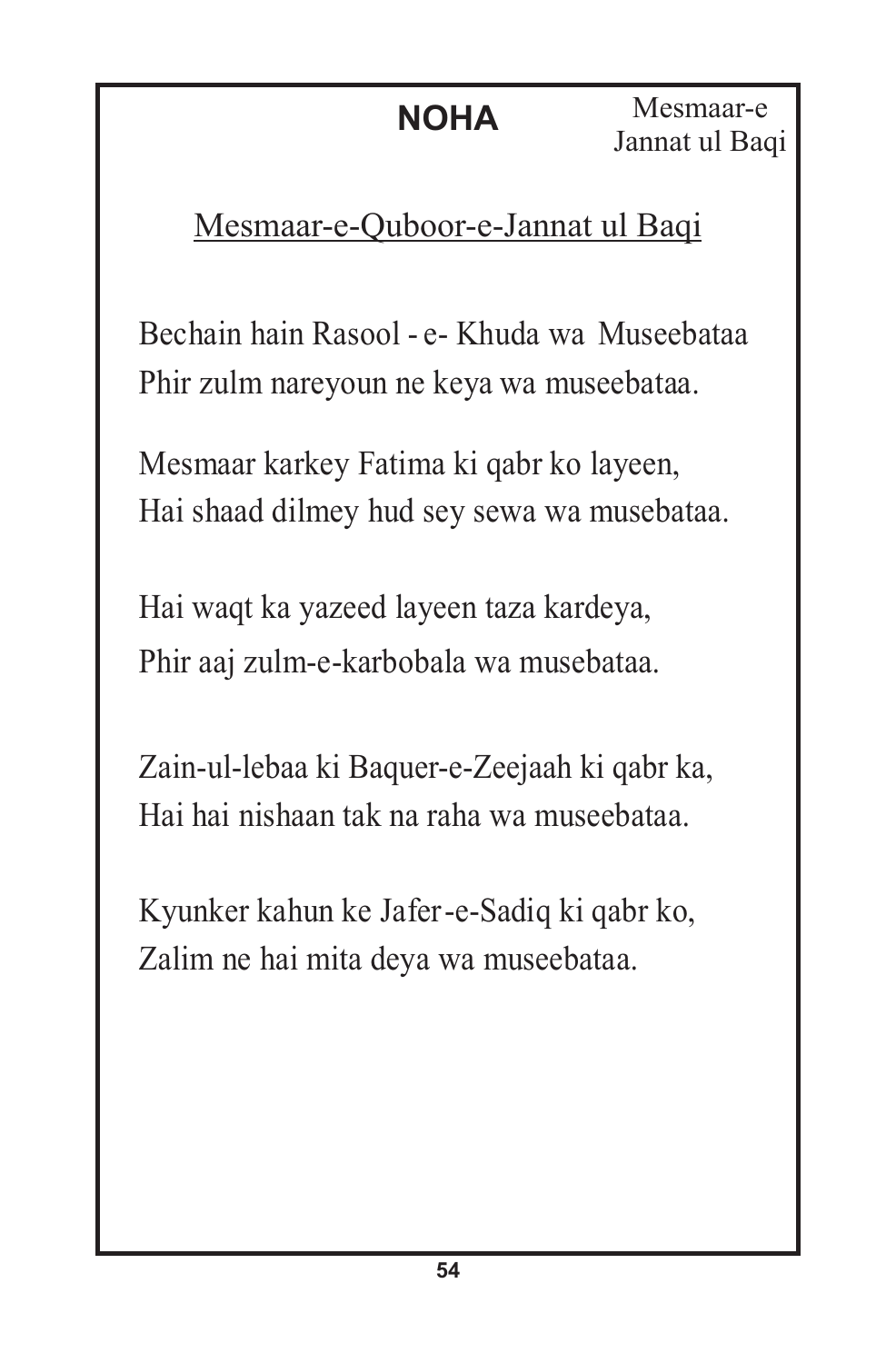# NOHA

Mesmaar-e Jannat ul Baqi

## Mesmaar-e-Quboor-e-Jannat ul Baqi

Bechain hain Rasool - e- Khuda wa Museebataa
Phir zulm nareyoun ne keya wa museebataa.

Mesmaar karkey Fatima ki qabr ko layeen,
Hai shaad dilmey hud sey sewa wa musebataa.

Hai waqt ka yazeed layeen taza kardeya,
Phir aaj zulm-e-karbobala wa musebataa.

Zain-ul-lebaa ki Baquer-e-Zeejaah ki qabr ka,
Hai hai nishaan tak na raha wa museebataa.

Kyunker kahun ke Jafer-e-Sadiq ki qabr ko,
Zalim ne hai mita deya wa museebataa.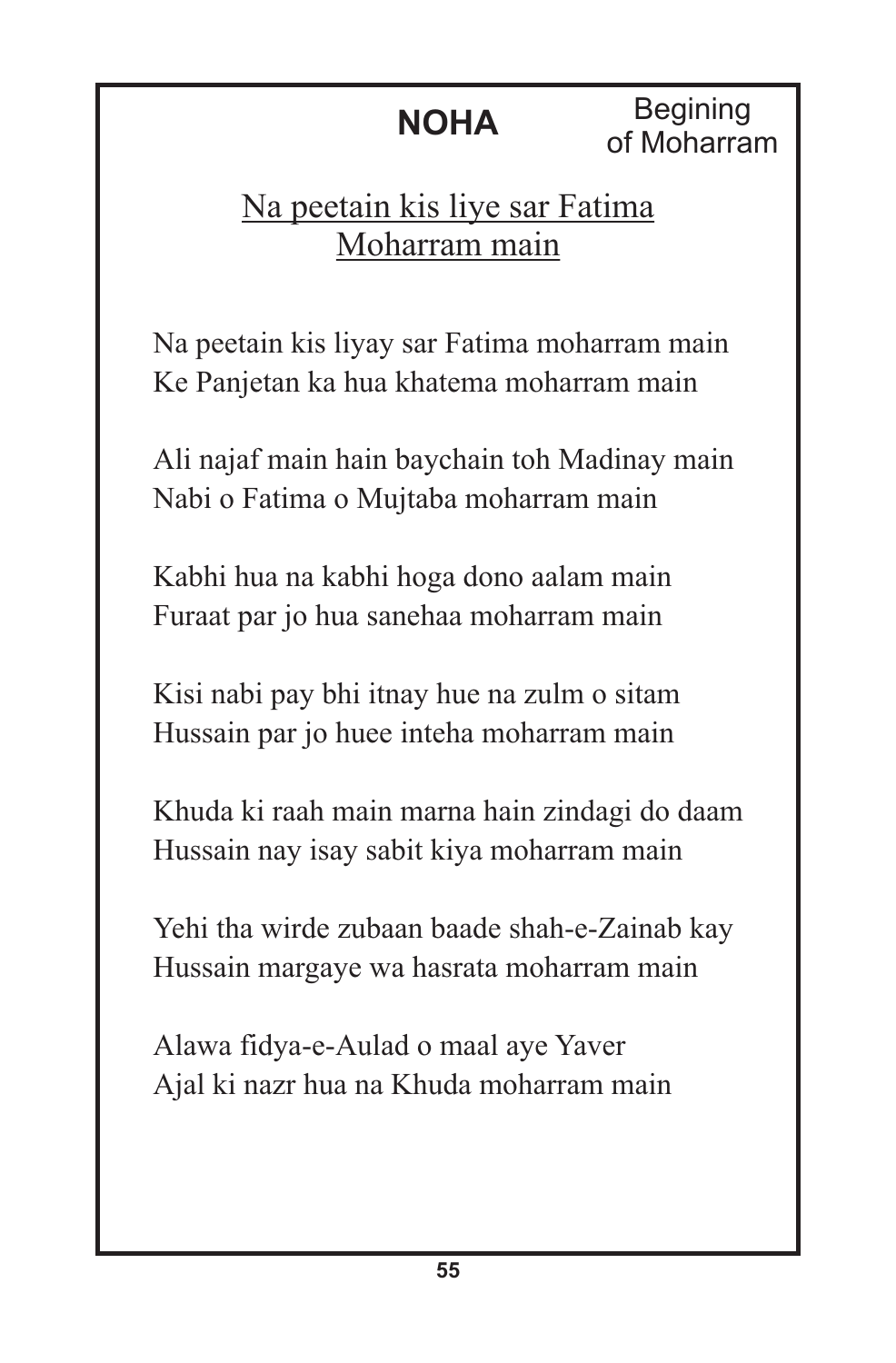## NOHA

Begining of Moharram

### Na peetain kis liye sar Fatima Moharram main

Na peetain kis liyay sar Fatima moharram main
Ke Panjetan ka hua khatema moharram main

Ali najaf main hain baychain toh Madinay main
Nabi o Fatima o Mujtaba moharram main

Kabhi hua na kabhi hoga dono aalam main
Furaat par jo hua sanehaa moharram main

Kisi nabi pay bhi itnay hue na zulm o sitam
Hussain par jo huee inteha moharram main

Khuda ki raah main marna hain zindagi do daam
Hussain nay isay sabit kiya moharram main

Yehi tha wirde zubaan baade shah-e-Zainab kay
Hussain margaye wa hasrata moharram main

Alawa fidya-e-Aulad o maal aye Yaver
Ajal ki nazr hua na Khuda moharram main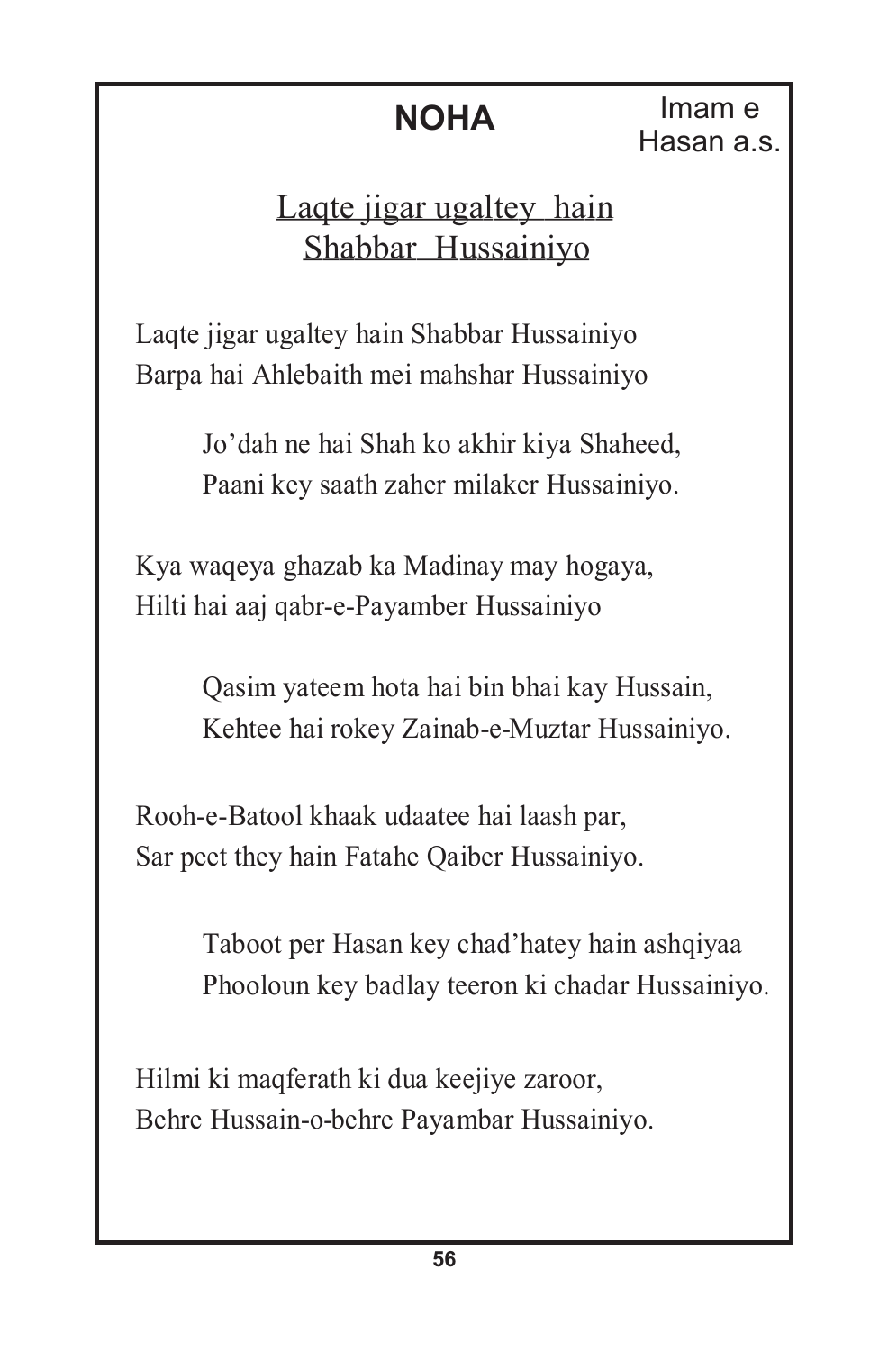# NOHA

Imam e Hasan a.s.

## Laqte jigar ugaltey hain Shabbar Hussainiyo

Laqte jigar ugaltey hain Shabbar Hussainiyo
Barpa hai Ahlebaith mei mahshar Hussainiyo

> Jo'dah ne hai Shah ko akhir kiya Shaheed,
> Paani key saath zaher milaker Hussainiyo.

Kya waqeya ghazab ka Madinay may hogaya,
Hilti hai aaj qabr-e-Payamber Hussainiyo

> Qasim yateem hota hai bin bhai kay Hussain,
> Kehtee hai rokey Zainab-e-Muztar Hussainiyo.

Rooh-e-Batool khaak udaatee hai laash par,
Sar peet they hain Fatahe Qaiber Hussainiyo.

> Taboot per Hasan key chad'hatey hain ashqiyaa
> Phooloun key badlay teeron ki chadar Hussainiyo.

Hilmi ki maqferath ki dua keejiye zaroor,
Behre Hussain-o-behre Payambar Hussainiyo.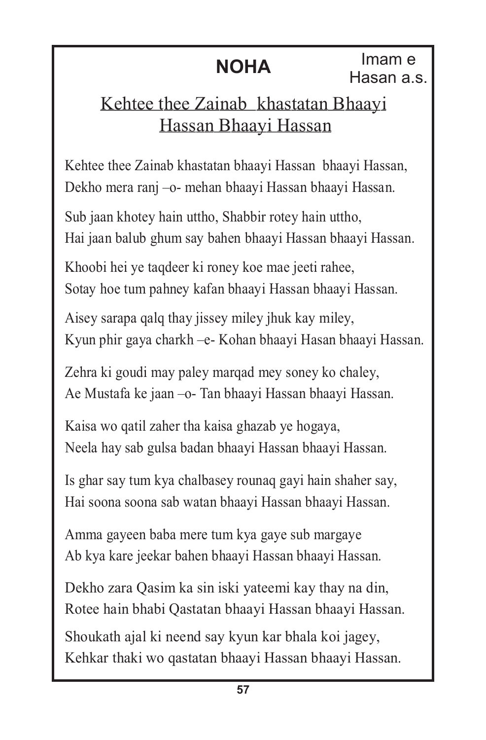## NOHA

Imam e Hasan a.s.

### Kehtee thee Zainab khastatan Bhaayi Hassan Bhaayi Hassan

Kehtee thee Zainab khastatan bhaayi Hassan bhaayi Hassan,
Dekho mera ranj –o- mehan bhaayi Hassan bhaayi Hassan.

Sub jaan khotey hain uttho, Shabbir rotey hain uttho,
Hai jaan balub ghum say bahen bhaayi Hassan bhaayi Hassan.

Khoobi hei ye taqdeer ki roney koe mae jeeti rahee,
Sotay hoe tum pahney kafan bhaayi Hassan bhaayi Hassan.

Aisey sarapa qalq thay jissey miley jhuk kay miley,
Kyun phir gaya charkh –e- Kohan bhaayi Hasan bhaayi Hassan.

Zehra ki goudi may paley marqad mey soney ko chaley,
Ae Mustafa ke jaan –o- Tan bhaayi Hassan bhaayi Hassan.

Kaisa wo qatil zaher tha kaisa ghazab ye hogaya,
Neela hay sab gulsa badan bhaayi Hassan bhaayi Hassan.

Is ghar say tum kya chalbasey rounaq gayi hain shaher say,
Hai soona soona sab watan bhaayi Hassan bhaayi Hassan.

Amma gayeen baba mere tum kya gaye sub margaye
Ab kya kare jeekar bahen bhaayi Hassan bhaayi Hassan.

Dekho zara Qasim ka sin iski yateemi kay thay na din,
Rotee hain bhabi Qastatan bhaayi Hassan bhaayi Hassan.

Shoukath ajal ki neend say kyun kar bhala koi jagey,
Kehkar thaki wo qastatan bhaayi Hassan bhaayi Hassan.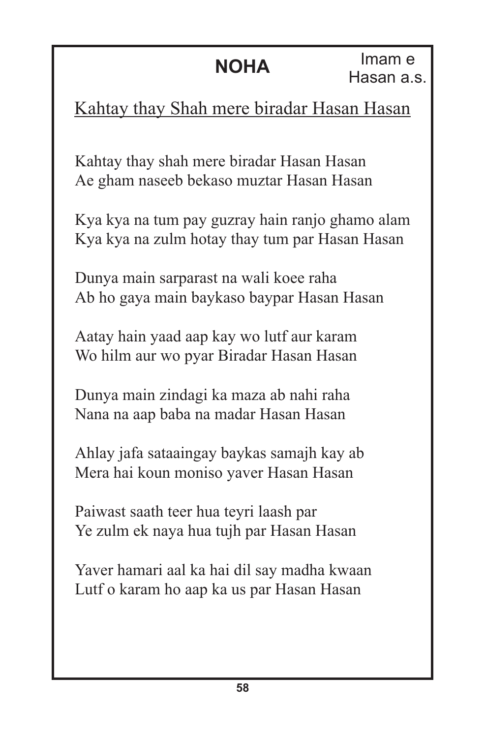# NOHA

Imam e Hasan a.s.

## Kahtay thay Shah mere biradar Hasan Hasan

Kahtay thay shah mere biradar Hasan Hasan
Ae gham naseeb bekaso muztar Hasan Hasan

Kya kya na tum pay guzray hain ranjo ghamo alam
Kya kya na zulm hotay thay tum par Hasan Hasan

Dunya main sarparast na wali koee raha
Ab ho gaya main baykaso baypar Hasan Hasan

Aatay hain yaad aap kay wo lutf aur karam
Wo hilm aur wo pyar Biradar Hasan Hasan

Dunya main zindagi ka maza ab nahi raha
Nana na aap baba na madar Hasan Hasan

Ahlay jafa sataaingay baykas samajh kay ab
Mera hai koun moniso yaver Hasan Hasan

Paiwast saath teer hua teyri laash par
Ye zulm ek naya hua tujh par Hasan Hasan

Yaver hamari aal ka hai dil say madha kwaan
Lutf o karam ho aap ka us par Hasan Hasan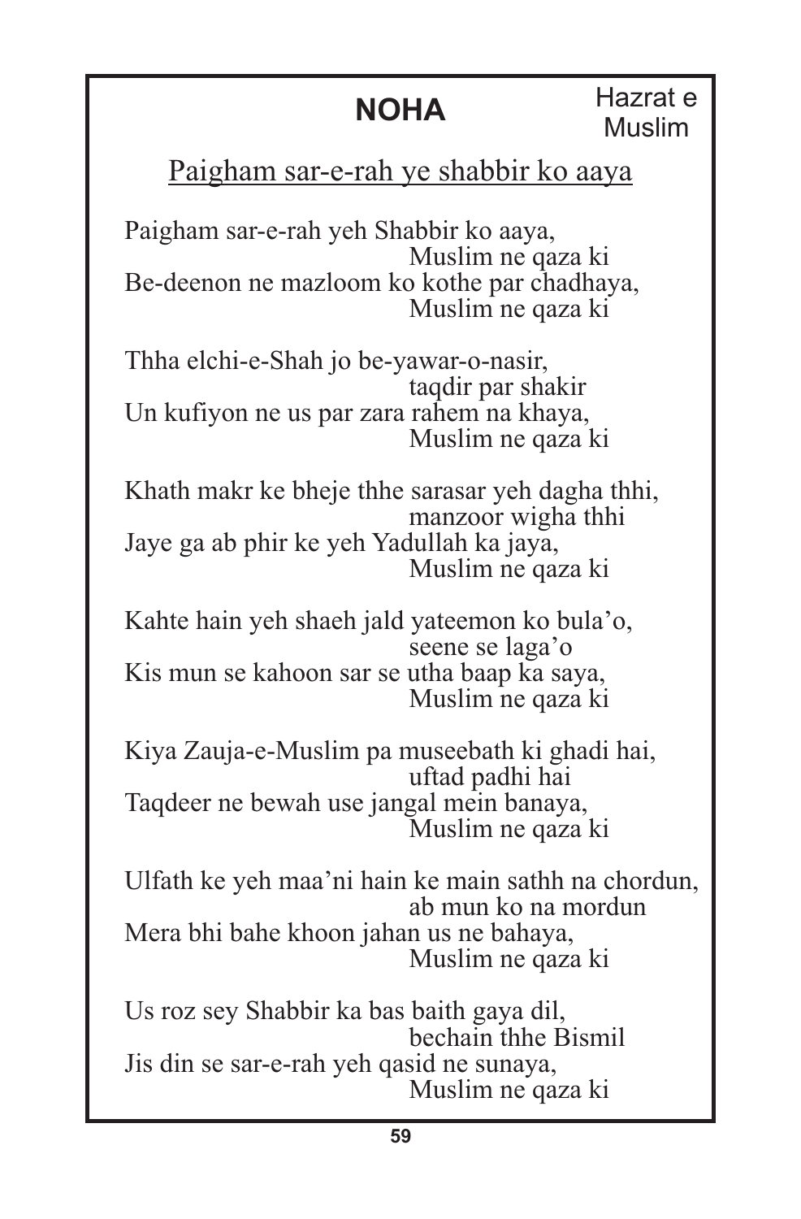# NOHA

Hazrat e Muslim

## Paigham sar-e-rah ye shabbir ko aaya

Paigham sar-e-rah yeh Shabbir ko aaya,
Muslim ne qaza ki
Be-deenon ne mazloom ko kothe par chadhaya,
Muslim ne qaza ki

Thha elchi-e-Shah jo be-yawar-o-nasir,
taqdir par shakir
Un kufiyon ne us par zara rahem na khaya,
Muslim ne qaza ki

Khath makr ke bheje thhe sarasar yeh dagha thhi,
manzoor wigha thhi
Jaye ga ab phir ke yeh Yadullah ka jaya,
Muslim ne qaza ki

Kahte hain yeh shaeh jald yateemon ko bula'o,
seene se laga'o
Kis mun se kahoon sar se utha baap ka saya,
Muslim ne qaza ki

Kiya Zauja-e-Muslim pa museebath ki ghadi hai,
uftad padhi hai
Taqdeer ne bewah use jangal mein banaya,
Muslim ne qaza ki

Ulfath ke yeh maa'ni hain ke main sathh na chordun,
ab mun ko na mordun
Mera bhi bahe khoon jahan us ne bahaya,
Muslim ne qaza ki

Us roz sey Shabbir ka bas baith gaya dil,
bechain thhe Bismil
Jis din se sar-e-rah yeh qasid ne sunaya,
Muslim ne qaza ki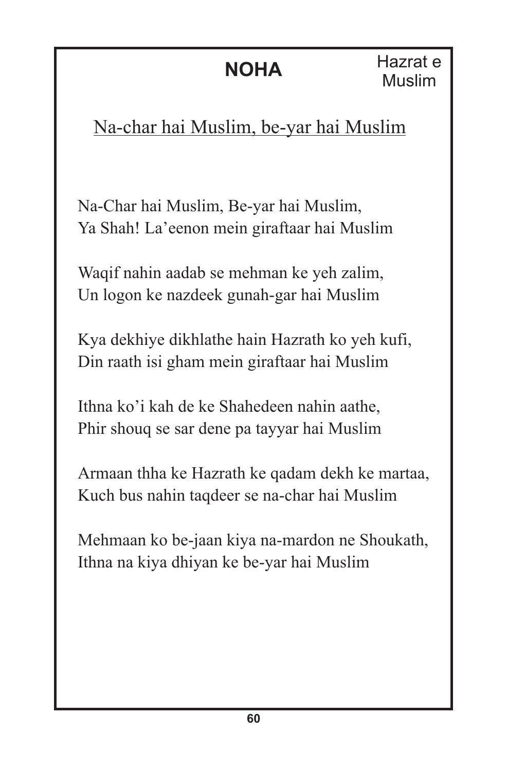# NOHA

Hazrat e Muslim

## Na-char hai Muslim, be-yar hai Muslim

Na-Char hai Muslim, Be-yar hai Muslim,
Ya Shah! La'eenon mein giraftaar hai Muslim

Waqif nahin aadab se mehman ke yeh zalim,
Un logon ke nazdeek gunah-gar hai Muslim

Kya dekhiye dikhlathe hain Hazrath ko yeh kufi,
Din raath isi gham mein giraftaar hai Muslim

Ithna ko'i kah de ke Shahedeen nahin aathe,
Phir shouq se sar dene pa tayyar hai Muslim

Armaan thha ke Hazrath ke qadam dekh ke martaa,
Kuch bus nahin taqdeer se na-char hai Muslim

Mehmaan ko be-jaan kiya na-mardon ne Shoukath,
Ithna na kiya dhiyan ke be-yar hai Muslim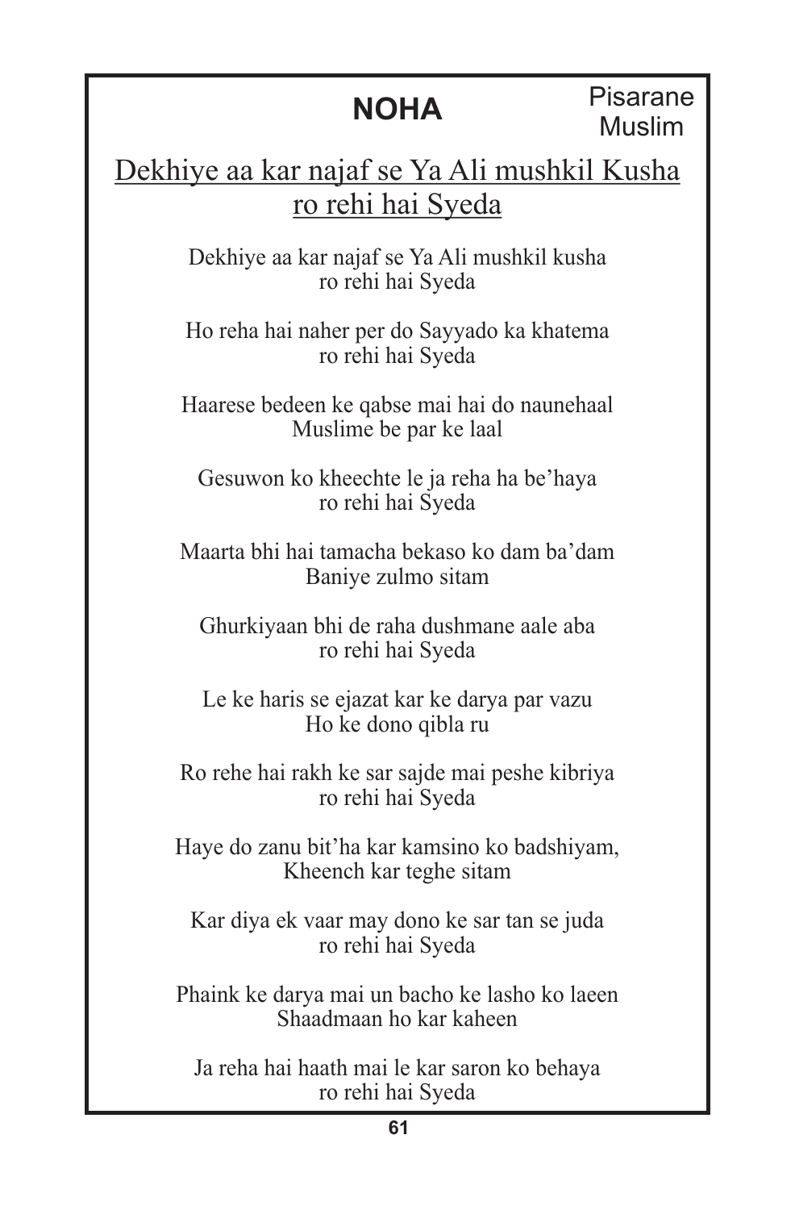# NOHA

Pisarane Muslim

## Dekhiye aa kar najaf se Ya Ali mushkil Kusha ro rehi hai Syeda

Dekhiye aa kar najaf se Ya Ali mushkil kusha
ro rehi hai Syeda

Ho reha hai naher per do Sayyado ka khatema
ro rehi hai Syeda

Haarese bedeen ke qabse mai hai do naunehaal
Muslime be par ke laal

Gesuwon ko kheechte le ja reha ha be'haya
ro rehi hai Syeda

Maarta bhi hai tamacha bekaso ko dam ba'dam
Baniye zulmo sitam

Ghurkiyaan bhi de raha dushmane aale aba
ro rehi hai Syeda

Le ke haris se ejazat kar ke darya par vazu
Ho ke dono qibla ru

Ro rehe hai rakh ke sar sajde mai peshe kibriya
ro rehi hai Syeda

Haye do zanu bit'ha kar kamsino ko badshiyam,
Kheench kar teghe sitam

Kar diya ek vaar may dono ke sar tan se juda
ro rehi hai Syeda

Phaink ke darya mai un bacho ke lasho ko laeen
Shaadmaan ho kar kaheen

Ja reha hai haath mai le kar saron ko behaya
ro rehi hai Syeda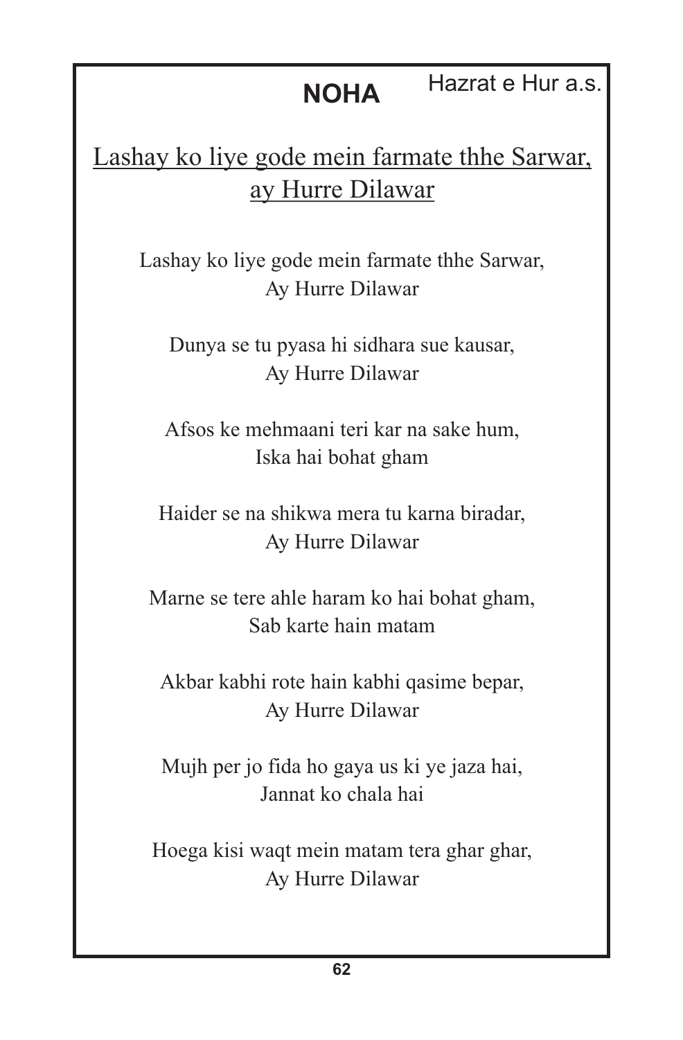# NOHA

Hazrat e Hur a.s.

<u>Lashay ko liye gode mein farmate thhe Sarwar, ay Hurre Dilawar</u>

Lashay ko liye gode mein farmate thhe Sarwar,
Ay Hurre Dilawar

Dunya se tu pyasa hi sidhara sue kausar,
Ay Hurre Dilawar

Afsos ke mehmaani teri kar na sake hum,
Iska hai bohat gham

Haider se na shikwa mera tu karna biradar,
Ay Hurre Dilawar

Marne se tere ahle haram ko hai bohat gham,
Sab karte hain matam

Akbar kabhi rote hain kabhi qasime bepar,
Ay Hurre Dilawar

Mujh per jo fida ho gaya us ki ye jaza hai,
Jannat ko chala hai

Hoega kisi waqt mein matam tera ghar ghar,
Ay Hurre Dilawar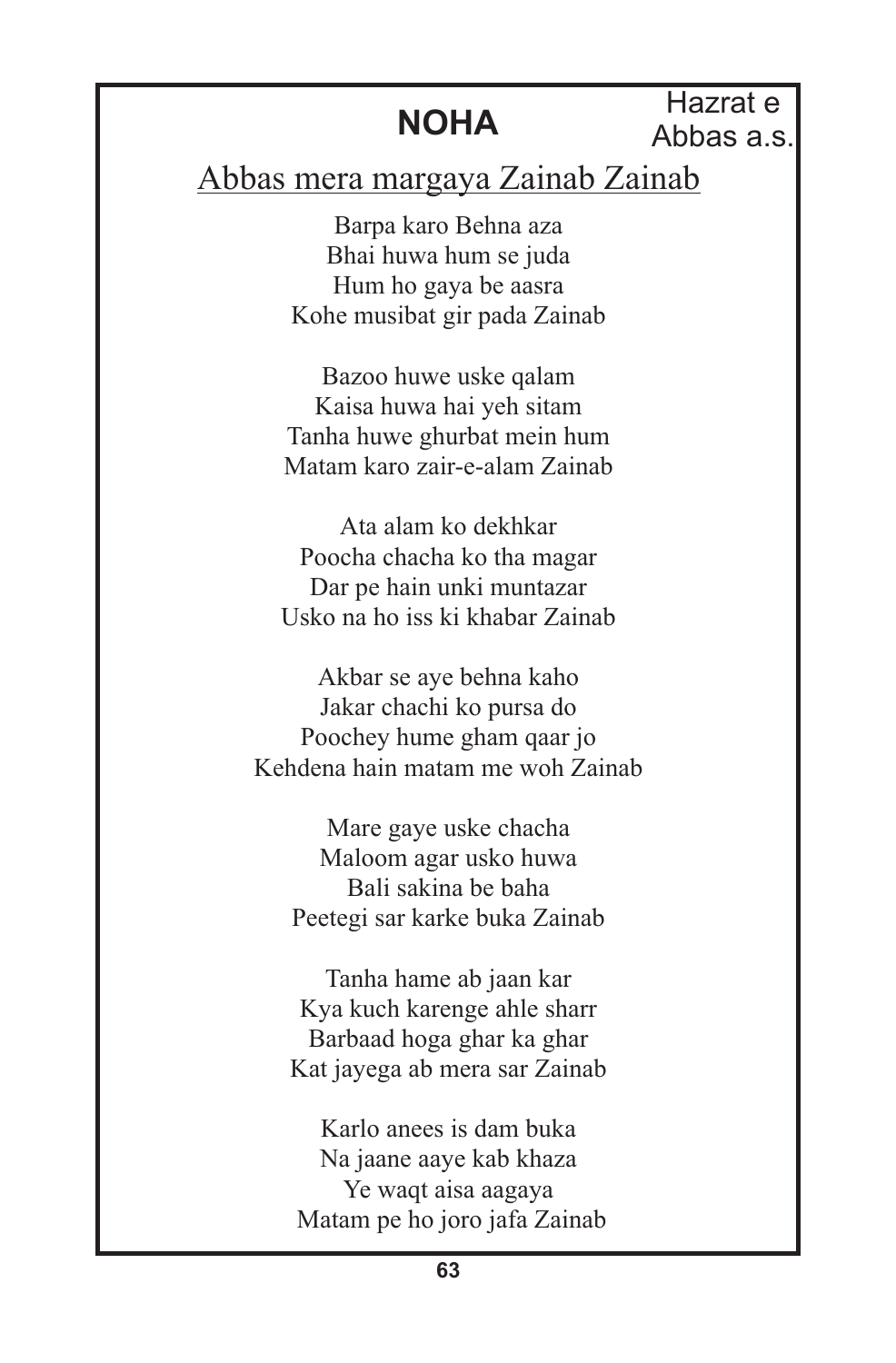# NOHA

Hazrat e Abbas a.s.

## Abbas mera margaya Zainab Zainab

Barpa karo Behna aza
Bhai huwa hum se juda
Hum ho gaya be aasra
Kohe musibat gir pada Zainab

Bazoo huwe uske qalam
Kaisa huwa hai yeh sitam
Tanha huwe ghurbat mein hum
Matam karo zair-e-alam Zainab

Ata alam ko dekhkar
Poocha chacha ko tha magar
Dar pe hain unki muntazar
Usko na ho iss ki khabar Zainab

Akbar se aye behna kaho
Jakar chachi ko pursa do
Poochey hume gham qaar jo
Kehdena hain matam me woh Zainab

Mare gaye uske chacha
Maloom agar usko huwa
Bali sakina be baha
Peetegi sar karke buka Zainab

Tanha hame ab jaan kar
Kya kuch karenge ahle sharr
Barbaad hoga ghar ka ghar
Kat jayega ab mera sar Zainab

Karlo anees is dam buka
Na jaane aaye kab khaza
Ye waqt aisa aagaya
Matam pe ho joro jafa Zainab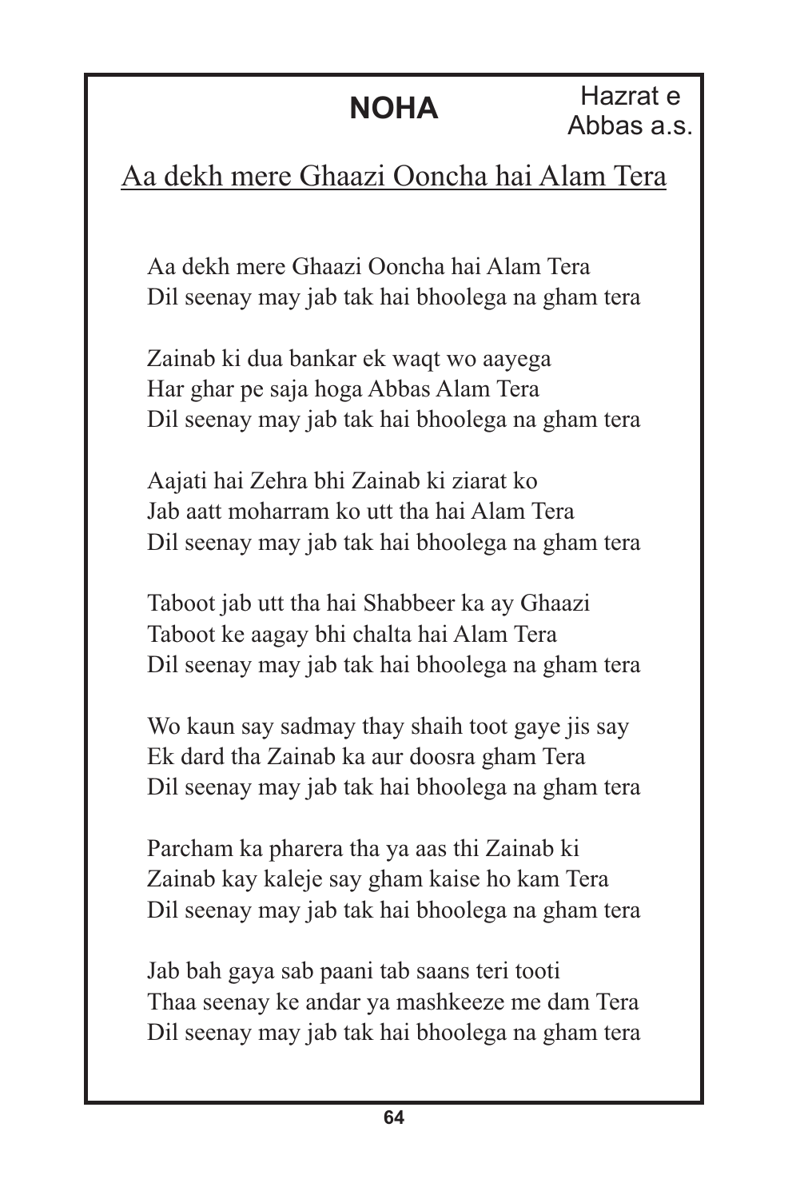## NOHA

Hazrat e Abbas a.s.

### Aa dekh mere Ghaazi Ooncha hai Alam Tera

Aa dekh mere Ghaazi Ooncha hai Alam Tera
Dil seenay may jab tak hai bhoolega na gham tera

Zainab ki dua bankar ek waqt wo aayega
Har ghar pe saja hoga Abbas Alam Tera
Dil seenay may jab tak hai bhoolega na gham tera

Aajati hai Zehra bhi Zainab ki ziarat ko
Jab aatt moharram ko utt tha hai Alam Tera
Dil seenay may jab tak hai bhoolega na gham tera

Taboot jab utt tha hai Shabbeer ka ay Ghaazi
Taboot ke aagay bhi chalta hai Alam Tera
Dil seenay may jab tak hai bhoolega na gham tera

Wo kaun say sadmay thay shaih toot gaye jis say
Ek dard tha Zainab ka aur doosra gham Tera
Dil seenay may jab tak hai bhoolega na gham tera

Parcham ka pharera tha ya aas thi Zainab ki
Zainab kay kaleje say gham kaise ho kam Tera
Dil seenay may jab tak hai bhoolega na gham tera

Jab bah gaya sab paani tab saans teri tooti
Thaa seenay ke andar ya mashkeeze me dam Tera
Dil seenay may jab tak hai bhoolega na gham tera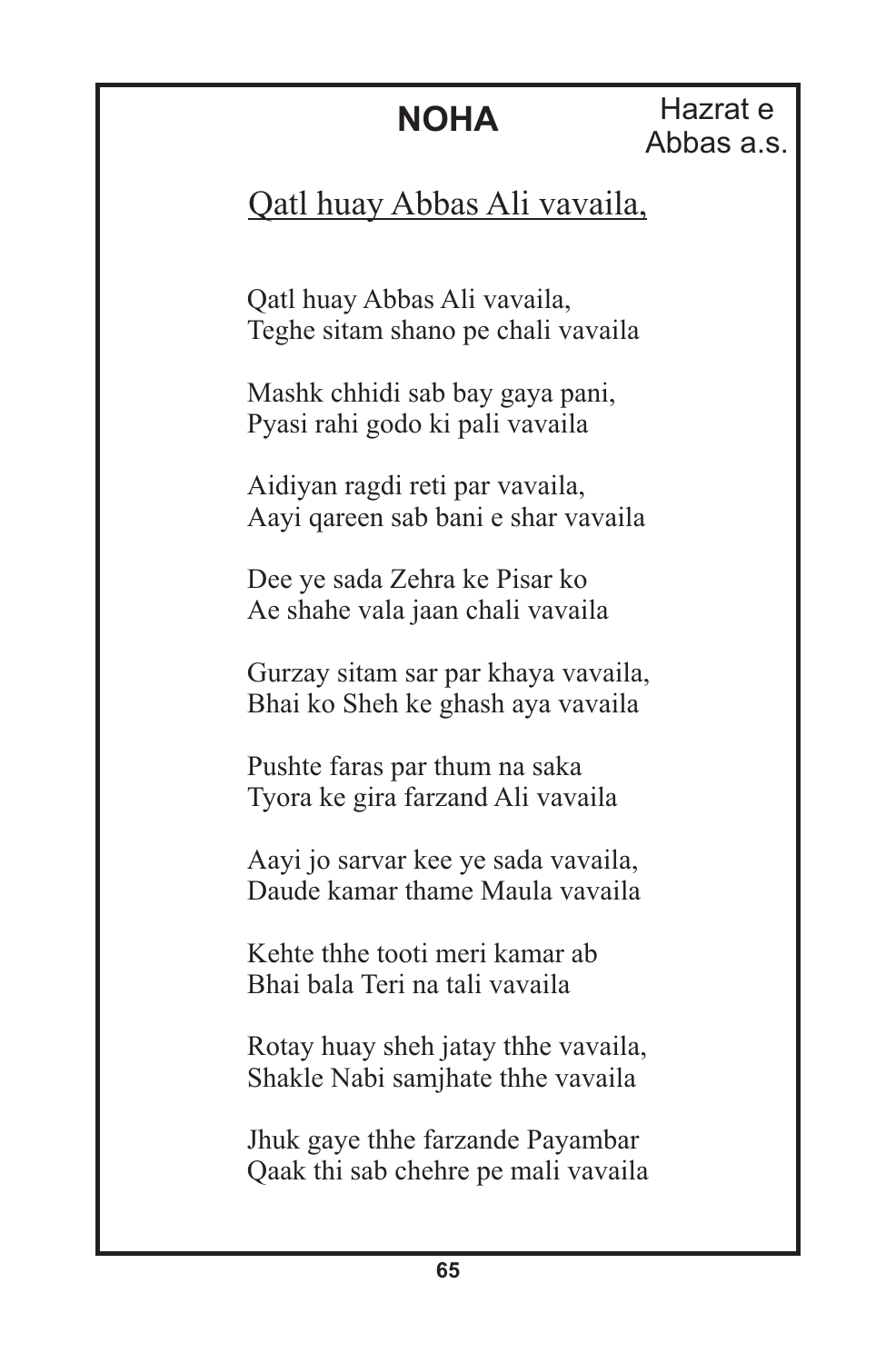# NOHA

Hazrat e Abbas a.s.

## Qatl huay Abbas Ali vavaila,

Qatl huay Abbas Ali vavaila,
Teghe sitam shano pe chali vavaila

Mashk chhidi sab bay gaya pani,
Pyasi rahi godo ki pali vavaila

Aidiyan ragdi reti par vavaila,
Aayi qareen sab bani e shar vavaila

Dee ye sada Zehra ke Pisar ko
Ae shahe vala jaan chali vavaila

Gurzay sitam sar par khaya vavaila,
Bhai ko Sheh ke ghash aya vavaila

Pushte faras par thum na saka
Tyora ke gira farzand Ali vavaila

Aayi jo sarvar kee ye sada vavaila,
Daude kamar thame Maula vavaila

Kehte thhe tooti meri kamar ab
Bhai bala Teri na tali vavaila

Rotay huay sheh jatay thhe vavaila,
Shakle Nabi samjhate thhe vavaila

Jhuk gaye thhe farzande Payambar
Qaak thi sab chehre pe mali vavaila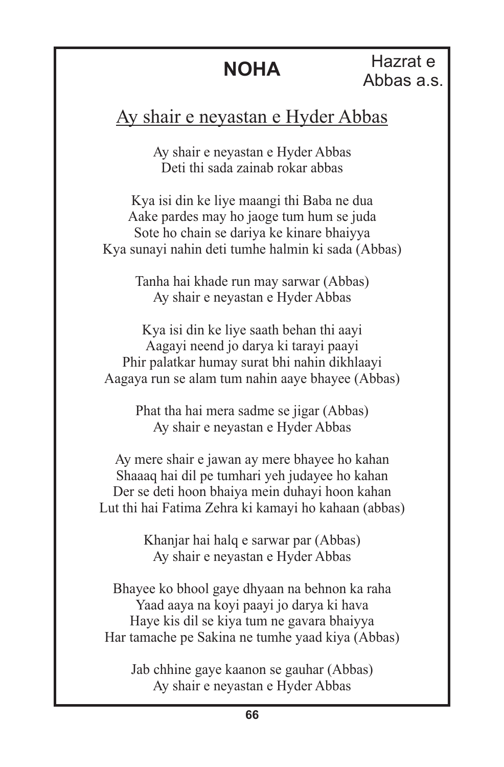# NOHA

Hazrat e Abbas a.s.

## Ay shair e neyastan e Hyder Abbas

Ay shair e neyastan e Hyder Abbas
Deti thi sada zainab rokar abbas

Kya isi din ke liye maangi thi Baba ne dua
Aake pardes may ho jaoge tum hum se juda
Sote ho chain se dariya ke kinare bhaiyya
Kya sunayi nahin deti tumhe halmin ki sada (Abbas)

Tanha hai khade run may sarwar (Abbas)
Ay shair e neyastan e Hyder Abbas

Kya isi din ke liye saath behan thi aayi
Aagayi neend jo darya ki tarayi paayi
Phir palatkar humay surat bhi nahin dikhlaayi
Aagaya run se alam tum nahin aaye bhayee (Abbas)

Phat tha hai mera sadme se jigar (Abbas)
Ay shair e neyastan e Hyder Abbas

Ay mere shair e jawan ay mere bhayee ho kahan
Shaaaq hai dil pe tumhari yeh judayee ho kahan
Der se deti hoon bhaiya mein duhayi hoon kahan
Lut thi hai Fatima Zehra ki kamayi ho kahaan (abbas)

Khanjar hai halq e sarwar par (Abbas)
Ay shair e neyastan e Hyder Abbas

Bhayee ko bhool gaye dhyaan na behnon ka raha
Yaad aaya na koyi paayi jo darya ki hava
Haye kis dil se kiya tum ne gavara bhaiyya
Har tamache pe Sakina ne tumhe yaad kiya (Abbas)

Jab chhine gaye kaanon se gauhar (Abbas)
Ay shair e neyastan e Hyder Abbas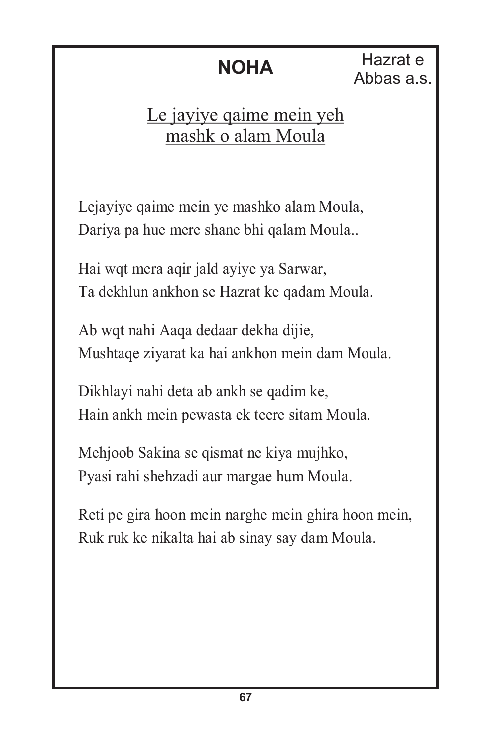# NOHA

Hazrat e Abbas a.s.

## Le jayiye qaime mein yeh mashk o alam Moula

Lejayiye qaime mein ye mashko alam Moula,
Dariya pa hue mere shane bhi qalam Moula..

Hai wqt mera aqir jald ayiye ya Sarwar,
Ta dekhlun ankhon se Hazrat ke qadam Moula.

Ab wqt nahi Aaqa dedaar dekha dijie,
Mushtaqe ziyarat ka hai ankhon mein dam Moula.

Dikhlayi nahi deta ab ankh se qadim ke,
Hain ankh mein pewasta ek teere sitam Moula.

Mehjoob Sakina se qismat ne kiya mujhko,
Pyasi rahi shehzadi aur margae hum Moula.

Reti pe gira hoon mein narghe mein ghira hoon mein,
Ruk ruk ke nikalta hai ab sinay say dam Moula.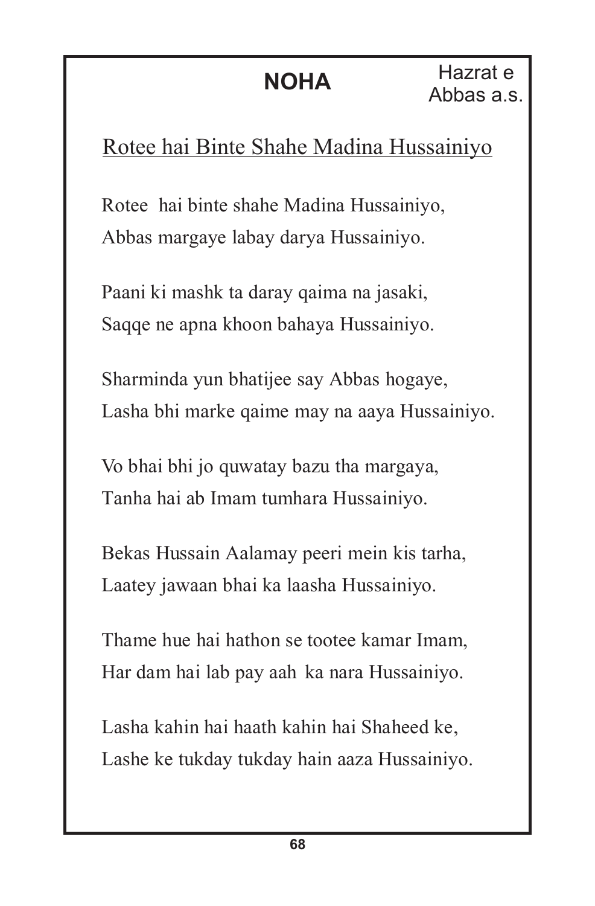# NOHA

Hazrat e Abbas a.s.

## Rotee hai Binte Shahe Madina Hussainiyo

Rotee hai binte shahe Madina Hussainiyo,
Abbas margaye labay darya Hussainiyo.

Paani ki mashk ta daray qaima na jasaki,
Saqqe ne apna khoon bahaya Hussainiyo.

Sharminda yun bhatijee say Abbas hogaye,
Lasha bhi marke qaime may na aaya Hussainiyo.

Vo bhai bhi jo quwatay bazu tha margaya,
Tanha hai ab Imam tumhara Hussainiyo.

Bekas Hussain Aalamay peeri mein kis tarha,
Laatey jawaan bhai ka laasha Hussainiyo.

Thame hue hai hathon se tootee kamar Imam,
Har dam hai lab pay aah ka nara Hussainiyo.

Lasha kahin hai haath kahin hai Shaheed ke,
Lashe ke tukday tukday hain aaza Hussainiyo.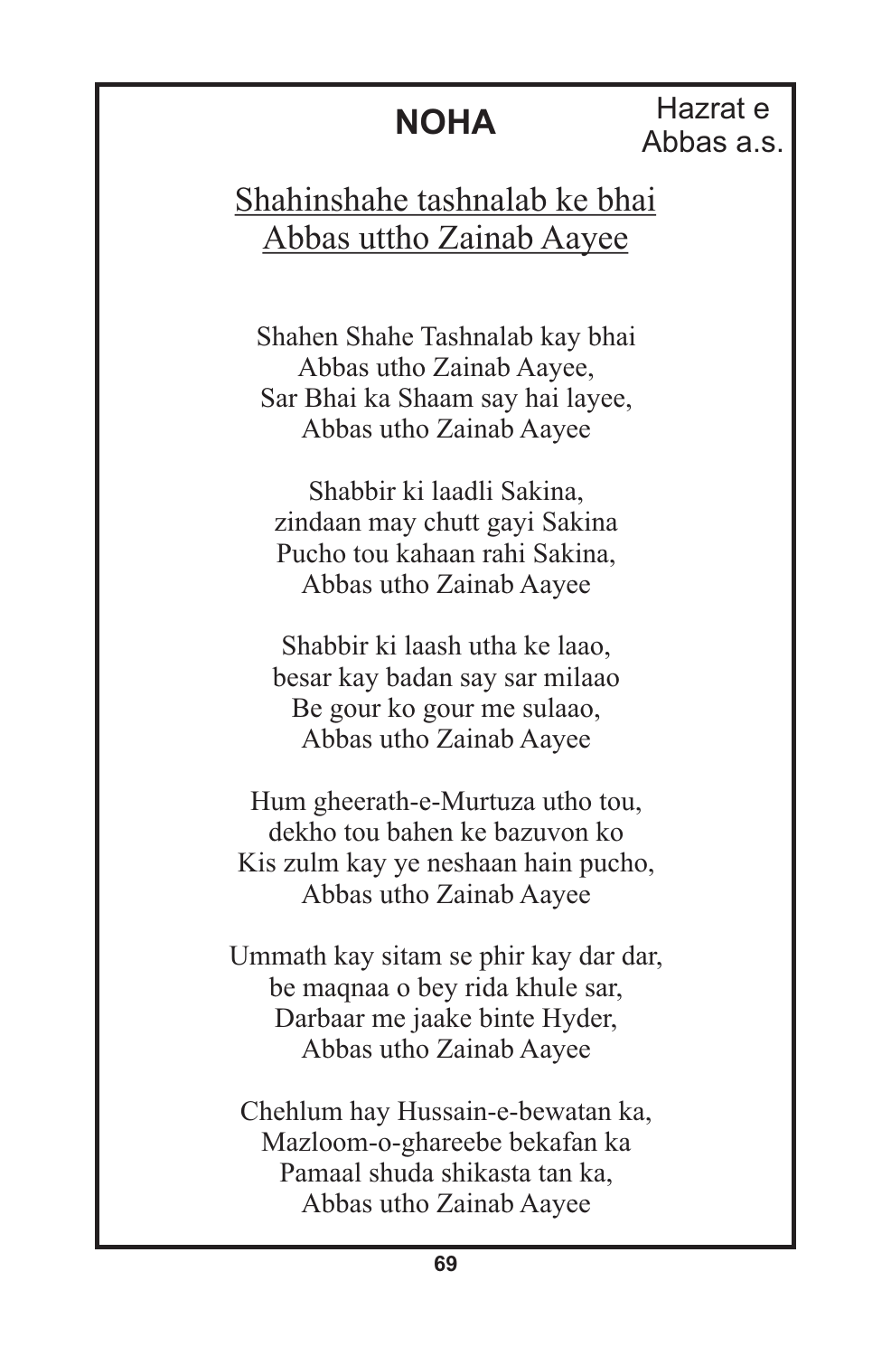# NOHA

Hazrat e Abbas a.s.

<u>Shahinshahe tashnalab ke bhai</u>
<u>Abbas uttho Zainab Aayee</u>

Shahen Shahe Tashnalab kay bhai
Abbas utho Zainab Aayee,
Sar Bhai ka Shaam say hai layee,
Abbas utho Zainab Aayee

Shabbir ki laadli Sakina,
zindaan may chutt gayi Sakina
Pucho tou kahaan rahi Sakina,
Abbas utho Zainab Aayee

Shabbir ki laash utha ke laao,
besar kay badan say sar milaao
Be gour ko gour me sulaao,
Abbas utho Zainab Aayee

Hum gheerath-e-Murtuza utho tou,
dekho tou bahen ke bazuvon ko
Kis zulm kay ye neshaan hain pucho,
Abbas utho Zainab Aayee

Ummath kay sitam se phir kay dar dar,
be maqnaa o bey rida khule sar,
Darbaar me jaake binte Hyder,
Abbas utho Zainab Aayee

Chehlum hay Hussain-e-bewatan ka,
Mazloom-o-ghareebe bekafan ka
Pamaal shuda shikasta tan ka,
Abbas utho Zainab Aayee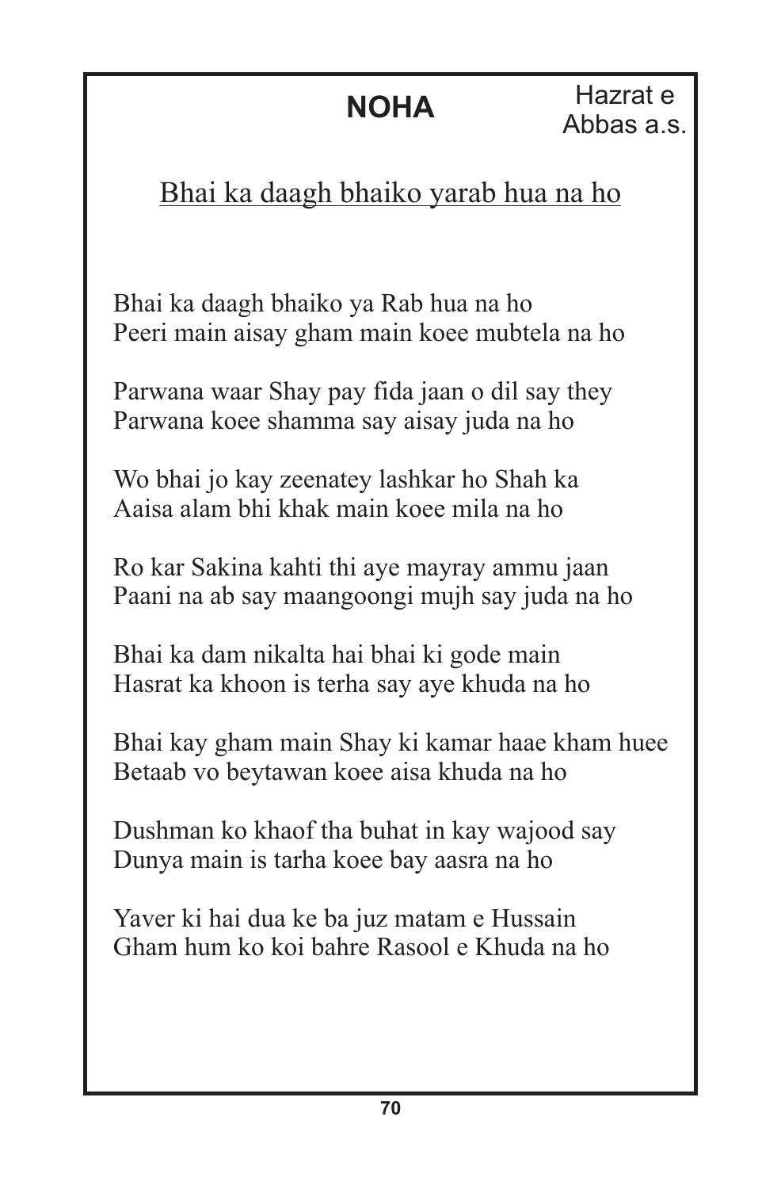# NOHA

Hazrat e Abbas a.s.

## Bhai ka daagh bhaiko yarab hua na ho

Bhai ka daagh bhaiko ya Rab hua na ho
Peeri main aisay gham main koee mubtela na ho

Parwana waar Shay pay fida jaan o dil say they
Parwana koee shamma say aisay juda na ho

Wo bhai jo kay zeenatey lashkar ho Shah ka
Aaisa alam bhi khak main koee mila na ho

Ro kar Sakina kahti thi aye mayray ammu jaan
Paani na ab say maangoongi mujh say juda na ho

Bhai ka dam nikalta hai bhai ki gode main
Hasrat ka khoon is terha say aye khuda na ho

Bhai kay gham main Shay ki kamar haae kham huee
Betaab vo beytawan koee aisa khuda na ho

Dushman ko khaof tha buhat in kay wajood say
Dunya main is tarha koee bay aasra na ho

Yaver ki hai dua ke ba juz matam e Hussain
Gham hum ko koi bahre Rasool e Khuda na ho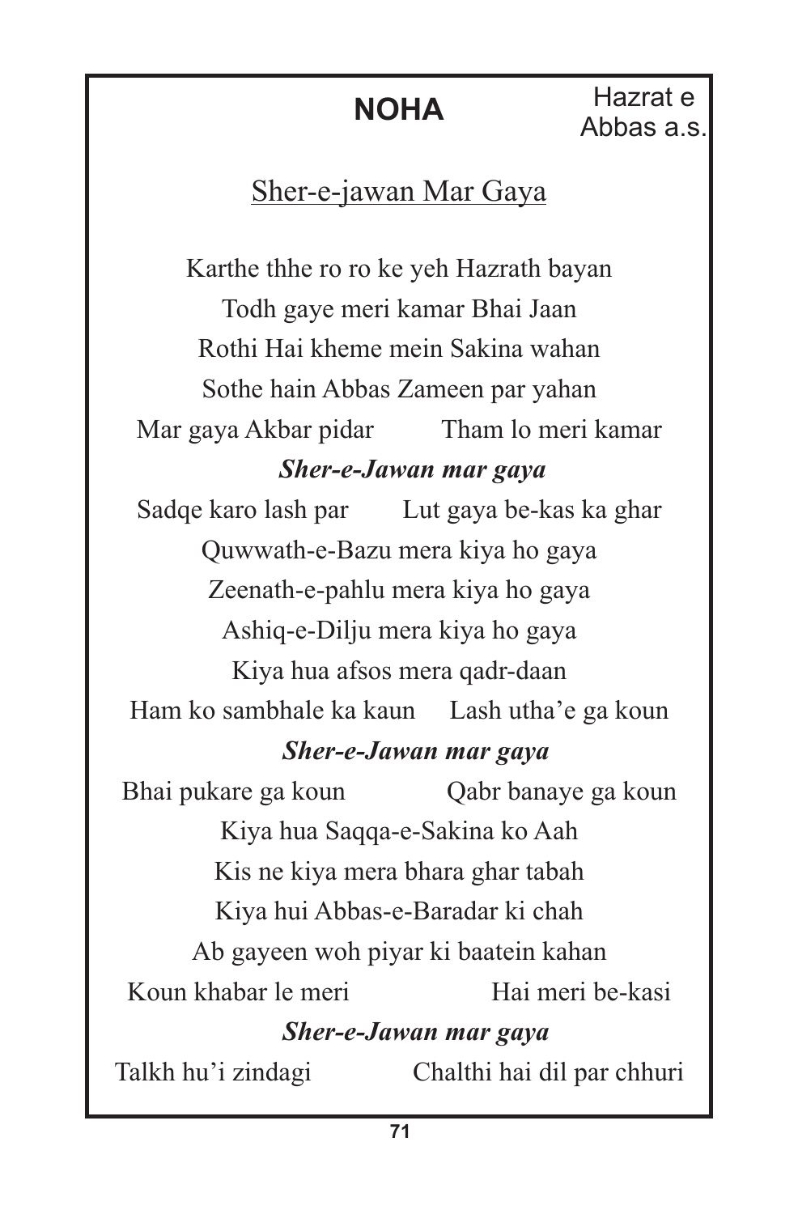# NOHA

Hazrat e Abbas a.s.

## Sher-e-jawan Mar Gaya

Karthe thhe ro ro ke yeh Hazrath bayan
Todh gaye meri kamar Bhai Jaan
Rothi Hai kheme mein Sakina wahan
Sothe hain Abbas Zameen par yahan
Mar gaya Akbar pidar          Tham lo meri kamar

***Sher-e-Jawan mar gaya***

Sadqe karo lash par          Lut gaya be-kas ka ghar
Quwwath-e-Bazu mera kiya ho gaya
Zeenath-e-pahlu mera kiya ho gaya
Ashiq-e-Dilju mera kiya ho gaya
Kiya hua afsos mera qadr-daan
Ham ko sambhale ka kaun          Lash utha'e ga koun

***Sher-e-Jawan mar gaya***

Bhai pukare ga koun          Qabr banaye ga koun
Kiya hua Saqqa-e-Sakina ko Aah
Kis ne kiya mera bhara ghar tabah
Kiya hui Abbas-e-Baradar ki chah
Ab gayeen woh piyar ki baatein kahan
Koun khabar le meri          Hai meri be-kasi

***Sher-e-Jawan mar gaya***

Talkh hu'i zindagi          Chalthi hai dil par chhuri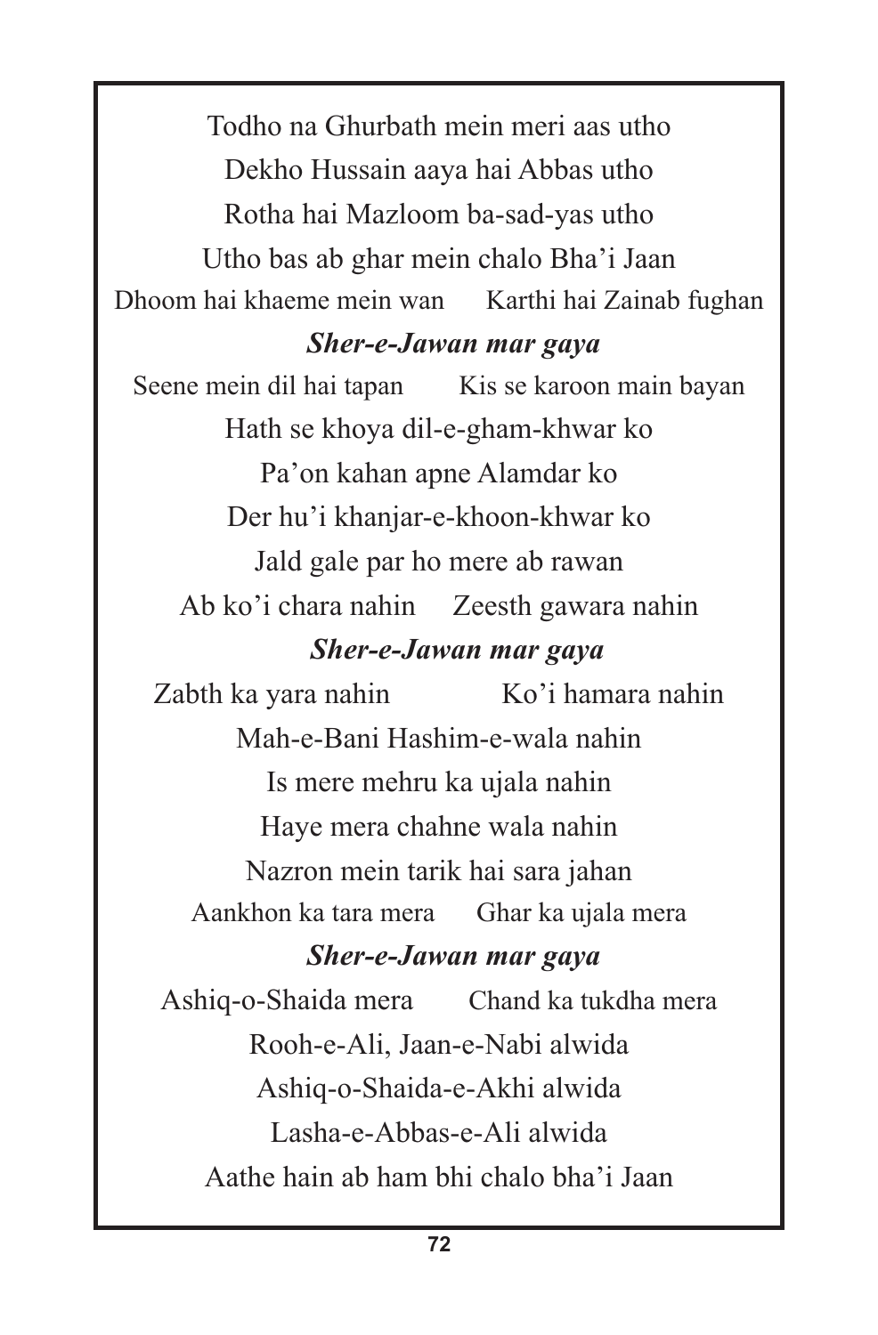Todho na Ghurbath mein meri aas utho

Dekho Hussain aaya hai Abbas utho

Rotha hai Mazloom ba-sad-yas utho

Utho bas ab ghar mein chalo Bha'i Jaan

Dhoom hai khaeme mein wan     Karthi hai Zainab fughan

***Sher-e-Jawan mar gaya***

Seene mein dil hai tapan     Kis se karoon main bayan

Hath se khoya dil-e-gham-khwar ko

Pa'on kahan apne Alamdar ko

Der hu'i khanjar-e-khoon-khwar ko

Jald gale par ho mere ab rawan

Ab ko'i chara nahin     Zeesth gawara nahin

***Sher-e-Jawan mar gaya***

Zabth ka yara nahin     Ko'i hamara nahin

Mah-e-Bani Hashim-e-wala nahin

Is mere mehru ka ujala nahin

Haye mera chahne wala nahin

Nazron mein tarik hai sara jahan

Aankhon ka tara mera     Ghar ka ujala mera

***Sher-e-Jawan mar gaya***

Ashiq-o-Shaida mera     Chand ka tukdha mera

Rooh-e-Ali, Jaan-e-Nabi alwida

Ashiq-o-Shaida-e-Akhi alwida

Lasha-e-Abbas-e-Ali alwida

Aathe hain ab ham bhi chalo bha'i Jaan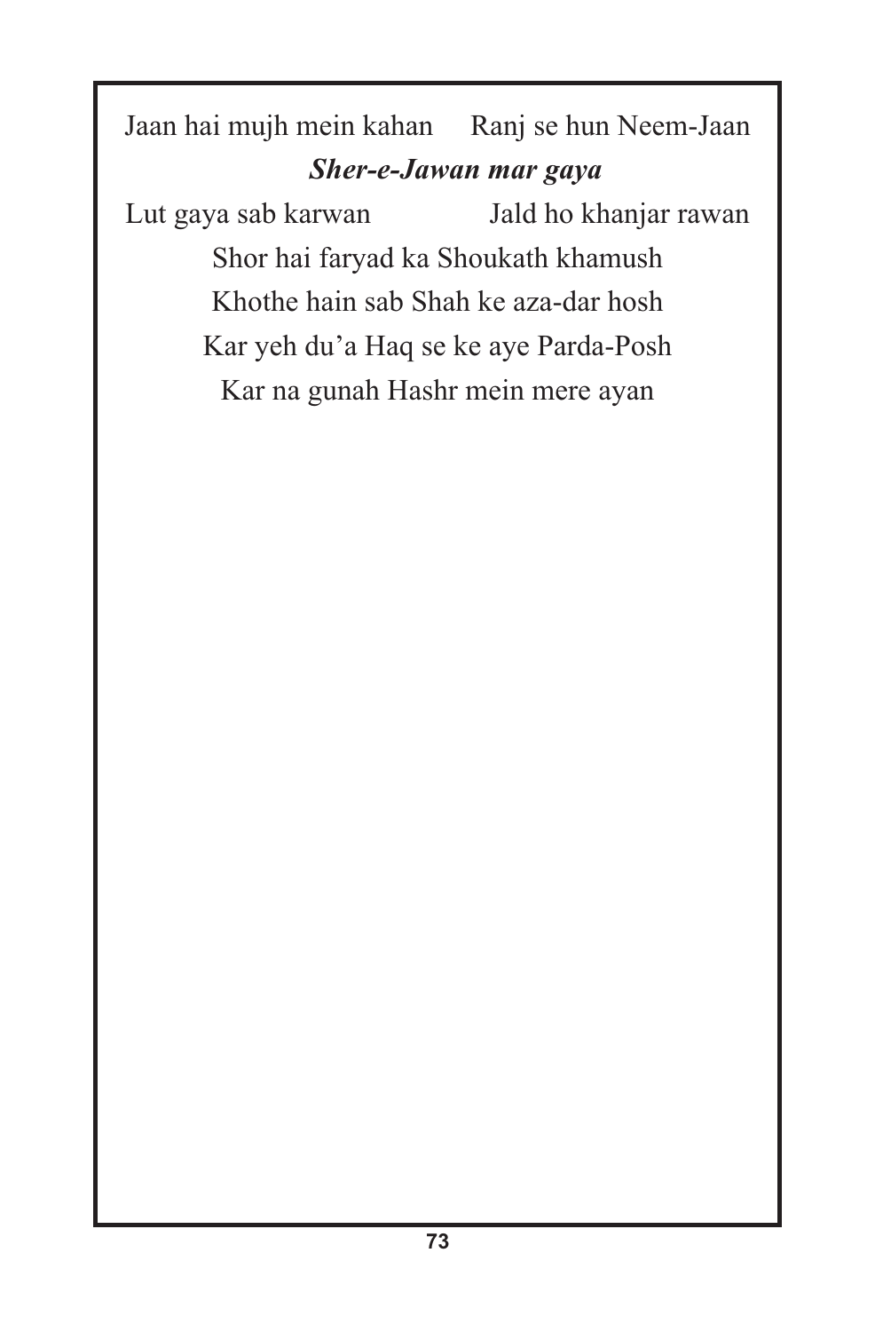Jaan hai mujh mein kahan Ranj se hun Neem-Jaan

***Sher-e-Jawan mar gaya***

Lut gaya sab karwan Jald ho khanjar rawan

Shor hai faryad ka Shoukath khamush

Khothe hain sab Shah ke aza-dar hosh

Kar yeh du'a Haq se ke aye Parda-Posh

Kar na gunah Hashr mein mere ayan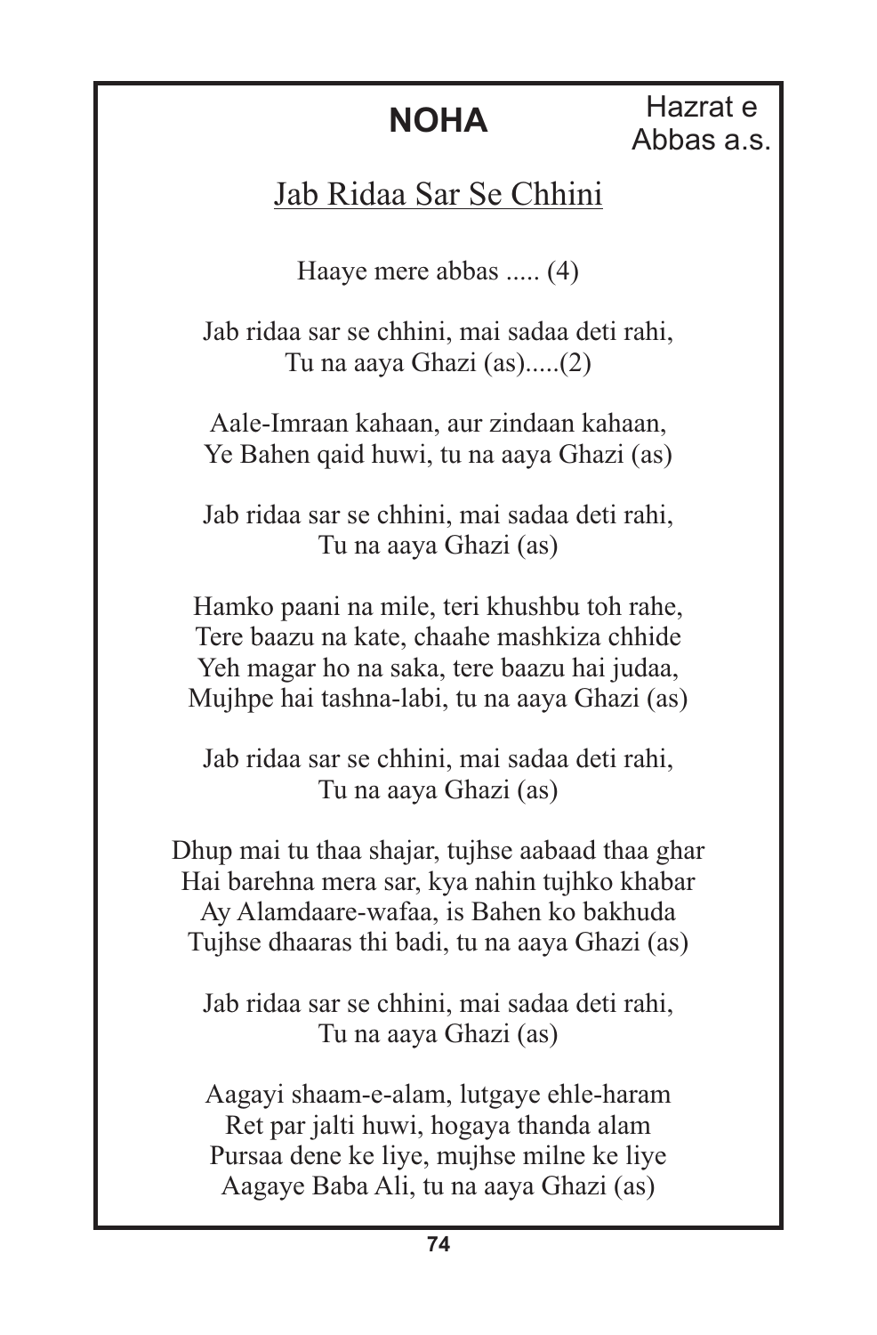# NOHA

Hazrat e Abbas a.s.

## Jab Ridaa Sar Se Chhini

Haaye mere abbas ..... (4)

Jab ridaa sar se chhini, mai sadaa deti rahi,
Tu na aaya Ghazi (as).....(2)

Aale-Imraan kahaan, aur zindaan kahaan,
Ye Bahen qaid huwi, tu na aaya Ghazi (as)

Jab ridaa sar se chhini, mai sadaa deti rahi,
Tu na aaya Ghazi (as)

Hamko paani na mile, teri khushbu toh rahe,
Tere baazu na kate, chaahe mashkiza chhide
Yeh magar ho na saka, tere baazu hai judaa,
Mujhpe hai tashna-labi, tu na aaya Ghazi (as)

Jab ridaa sar se chhini, mai sadaa deti rahi,
Tu na aaya Ghazi (as)

Dhup mai tu thaa shajar, tujhse aabaad thaa ghar
Hai barehna mera sar, kya nahin tujhko khabar
Ay Alamdaare-wafaa, is Bahen ko bakhuda
Tujhse dhaaras thi badi, tu na aaya Ghazi (as)

Jab ridaa sar se chhini, mai sadaa deti rahi,
Tu na aaya Ghazi (as)

Aagayi shaam-e-alam, lutgaye ehle-haram
Ret par jalti huwi, hogaya thanda alam
Pursaa dene ke liye, mujhse milne ke liye
Aagaye Baba Ali, tu na aaya Ghazi (as)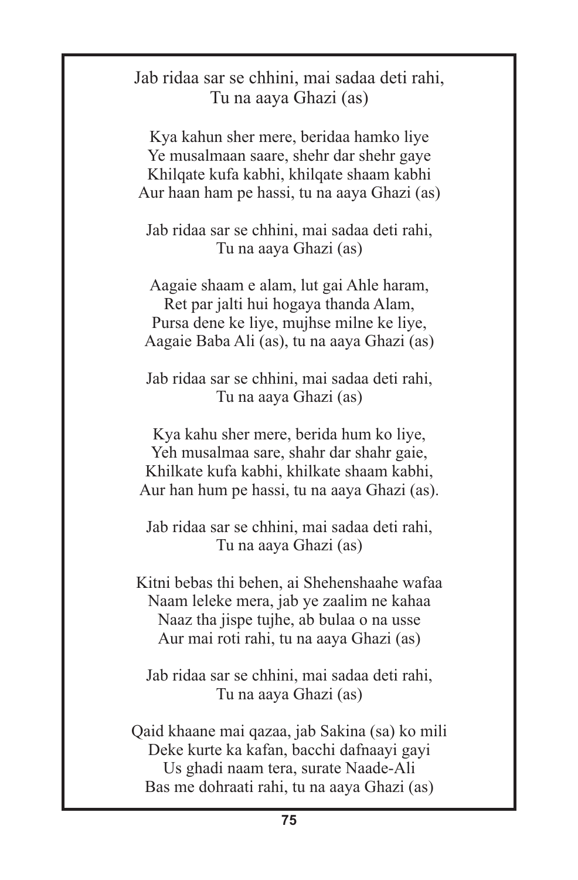Jab ridaa sar se chhini, mai sadaa deti rahi,
Tu na aaya Ghazi (as)

Kya kahun sher mere, beridaa hamko liye
Ye musalmaan saare, shehr dar shehr gaye
Khilqate kufa kabhi, khilqate shaam kabhi
Aur haan ham pe hassi, tu na aaya Ghazi (as)

Jab ridaa sar se chhini, mai sadaa deti rahi,
Tu na aaya Ghazi (as)

Aagaie shaam e alam, lut gai Ahle haram,
Ret par jalti hui hogaya thanda Alam,
Pursa dene ke liye, mujhse milne ke liye,
Aagaie Baba Ali (as), tu na aaya Ghazi (as)

Jab ridaa sar se chhini, mai sadaa deti rahi,
Tu na aaya Ghazi (as)

Kya kahu sher mere, berida hum ko liye,
Yeh musalmaa sare, shahr dar shahr gaie,
Khilkate kufa kabhi, khilkate shaam kabhi,
Aur han hum pe hassi, tu na aaya Ghazi (as).

Jab ridaa sar se chhini, mai sadaa deti rahi,
Tu na aaya Ghazi (as)

Kitni bebas thi behen, ai Shehenshaahe wafaa
Naam leleke mera, jab ye zaalim ne kahaa
Naaz tha jispe tujhe, ab bulaa o na usse
Aur mai roti rahi, tu na aaya Ghazi (as)

Jab ridaa sar se chhini, mai sadaa deti rahi,
Tu na aaya Ghazi (as)

Qaid khaane mai qazaa, jab Sakina (sa) ko mili
Deke kurte ka kafan, bacchi dafnaayi gayi
Us ghadi naam tera, surate Naade-Ali
Bas me dohraati rahi, tu na aaya Ghazi (as)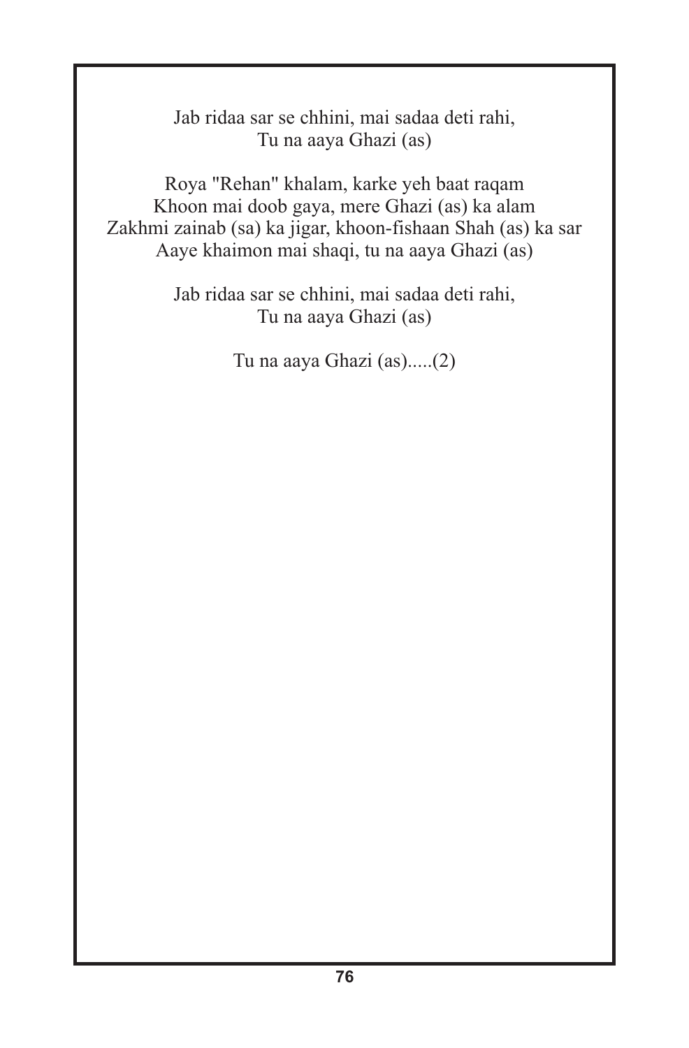Jab ridaa sar se chhini, mai sadaa deti rahi,
Tu na aaya Ghazi (as)

Roya "Rehan" khalam, karke yeh baat raqam
Khoon mai doob gaya, mere Ghazi (as) ka alam
Zakhmi zainab (sa) ka jigar, khoon-fishaan Shah (as) ka sar
Aaye khaimon mai shaqi, tu na aaya Ghazi (as)

Jab ridaa sar se chhini, mai sadaa deti rahi,
Tu na aaya Ghazi (as)

Tu na aaya Ghazi (as).....(2)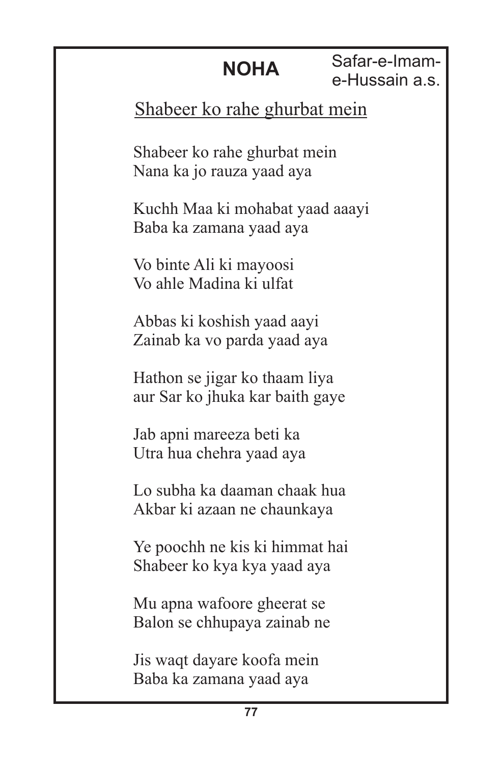## NOHA

Safar-e-Imam-e-Hussain a.s.

### Shabeer ko rahe ghurbat mein

Shabeer ko rahe ghurbat mein
Nana ka jo rauza yaad aya

Kuchh Maa ki mohabat yaad aaayi
Baba ka zamana yaad aya

Vo binte Ali ki mayoosi
Vo ahle Madina ki ulfat

Abbas ki koshish yaad aayi
Zainab ka vo parda yaad aya

Hathon se jigar ko thaam liya
aur Sar ko jhuka kar baith gaye

Jab apni mareeza beti ka
Utra hua chehra yaad aya

Lo subha ka daaman chaak hua
Akbar ki azaan ne chaunkaya

Ye poochh ne kis ki himmat hai
Shabeer ko kya kya yaad aya

Mu apna wafoore gheerat se
Balon se chhupaya zainab ne

Jis waqt dayare koofa mein
Baba ka zamana yaad aya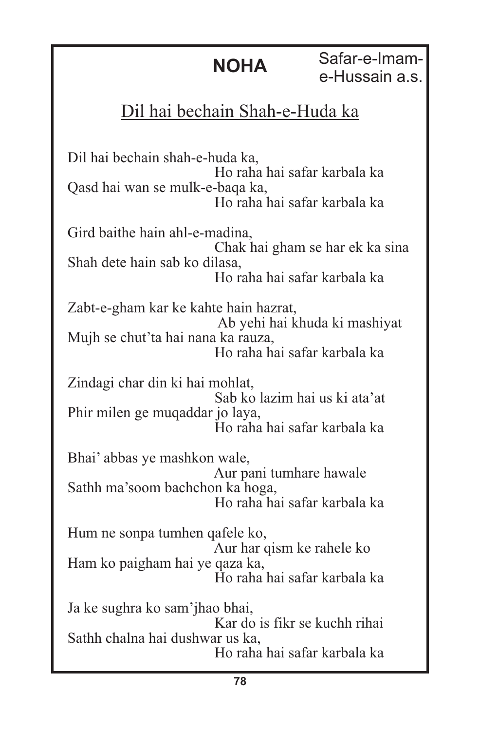# NOHA

Safar-e-Imam-e-Hussain a.s.

## Dil hai bechain Shah-e-Huda ka

Dil hai bechain shah-e-huda ka,
Ho raha hai safar karbala ka
Qasd hai wan se mulk-e-baqa ka,
Ho raha hai safar karbala ka

Gird baithe hain ahl-e-madina,
Chak hai gham se har ek ka sina
Shah dete hain sab ko dilasa,
Ho raha hai safar karbala ka

Zabt-e-gham kar ke kahte hain hazrat,
Ab yehi hai khuda ki mashiyat
Mujh se chut'ta hai nana ka rauza,
Ho raha hai safar karbala ka

Zindagi char din ki hai mohlat,
Sab ko lazim hai us ki ata'at
Phir milen ge muqaddar jo laya,
Ho raha hai safar karbala ka

Bhai' abbas ye mashkon wale,
Aur pani tumhare hawale
Sathh ma'soom bachchon ka hoga,
Ho raha hai safar karbala ka

Hum ne sonpa tumhen qafele ko,
Aur har qism ke rahele ko
Ham ko paigham hai ye qaza ka,
Ho raha hai safar karbala ka

Ja ke sughra ko sam'jhao bhai,
Kar do is fikr se kuchh rihai
Sathh chalna hai dushwar us ka,
Ho raha hai safar karbala ka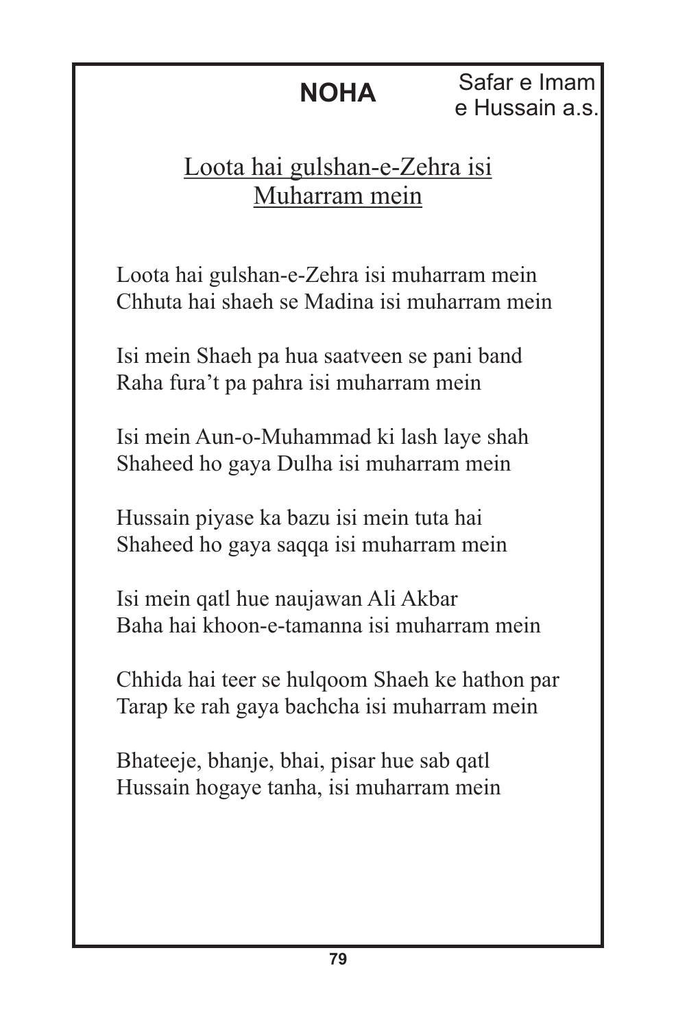**NOHA**

Safar e Imam e Hussain a.s.

## Loota hai gulshan-e-Zehra isi Muharram mein

Loota hai gulshan-e-Zehra isi muharram mein
Chhuta hai shaeh se Madina isi muharram mein

Isi mein Shaeh pa hua saatveen se pani band
Raha fura't pa pahra isi muharram mein

Isi mein Aun-o-Muhammad ki lash laye shah
Shaheed ho gaya Dulha isi muharram mein

Hussain piyase ka bazu isi mein tuta hai
Shaheed ho gaya saqqa isi muharram mein

Isi mein qatl hue naujawan Ali Akbar
Baha hai khoon-e-tamanna isi muharram mein

Chhida hai teer se hulqoom Shaeh ke hathon par
Tarap ke rah gaya bachcha isi muharram mein

Bhateeje, bhanje, bhai, pisar hue sab qatl
Hussain hogaye tanha, isi muharram mein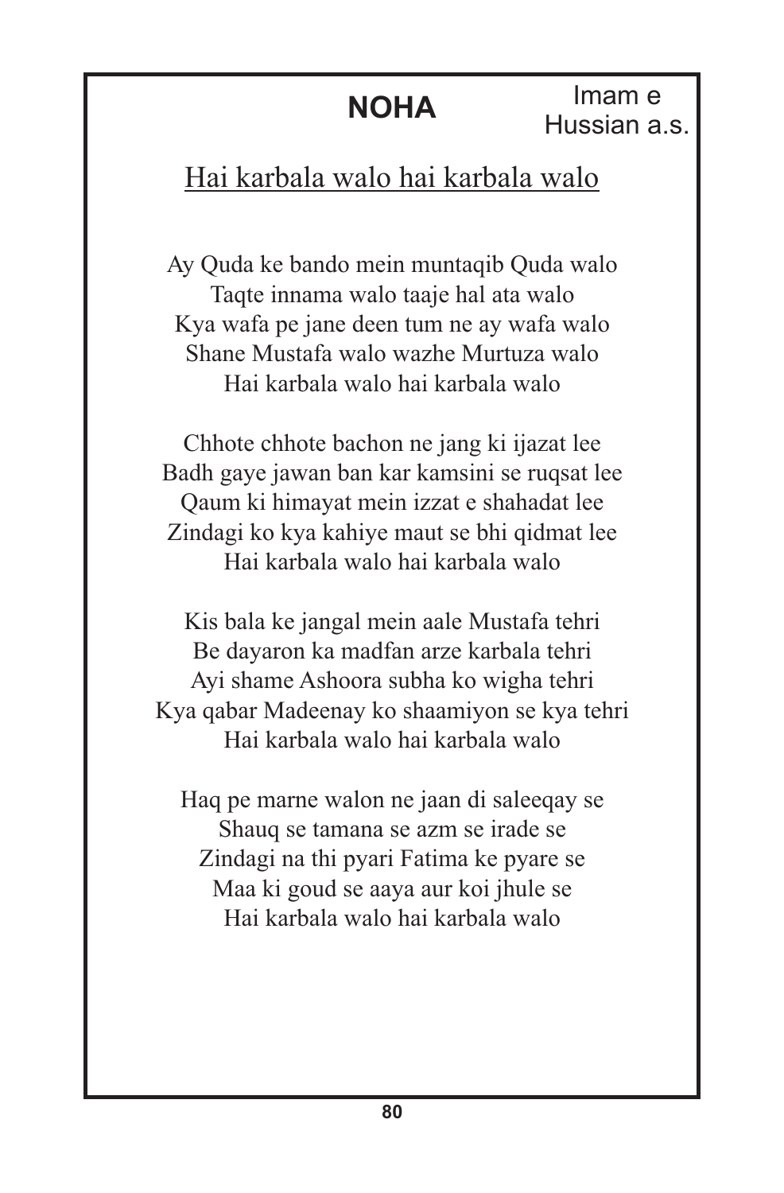# NOHA

Imam e Hussian a.s.

## Hai karbala walo hai karbala walo

Ay Quda ke bando mein muntaqib Quda walo
Taqte innama walo taaje hal ata walo
Kya wafa pe jane deen tum ne ay wafa walo
Shane Mustafa walo wazhe Murtuza walo
Hai karbala walo hai karbala walo

Chhote chhote bachon ne jang ki ijazat lee
Badh gaye jawan ban kar kamsini se ruqsat lee
Qaum ki himayat mein izzat e shahadat lee
Zindagi ko kya kahiye maut se bhi qidmat lee
Hai karbala walo hai karbala walo

Kis bala ke jangal mein aale Mustafa tehri
Be dayaron ka madfan arze karbala tehri
Ayi shame Ashoora subha ko wigha tehri
Kya qabar Madeenay ko shaamiyon se kya tehri
Hai karbala walo hai karbala walo

Haq pe marne walon ne jaan di saleeqay se
Shauq se tamana se azm se irade se
Zindagi na thi pyari Fatima ke pyare se
Maa ki goud se aaya aur koi jhule se
Hai karbala walo hai karbala walo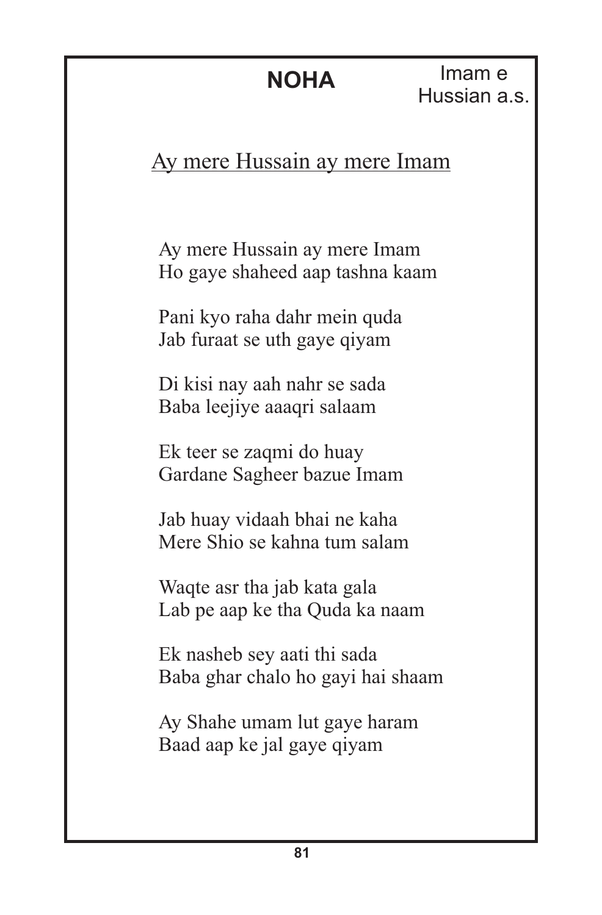## NOHA

Imam e Hussian a.s.

### Ay mere Hussain ay mere Imam

Ay mere Hussain ay mere Imam
Ho gaye shaheed aap tashna kaam

Pani kyo raha dahr mein quda
Jab furaat se uth gaye qiyam

Di kisi nay aah nahr se sada
Baba leejiye aaaqri salaam

Ek teer se zaqmi do huay
Gardane Sagheer bazue Imam

Jab huay vidaah bhai ne kaha
Mere Shio se kahna tum salam

Waqte asr tha jab kata gala
Lab pe aap ke tha Quda ka naam

Ek nasheb sey aati thi sada
Baba ghar chalo ho gayi hai shaam

Ay Shahe umam lut gaye haram
Baad aap ke jal gaye qiyam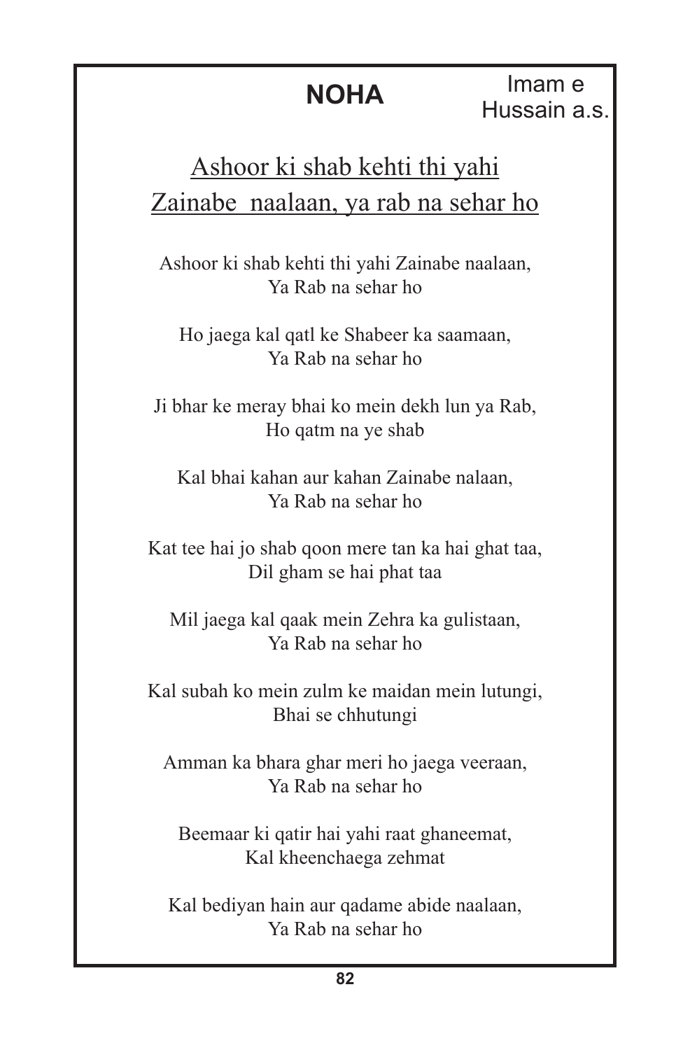## NOHA

Imam e Hussain a.s.

### Ashoor ki shab kehti thi yahi Zainabe  naalaan, ya rab na sehar ho

Ashoor ki shab kehti thi yahi Zainabe naalaan,
Ya Rab na sehar ho

Ho jaega kal qatl ke Shabeer ka saamaan,
Ya Rab na sehar ho

Ji bhar ke meray bhai ko mein dekh lun ya Rab,
Ho qatm na ye shab

Kal bhai kahan aur kahan Zainabe nalaan,
Ya Rab na sehar ho

Kat tee hai jo shab qoon mere tan ka hai ghat taa,
Dil gham se hai phat taa

Mil jaega kal qaak mein Zehra ka gulistaan,
Ya Rab na sehar ho

Kal subah ko mein zulm ke maidan mein lutungi,
Bhai se chhutungi

Amman ka bhara ghar meri ho jaega veeraan,
Ya Rab na sehar ho

Beemaar ki qatir hai yahi raat ghaneemat,
Kal kheenchaega zehmat

Kal bediyan hain aur qadame abide naalaan,
Ya Rab na sehar ho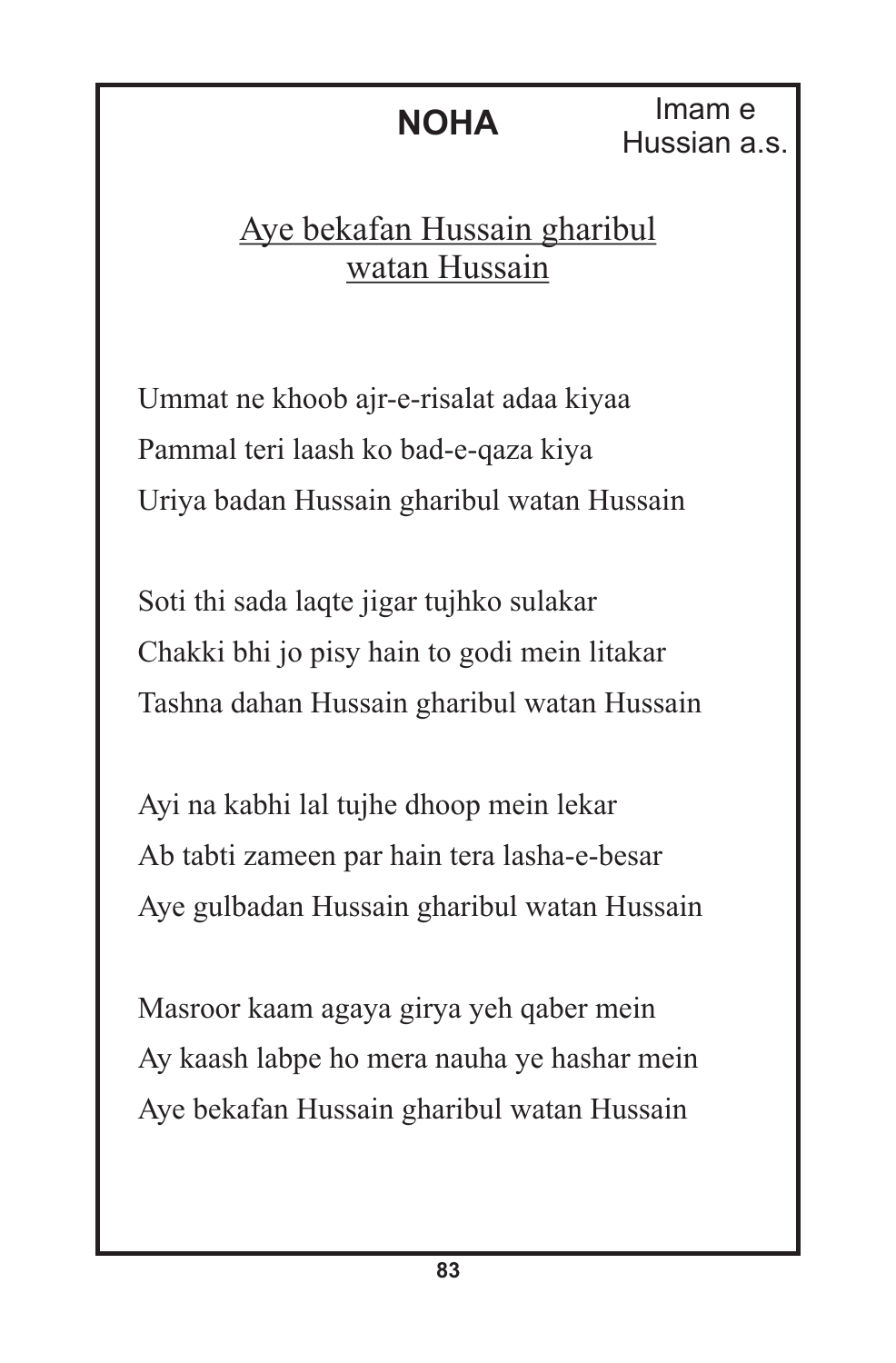## NOHA

Imam e Hussian a.s.

### Aye bekafan Hussain gharibul watan Hussain

Ummat ne khoob ajr-e-risalat adaa kiyaa
Pammal teri laash ko bad-e-qaza kiya
Uriya badan Hussain gharibul watan Hussain

Soti thi sada laqte jigar tujhko sulakar
Chakki bhi jo pisy hain to godi mein litakar
Tashna dahan Hussain gharibul watan Hussain

Ayi na kabhi lal tujhe dhoop mein lekar
Ab tabti zameen par hain tera lasha-e-besar
Aye gulbadan Hussain gharibul watan Hussain

Masroor kaam agaya girya yeh qaber mein
Ay kaash labpe ho mera nauha ye hashar mein
Aye bekafan Hussain gharibul watan Hussain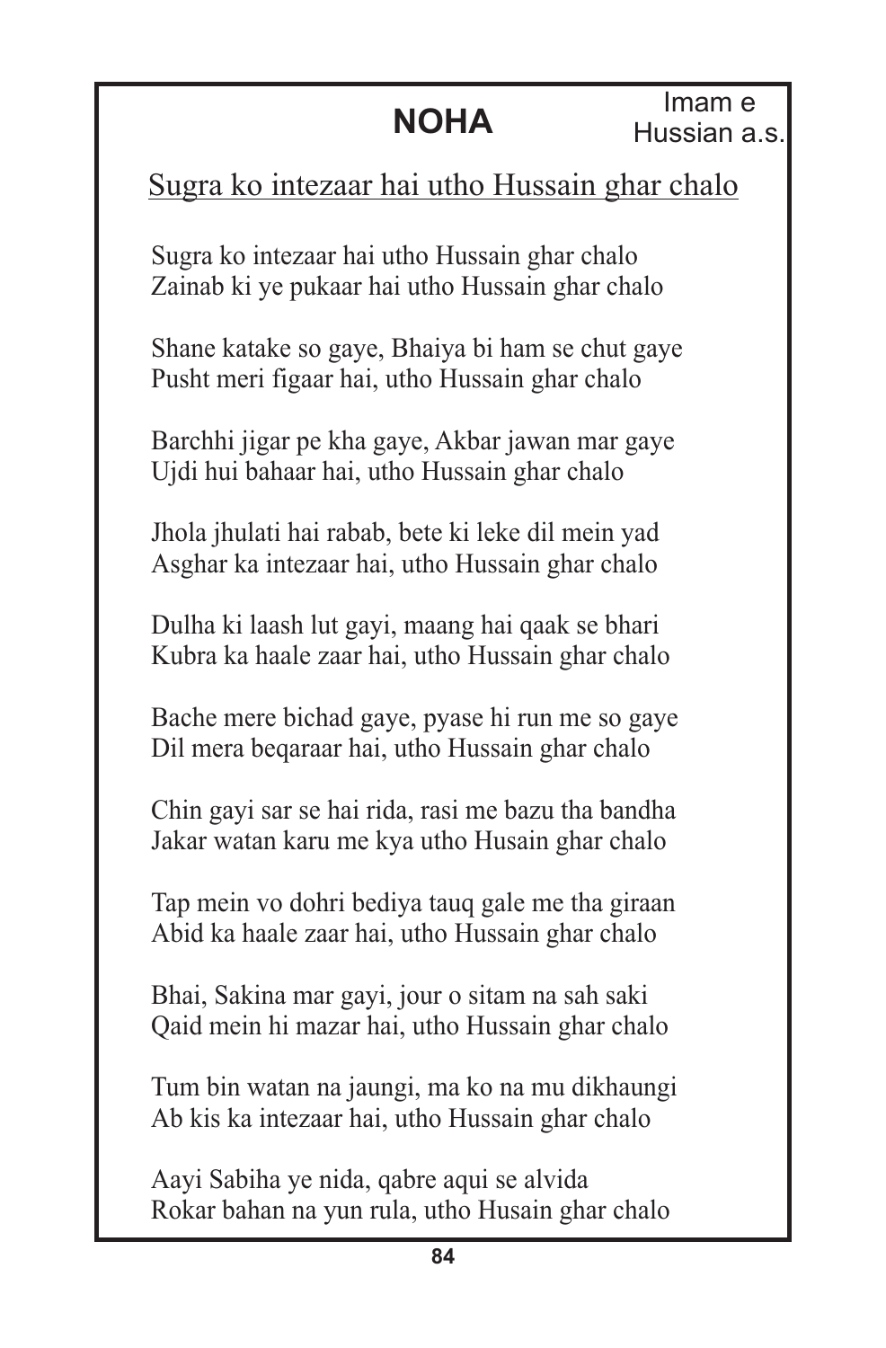# NOHA

Imam e Hussian a.s.

## Sugra ko intezaar hai utho Hussain ghar chalo

Sugra ko intezaar hai utho Hussain ghar chalo
Zainab ki ye pukaar hai utho Hussain ghar chalo

Shane katake so gaye, Bhaiya bi ham se chut gaye
Pusht meri figaar hai, utho Hussain ghar chalo

Barchhi jigar pe kha gaye, Akbar jawan mar gaye
Ujdi hui bahaar hai, utho Hussain ghar chalo

Jhola jhulati hai rabab, bete ki leke dil mein yad
Asghar ka intezaar hai, utho Hussain ghar chalo

Dulha ki laash lut gayi, maang hai qaak se bhari
Kubra ka haale zaar hai, utho Hussain ghar chalo

Bache mere bichad gaye, pyase hi run me so gaye
Dil mera beqaraar hai, utho Hussain ghar chalo

Chin gayi sar se hai rida, rasi me bazu tha bandha
Jakar watan karu me kya utho Husain ghar chalo

Tap mein vo dohri bediya tauq gale me tha giraan
Abid ka haale zaar hai, utho Hussain ghar chalo

Bhai, Sakina mar gayi, jour o sitam na sah saki
Qaid mein hi mazar hai, utho Hussain ghar chalo

Tum bin watan na jaungi, ma ko na mu dikhaungi
Ab kis ka intezaar hai, utho Hussain ghar chalo

Aayi Sabiha ye nida, qabre aqui se alvida
Rokar bahan na yun rula, utho Husain ghar chalo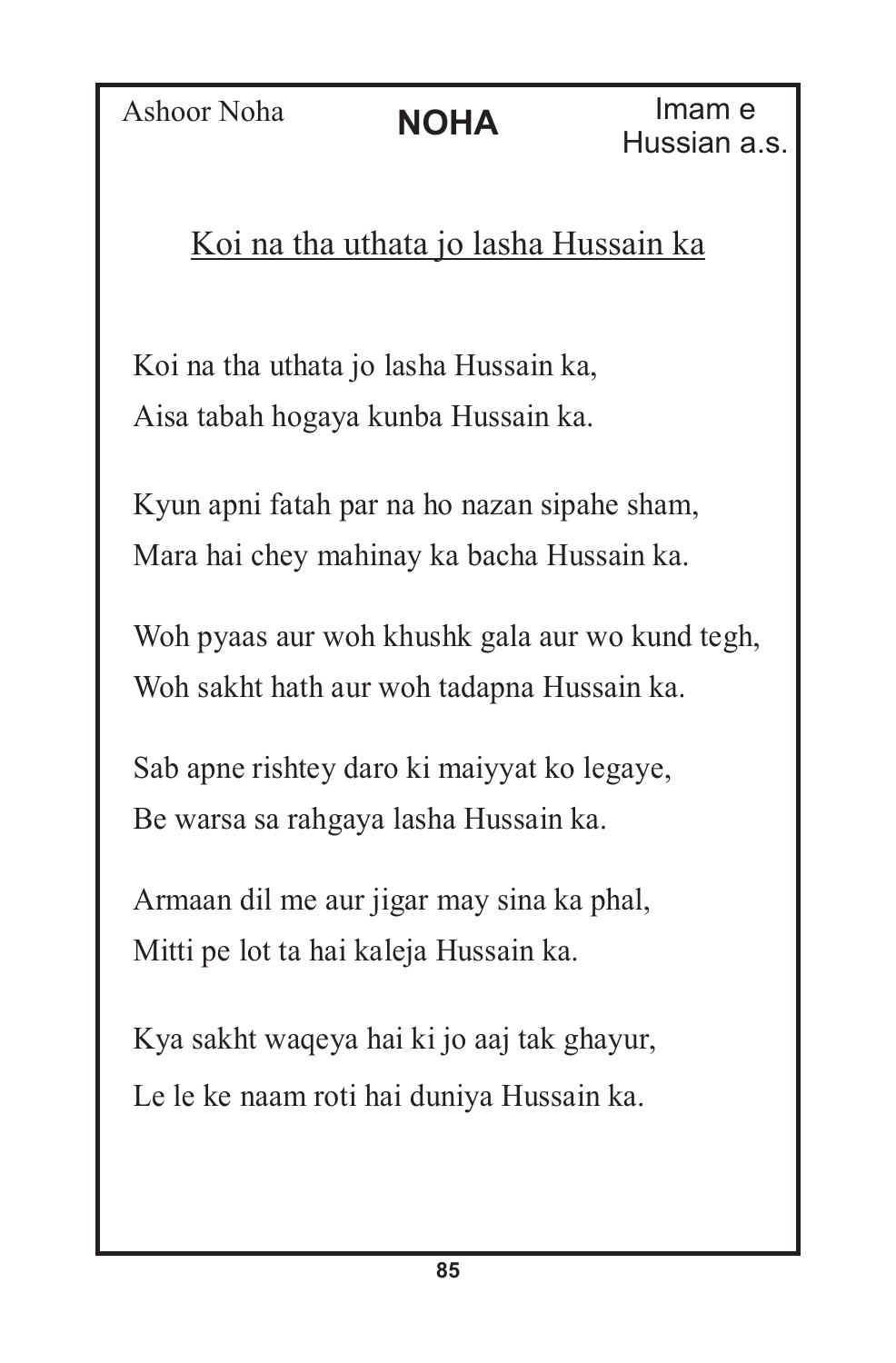## Koi na tha uthata jo lasha Hussain ka

Koi na tha uthata jo lasha Hussain ka,
Aisa tabah hogaya kunba Hussain ka.

Kyun apni fatah par na ho nazan sipahe sham,
Mara hai chey mahinay ka bacha Hussain ka.

Woh pyaas aur woh khushk gala aur wo kund tegh,
Woh sakht hath aur woh tadapna Hussain ka.

Sab apne rishtey daro ki maiyyat ko legaye,
Be warsa sa rahgaya lasha Hussain ka.

Armaan dil me aur jigar may sina ka phal,
Mitti pe lot ta hai kaleja Hussain ka.

Kya sakht waqeya hai ki jo aaj tak ghayur,
Le le ke naam roti hai duniya Hussain ka.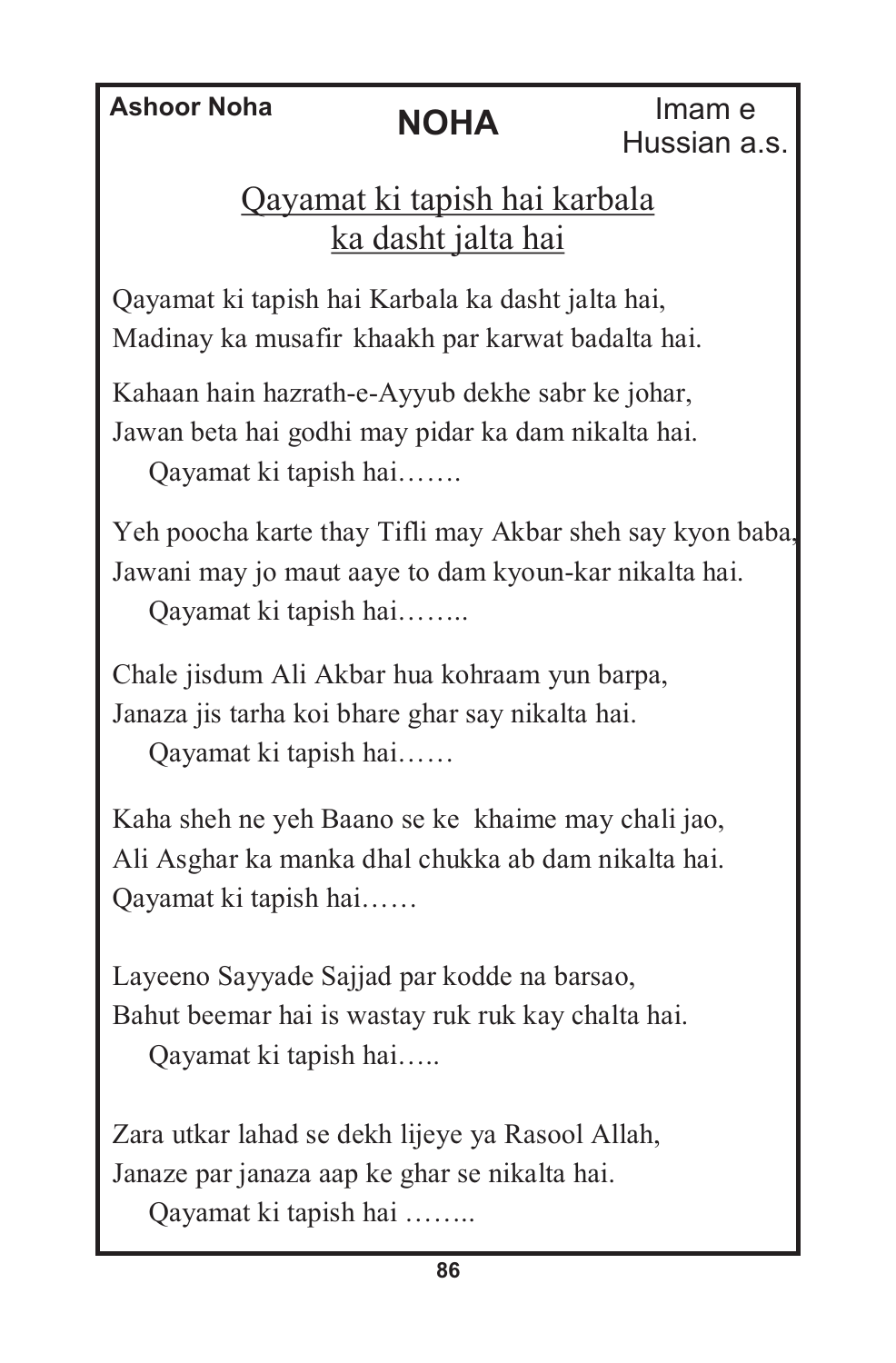**Ashoor Noha**

# NOHA

Imam e Hussian a.s.

## Qayamat ki tapish hai karbala ka dasht jalta hai

Qayamat ki tapish hai Karbala ka dasht jalta hai,
Madinay ka musafir khaakh par karwat badalta hai.

Kahaan hain hazrath-e-Ayyub dekhe sabr ke johar,
Jawan beta hai godhi may pidar ka dam nikalta hai.
Qayamat ki tapish hai…….

Yeh poocha karte thay Tifli may Akbar sheh say kyon baba,
Jawani may jo maut aaye to dam kyoun-kar nikalta hai.
Qayamat ki tapish hai……..

Chale jisdum Ali Akbar hua kohraam yun barpa,
Janaza jis tarha koi bhare ghar say nikalta hai.
Qayamat ki tapish hai……

Kaha sheh ne yeh Baano se ke khaime may chali jao,
Ali Asghar ka manka dhal chukka ab dam nikalta hai.
Qayamat ki tapish hai……

Layeeno Sayyade Sajjad par kodde na barsao,
Bahut beemar hai is wastay ruk ruk kay chalta hai.
Qayamat ki tapish hai…..

Zara utkar lahad se dekh lijeye ya Rasool Allah,
Janaze par janaza aap ke ghar se nikalta hai.
Qayamat ki tapish hai ……..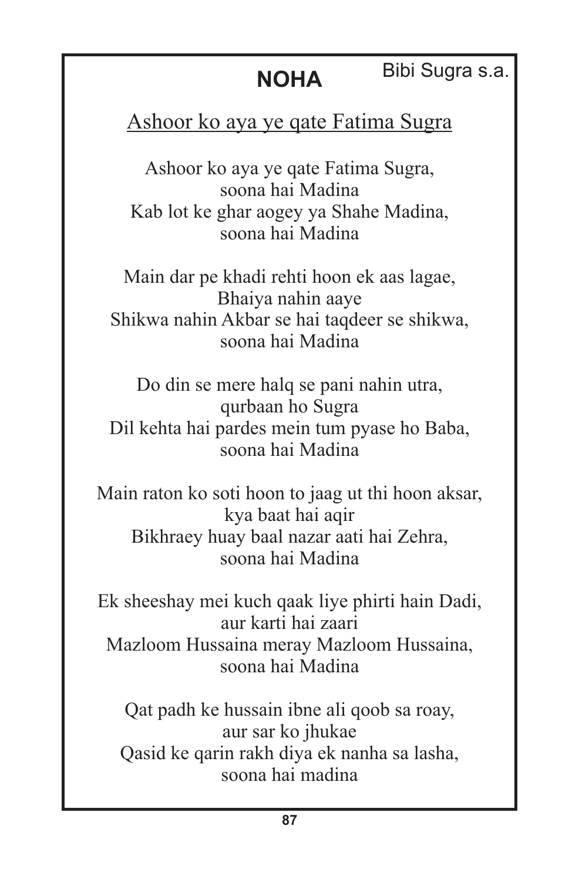# NOHA

Bibi Sugra s.a.

## Ashoor ko aya ye qate Fatima Sugra

Ashoor ko aya ye qate Fatima Sugra,
soona hai Madina
Kab lot ke ghar aogey ya Shahe Madina,
soona hai Madina

Main dar pe khadi rehti hoon ek aas lagae,
Bhaiya nahin aaye
Shikwa nahin Akbar se hai taqdeer se shikwa,
soona hai Madina

Do din se mere halq se pani nahin utra,
qurbaan ho Sugra
Dil kehta hai pardes mein tum pyase ho Baba,
soona hai Madina

Main raton ko soti hoon to jaag ut thi hoon aksar,
kya baat hai aqir
Bikhraey huay baal nazar aati hai Zehra,
soona hai Madina

Ek sheeshay mei kuch qaak liye phirti hain Dadi,
aur karti hai zaari
Mazloom Hussaina meray Mazloom Hussaina,
soona hai Madina

Qat padh ke hussain ibne ali qoob sa roay,
aur sar ko jhukae
Qasid ke qarin rakh diya ek nanha sa lasha,
soona hai madina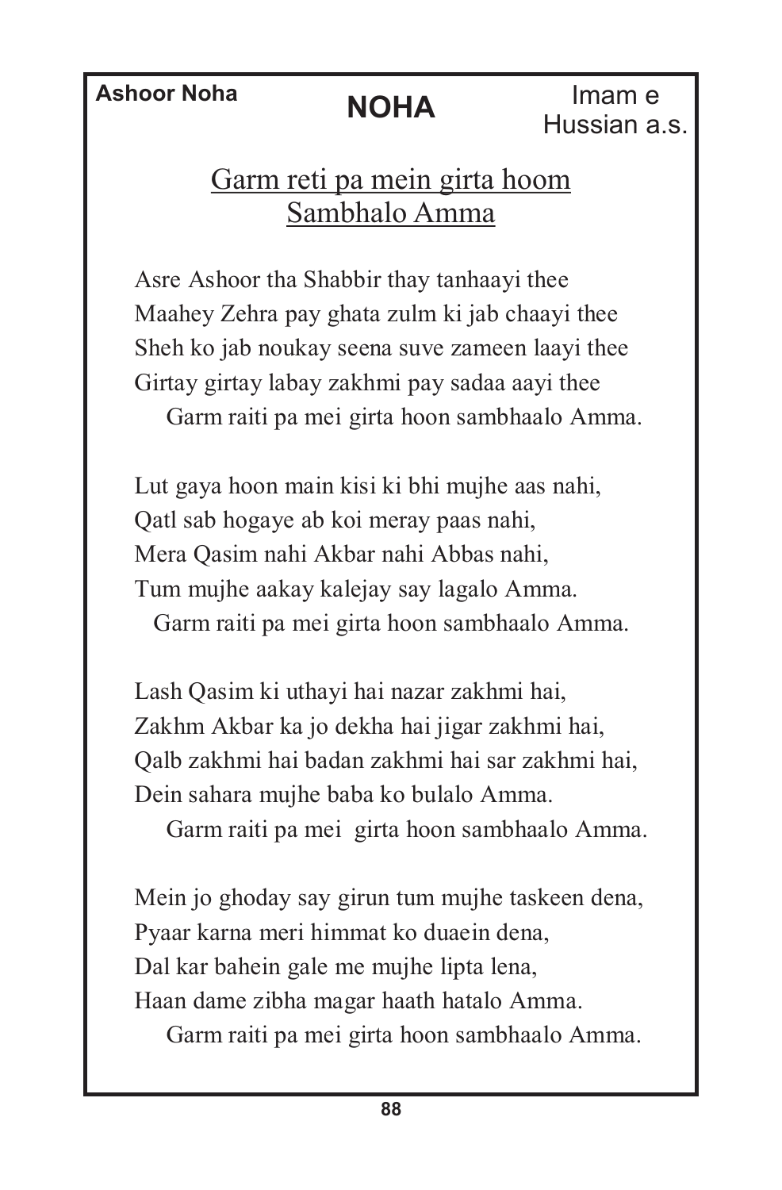**Ashoor Noha** | **NOHA** | Imam e Hussian a.s.

## Garm reti pa mein girta hoom Sambhalo Amma

Asre Ashoor tha Shabbir thay tanhaayi thee
Maahey Zehra pay ghata zulm ki jab chaayi thee
Sheh ko jab noukay seena suve zameen laayi thee
Girtay girtay labay zakhmi pay sadaa aayi thee
Garm raiti pa mei girta hoon sambhaalo Amma.

Lut gaya hoon main kisi ki bhi mujhe aas nahi,
Qatl sab hogaye ab koi meray paas nahi,
Mera Qasim nahi Akbar nahi Abbas nahi,
Tum mujhe aakay kalejay say lagalo Amma.
Garm raiti pa mei girta hoon sambhaalo Amma.

Lash Qasim ki uthayi hai nazar zakhmi hai,
Zakhm Akbar ka jo dekha hai jigar zakhmi hai,
Qalb zakhmi hai badan zakhmi hai sar zakhmi hai,
Dein sahara mujhe baba ko bulalo Amma.
Garm raiti pa mei girta hoon sambhaalo Amma.

Mein jo ghoday say girun tum mujhe taskeen dena,
Pyaar karna meri himmat ko duaein dena,
Dal kar bahein gale me mujhe lipta lena,
Haan dame zibha magar haath hatalo Amma.
Garm raiti pa mei girta hoon sambhaalo Amma.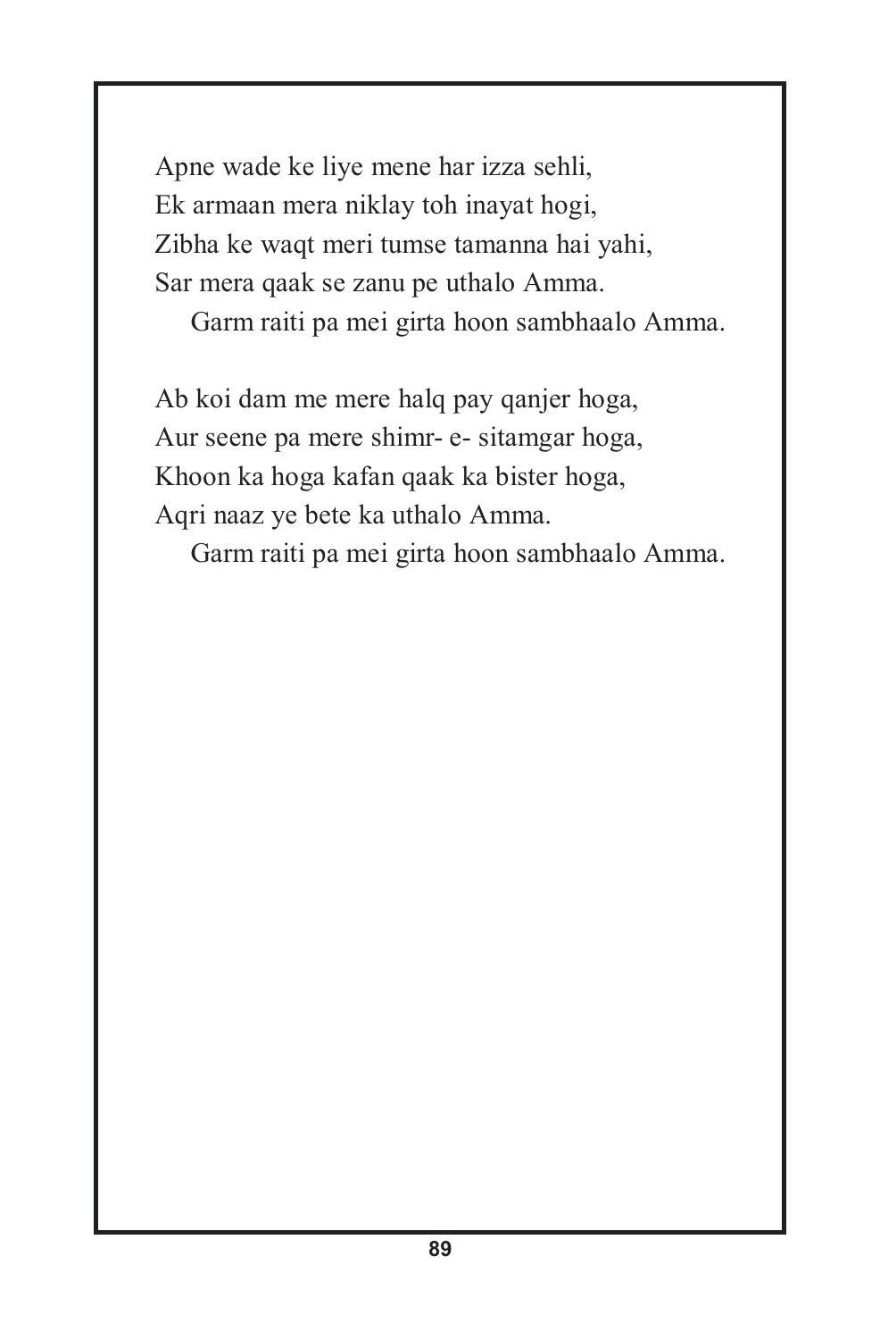Apne wade ke liye mene har izza sehli,
Ek armaan mera niklay toh inayat hogi,
Zibha ke waqt meri tumse tamanna hai yahi,
Sar mera qaak se zanu pe uthalo Amma.
    Garm raiti pa mei girta hoon sambhaalo Amma.

Ab koi dam me mere halq pay qanjer hoga,
Aur seene pa mere shimr- e- sitamgar hoga,
Khoon ka hoga kafan qaak ka bister hoga,
Aqri naaz ye bete ka uthalo Amma.
    Garm raiti pa mei girta hoon sambhaalo Amma.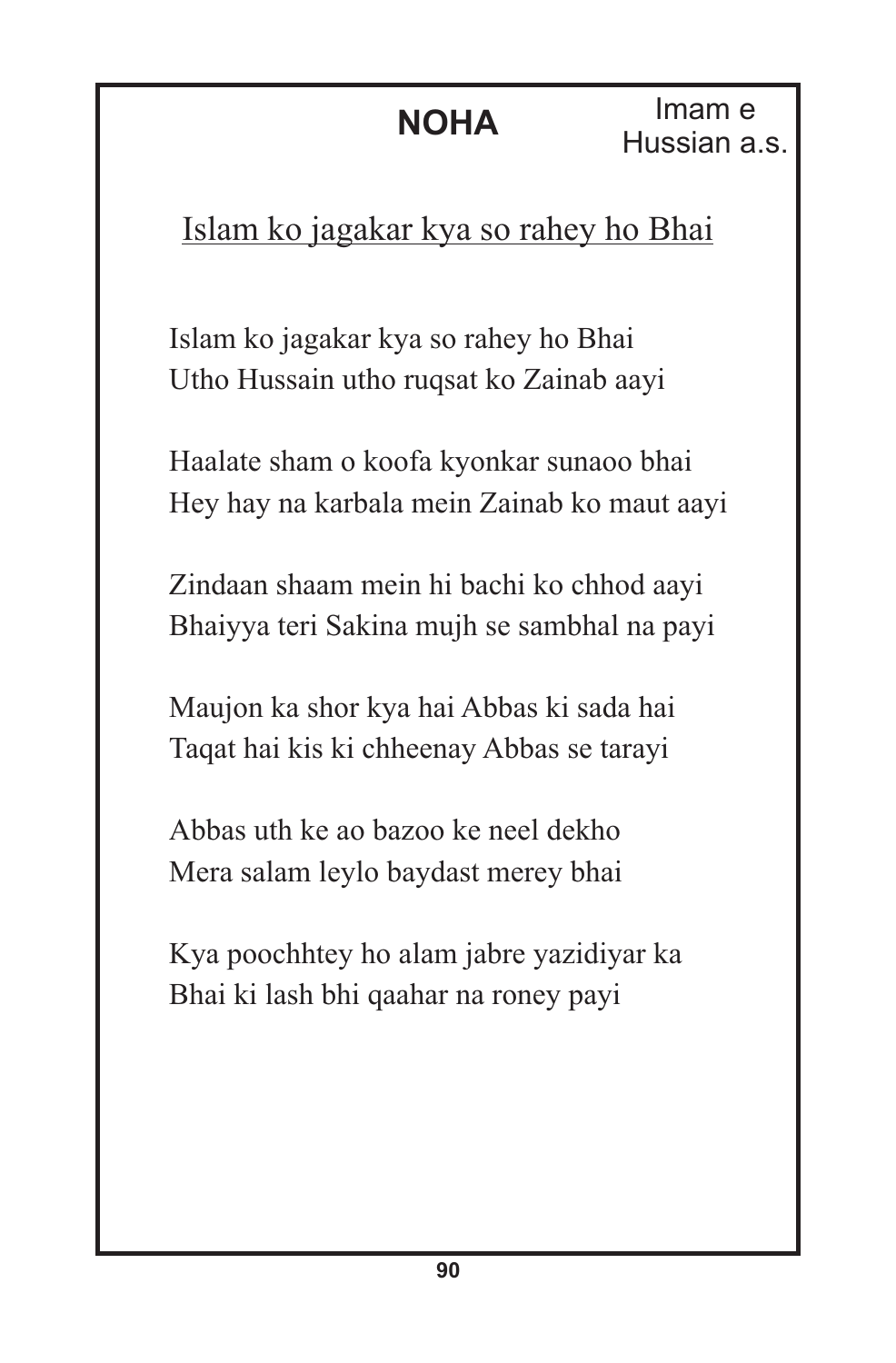**NOHA** — Imam e Hussian a.s.

## Islam ko jagakar kya so rahey ho Bhai

Islam ko jagakar kya so rahey ho Bhai
Utho Hussain utho ruqsat ko Zainab aayi

Haalate sham o koofa kyonkar sunaoo bhai
Hey hay na karbala mein Zainab ko maut aayi

Zindaan shaam mein hi bachi ko chhod aayi
Bhaiyya teri Sakina mujh se sambhal na payi

Maujon ka shor kya hai Abbas ki sada hai
Taqat hai kis ki chheenay Abbas se tarayi

Abbas uth ke ao bazoo ke neel dekho
Mera salam leylo baydast merey bhai

Kya poochhtey ho alam jabre yazidiyar ka
Bhai ki lash bhi qaahar na roney payi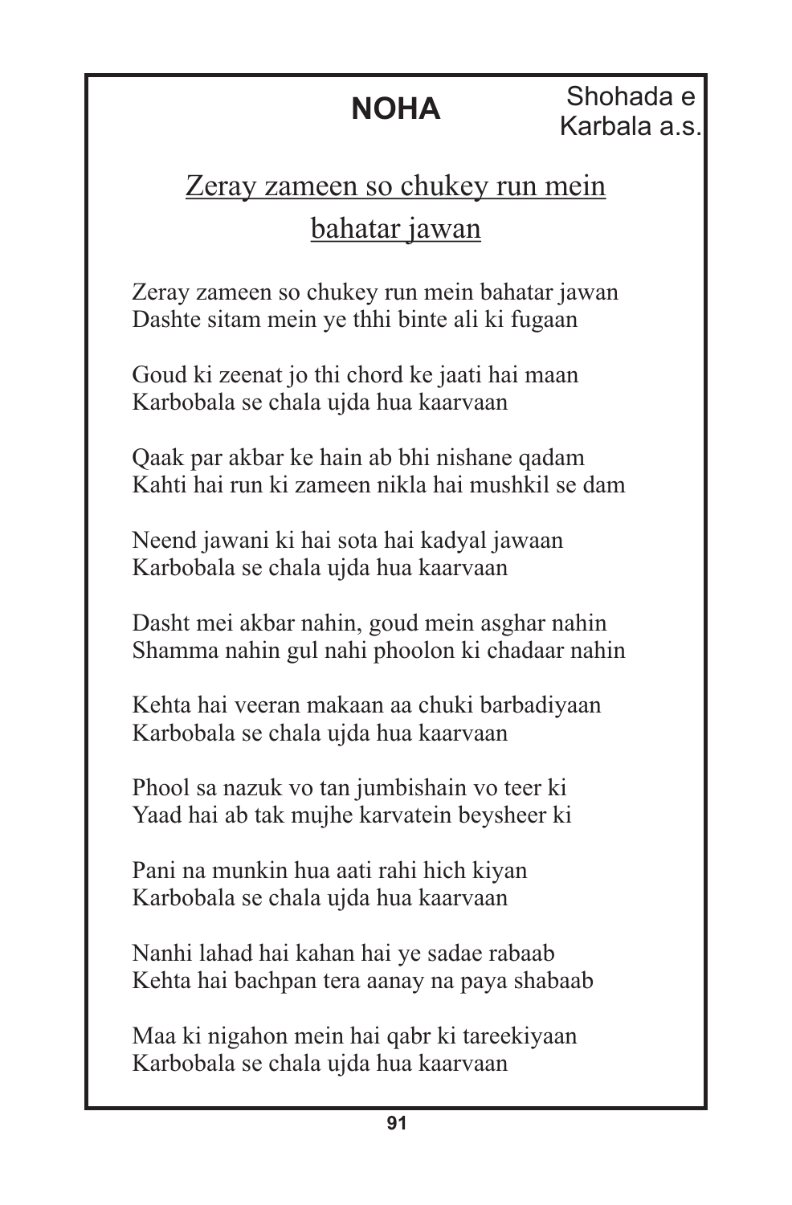## NOHA

Shohada e Karbala a.s.

### Zeray zameen so chukey run mein bahatar jawan

Zeray zameen so chukey run mein bahatar jawan
Dashte sitam mein ye thhi binte ali ki fugaan

Goud ki zeenat jo thi chord ke jaati hai maan
Karbobala se chala ujda hua kaarvaan

Qaak par akbar ke hain ab bhi nishane qadam
Kahti hai run ki zameen nikla hai mushkil se dam

Neend jawani ki hai sota hai kadyal jawaan
Karbobala se chala ujda hua kaarvaan

Dasht mei akbar nahin, goud mein asghar nahin
Shamma nahin gul nahi phoolon ki chadaar nahin

Kehta hai veeran makaan aa chuki barbadiyaan
Karbobala se chala ujda hua kaarvaan

Phool sa nazuk vo tan jumbishain vo teer ki
Yaad hai ab tak mujhe karvatein beysheer ki

Pani na munkin hua aati rahi hich kiyan
Karbobala se chala ujda hua kaarvaan

Nanhi lahad hai kahan hai ye sadae rabaab
Kehta hai bachpan tera aanay na paya shabaab

Maa ki nigahon mein hai qabr ki tareekiyaan
Karbobala se chala ujda hua kaarvaan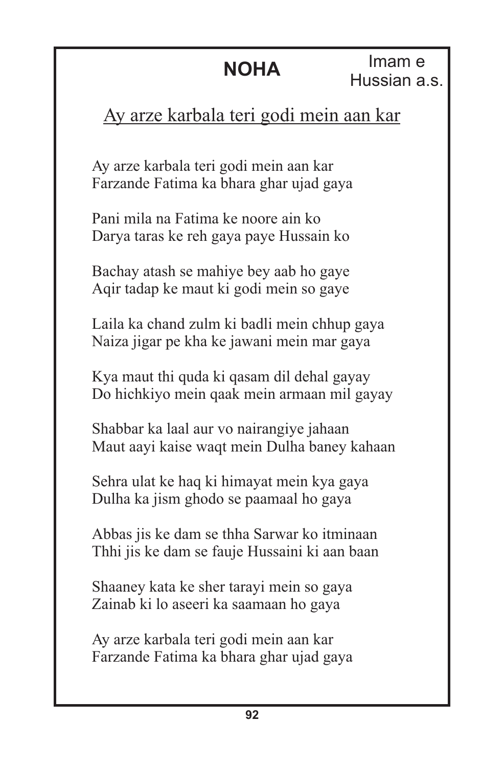# NOHA

Imam e Hussian a.s.

## Ay arze karbala teri godi mein aan kar

Ay arze karbala teri godi mein aan kar
Farzande Fatima ka bhara ghar ujad gaya

Pani mila na Fatima ke noore ain ko
Darya taras ke reh gaya paye Hussain ko

Bachay atash se mahiye bey aab ho gaye
Aqir tadap ke maut ki godi mein so gaye

Laila ka chand zulm ki badli mein chhup gaya
Naiza jigar pe kha ke jawani mein mar gaya

Kya maut thi quda ki qasam dil dehal gayay
Do hichkiyo mein qaak mein armaan mil gayay

Shabbar ka laal aur vo nairangiye jahaan
Maut aayi kaise waqt mein Dulha baney kahaan

Sehra ulat ke haq ki himayat mein kya gaya
Dulha ka jism ghodo se paamaal ho gaya

Abbas jis ke dam se thha Sarwar ko itminaan
Thhi jis ke dam se fauje Hussaini ki aan baan

Shaaney kata ke sher tarayi mein so gaya
Zainab ki lo aseeri ka saamaan ho gaya

Ay arze karbala teri godi mein aan kar
Farzande Fatima ka bhara ghar ujad gaya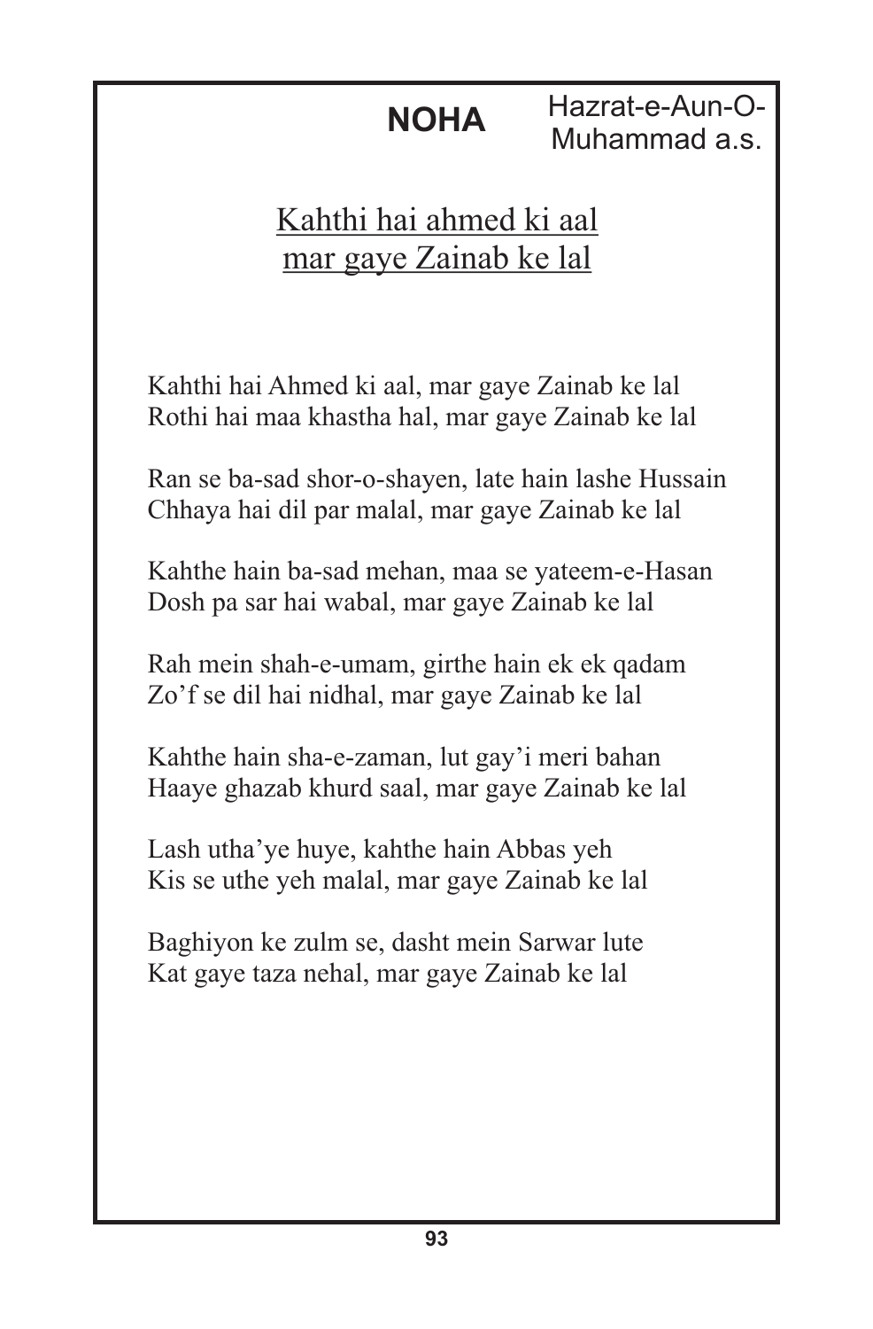## NOHA

Hazrat-e-Aun-O-Muhammad a.s.

### Kahthi hai ahmed ki aal mar gaye Zainab ke lal

Kahthi hai Ahmed ki aal, mar gaye Zainab ke lal
Rothi hai maa khastha hal, mar gaye Zainab ke lal

Ran se ba-sad shor-o-shayen, late hain lashe Hussain
Chhaya hai dil par malal, mar gaye Zainab ke lal

Kahthe hain ba-sad mehan, maa se yateem-e-Hasan
Dosh pa sar hai wabal, mar gaye Zainab ke lal

Rah mein shah-e-umam, girthe hain ek ek qadam
Zo'f se dil hai nidhal, mar gaye Zainab ke lal

Kahthe hain sha-e-zaman, lut gay'i meri bahan
Haaye ghazab khurd saal, mar gaye Zainab ke lal

Lash utha'ye huye, kahthe hain Abbas yeh
Kis se uthe yeh malal, mar gaye Zainab ke lal

Baghiyon ke zulm se, dasht mein Sarwar lute
Kat gaye taza nehal, mar gaye Zainab ke lal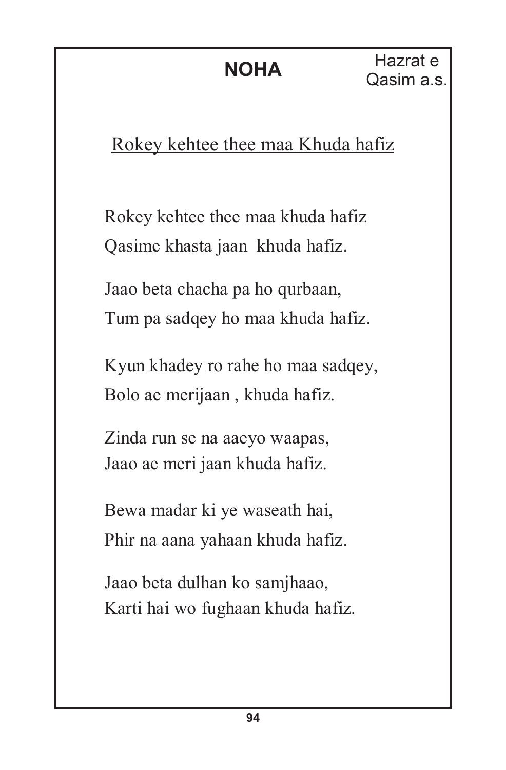## NOHA

Hazrat e Qasim a.s.

Rokey kehtee thee maa Khuda hafiz

Rokey kehtee thee maa khuda hafiz
Qasime khasta jaan khuda hafiz.

Jaao beta chacha pa ho qurbaan,
Tum pa sadqey ho maa khuda hafiz.

Kyun khadey ro rahe ho maa sadqey,
Bolo ae merijaan , khuda hafiz.

Zinda run se na aaeyo waapas,
Jaao ae meri jaan khuda hafiz.

Bewa madar ki ye waseath hai,
Phir na aana yahaan khuda hafiz.

Jaao beta dulhan ko samjhaao,
Karti hai wo fughaan khuda hafiz.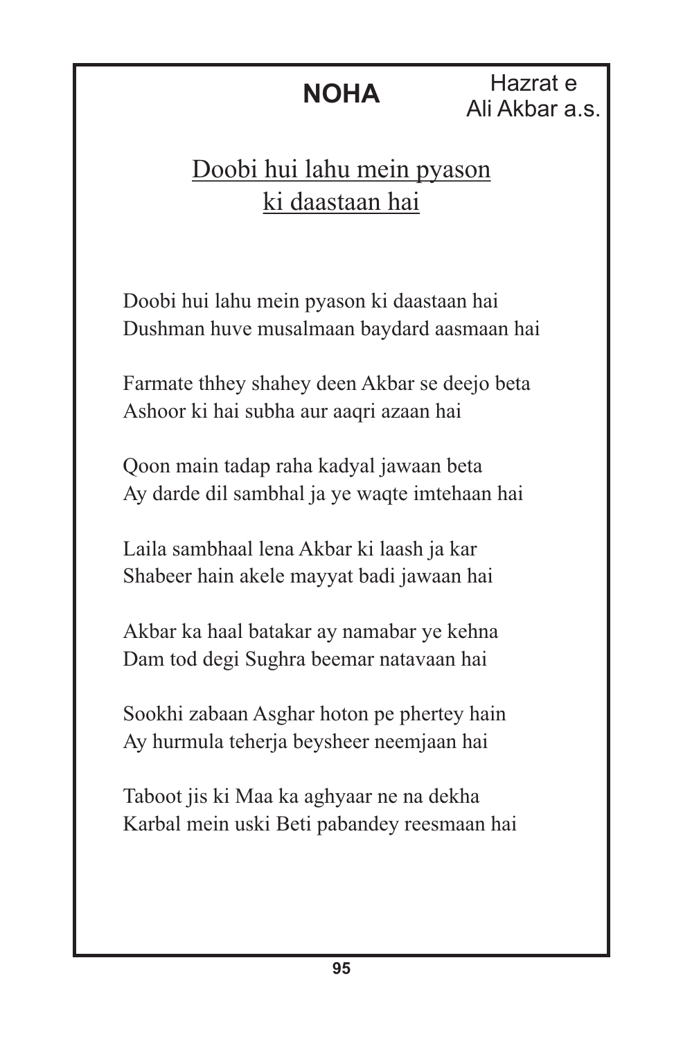# NOHA

Hazrat e Ali Akbar a.s.

## Doobi hui lahu mein pyason ki daastaan hai

Doobi hui lahu mein pyason ki daastaan hai
Dushman huve musalmaan baydard aasmaan hai

Farmate thhey shahey deen Akbar se deejo beta
Ashoor ki hai subha aur aaqri azaan hai

Qoon main tadap raha kadyal jawaan beta
Ay darde dil sambhal ja ye waqte imtehaan hai

Laila sambhaal lena Akbar ki laash ja kar
Shabeer hain akele mayyat badi jawaan hai

Akbar ka haal batakar ay namabar ye kehna
Dam tod degi Sughra beemar natavaan hai

Sookhi zabaan Asghar hoton pe phertey hain
Ay hurmula teherja beysheer neemjaan hai

Taboot jis ki Maa ka aghyaar ne na dekha
Karbal mein uski Beti pabandey reesmaan hai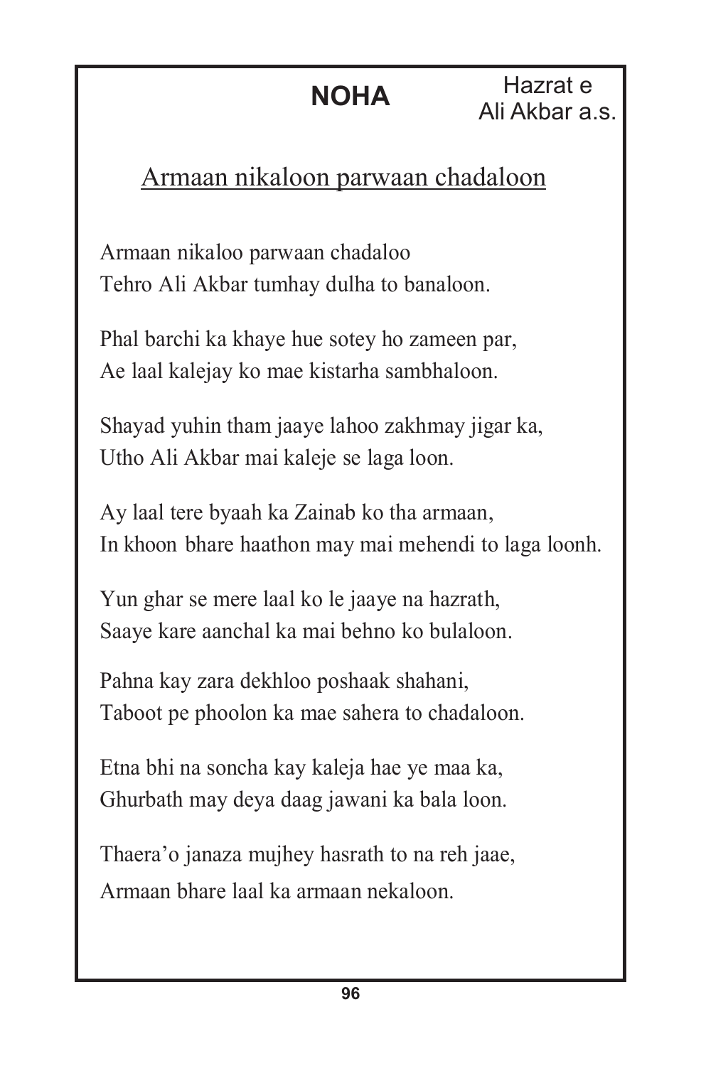## NOHA

Hazrat e Ali Akbar a.s.

### Armaan nikaloon parwaan chadaloon

Armaan nikaloo parwaan chadaloo
Tehro Ali Akbar tumhay dulha to banaloon.

Phal barchi ka khaye hue sotey ho zameen par,
Ae laal kalejay ko mae kistarha sambhaloon.

Shayad yuhin tham jaaye lahoo zakhmay jigar ka,
Utho Ali Akbar mai kaleje se laga loon.

Ay laal tere byaah ka Zainab ko tha armaan,
In khoon bhare haathon may mai mehendi to laga loonh.

Yun ghar se mere laal ko le jaaye na hazrath,
Saaye kare aanchal ka mai behno ko bulaloon.

Pahna kay zara dekhloo poshaak shahani,
Taboot pe phoolon ka mae sahera to chadaloon.

Etna bhi na soncha kay kaleja hae ye maa ka,
Ghurbath may deya daag jawani ka bala loon.

Thaera'o janaza mujhey hasrath to na reh jaae,
Armaan bhare laal ka armaan nekaloon.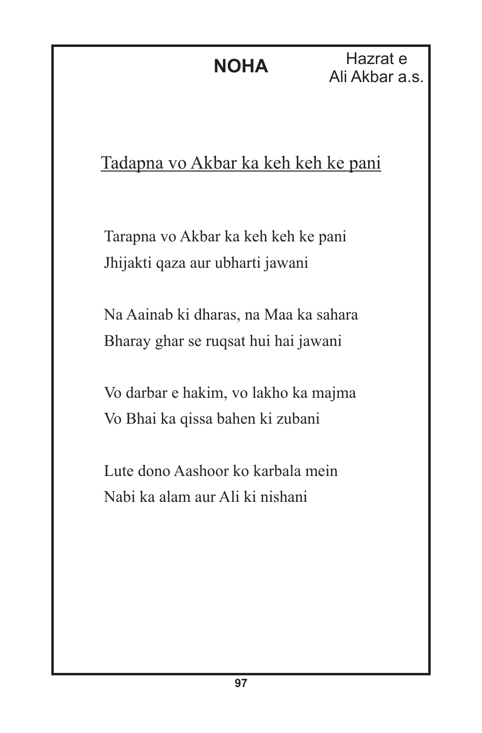**NOHA**

Hazrat e
Ali Akbar a.s.

## Tadapna vo Akbar ka keh keh ke pani

Tarapna vo Akbar ka keh keh ke pani
Jhijakti qaza aur ubharti jawani

Na Aainab ki dharas, na Maa ka sahara
Bharay ghar se ruqsat hui hai jawani

Vo darbar e hakim, vo lakho ka majma
Vo Bhai ka qissa bahen ki zubani

Lute dono Aashoor ko karbala mein
Nabi ka alam aur Ali ki nishani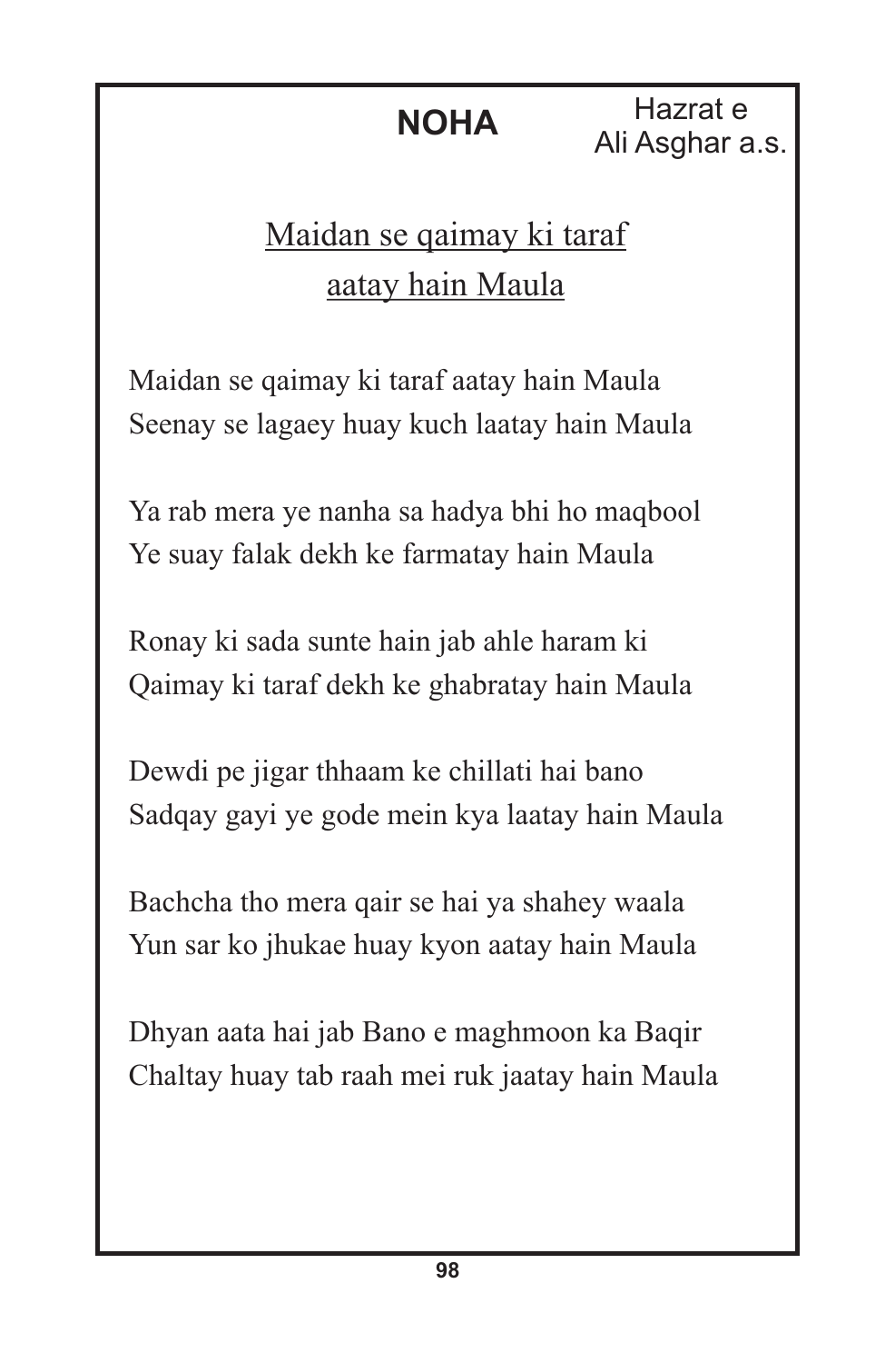**NOHA**

Hazrat e
Ali Asghar a.s.

## Maidan se qaimay ki taraf aatay hain Maula

Maidan se qaimay ki taraf aatay hain Maula
Seenay se lagaey huay kuch laatay hain Maula

Ya rab mera ye nanha sa hadya bhi ho maqbool
Ye suay falak dekh ke farmatay hain Maula

Ronay ki sada sunte hain jab ahle haram ki
Qaimay ki taraf dekh ke ghabratay hain Maula

Dewdi pe jigar thhaam ke chillati hai bano
Sadqay gayi ye gode mein kya laatay hain Maula

Bachcha tho mera qair se hai ya shahey waala
Yun sar ko jhukae huay kyon aatay hain Maula

Dhyan aata hai jab Bano e maghmoon ka Baqir
Chaltay huay tab raah mei ruk jaatay hain Maula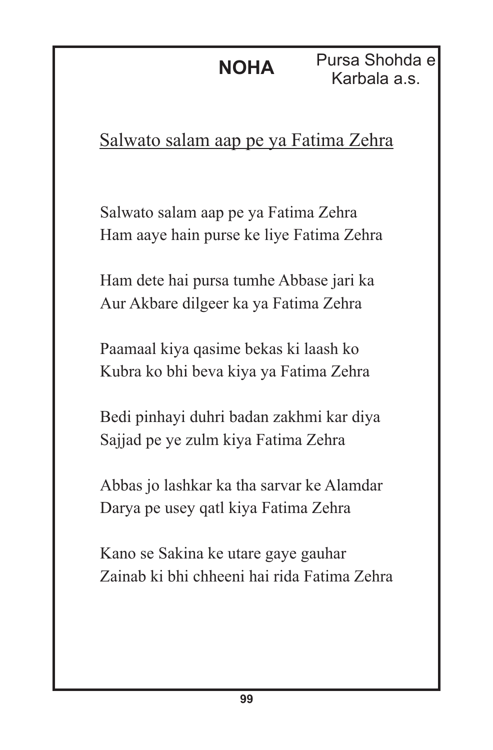**NOHA** — Pursa Shohda e Karbala a.s.

## Salwato salam aap pe ya Fatima Zehra

Salwato salam aap pe ya Fatima Zehra
Ham aaye hain purse ke liye Fatima Zehra

Ham dete hai pursa tumhe Abbase jari ka
Aur Akbare dilgeer ka ya Fatima Zehra

Paamaal kiya qasime bekas ki laash ko
Kubra ko bhi beva kiya ya Fatima Zehra

Bedi pinhayi duhri badan zakhmi kar diya
Sajjad pe ye zulm kiya Fatima Zehra

Abbas jo lashkar ka tha sarvar ke Alamdar
Darya pe usey qatl kiya Fatima Zehra

Kano se Sakina ke utare gaye gauhar
Zainab ki bhi chheeni hai rida Fatima Zehra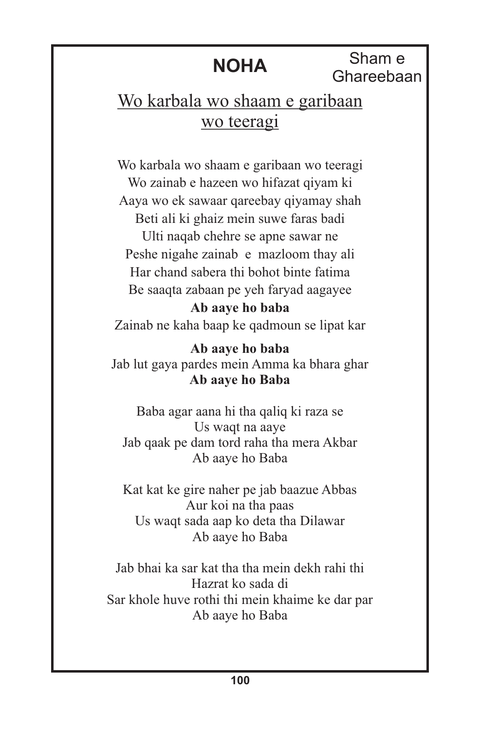# NOHA

Sham e Ghareebaan

## Wo karbala wo shaam e garibaan wo teeragi

Wo karbala wo shaam e garibaan wo teeragi
Wo zainab e hazeen wo hifazat qiyam ki
Aaya wo ek sawaar qareebay qiyamay shah
Beti ali ki ghaiz mein suwe faras badi
Ulti naqab chehre se apne sawar ne
Peshe nigahe zainab e mazloom thay ali
Har chand sabera thi bohot binte fatima
Be saaqta zabaan pe yeh faryad aagayee
**Ab aaye ho baba**
Zainab ne kaha baap ke qadmoun se lipat kar

**Ab aaye ho baba**
Jab lut gaya pardes mein Amma ka bhara ghar
**Ab aaye ho Baba**

Baba agar aana hi tha qaliq ki raza se
Us waqt na aaye
Jab qaak pe dam tord raha tha mera Akbar
Ab aaye ho Baba

Kat kat ke gire naher pe jab baazue Abbas
Aur koi na tha paas
Us waqt sada aap ko deta tha Dilawar
Ab aaye ho Baba

Jab bhai ka sar kat tha tha mein dekh rahi thi
Hazrat ko sada di
Sar khole huve rothi thi mein khaime ke dar par
Ab aaye ho Baba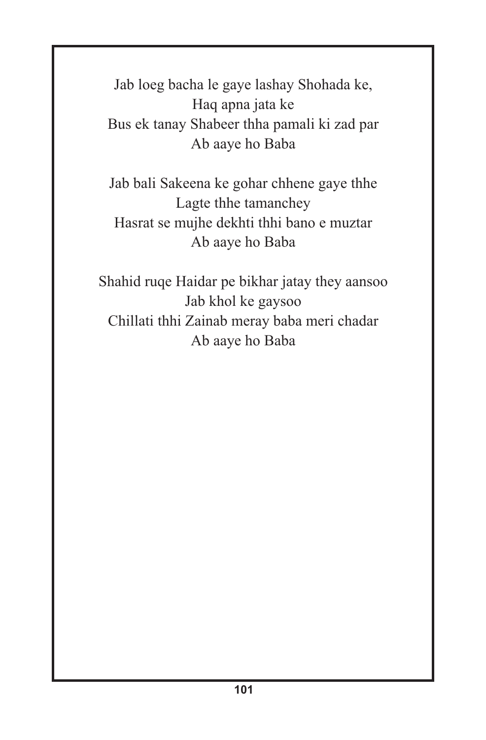Jab loeg bacha le gaye lashay Shohada ke,  
Haq apna jata ke  
Bus ek tanay Shabeer thha pamali ki zad par  
Ab aaye ho Baba

Jab bali Sakeena ke gohar chhene gaye thhe  
Lagte thhe tamanchey  
Hasrat se mujhe dekhti thhi bano e muztar  
Ab aaye ho Baba

Shahid ruqe Haidar pe bikhar jatay they aansoo  
Jab khol ke gaysoo  
Chillati thhi Zainab meray baba meri chadar  
Ab aaye ho Baba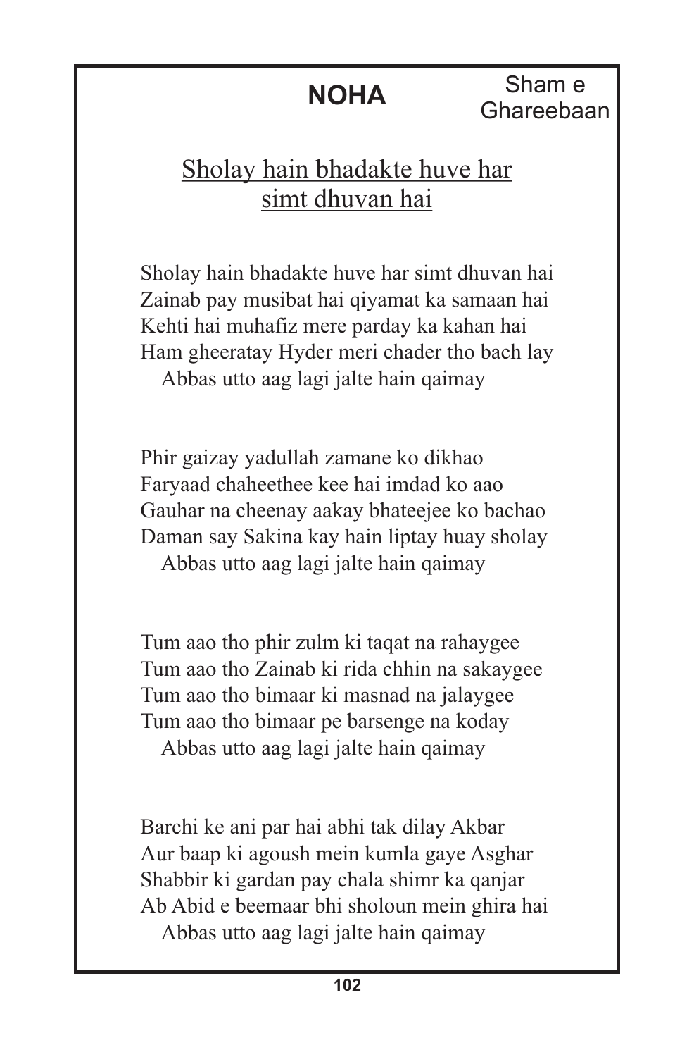# NOHA

Sham e Ghareebaan

## Sholay hain bhadakte huve har simt dhuvan hai

Sholay hain bhadakte huve har simt dhuvan hai
Zainab pay musibat hai qiyamat ka samaan hai
Kehti hai muhafiz mere parday ka kahan hai
Ham gheeratay Hyder meri chader tho bach lay
Abbas utto aag lagi jalte hain qaimay

Phir gaizay yadullah zamane ko dikhao
Faryaad chaheethee kee hai imdad ko aao
Gauhar na cheenay aakay bhateejee ko bachao
Daman say Sakina kay hain liptay huay sholay
Abbas utto aag lagi jalte hain qaimay

Tum aao tho phir zulm ki taqat na rahaygee
Tum aao tho Zainab ki rida chhin na sakaygee
Tum aao tho bimaar ki masnad na jalaygee
Tum aao tho bimaar pe barsenge na koday
Abbas utto aag lagi jalte hain qaimay

Barchi ke ani par hai abhi tak dilay Akbar
Aur baap ki agoush mein kumla gaye Asghar
Shabbir ki gardan pay chala shimr ka qanjar
Ab Abid e beemaar bhi sholoun mein ghira hai
Abbas utto aag lagi jalte hain qaimay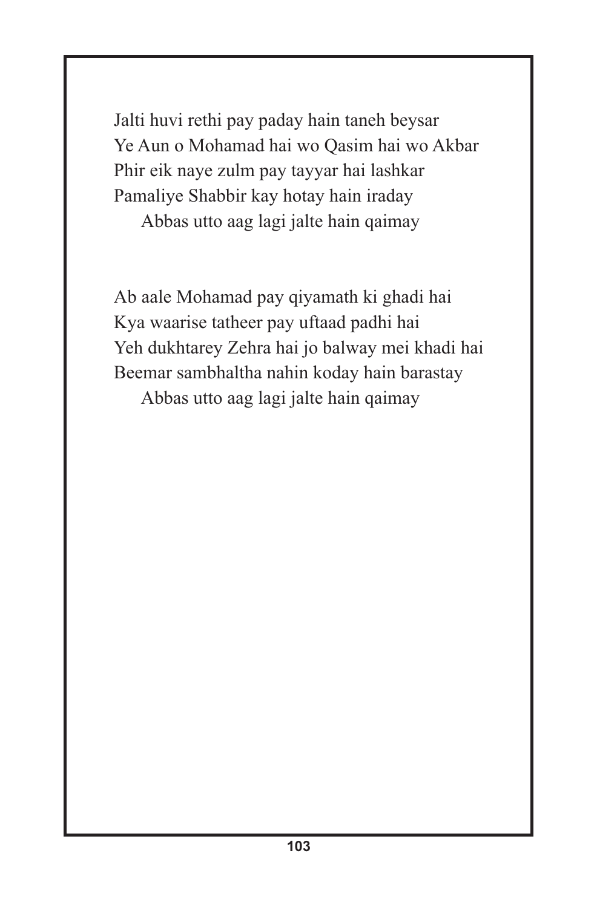Jalti huvi rethi pay paday hain taneh beysar
Ye Aun o Mohamad hai wo Qasim hai wo Akbar
Phir eik naye zulm pay tayyar hai lashkar
Pamaliye Shabbir kay hotay hain iraday
  Abbas utto aag lagi jalte hain qaimay

Ab aale Mohamad pay qiyamath ki ghadi hai
Kya waarise tatheer pay uftaad padhi hai
Yeh dukhtarey Zehra hai jo balway mei khadi hai
Beemar sambhaltha nahin koday hain barastay
  Abbas utto aag lagi jalte hain qaimay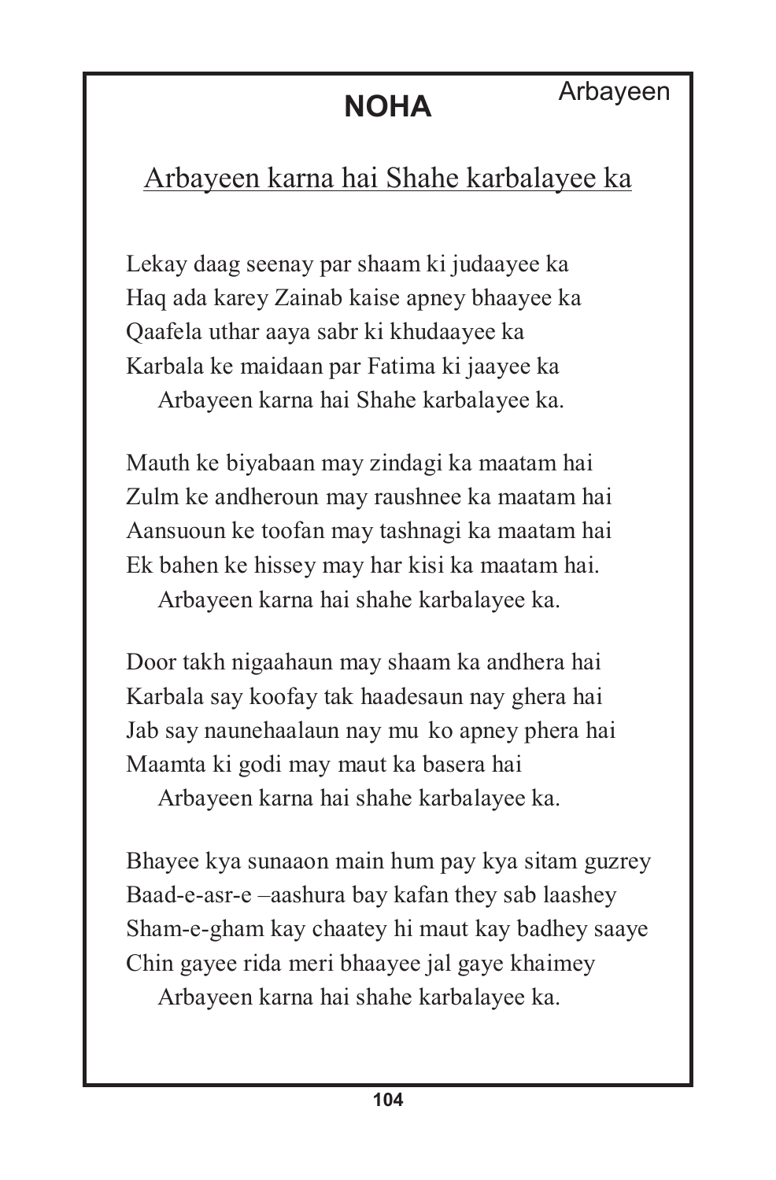# NOHA

Arbayeen

## Arbayeen karna hai Shahe karbalayee ka

Lekay daag seenay par shaam ki judaayee ka
Haq ada karey Zainab kaise apney bhaayee ka
Qaafela uthar aaya sabr ki khudaayee ka
Karbala ke maidaan par Fatima ki jaayee ka
    Arbayeen karna hai Shahe karbalayee ka.

Mauth ke biyabaan may zindagi ka maatam hai
Zulm ke andheroun may raushnee ka maatam hai
Aansuoun ke toofan may tashnagi ka maatam hai
Ek bahen ke hissey may har kisi ka maatam hai.
    Arbayeen karna hai shahe karbalayee ka.

Door takh nigaahaun may shaam ka andhera hai
Karbala say koofay tak haadesaun nay ghera hai
Jab say naunehaalaun nay mu ko apney phera hai
Maamta ki godi may maut ka basera hai
    Arbayeen karna hai shahe karbalayee ka.

Bhayee kya sunaaon main hum pay kya sitam guzrey
Baad-e-asr-e –aashura bay kafan they sab laashey
Sham-e-gham kay chaatey hi maut kay badhey saaye
Chin gayee rida meri bhaayee jal gaye khaimey
    Arbayeen karna hai shahe karbalayee ka.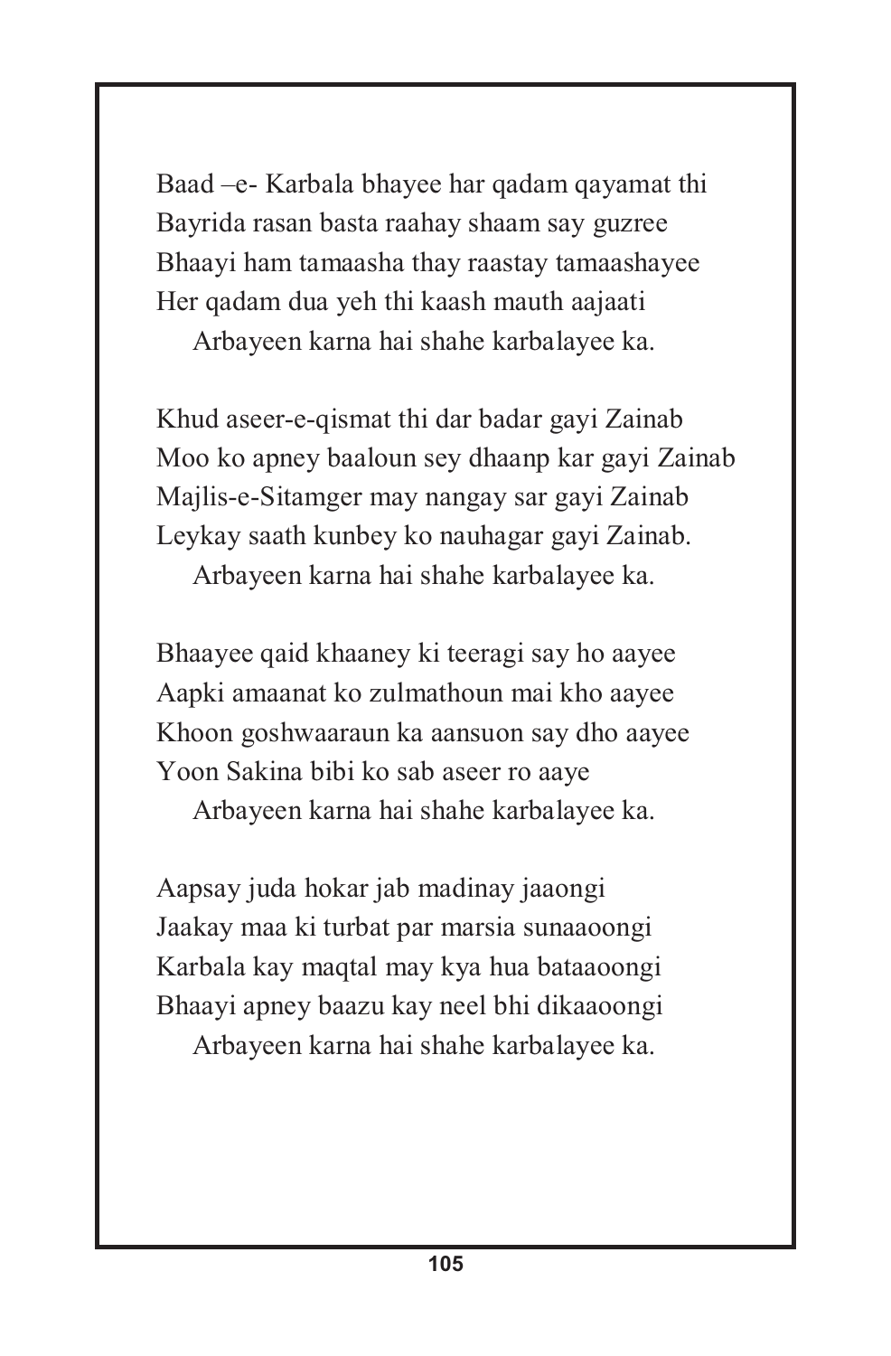Baad –e- Karbala bhayee har qadam qayamat thi
Bayrida rasan basta raahay shaam say guzree
Bhaayi ham tamaasha thay raastay tamaashayee
Her qadam dua yeh thi kaash mauth aajaati
Arbayeen karna hai shahe karbalayee ka.

Khud aseer-e-qismat thi dar badar gayi Zainab
Moo ko apney baaloun sey dhaanp kar gayi Zainab
Majlis-e-Sitamger may nangay sar gayi Zainab
Leykay saath kunbey ko nauhagar gayi Zainab.
Arbayeen karna hai shahe karbalayee ka.

Bhaayee qaid khaaney ki teeragi say ho aayee
Aapki amaanat ko zulmathoun mai kho aayee
Khoon goshwaaraun ka aansuon say dho aayee
Yoon Sakina bibi ko sab aseer ro aaye
Arbayeen karna hai shahe karbalayee ka.

Aapsay juda hokar jab madinay jaaongi
Jaakay maa ki turbat par marsia sunaaoongi
Karbala kay maqtal may kya hua bataaoongi
Bhaayi apney baazu kay neel bhi dikaaoongi
Arbayeen karna hai shahe karbalayee ka.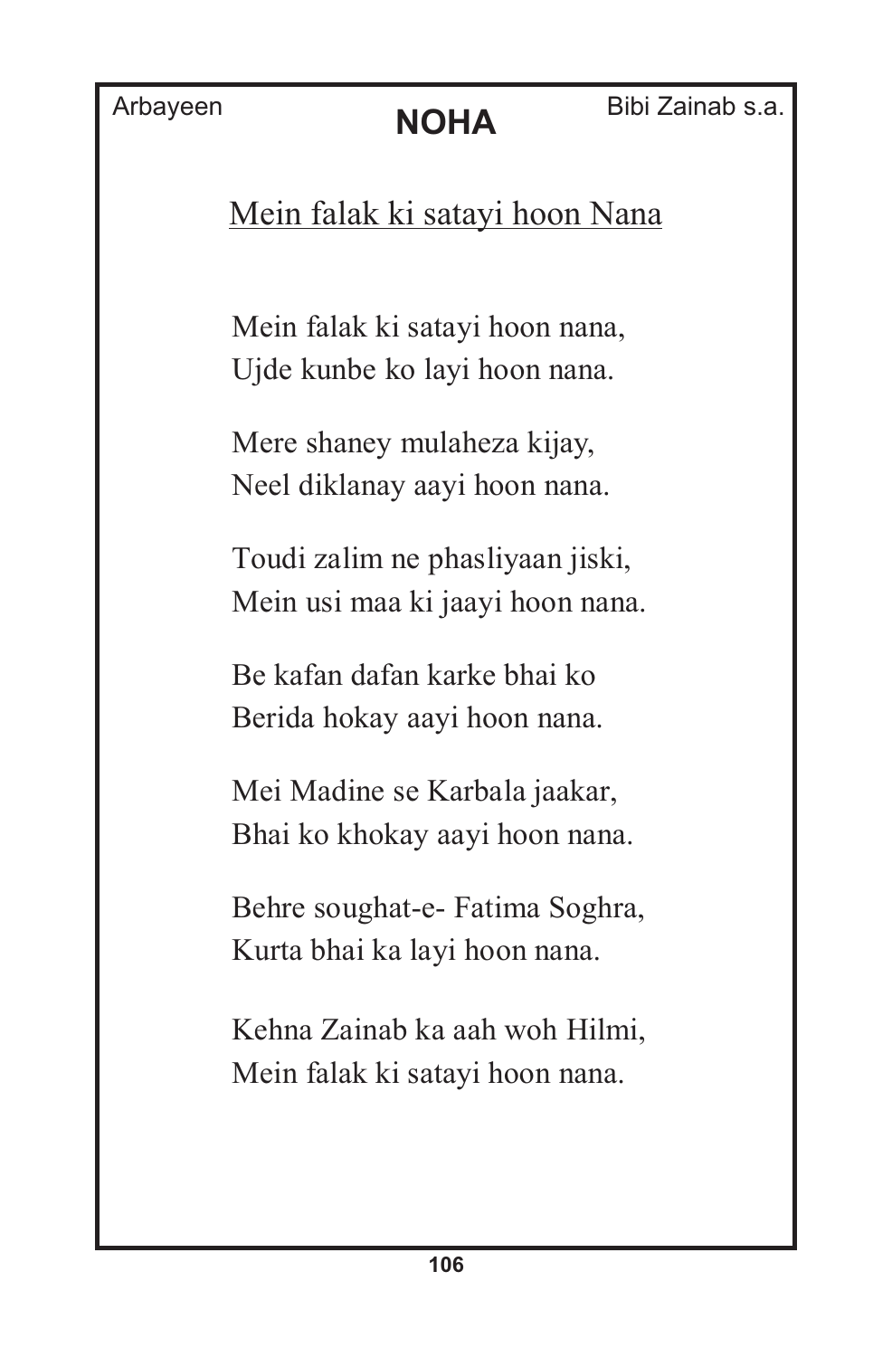# NOHA

## Mein falak ki satayi hoon Nana

Mein falak ki satayi hoon nana,
Ujde kunbe ko layi hoon nana.

Mere shaney mulaheza kijay,
Neel diklanay aayi hoon nana.

Toudi zalim ne phasliyaan jiski,
Mein usi maa ki jaayi hoon nana.

Be kafan dafan karke bhai ko
Berida hokay aayi hoon nana.

Mei Madine se Karbala jaakar,
Bhai ko khokay aayi hoon nana.

Behre soughat-e- Fatima Soghra,
Kurta bhai ka layi hoon nana.

Kehna Zainab ka aah woh Hilmi,
Mein falak ki satayi hoon nana.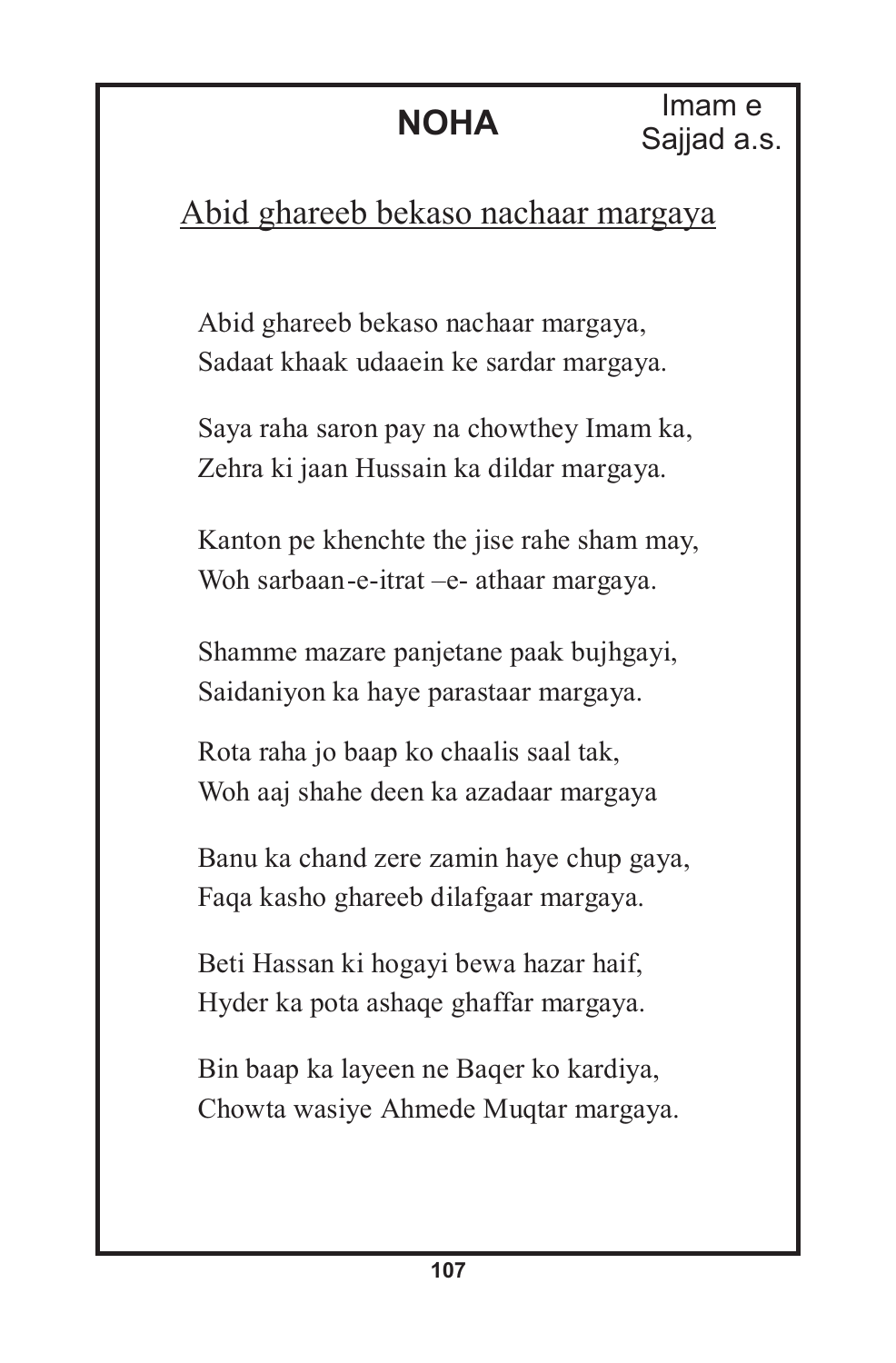# NOHA

Imam e Sajjad a.s.

## Abid ghareeb bekaso nachaar margaya

Abid ghareeb bekaso nachaar margaya,
Sadaat khaak udaaein ke sardar margaya.

Saya raha saron pay na chowthey Imam ka,
Zehra ki jaan Hussain ka dildar margaya.

Kanton pe khenchte the jise rahe sham may,
Woh sarbaan-e-itrat –e- athaar margaya.

Shamme mazare panjetane paak bujhgayi,
Saidaniyon ka haye parastaar margaya.

Rota raha jo baap ko chaalis saal tak,
Woh aaj shahe deen ka azadaar margaya

Banu ka chand zere zamin haye chup gaya,
Faqa kasho ghareeb dilafgaar margaya.

Beti Hassan ki hogayi bewa hazar haif,
Hyder ka pota ashaqe ghaffar margaya.

Bin baap ka layeen ne Baqer ko kardiya,
Chowta wasiye Ahmede Muqtar margaya.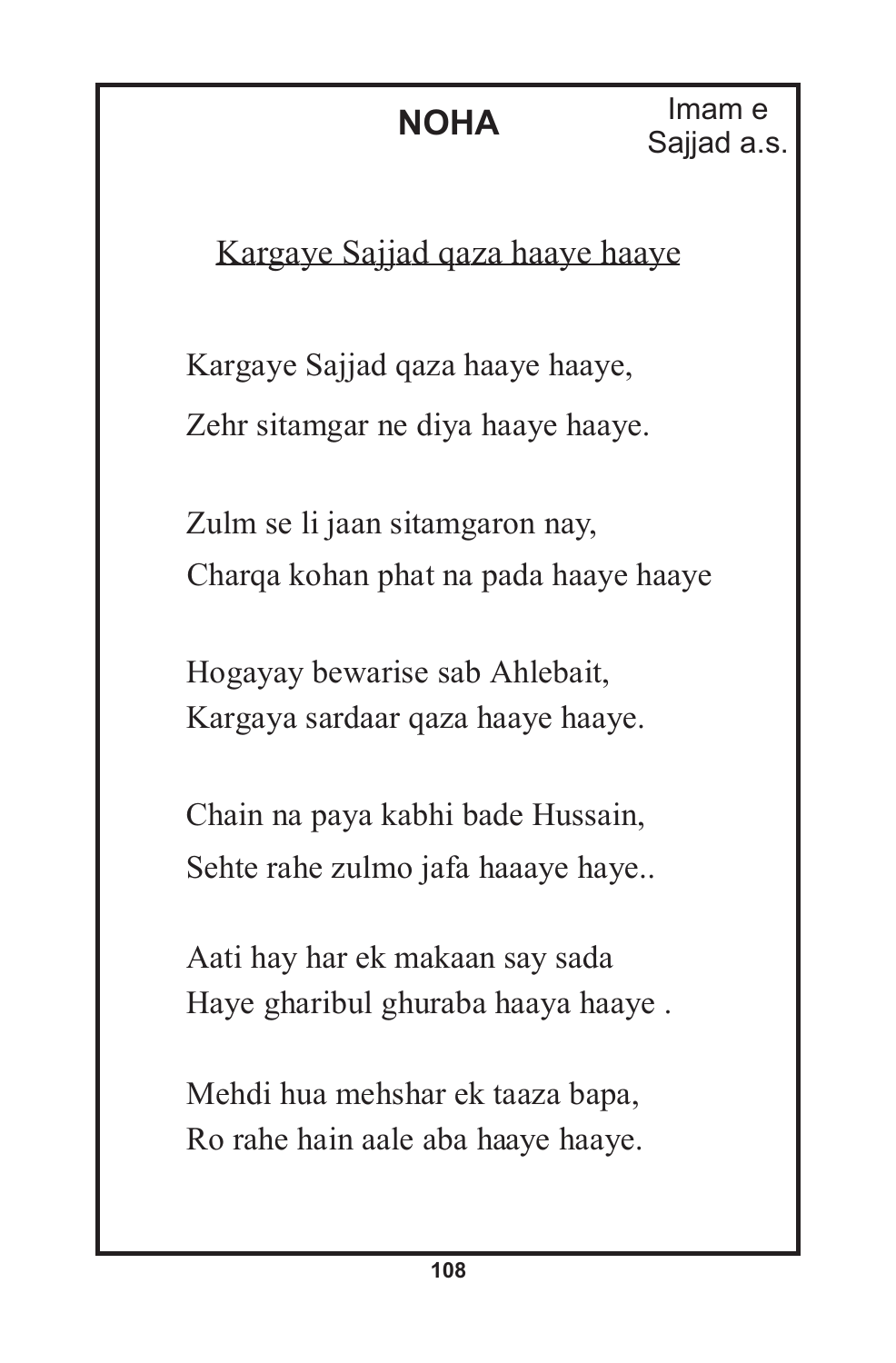## NOHA

Imam e Sajjad a.s.

### Kargaye Sajjad qaza haaye haaye

Kargaye Sajjad qaza haaye haaye,
Zehr sitamgar ne diya haaye haaye.

Zulm se li jaan sitamgaron nay,
Charqa kohan phat na pada haaye haaye

Hogayay bewarise sab Ahlebait,
Kargaya sardaar qaza haaye haaye.

Chain na paya kabhi bade Hussain,
Sehte rahe zulmo jafa haaaye haye..

Aati hay har ek makaan say sada
Haye gharibul ghuraba haaya haaye .

Mehdi hua mehshar ek taaza bapa,
Ro rahe hain aale aba haaye haaye.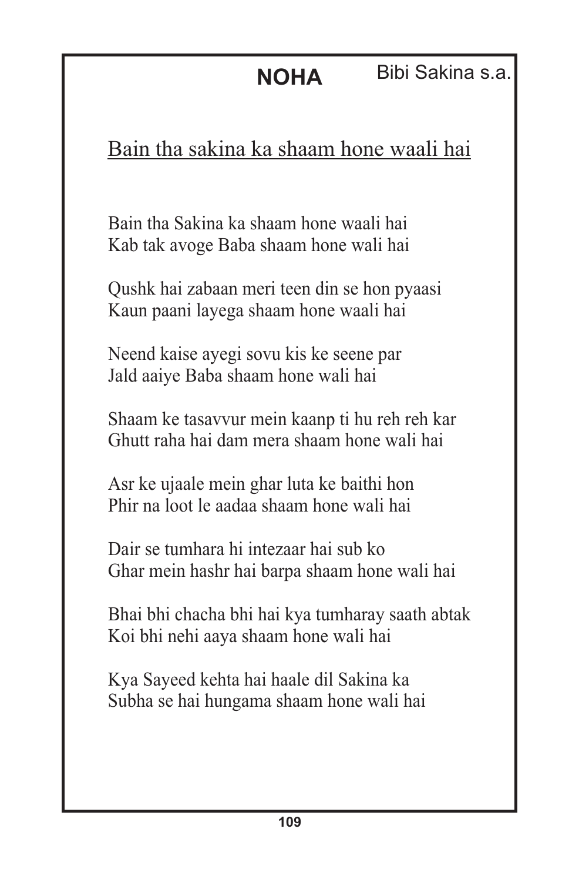# NOHA

Bibi Sakina s.a.

## Bain tha sakina ka shaam hone waali hai

Bain tha Sakina ka shaam hone waali hai
Kab tak avoge Baba shaam hone wali hai

Qushk hai zabaan meri teen din se hon pyaasi
Kaun paani layega shaam hone waali hai

Neend kaise ayegi sovu kis ke seene par
Jald aaiye Baba shaam hone wali hai

Shaam ke tasavvur mein kaanp ti hu reh reh kar
Ghutt raha hai dam mera shaam hone wali hai

Asr ke ujaale mein ghar luta ke baithi hon
Phir na loot le aadaa shaam hone wali hai

Dair se tumhara hi intezaar hai sub ko
Ghar mein hashr hai barpa shaam hone wali hai

Bhai bhi chacha bhi hai kya tumharay saath abtak
Koi bhi nehi aaya shaam hone wali hai

Kya Sayeed kehta hai haale dil Sakina ka
Subha se hai hungama shaam hone wali hai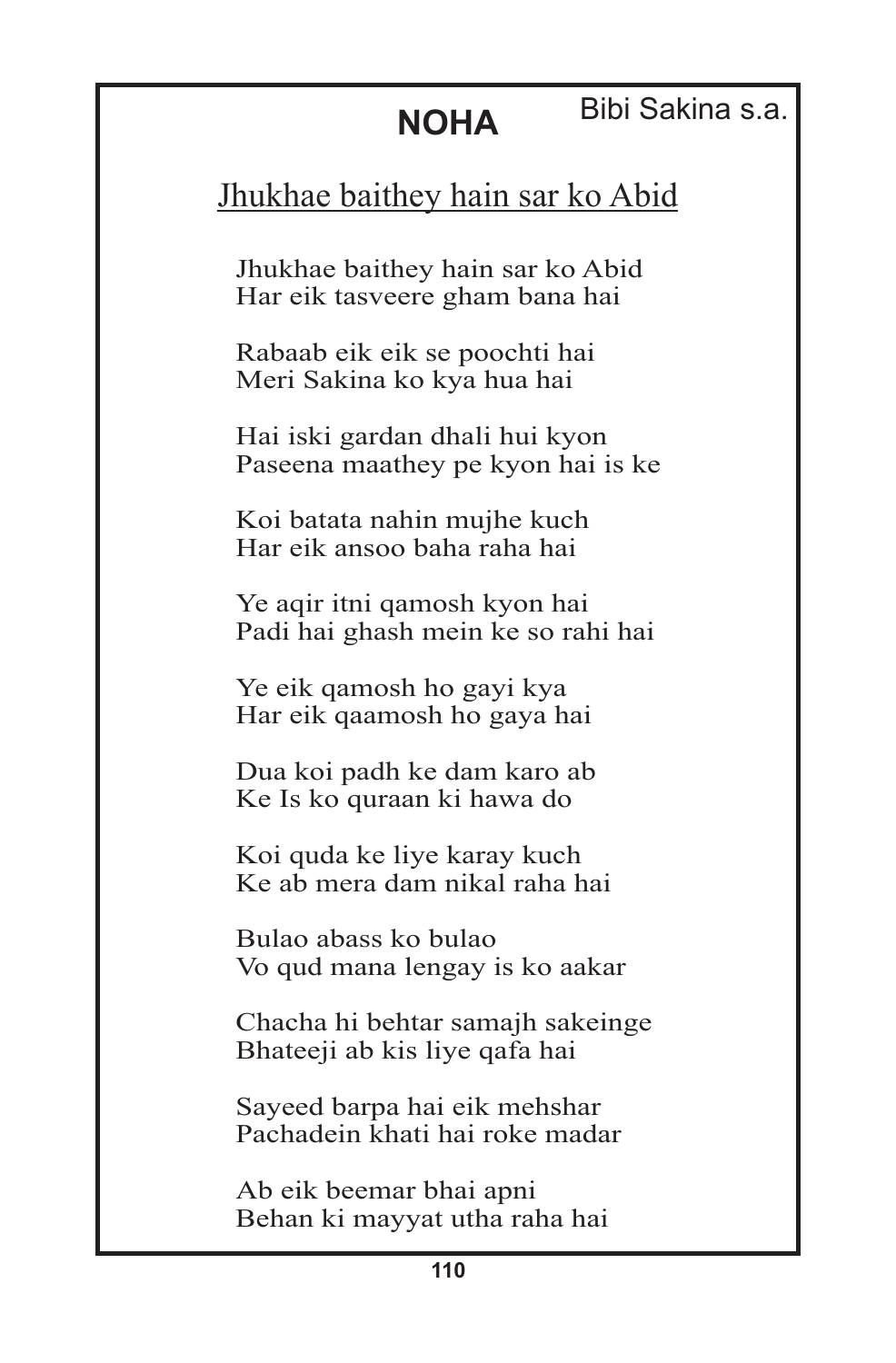# NOHA

Bibi Sakina s.a.

## Jhukhae baithey hain sar ko Abid

Jhukhae baithey hain sar ko Abid
Har eik tasveere gham bana hai

Rabaab eik eik se poochti hai
Meri Sakina ko kya hua hai

Hai iski gardan dhali hui kyon
Paseena maathey pe kyon hai is ke

Koi batata nahin mujhe kuch
Har eik ansoo baha raha hai

Ye aqir itni qamosh kyon hai
Padi hai ghash mein ke so rahi hai

Ye eik qamosh ho gayi kya
Har eik qaamosh ho gaya hai

Dua koi padh ke dam karo ab
Ke Is ko quraan ki hawa do

Koi quda ke liye karay kuch
Ke ab mera dam nikal raha hai

Bulao abass ko bulao
Vo qud mana lengay is ko aakar

Chacha hi behtar samajh sakeinge
Bhateeji ab kis liye qafa hai

Sayeed barpa hai eik mehshar
Pachadein khati hai roke madar

Ab eik beemar bhai apni
Behan ki mayyat utha raha hai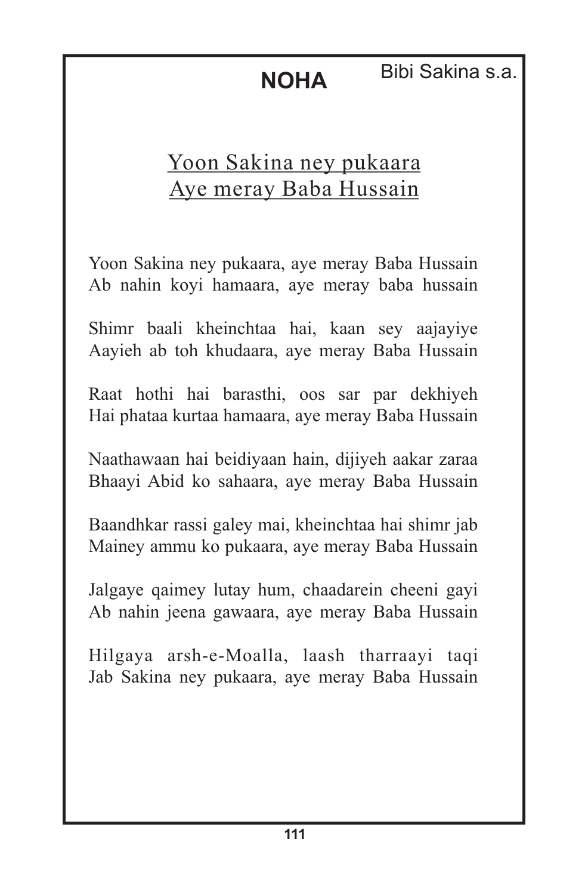# NOHA

Bibi Sakina s.a.

## Yoon Sakina ney pukaara
## Aye meray Baba Hussain

Yoon Sakina ney pukaara, aye meray Baba Hussain
Ab nahin koyi hamaara, aye meray baba hussain

Shimr baali kheinchtaa hai, kaan sey aajayiye
Aayieh ab toh khudaara, aye meray Baba Hussain

Raat hothi hai barasthi, oos sar par dekhiyeh
Hai phataa kurtaa hamaara, aye meray Baba Hussain

Naathawaan hai beidiyaan hain, dijiyeh aakar zaraa
Bhaayi Abid ko sahaara, aye meray Baba Hussain

Baandhkar rassi galey mai, kheinchtaa hai shimr jab
Mainey ammu ko pukaara, aye meray Baba Hussain

Jalgaye qaimey lutay hum, chaadarein cheeni gayi
Ab nahin jeena gawaara, aye meray Baba Hussain

Hilgaya arsh-e-Moalla, laash tharraayi taqi
Jab Sakina ney pukaara, aye meray Baba Hussain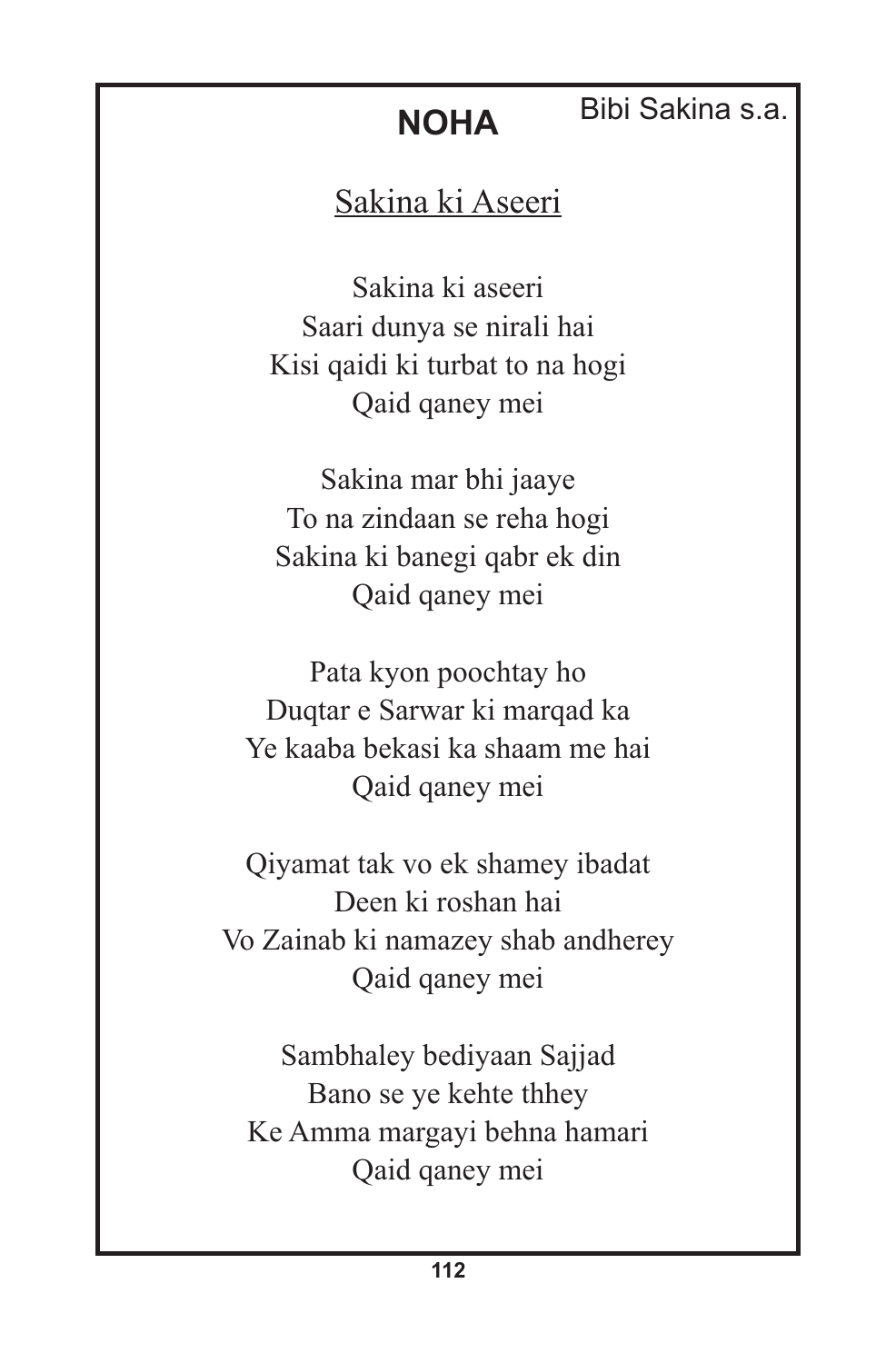# NOHA

Bibi Sakina s.a.

## Sakina ki Aseeri

Sakina ki aseeri  
Saari dunya se nirali hai  
Kisi qaidi ki turbat to na hogi  
Qaid qaney mei

Sakina mar bhi jaaye  
To na zindaan se reha hogi  
Sakina ki banegi qabr ek din  
Qaid qaney mei

Pata kyon poochtay ho  
Duqtar e Sarwar ki marqad ka  
Ye kaaba bekasi ka shaam me hai  
Qaid qaney mei

Qiyamat tak vo ek shamey ibadat  
Deen ki roshan hai  
Vo Zainab ki namazey shab andherey  
Qaid qaney mei

Sambhaley bediyaan Sajjad  
Bano se ye kehte thhey  
Ke Amma margayi behna hamari  
Qaid qaney mei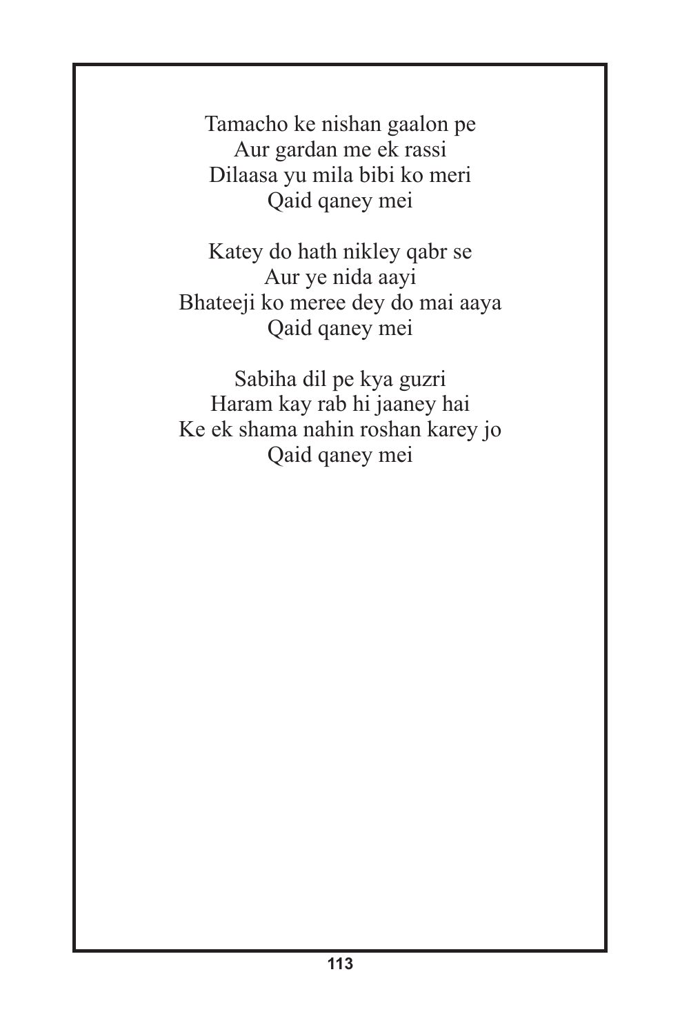Tamacho ke nishan gaalon pe
Aur gardan me ek rassi
Dilaasa yu mila bibi ko meri
Qaid qaney mei

Katey do hath nikley qabr se
Aur ye nida aayi
Bhateeji ko meree dey do mai aaya
Qaid qaney mei

Sabiha dil pe kya guzri
Haram kay rab hi jaaney hai
Ke ek shama nahin roshan karey jo
Qaid qaney mei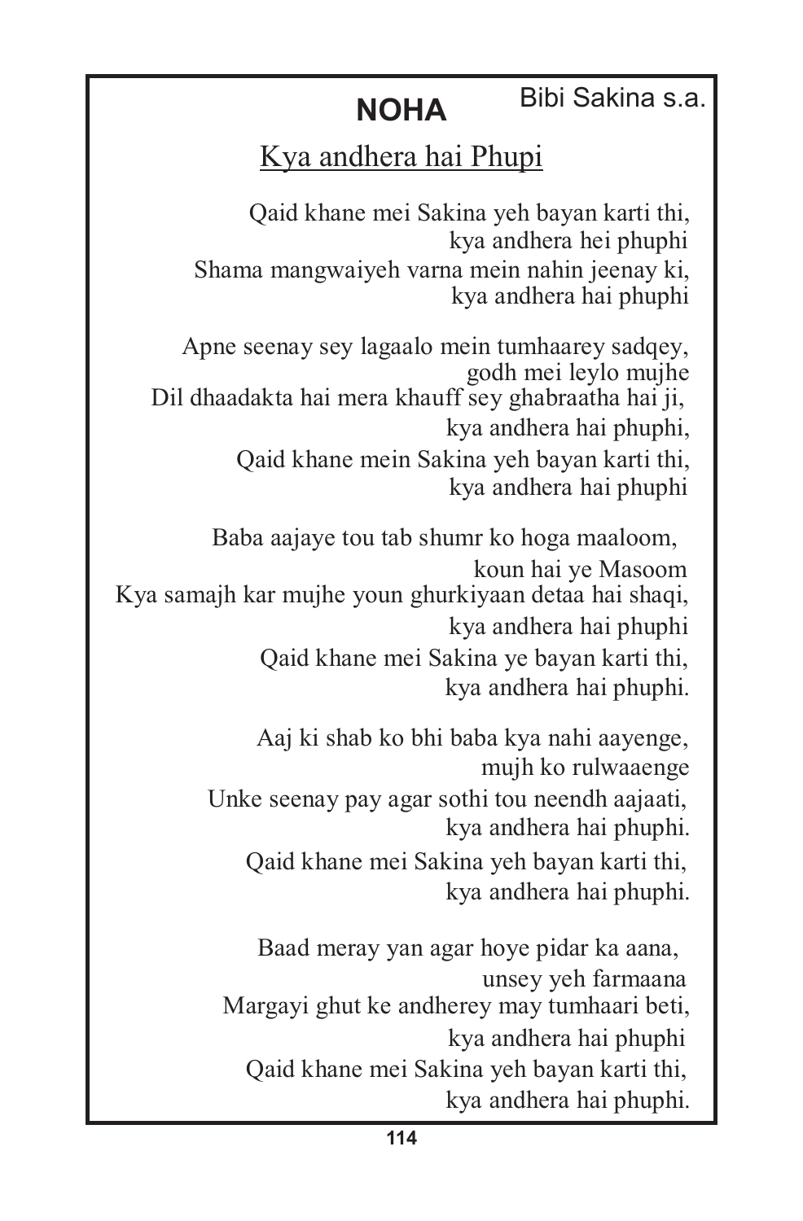# NOHA

Bibi Sakina s.a.

## Kya andhera hai Phupi

Qaid khane mei Sakina yeh bayan karti thi,
kya andhera hei phuphi
Shama mangwaiyeh varna mein nahin jeenay ki,
kya andhera hai phuphi

Apne seenay sey lagaalo mein tumhaarey sadqey,
godh mei leylo mujhe
Dil dhaadakta hai mera khauff sey ghabraatha hai ji,
kya andhera hai phuphi,
Qaid khane mein Sakina yeh bayan karti thi,
kya andhera hai phuphi

Baba aajaye tou tab shumr ko hoga maaloom,
koun hai ye Masoom
Kya samajh kar mujhe youn ghurkiyaan detaa hai shaqi,
kya andhera hai phuphi
Qaid khane mei Sakina ye bayan karti thi,
kya andhera hai phuphi.

Aaj ki shab ko bhi baba kya nahi aayenge,
mujh ko rulwaaenge
Unke seenay pay agar sothi tou neendh aajaati,
kya andhera hai phuphi.
Qaid khane mei Sakina yeh bayan karti thi,
kya andhera hai phuphi.

Baad meray yan agar hoye pidar ka aana,
unsey yeh farmaana
Margayi ghut ke andherey may tumhaari beti,
kya andhera hai phuphi
Qaid khane mei Sakina yeh bayan karti thi,
kya andhera hai phuphi.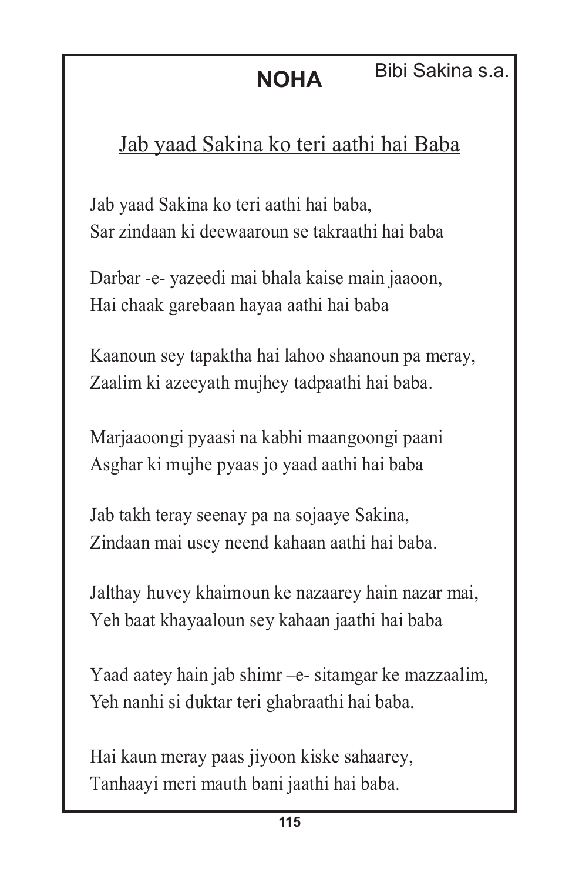# NOHA

Bibi Sakina s.a.

## Jab yaad Sakina ko teri aathi hai Baba

Jab yaad Sakina ko teri aathi hai baba,
Sar zindaan ki deewaaroun se takraathi hai baba

Darbar -e- yazeedi mai bhala kaise main jaaoon,
Hai chaak garebaan hayaa aathi hai baba

Kaanoun sey tapaktha hai lahoo shaanoun pa meray,
Zaalim ki azeeyath mujhey tadpaathi hai baba.

Marjaaoongi pyaasi na kabhi maangoongi paani
Asghar ki mujhe pyaas jo yaad aathi hai baba

Jab takh teray seenay pa na sojaaye Sakina,
Zindaan mai usey neend kahaan aathi hai baba.

Jalthay huvey khaimoun ke nazaarey hain nazar mai,
Yeh baat khayaaloun sey kahaan jaathi hai baba

Yaad aatey hain jab shimr –e- sitamgar ke mazzaalim,
Yeh nanhi si duktar teri ghabraathi hai baba.

Hai kaun meray paas jiyoon kiske sahaarey,
Tanhaayi meri mauth bani jaathi hai baba.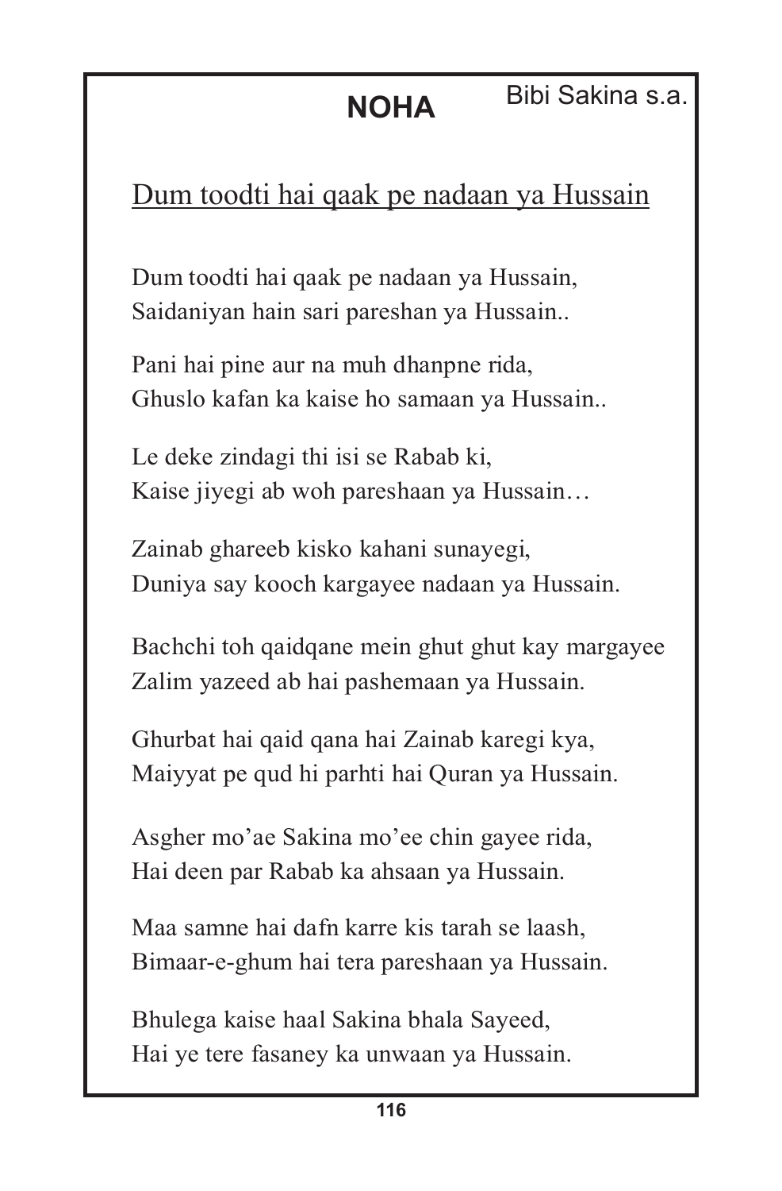# NOHA

Bibi Sakina s.a.

## Dum toodti hai qaak pe nadaan ya Hussain

Dum toodti hai qaak pe nadaan ya Hussain,
Saidaniyan hain sari pareshan ya Hussain..

Pani hai pine aur na muh dhanpne rida,
Ghuslo kafan ka kaise ho samaan ya Hussain..

Le deke zindagi thi isi se Rabab ki,
Kaise jiyegi ab woh pareshaan ya Hussain…

Zainab ghareeb kisko kahani sunayegi,
Duniya say kooch kargayee nadaan ya Hussain.

Bachchi toh qaidqane mein ghut ghut kay margayee
Zalim yazeed ab hai pashemaan ya Hussain.

Ghurbat hai qaid qana hai Zainab karegi kya,
Maiyyat pe qud hi parhti hai Quran ya Hussain.

Asgher mo'ae Sakina mo'ee chin gayee rida,
Hai deen par Rabab ka ahsaan ya Hussain.

Maa samne hai dafn karre kis tarah se laash,
Bimaar-e-ghum hai tera pareshaan ya Hussain.

Bhulega kaise haal Sakina bhala Sayeed,
Hai ye tere fasaney ka unwaan ya Hussain.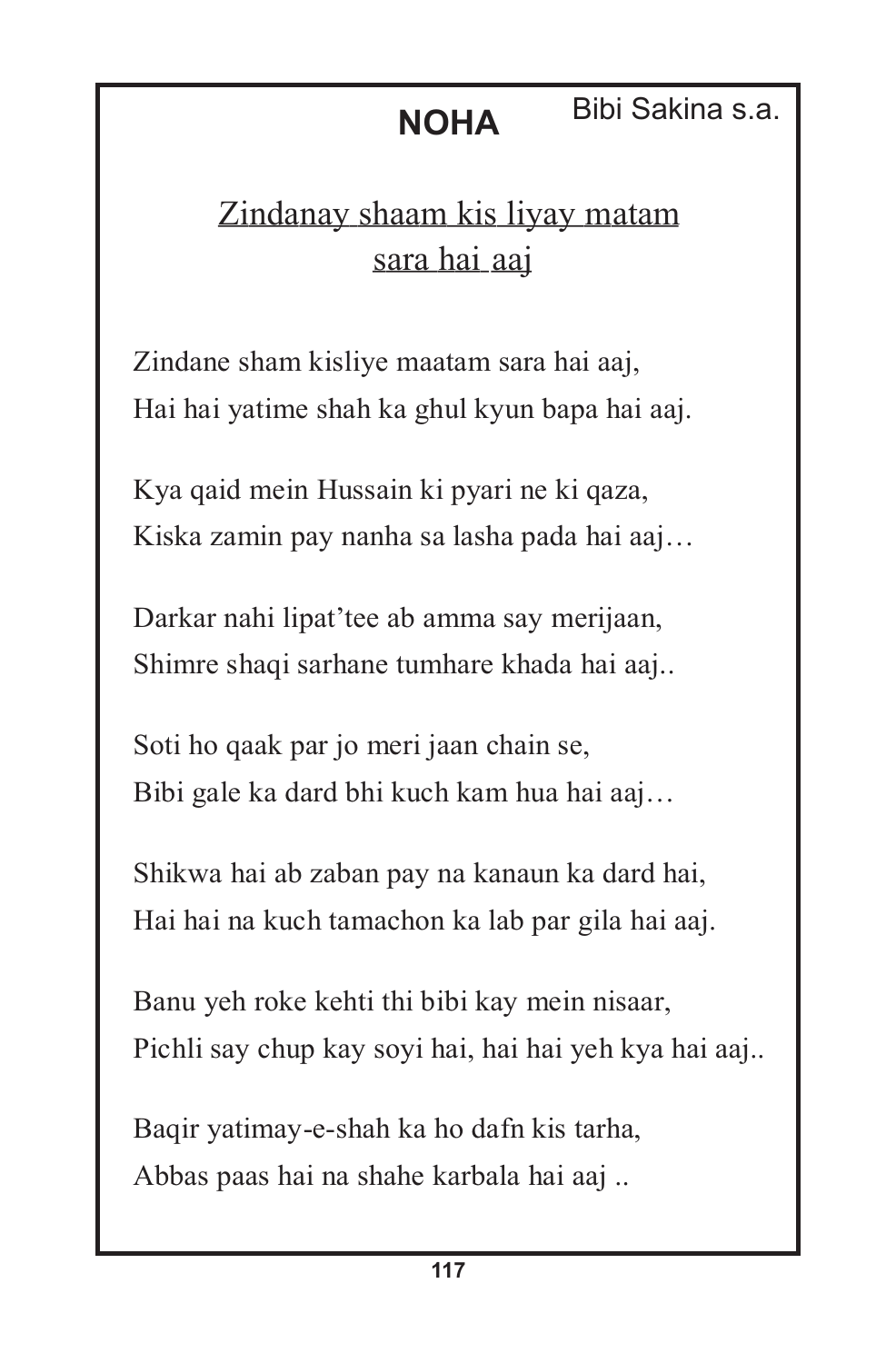# NOHA

Bibi Sakina s.a.

## Zindanay shaam kis liyay matam sara hai aaj

Zindane sham kisliye maatam sara hai aaj,
Hai hai yatime shah ka ghul kyun bapa hai aaj.

Kya qaid mein Hussain ki pyari ne ki qaza,
Kiska zamin pay nanha sa lasha pada hai aaj…

Darkar nahi lipat'tee ab amma say merijaan,
Shimre shaqi sarhane tumhare khada hai aaj..

Soti ho qaak par jo meri jaan chain se,
Bibi gale ka dard bhi kuch kam hua hai aaj…

Shikwa hai ab zaban pay na kanaun ka dard hai,
Hai hai na kuch tamachon ka lab par gila hai aaj.

Banu yeh roke kehti thi bibi kay mein nisaar,
Pichli say chup kay soyi hai, hai hai yeh kya hai aaj..

Baqir yatimay-e-shah ka ho dafn kis tarha,
Abbas paas hai na shahe karbala hai aaj ..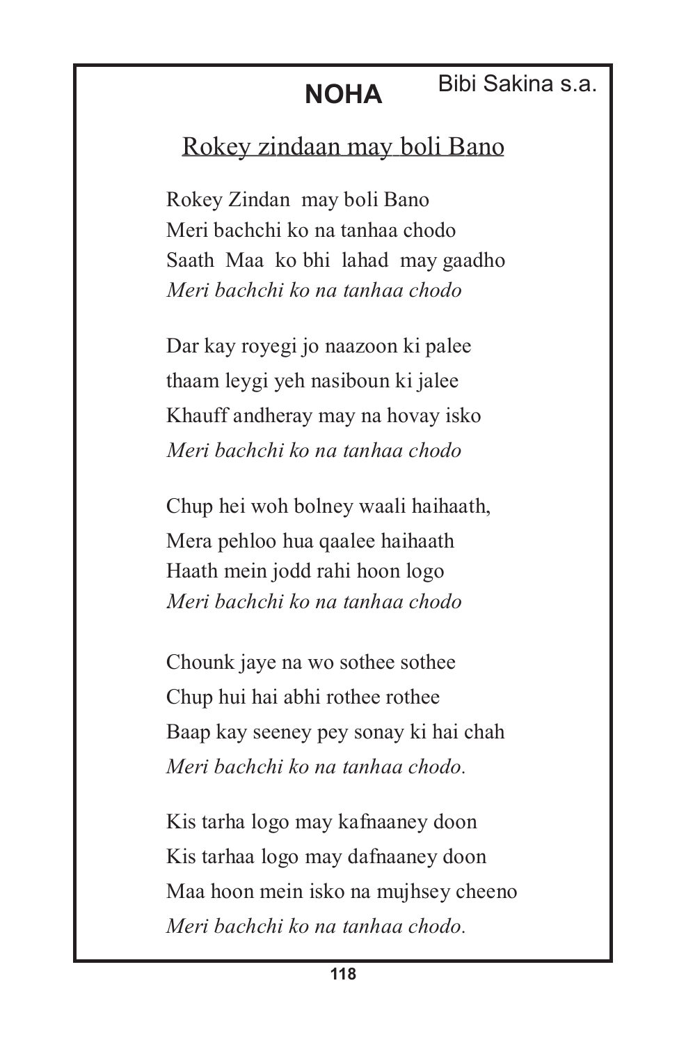# NOHA

Bibi Sakina s.a.

## <u>Rokey zindaan may boli Bano</u>

Rokey Zindan may boli Bano
Meri bachchi ko na tanhaa chodo
Saath Maa ko bhi lahad may gaadho
*Meri bachchi ko na tanhaa chodo*

Dar kay royegi jo naazoon ki palee
thaam leygi yeh nasiboun ki jalee
Khauff andheray may na hovay isko
*Meri bachchi ko na tanhaa chodo*

Chup hei woh bolney waali haihaath,
Mera pehloo hua qaalee haihaath
Haath mein jodd rahi hoon logo
*Meri bachchi ko na tanhaa chodo*

Chounk jaye na wo sothee sothee
Chup hui hai abhi rothee rothee
Baap kay seeney pey sonay ki hai chah
*Meri bachchi ko na tanhaa chodo.*

Kis tarha logo may kafnaaney doon
Kis tarhaa logo may dafnaaney doon
Maa hoon mein isko na mujhsey cheeno
*Meri bachchi ko na tanhaa chodo.*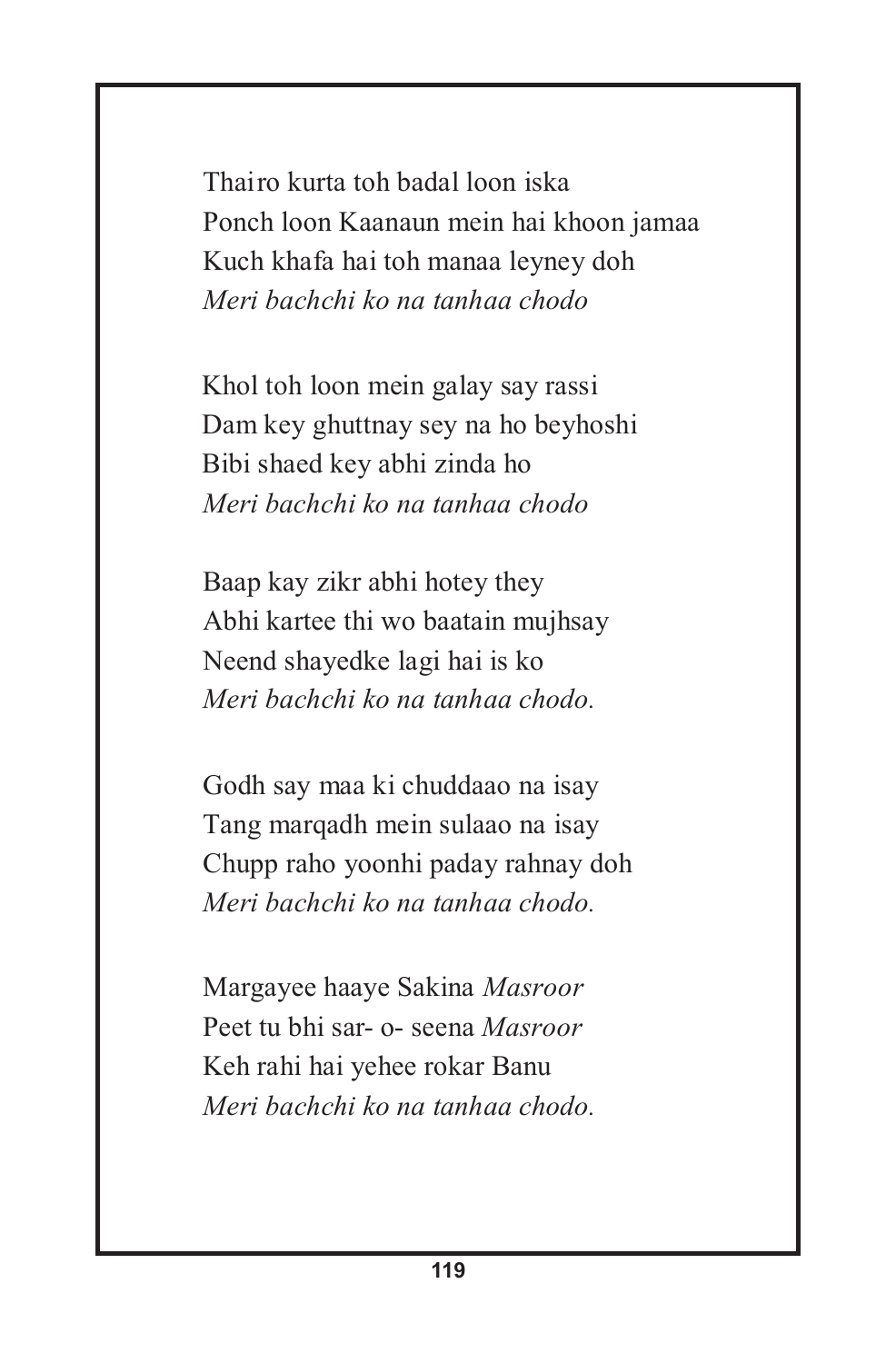Thairo kurta toh badal loon iska
Ponch loon Kaanaun mein hai khoon jamaa
Kuch khafa hai toh manaa leyney doh
*Meri bachchi ko na tanhaa chodo*

Khol toh loon mein galay say rassi
Dam key ghuttnay sey na ho beyhoshi
Bibi shaed key abhi zinda ho
*Meri bachchi ko na tanhaa chodo*

Baap kay zikr abhi hotey they
Abhi kartee thi wo baatain mujhsay
Neend shayedke lagi hai is ko
*Meri bachchi ko na tanhaa chodo.*

Godh say maa ki chuddaao na isay
Tang marqadh mein sulaao na isay
Chupp raho yoonhi paday rahnay doh
*Meri bachchi ko na tanhaa chodo.*

Margayee haaye Sakina *Masroor*
Peet tu bhi sar- o- seena *Masroor*
Keh rahi hai yehee rokar Banu
*Meri bachchi ko na tanhaa chodo.*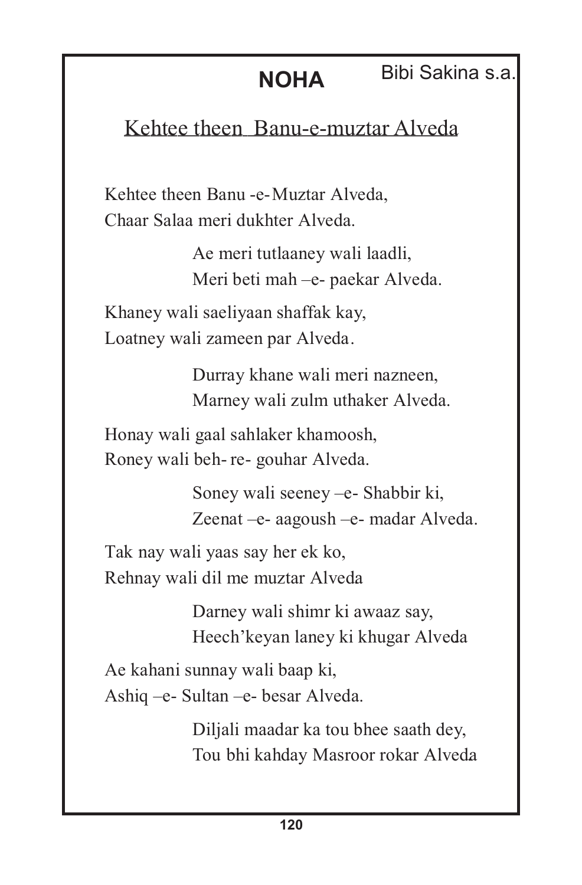# NOHA

Bibi Sakina s.a.

## Kehtee theen Banu-e-muztar Alveda

Kehtee theen Banu -e-Muztar Alveda,
Chaar Salaa meri dukhter Alveda.

Ae meri tutlaaney wali laadli,
Meri beti mah –e- paekar Alveda.

Khaney wali saeliyaan shaffak kay,
Loatney wali zameen par Alveda.

Durray khane wali meri nazneen,
Marney wali zulm uthaker Alveda.

Honay wali gaal sahlaker khamoosh,
Roney wali beh- re- gouhar Alveda.

Soney wali seeney –e- Shabbir ki,
Zeenat –e- aagoush –e- madar Alveda.

Tak nay wali yaas say her ek ko,
Rehnay wali dil me muztar Alveda

Darney wali shimr ki awaaz say,
Heech'keyan laney ki khugar Alveda

Ae kahani sunnay wali baap ki,
Ashiq –e- Sultan –e- besar Alveda.

Diljali maadar ka tou bhee saath dey,
Tou bhi kahday Masroor rokar Alveda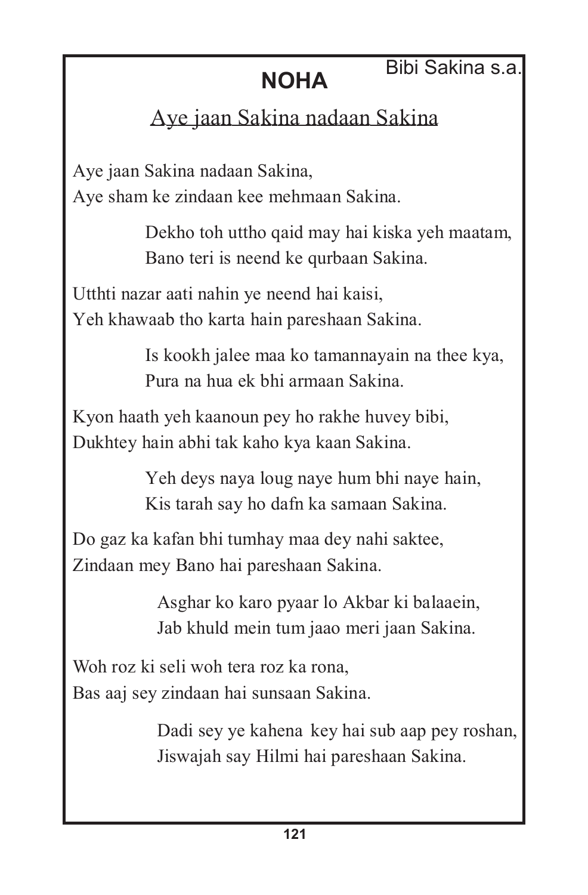# NOHA

Bibi Sakina s.a.

## Aye jaan Sakina nadaan Sakina

Aye jaan Sakina nadaan Sakina,
Aye sham ke zindaan kee mehmaan Sakina.

Dekho toh uttho qaid may hai kiska yeh maatam,
Bano teri is neend ke qurbaan Sakina.

Utthti nazar aati nahin ye neend hai kaisi,
Yeh khawaab tho karta hain pareshaan Sakina.

Is kookh jalee maa ko tamannayain na thee kya,
Pura na hua ek bhi armaan Sakina.

Kyon haath yeh kaanoun pey ho rakhe huvey bibi,
Dukhtey hain abhi tak kaho kya kaan Sakina.

Yeh deys naya loug naye hum bhi naye hain,
Kis tarah say ho dafn ka samaan Sakina.

Do gaz ka kafan bhi tumhay maa dey nahi saktee,
Zindaan mey Bano hai pareshaan Sakina.

Asghar ko karo pyaar lo Akbar ki balaaein,
Jab khuld mein tum jaao meri jaan Sakina.

Woh roz ki seli woh tera roz ka rona,
Bas aaj sey zindaan hai sunsaan Sakina.

Dadi sey ye kahena key hai sub aap pey roshan,
Jiswajah say Hilmi hai pareshaan Sakina.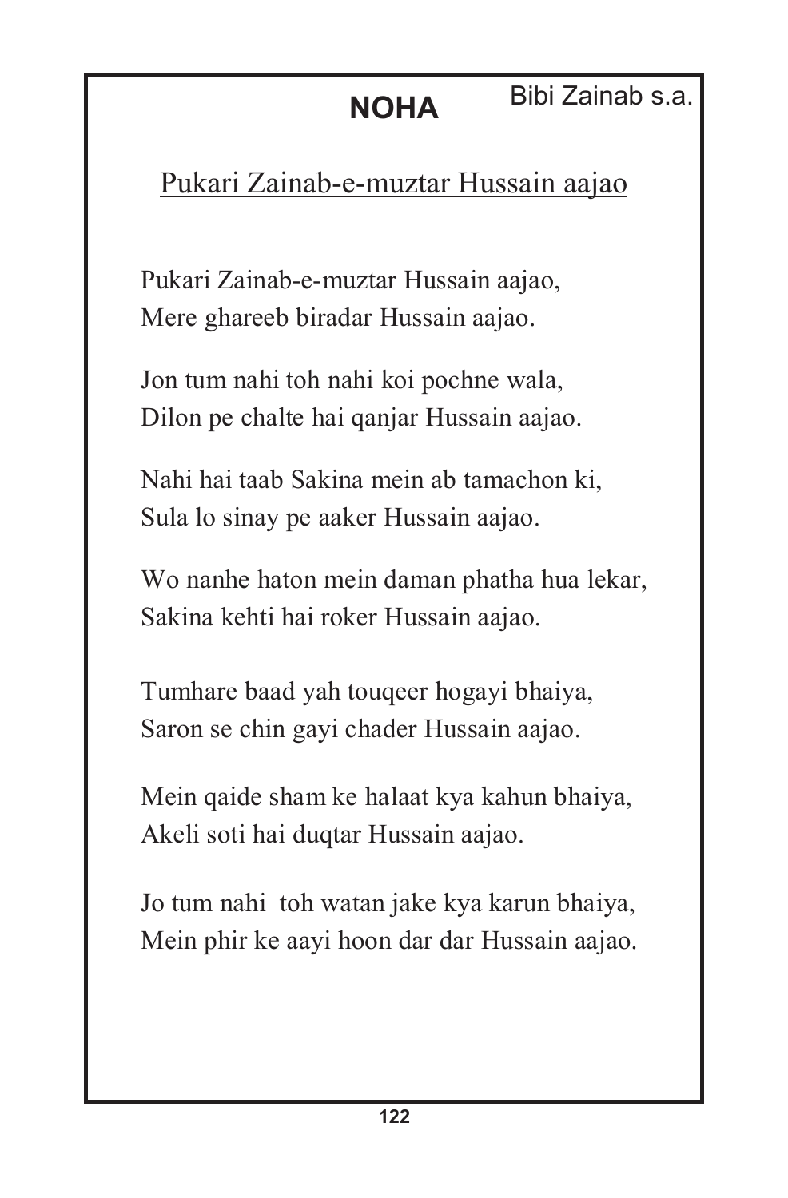## NOHA

Bibi Zainab s.a.

Pukari Zainab-e-muztar Hussain aajao

Pukari Zainab-e-muztar Hussain aajao,
Mere ghareeb biradar Hussain aajao.

Jon tum nahi toh nahi koi pochne wala,
Dilon pe chalte hai qanjar Hussain aajao.

Nahi hai taab Sakina mein ab tamachon ki,
Sula lo sinay pe aaker Hussain aajao.

Wo nanhe haton mein daman phatha hua lekar,
Sakina kehti hai roker Hussain aajao.

Tumhare baad yah touqeer hogayi bhaiya,
Saron se chin gayi chader Hussain aajao.

Mein qaide sham ke halaat kya kahun bhaiya,
Akeli soti hai duqtar Hussain aajao.

Jo tum nahi toh watan jake kya karun bhaiya,
Mein phir ke aayi hoon dar dar Hussain aajao.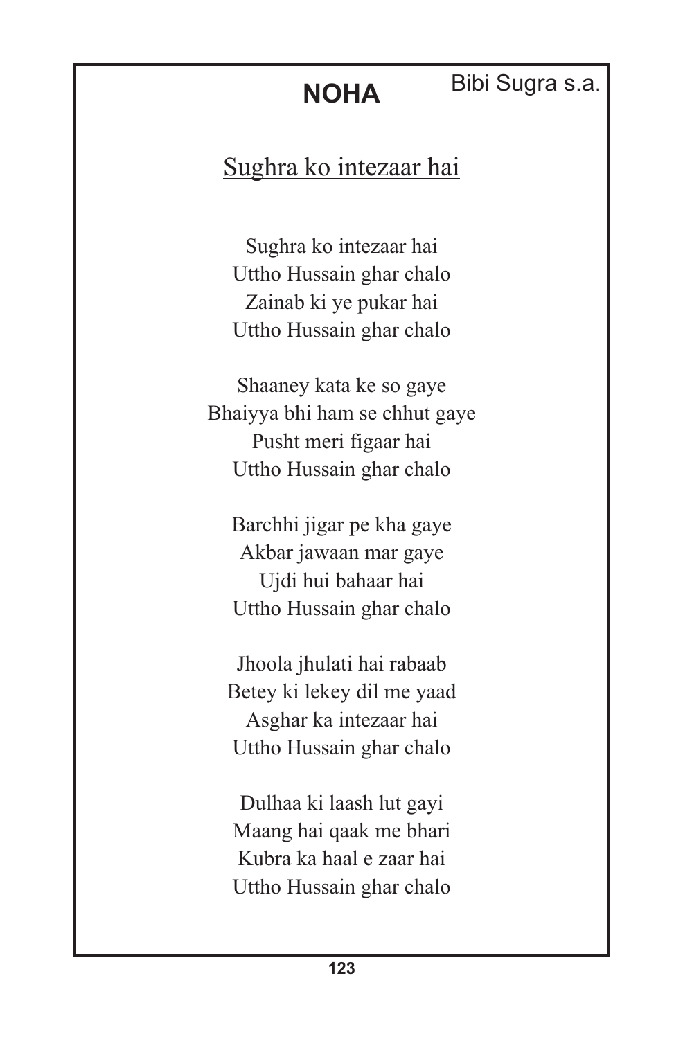# NOHA

Bibi Sugra s.a.

## Sughra ko intezaar hai

Sughra ko intezaar hai  
Uttho Hussain ghar chalo  
Zainab ki ye pukar hai  
Uttho Hussain ghar chalo

Shaaney kata ke so gaye  
Bhaiyya bhi ham se chhut gaye  
Pusht meri figaar hai  
Uttho Hussain ghar chalo

Barchhi jigar pe kha gaye  
Akbar jawaan mar gaye  
Ujdi hui bahaar hai  
Uttho Hussain ghar chalo

Jhoola jhulati hai rabaab  
Betey ki lekey dil me yaad  
Asghar ka intezaar hai  
Uttho Hussain ghar chalo

Dulhaa ki laash lut gayi  
Maang hai qaak me bhari  
Kubra ka haal e zaar hai  
Uttho Hussain ghar chalo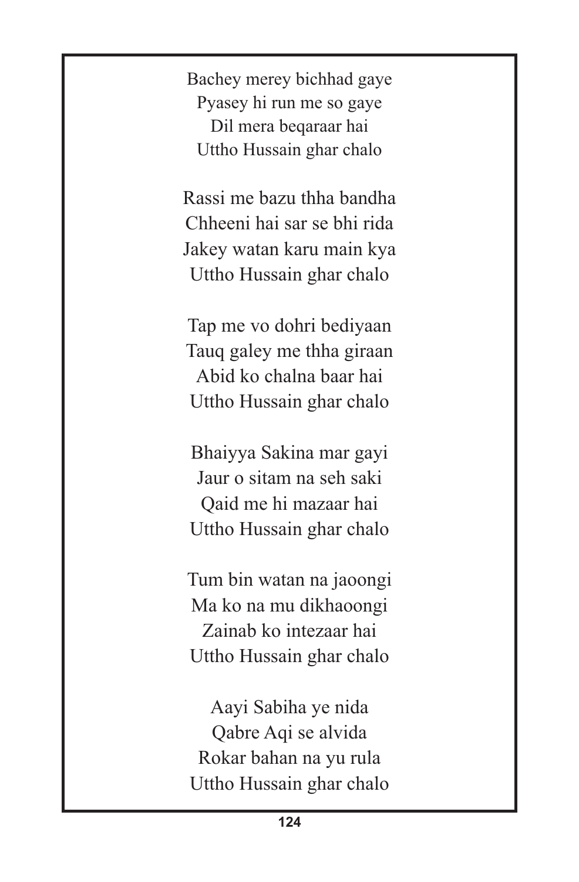Bachey merey bichhad gaye
Pyasey hi run me so gaye
Dil mera beqaraar hai
Uttho Hussain ghar chalo

Rassi me bazu thha bandha
Chheeni hai sar se bhi rida
Jakey watan karu main kya
Uttho Hussain ghar chalo

Tap me vo dohri bediyaan
Tauq galey me thha giraan
Abid ko chalna baar hai
Uttho Hussain ghar chalo

Bhaiyya Sakina mar gayi
Jaur o sitam na seh saki
Qaid me hi mazaar hai
Uttho Hussain ghar chalo

Tum bin watan na jaoongi
Ma ko na mu dikhaoongi
Zainab ko intezaar hai
Uttho Hussain ghar chalo

Aayi Sabiha ye nida
Qabre Aqi se alvida
Rokar bahan na yu rula
Uttho Hussain ghar chalo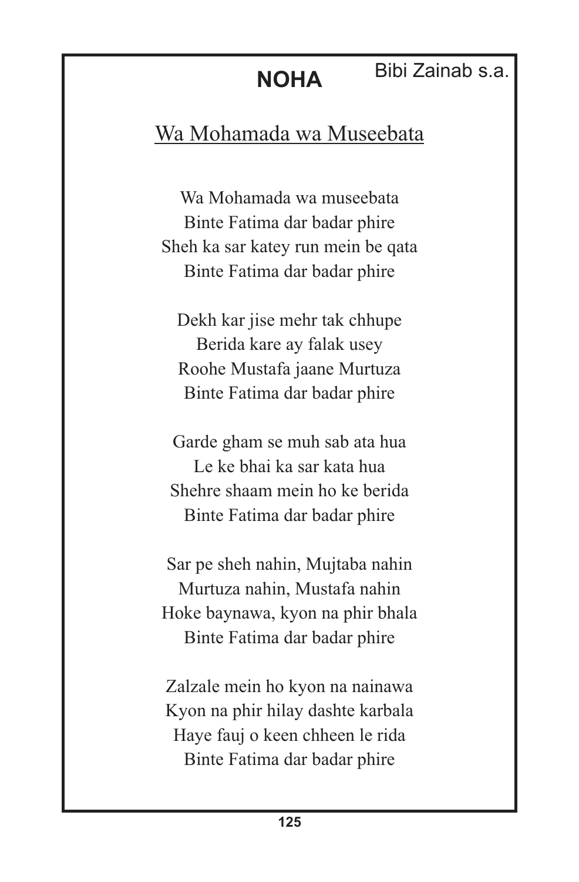# NOHA

Bibi Zainab s.a.

## Wa Mohamada wa Museebata

Wa Mohamada wa museebata
Binte Fatima dar badar phire
Sheh ka sar katey run mein be qata
Binte Fatima dar badar phire

Dekh kar jise mehr tak chhupe
Berida kare ay falak usey
Roohe Mustafa jaane Murtuza
Binte Fatima dar badar phire

Garde gham se muh sab ata hua
Le ke bhai ka sar kata hua
Shehre shaam mein ho ke berida
Binte Fatima dar badar phire

Sar pe sheh nahin, Mujtaba nahin
Murtuza nahin, Mustafa nahin
Hoke baynawa, kyon na phir bhala
Binte Fatima dar badar phire

Zalzale mein ho kyon na nainawa
Kyon na phir hilay dashte karbala
Haye fauj o keen chheen le rida
Binte Fatima dar badar phire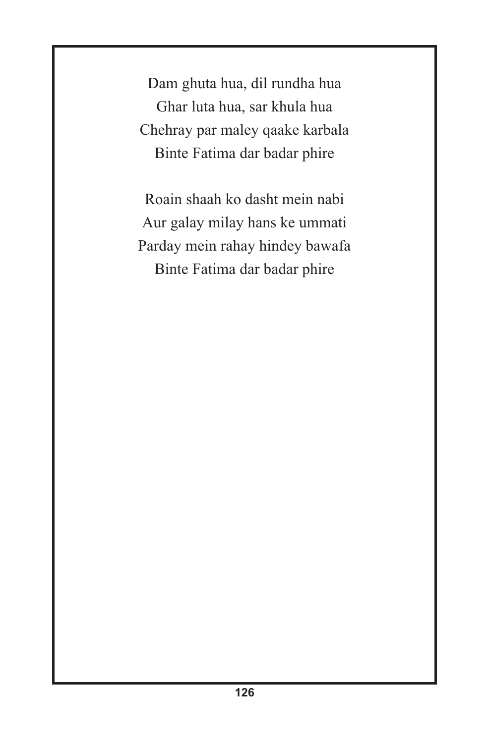Dam ghuta hua, dil rundha hua
Ghar luta hua, sar khula hua
Chehray par maley qaake karbala
Binte Fatima dar badar phire

Roain shaah ko dasht mein nabi
Aur galay milay hans ke ummati
Parday mein rahay hindey bawafa
Binte Fatima dar badar phire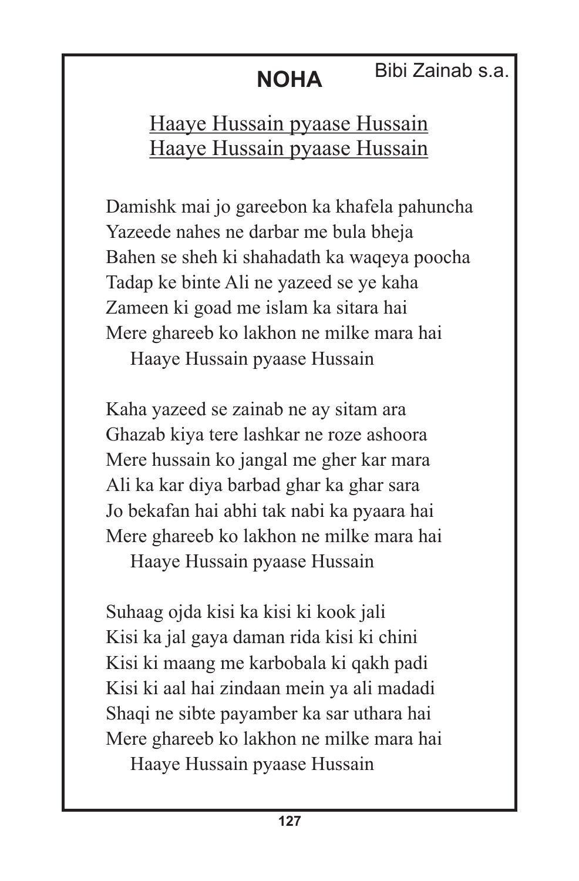# NOHA

Bibi Zainab s.a.

<u>Haaye Hussain pyaase Hussain</u>
<u>Haaye Hussain pyaase Hussain</u>

Damishk mai jo gareebon ka khafela pahuncha
Yazeede nahes ne darbar me bula bheja
Bahen se sheh ki shahadath ka waqeya poocha
Tadap ke binte Ali ne yazeed se ye kaha
Zameen ki goad me islam ka sitara hai
Mere ghareeb ko lakhon ne milke mara hai
Haaye Hussain pyaase Hussain

Kaha yazeed se zainab ne ay sitam ara
Ghazab kiya tere lashkar ne roze ashoora
Mere hussain ko jangal me gher kar mara
Ali ka kar diya barbad ghar ka ghar sara
Jo bekafan hai abhi tak nabi ka pyaara hai
Mere ghareeb ko lakhon ne milke mara hai
Haaye Hussain pyaase Hussain

Suhaag ojda kisi ka kisi ki kook jali
Kisi ka jal gaya daman rida kisi ki chini
Kisi ki maang me karbobala ki qakh padi
Kisi ki aal hai zindaan mein ya ali madadi
Shaqi ne sibte payamber ka sar uthara hai
Mere ghareeb ko lakhon ne milke mara hai
Haaye Hussain pyaase Hussain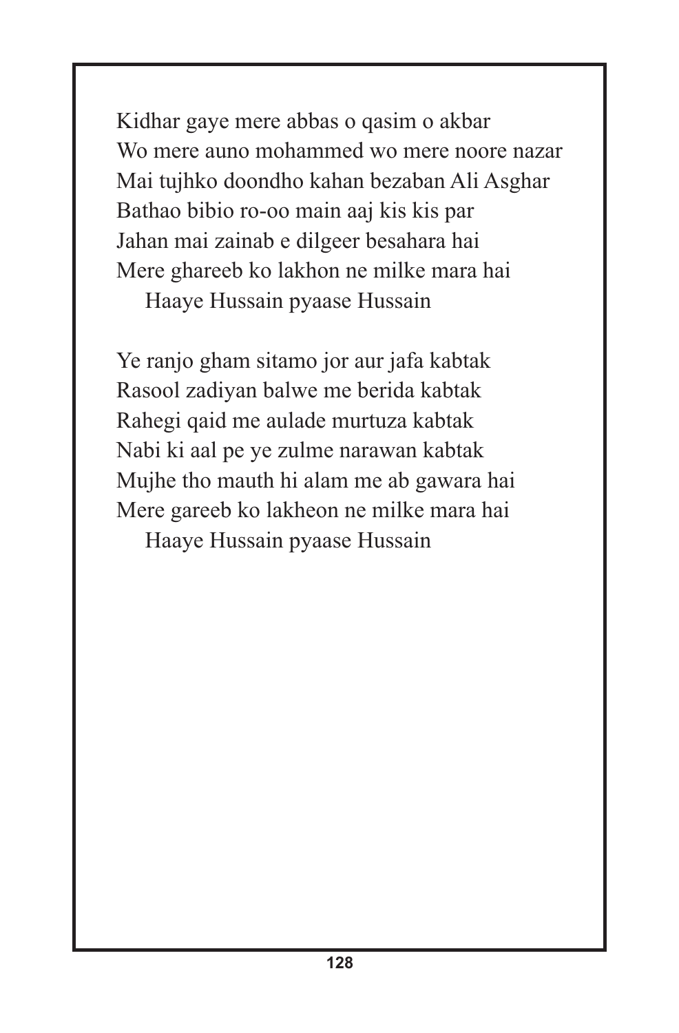Kidhar gaye mere abbas o qasim o akbar
Wo mere auno mohammed wo mere noore nazar
Mai tujhko doondho kahan bezaban Ali Asghar
Bathao bibio ro-oo main aaj kis kis par
Jahan mai zainab e dilgeer besahara hai
Mere ghareeb ko lakhon ne milke mara hai
 Haaye Hussain pyaase Hussain

Ye ranjo gham sitamo jor aur jafa kabtak
Rasool zadiyan balwe me berida kabtak
Rahegi qaid me aulade murtuza kabtak
Nabi ki aal pe ye zulme narawan kabtak
Mujhe tho mauth hi alam me ab gawara hai
Mere gareeb ko lakheon ne milke mara hai
 Haaye Hussain pyaase Hussain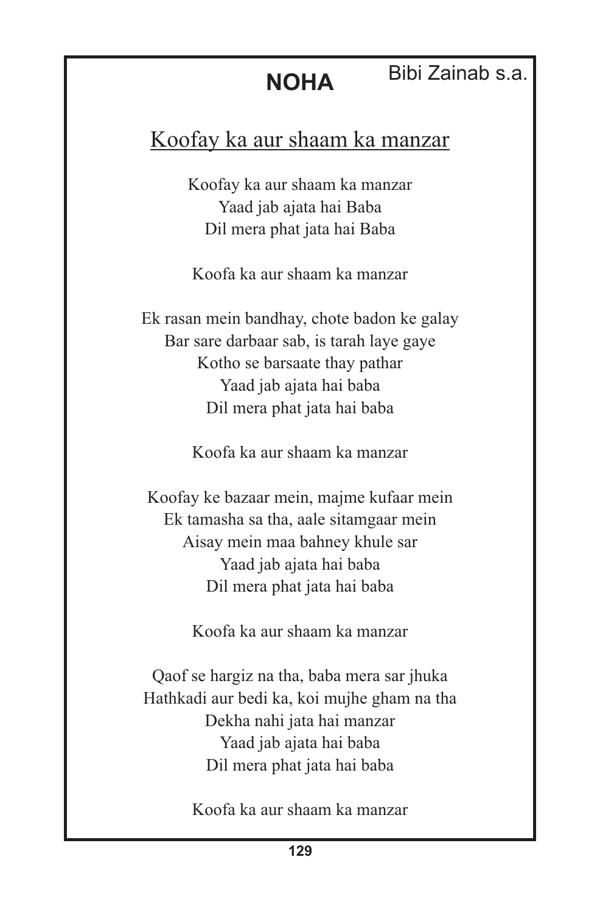# NOHA

Bibi Zainab s.a.

## Koofay ka aur shaam ka manzar

Koofay ka aur shaam ka manzar
Yaad jab ajata hai Baba
Dil mera phat jata hai Baba

Koofa ka aur shaam ka manzar

Ek rasan mein bandhay, chote badon ke galay
Bar sare darbaar sab, is tarah laye gaye
Kotho se barsaate thay pathar
Yaad jab ajata hai baba
Dil mera phat jata hai baba

Koofa ka aur shaam ka manzar

Koofay ke bazaar mein, majme kufaar mein
Ek tamasha sa tha, aale sitamgaar mein
Aisay mein maa bahney khule sar
Yaad jab ajata hai baba
Dil mera phat jata hai baba

Koofa ka aur shaam ka manzar

Qaof se hargiz na tha, baba mera sar jhuka
Hathkadi aur bedi ka, koi mujhe gham na tha
Dekha nahi jata hai manzar
Yaad jab ajata hai baba
Dil mera phat jata hai baba

Koofa ka aur shaam ka manzar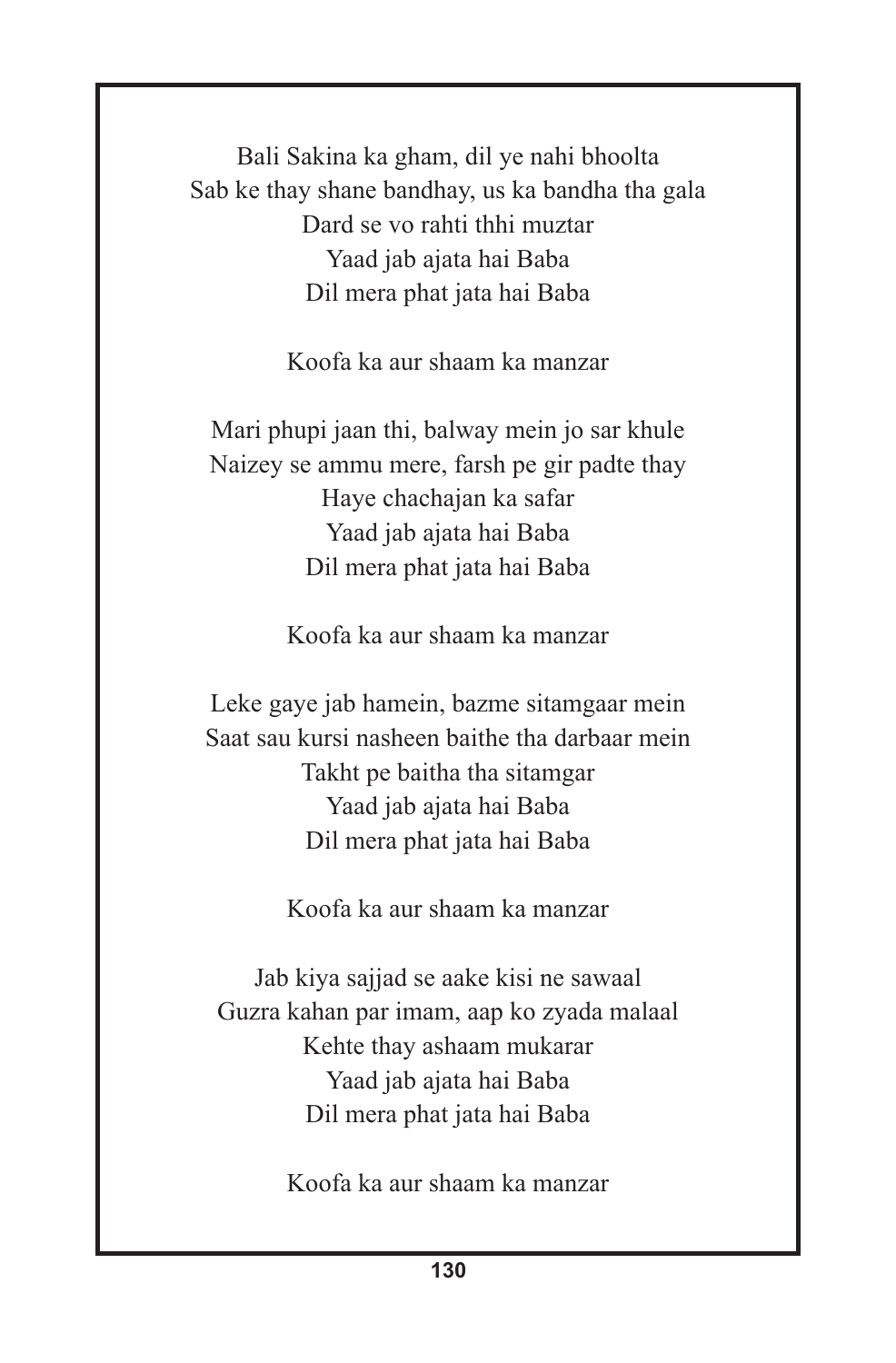Bali Sakina ka gham, dil ye nahi bhoolta
Sab ke thay shane bandhay, us ka bandha tha gala
Dard se vo rahti thhi muztar
Yaad jab ajata hai Baba
Dil mera phat jata hai Baba

Koofa ka aur shaam ka manzar

Mari phupi jaan thi, balway mein jo sar khule
Naizey se ammu mere, farsh pe gir padte thay
Haye chachajan ka safar
Yaad jab ajata hai Baba
Dil mera phat jata hai Baba

Koofa ka aur shaam ka manzar

Leke gaye jab hamein, bazme sitamgaar mein
Saat sau kursi nasheen baithe tha darbaar mein
Takht pe baitha tha sitamgar
Yaad jab ajata hai Baba
Dil mera phat jata hai Baba

Koofa ka aur shaam ka manzar

Jab kiya sajjad se aake kisi ne sawaal
Guzra kahan par imam, aap ko zyada malaal
Kehte thay ashaam mukarar
Yaad jab ajata hai Baba
Dil mera phat jata hai Baba

Koofa ka aur shaam ka manzar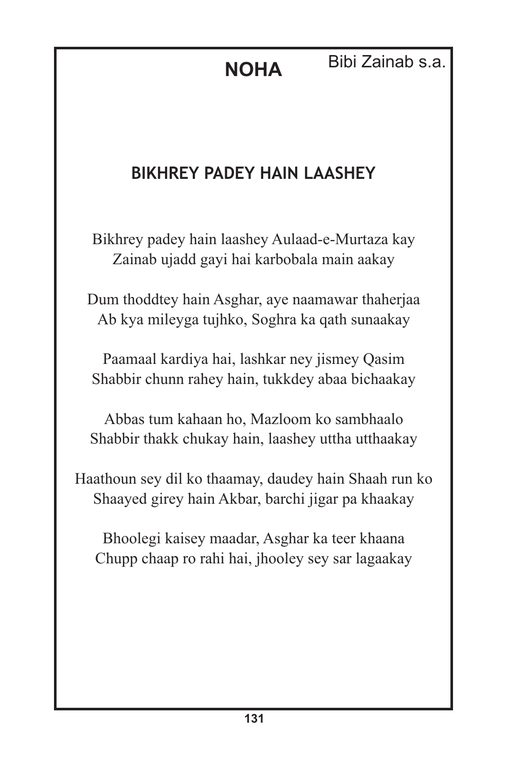**NOHA** Bibi Zainab s.a.

## BIKHREY PADEY HAIN LAASHEY

Bikhrey padey hain laashey Aulaad-e-Murtaza kay
Zainab ujadd gayi hai karbobala main aakay

Dum thoddtey hain Asghar, aye naamawar thaherjaa
Ab kya mileyga tujhko, Soghra ka qath sunaakay

Paamaal kardiya hai, lashkar ney jismey Qasim
Shabbir chunn rahey hain, tukkdey abaa bichaakay

Abbas tum kahaan ho, Mazloom ko sambhaalo
Shabbir thakk chukay hain, laashey uttha utthaakay

Haathoun sey dil ko thaamay, daudey hain Shaah run ko
Shaayed girey hain Akbar, barchi jigar pa khaakay

Bhoolegi kaisey maadar, Asghar ka teer khaana
Chupp chaap ro rahi hai, jhooley sey sar lagaakay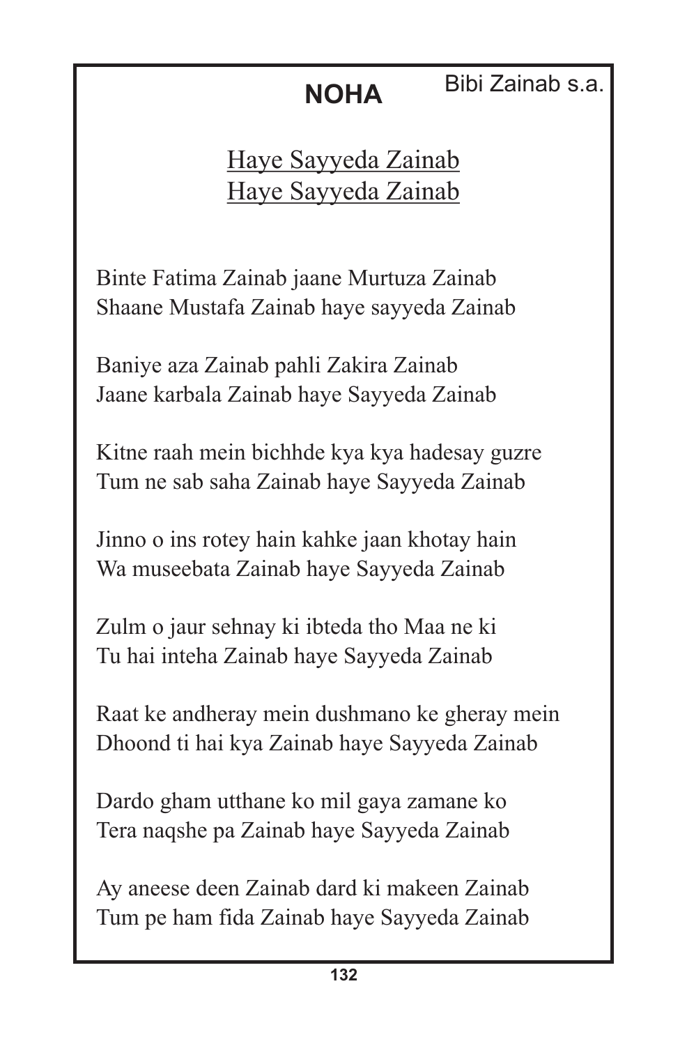# NOHA

Bibi Zainab s.a.

<u>Haye Sayyeda Zainab</u>
<u>Haye Sayyeda Zainab</u>

Binte Fatima Zainab jaane Murtuza Zainab
Shaane Mustafa Zainab haye sayyeda Zainab

Baniye aza Zainab pahli Zakira Zainab
Jaane karbala Zainab haye Sayyeda Zainab

Kitne raah mein bichhde kya kya hadesay guzre
Tum ne sab saha Zainab haye Sayyeda Zainab

Jinno o ins rotey hain kahke jaan khotay hain
Wa museebata Zainab haye Sayyeda Zainab

Zulm o jaur sehnay ki ibteda tho Maa ne ki
Tu hai inteha Zainab haye Sayyeda Zainab

Raat ke andheray mein dushmano ke gheray mein
Dhoond ti hai kya Zainab haye Sayyeda Zainab

Dardo gham utthane ko mil gaya zamane ko
Tera naqshe pa Zainab haye Sayyeda Zainab

Ay aneese deen Zainab dard ki makeen Zainab
Tum pe ham fida Zainab haye Sayyeda Zainab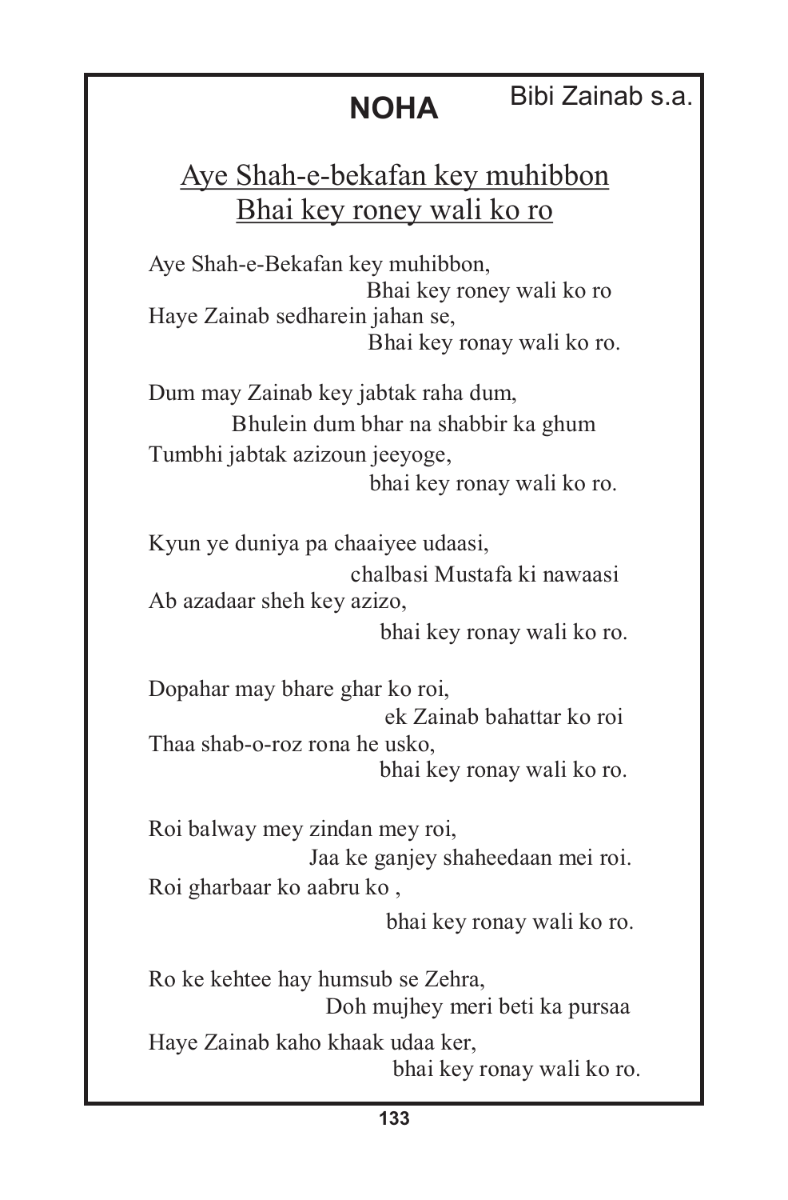# NOHA

Bibi Zainab s.a.

<u>Aye Shah-e-bekafan key muhibbon</u>
<u>Bhai key roney wali ko ro</u>

Aye Shah-e-Bekafan key muhibbon,
Bhai key roney wali ko ro
Haye Zainab sedharein jahan se,
Bhai key ronay wali ko ro.

Dum may Zainab key jabtak raha dum,
Bhulein dum bhar na shabbir ka ghum
Tumbhi jabtak azizoun jeeyoge,
bhai key ronay wali ko ro.

Kyun ye duniya pa chaaiyee udaasi,
chalbasi Mustafa ki nawaasi
Ab azadaar sheh key azizo,
bhai key ronay wali ko ro.

Dopahar may bhare ghar ko roi,
ek Zainab bahattar ko roi
Thaa shab-o-roz rona he usko,
bhai key ronay wali ko ro.

Roi balway mey zindan mey roi,
Jaa ke ganjey shaheedaan mei roi.
Roi gharbaar ko aabru ko ,
bhai key ronay wali ko ro.

Ro ke kehtee hay humsub se Zehra,
Doh mujhey meri beti ka pursaa
Haye Zainab kaho khaak udaa ker,
bhai key ronay wali ko ro.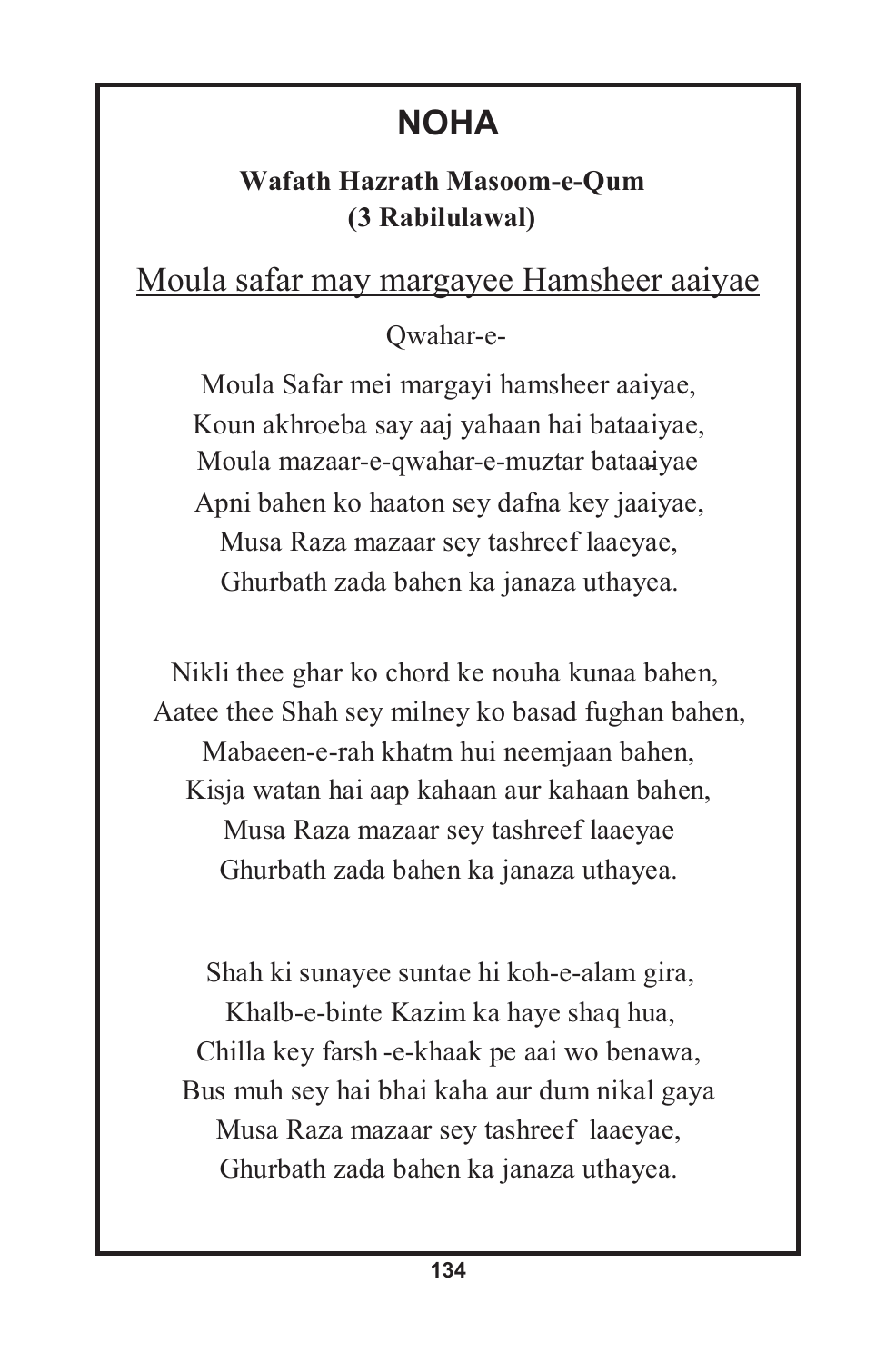# NOHA

### Wafath Hazrath Masoom-e-Qum
### (3 Rabilulawal)

<u>Moula safar may margayee Hamsheer aaiyae</u>

Qwahar-e-

Moula Safar mei margayi hamsheer aaiyae,
Koun akhroeba say aaj yahaan hai bataaiyae,
Moula mazaar-e-qwahar-e-muztar bataaiyae
Apni bahen ko haaton sey dafna key jaaiyae,
Musa Raza mazaar sey tashreef laaeyae,
Ghurbath zada bahen ka janaza uthayea.

Nikli thee ghar ko chord ke nouha kunaa bahen,
Aatee thee Shah sey milney ko basad fughan bahen,
Mabaeen-e-rah khatm hui neemjaan bahen,
Kisja watan hai aap kahaan aur kahaan bahen,
Musa Raza mazaar sey tashreef laaeyae
Ghurbath zada bahen ka janaza uthayea.

Shah ki sunayee suntae hi koh-e-alam gira,
Khalb-e-binte Kazim ka haye shaq hua,
Chilla key farsh -e-khaak pe aai wo benawa,
Bus muh sey hai bhai kaha aur dum nikal gaya
Musa Raza mazaar sey tashreef laaeyae,
Ghurbath zada bahen ka janaza uthayea.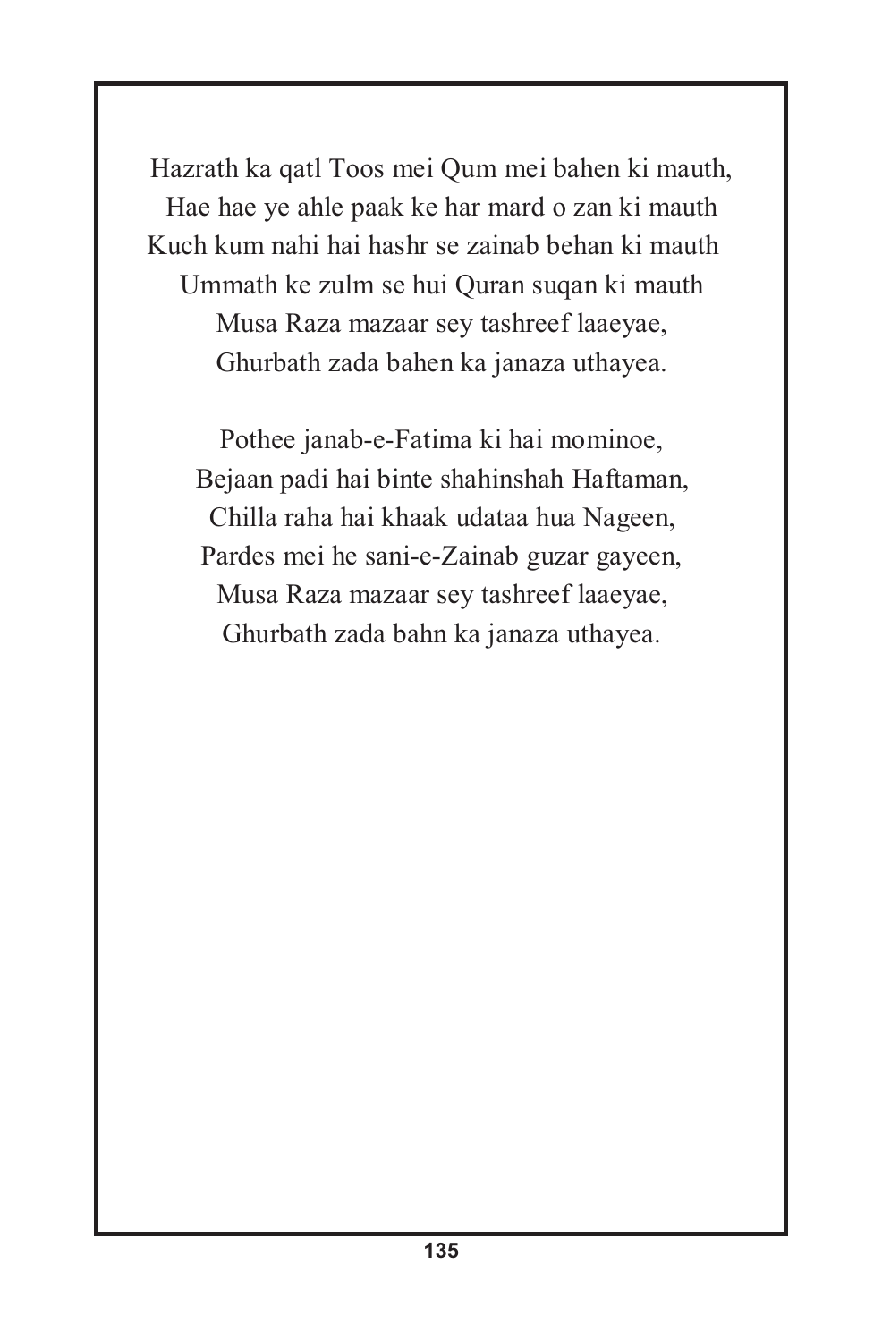Hazrath ka qatl Toos mei Qum mei bahen ki mauth,  
Hae hae ye ahle paak ke har mard o zan ki mauth  
Kuch kum nahi hai hashr se zainab behan ki mauth  
Ummath ke zulm se hui Quran suqan ki mauth  
Musa Raza mazaar sey tashreef laaeyae,  
Ghurbath zada bahen ka janaza uthayea.

Pothee janab-e-Fatima ki hai mominoe,  
Bejaan padi hai binte shahinshah Haftaman,  
Chilla raha hai khaak udataa hua Nageen,  
Pardes mei he sani-e-Zainab guzar gayeen,  
Musa Raza mazaar sey tashreef laaeyae,  
Ghurbath zada bahn ka janaza uthayea.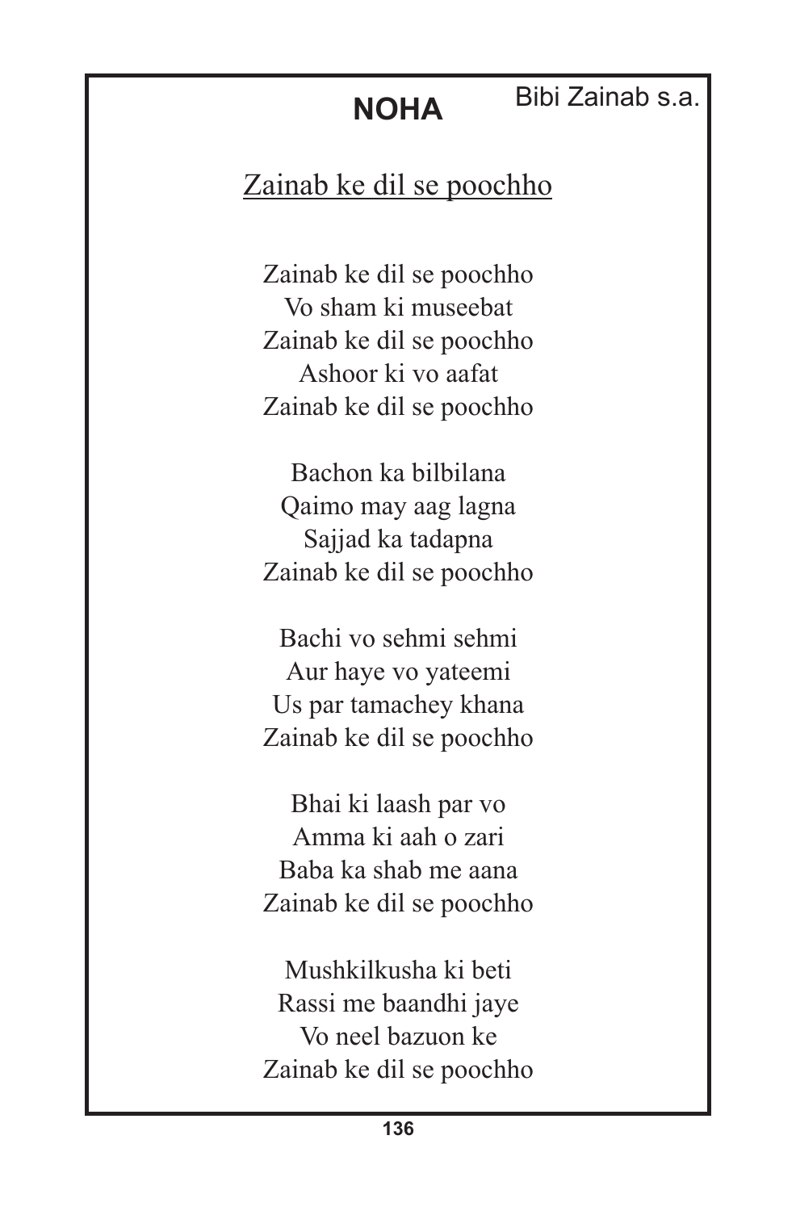# NOHA

Bibi Zainab s.a.

## Zainab ke dil se poochho

Zainab ke dil se poochho  
Vo sham ki museebat  
Zainab ke dil se poochho  
Ashoor ki vo aafat  
Zainab ke dil se poochho

Bachon ka bilbilana  
Qaimo may aag lagna  
Sajjad ka tadapna  
Zainab ke dil se poochho

Bachi vo sehmi sehmi  
Aur haye vo yateemi  
Us par tamachey khana  
Zainab ke dil se poochho

Bhai ki laash par vo  
Amma ki aah o zari  
Baba ka shab me aana  
Zainab ke dil se poochho

Mushkilkusha ki beti  
Rassi me baandhi jaye  
Vo neel bazuon ke  
Zainab ke dil se poochho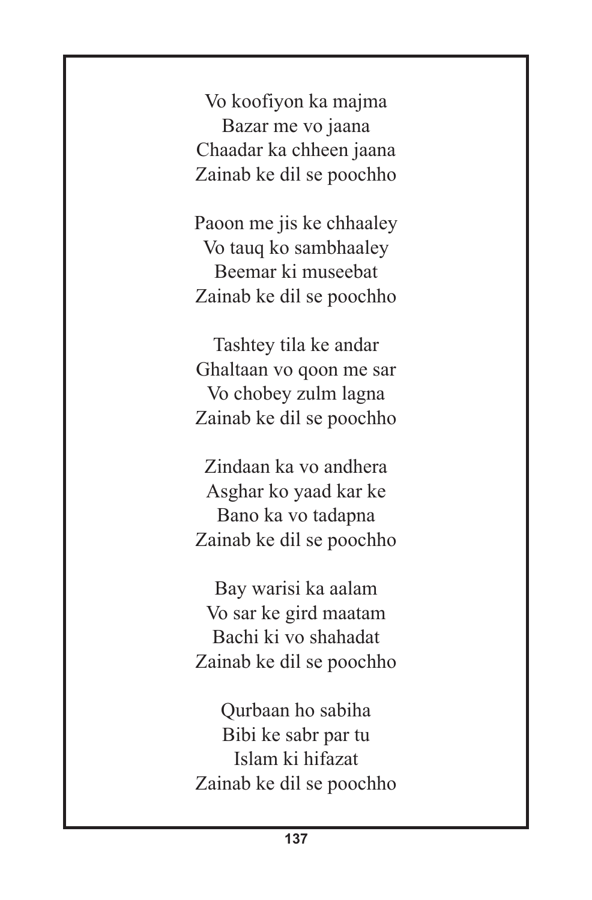Vo koofiyon ka majma
Bazar me vo jaana
Chaadar ka chheen jaana
Zainab ke dil se poochho

Paoon me jis ke chhaaley
Vo tauq ko sambhaaley
Beemar ki museebat
Zainab ke dil se poochho

Tashtey tila ke andar
Ghaltaan vo qoon me sar
Vo chobey zulm lagna
Zainab ke dil se poochho

Zindaan ka vo andhera
Asghar ko yaad kar ke
Bano ka vo tadapna
Zainab ke dil se poochho

Bay warisi ka aalam
Vo sar ke gird maatam
Bachi ki vo shahadat
Zainab ke dil se poochho

Qurbaan ho sabiha
Bibi ke sabr par tu
Islam ki hifazat
Zainab ke dil se poochho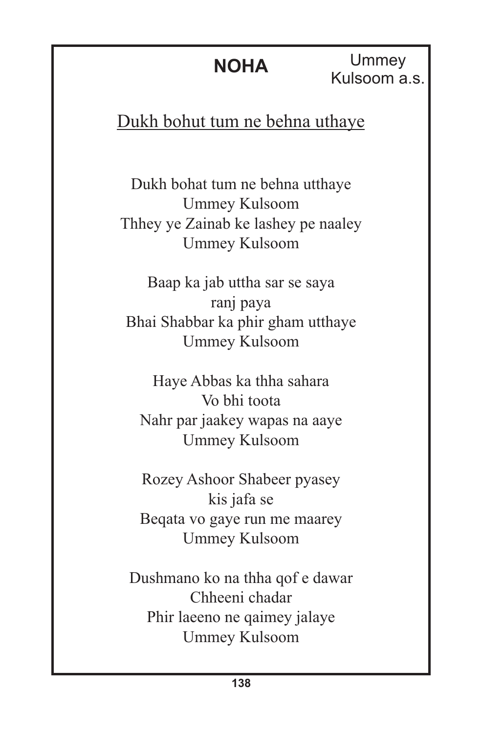## NOHA

Ummey Kulsoom a.s.

Dukh bohut tum ne behna uthaye

Dukh bohat tum ne behna utthaye
Ummey Kulsoom
Thhey ye Zainab ke lashey pe naaley
Ummey Kulsoom

Baap ka jab uttha sar se saya
ranj paya
Bhai Shabbar ka phir gham utthaye
Ummey Kulsoom

Haye Abbas ka thha sahara
Vo bhi toota
Nahr par jaakey wapas na aaye
Ummey Kulsoom

Rozey Ashoor Shabeer pyasey
kis jafa se
Beqata vo gaye run me maarey
Ummey Kulsoom

Dushmano ko na thha qof e dawar
Chheeni chadar
Phir laeeno ne qaimey jalaye
Ummey Kulsoom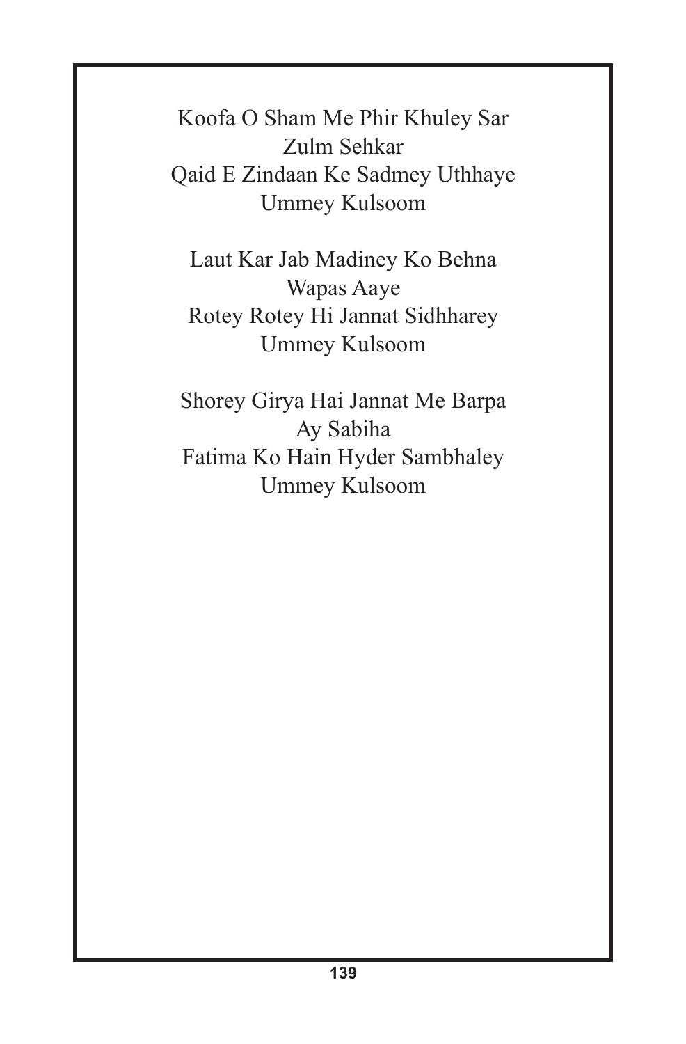Koofa O Sham Me Phir Khuley Sar
Zulm Sehkar
Qaid E Zindaan Ke Sadmey Uthhaye
Ummey Kulsoom

Laut Kar Jab Madiney Ko Behna
Wapas Aaye
Rotey Rotey Hi Jannat Sidhharey
Ummey Kulsoom

Shorey Girya Hai Jannat Me Barpa
Ay Sabiha
Fatima Ko Hain Hyder Sambhaley
Ummey Kulsoom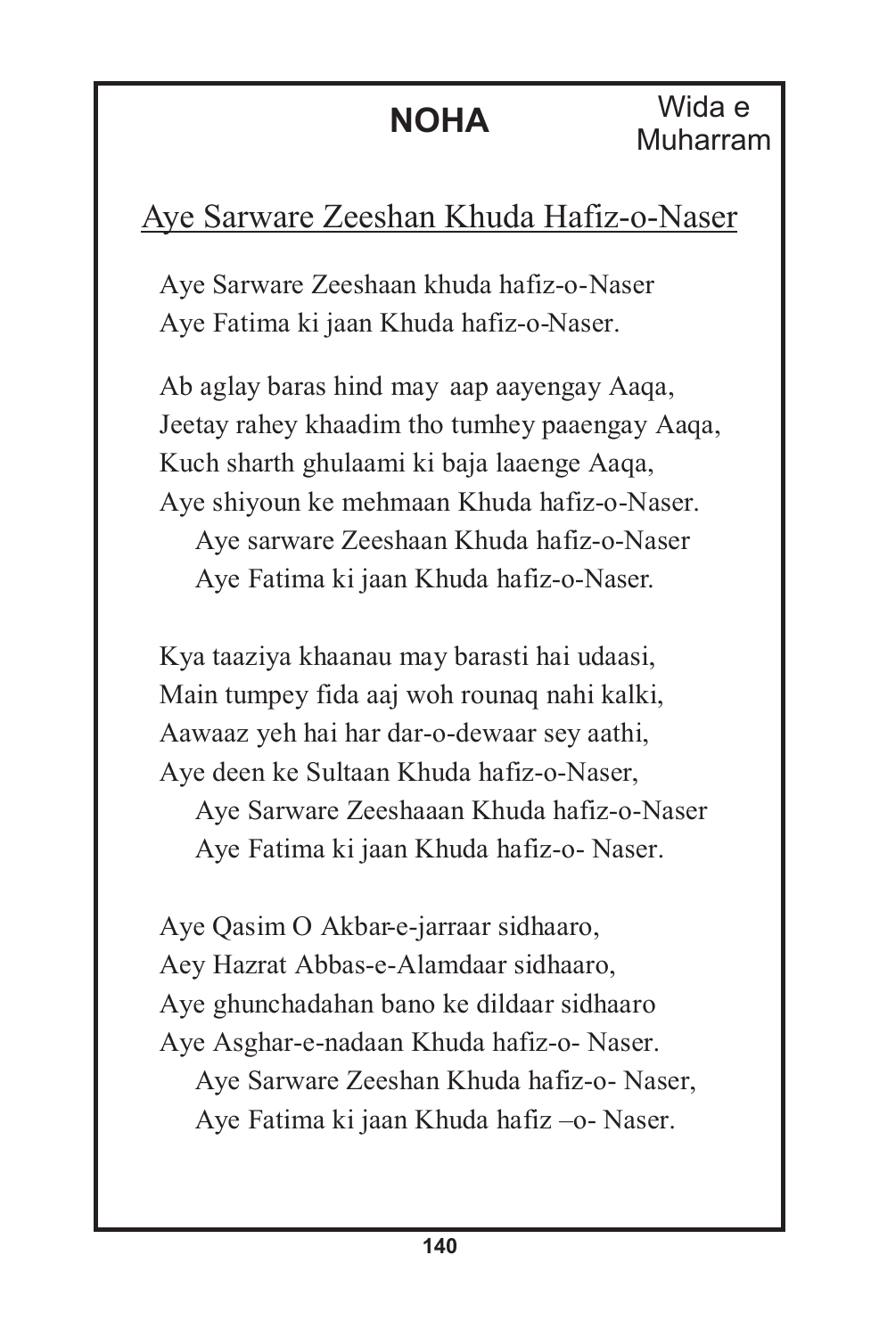# NOHA

Wida e Muharram

## Aye Sarware Zeeshan Khuda Hafiz-o-Naser

Aye Sarware Zeeshaan khuda hafiz-o-Naser
Aye Fatima ki jaan Khuda hafiz-o-Naser.

Ab aglay baras hind may aap aayengay Aaqa,
Jeetay rahey khaadim tho tumhey paaengay Aaqa,
Kuch sharth ghulaami ki baja laaenge Aaqa,
Aye shiyoun ke mehmaan Khuda hafiz-o-Naser.
    Aye sarware Zeeshaan Khuda hafiz-o-Naser
    Aye Fatima ki jaan Khuda hafiz-o-Naser.

Kya taaziya khaanau may barasti hai udaasi,
Main tumpey fida aaj woh rounaq nahi kalki,
Aawaaz yeh hai har dar-o-dewaar sey aathi,
Aye deen ke Sultaan Khuda hafiz-o-Naser,
    Aye Sarware Zeeshaaan Khuda hafiz-o-Naser
    Aye Fatima ki jaan Khuda hafiz-o- Naser.

Aye Qasim O Akbar-e-jarraar sidhaaro,
Aey Hazrat Abbas-e-Alamdaar sidhaaro,
Aye ghunchadahan bano ke dildaar sidhaaro
Aye Asghar-e-nadaan Khuda hafiz-o- Naser.
    Aye Sarware Zeeshan Khuda hafiz-o- Naser,
    Aye Fatima ki jaan Khuda hafiz –o- Naser.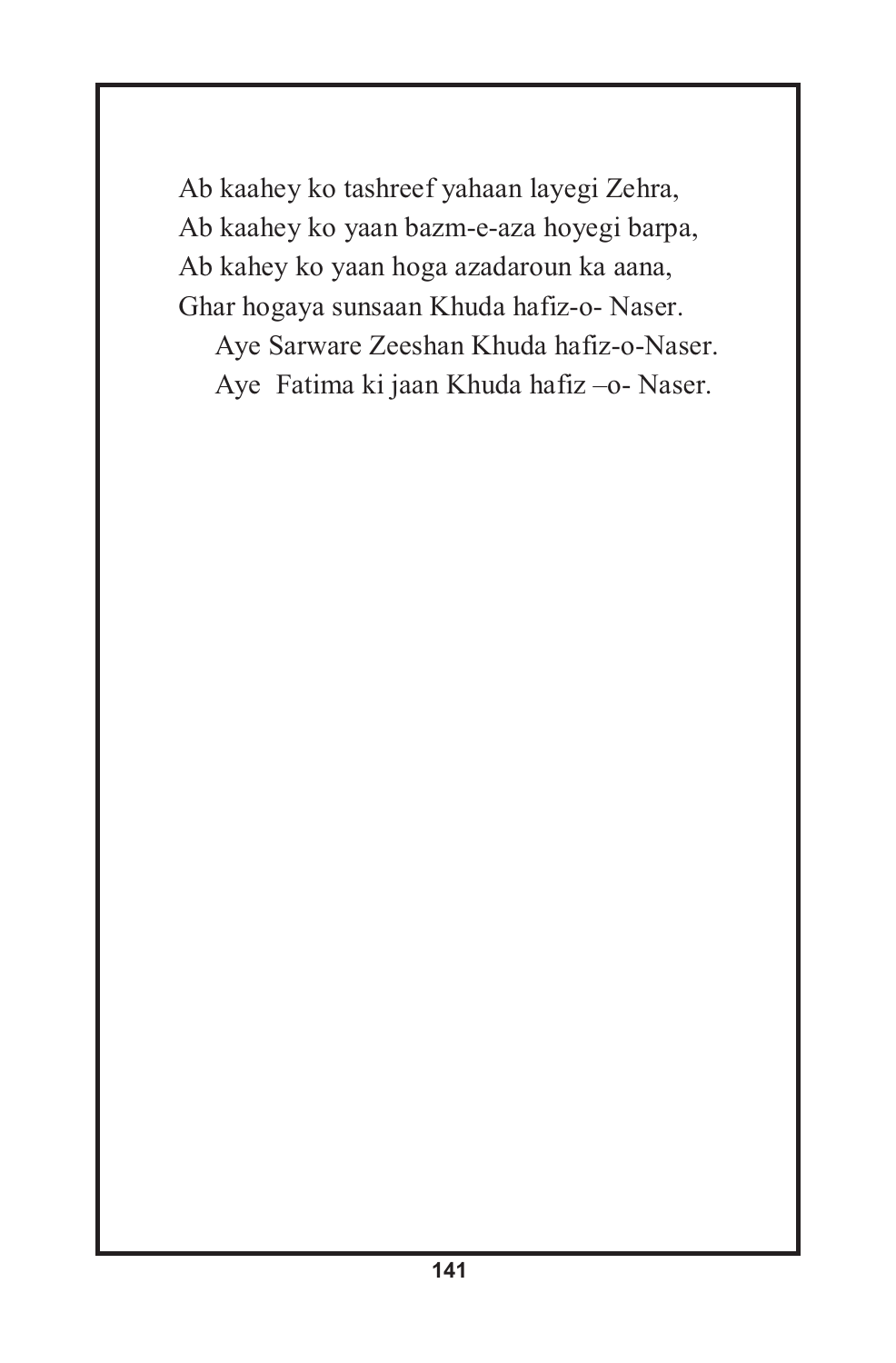Ab kaahey ko tashreef yahaan layegi Zehra,
Ab kaahey ko yaan bazm-e-aza hoyegi barpa,
Ab kahey ko yaan hoga azadaroun ka aana,
Ghar hogaya sunsaan Khuda hafiz-o- Naser.

Aye Sarware Zeeshan Khuda hafiz-o-Naser.
Aye  Fatima ki jaan Khuda hafiz –o- Naser.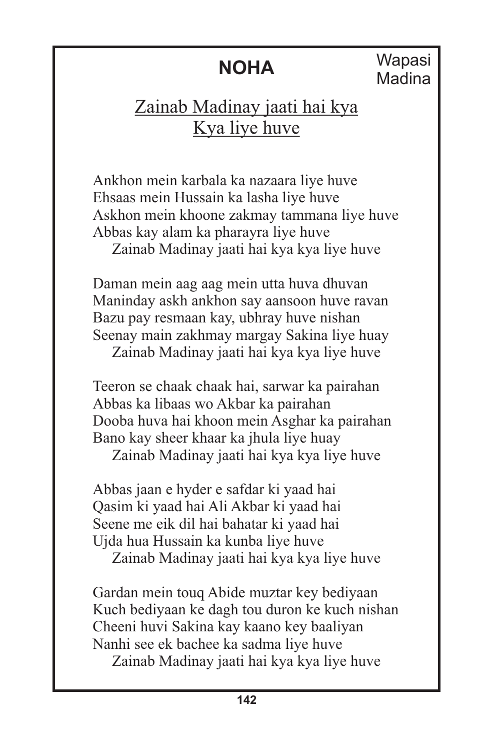# NOHA

Wapasi Madina

## Zainab Madinay jaati hai kya Kya liye huve

Ankhon mein karbala ka nazaara liye huve
Ehsaas mein Hussain ka lasha liye huve
Askhon mein khoone zakmay tammana liye huve
Abbas kay alam ka pharayra liye huve
Zainab Madinay jaati hai kya kya liye huve

Daman mein aag aag mein utta huva dhuvan
Maninday askh ankhon say aansoon huve ravan
Bazu pay resmaan kay, ubhray huve nishan
Seenay main zakhmay margay Sakina liye huay
Zainab Madinay jaati hai kya kya liye huve

Teeron se chaak chaak hai, sarwar ka pairahan
Abbas ka libaas wo Akbar ka pairahan
Dooba huva hai khoon mein Asghar ka pairahan
Bano kay sheer khaar ka jhula liye huay
Zainab Madinay jaati hai kya kya liye huve

Abbas jaan e hyder e safdar ki yaad hai
Qasim ki yaad hai Ali Akbar ki yaad hai
Seene me eik dil hai bahatar ki yaad hai
Ujda hua Hussain ka kunba liye huve
Zainab Madinay jaati hai kya kya liye huve

Gardan mein touq Abide muztar key bediyaan
Kuch bediyaan ke dagh tou duron ke kuch nishan
Cheeni huvi Sakina kay kaano key baaliyan
Nanhi see ek bachee ka sadma liye huve
Zainab Madinay jaati hai kya kya liye huve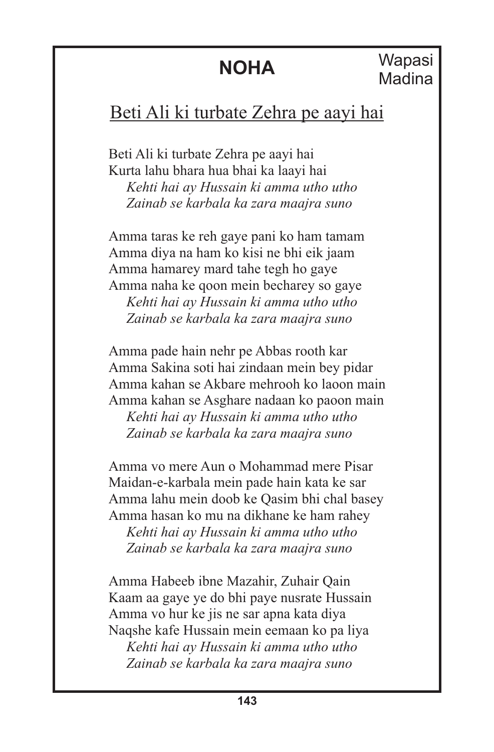# NOHA

Wapasi Madina

## Beti Ali ki turbate Zehra pe aayi hai

Beti Ali ki turbate Zehra pe aayi hai
Kurta lahu bhara hua bhai ka laayi hai
*Kehti hai ay Hussain ki amma utho utho*
*Zainab se karbala ka zara maajra suno*

Amma taras ke reh gaye pani ko ham tamam
Amma diya na ham ko kisi ne bhi eik jaam
Amma hamarey mard tahe tegh ho gaye
Amma naha ke qoon mein becharey so gaye
*Kehti hai ay Hussain ki amma utho utho*
*Zainab se karbala ka zara maajra suno*

Amma pade hain nehr pe Abbas rooth kar
Amma Sakina soti hai zindaan mein bey pidar
Amma kahan se Akbare mehrooh ko laoon main
Amma kahan se Asghare nadaan ko paoon main
*Kehti hai ay Hussain ki amma utho utho*
*Zainab se karbala ka zara maajra suno*

Amma vo mere Aun o Mohammad mere Pisar
Maidan-e-karbala mein pade hain kata ke sar
Amma lahu mein doob ke Qasim bhi chal basey
Amma hasan ko mu na dikhane ke ham rahey
*Kehti hai ay Hussain ki amma utho utho*
*Zainab se karbala ka zara maajra suno*

Amma Habeeb ibne Mazahir, Zuhair Qain
Kaam aa gaye ye do bhi paye nusrate Hussain
Amma vo hur ke jis ne sar apna kata diya
Naqshe kafe Hussain mein eemaan ko pa liya
*Kehti hai ay Hussain ki amma utho utho*
*Zainab se karbala ka zara maajra suno*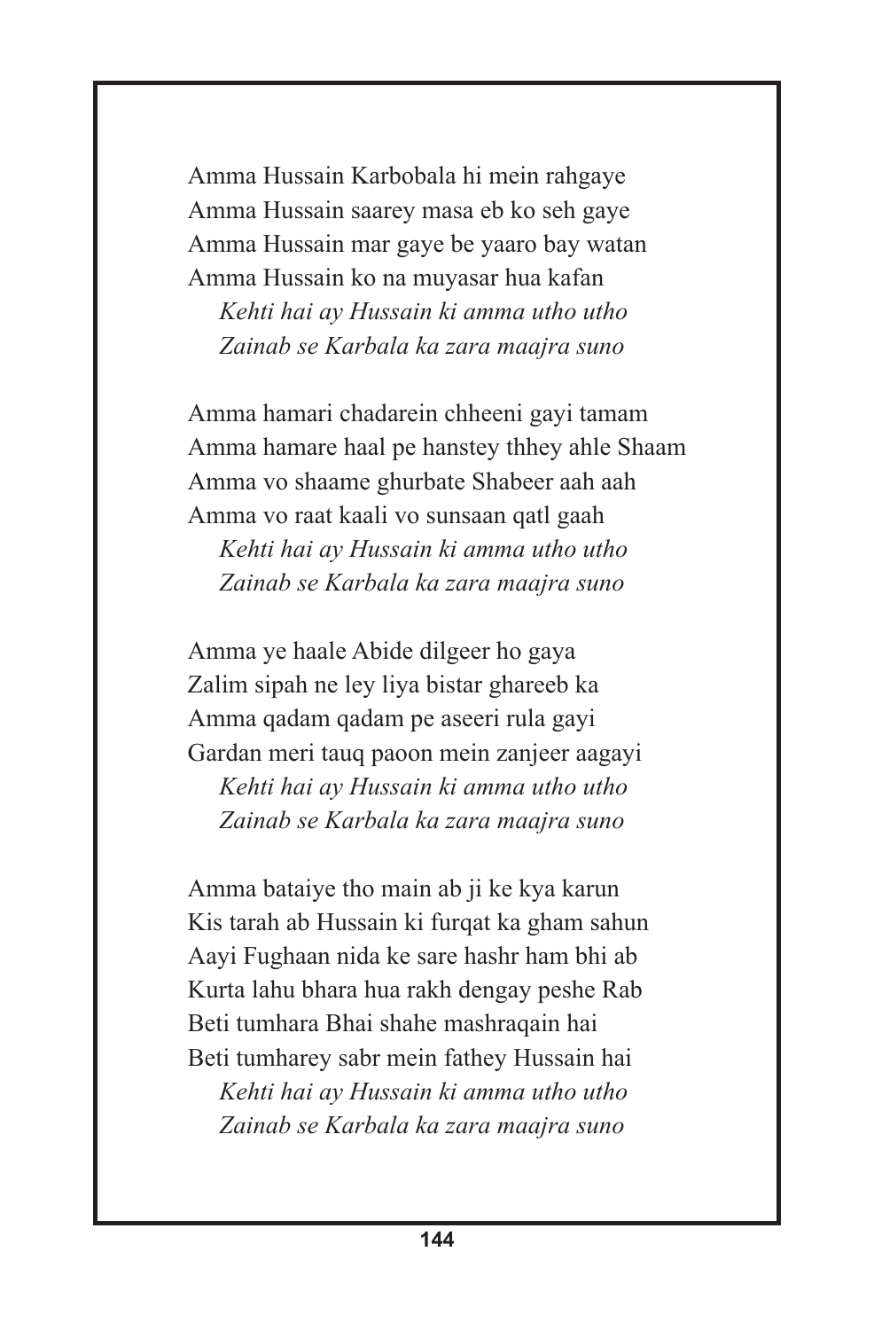Amma Hussain Karbobala hi mein rahgaye
Amma Hussain saarey masa eb ko seh gaye
Amma Hussain mar gaye be yaaro bay watan
Amma Hussain ko na muyasar hua kafan

*Kehti hai ay Hussain ki amma utho utho*
*Zainab se Karbala ka zara maajra suno*

Amma hamari chadarein chheeni gayi tamam
Amma hamare haal pe hanstey thhey ahle Shaam
Amma vo shaame ghurbate Shabeer aah aah
Amma vo raat kaali vo sunsaan qatl gaah

*Kehti hai ay Hussain ki amma utho utho*
*Zainab se Karbala ka zara maajra suno*

Amma ye haale Abide dilgeer ho gaya
Zalim sipah ne ley liya bistar ghareeb ka
Amma qadam qadam pe aseeri rula gayi
Gardan meri tauq paoon mein zanjeer aagayi

*Kehti hai ay Hussain ki amma utho utho*
*Zainab se Karbala ka zara maajra suno*

Amma bataiye tho main ab ji ke kya karun
Kis tarah ab Hussain ki furqat ka gham sahun
Aayi Fughaan nida ke sare hashr ham bhi ab
Kurta lahu bhara hua rakh dengay peshe Rab
Beti tumhara Bhai shahe mashraqain hai
Beti tumharey sabr mein fathey Hussain hai

*Kehti hai ay Hussain ki amma utho utho*
*Zainab se Karbala ka zara maajra suno*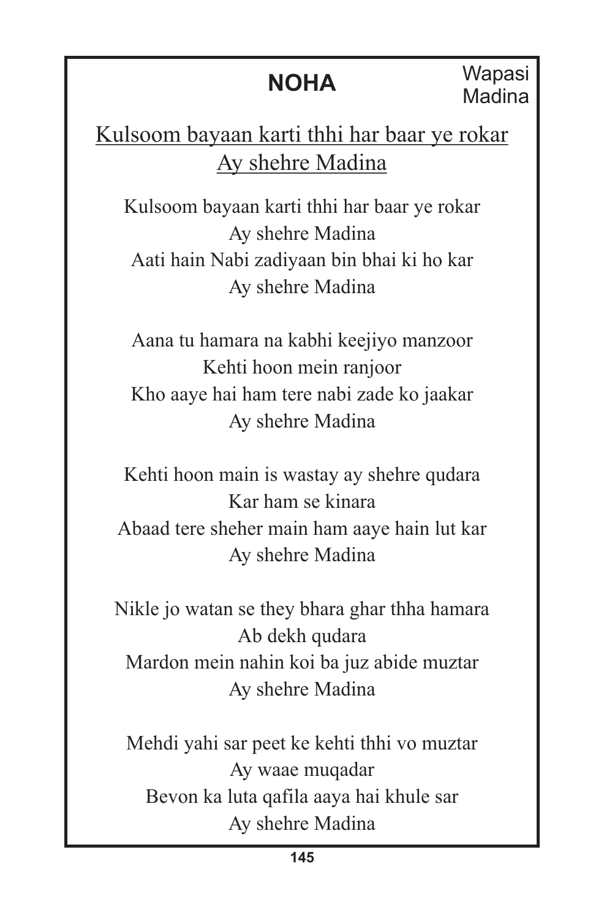## NOHA

Wapasi Madina

Kulsoom bayaan karti thhi har baar ye rokar
Ay shehre Madina

Kulsoom bayaan karti thhi har baar ye rokar
Ay shehre Madina
Aati hain Nabi zadiyaan bin bhai ki ho kar
Ay shehre Madina

Aana tu hamara na kabhi keejiyo manzoor
Kehti hoon mein ranjoor
Kho aaye hai ham tere nabi zade ko jaakar
Ay shehre Madina

Kehti hoon main is wastay ay shehre qudara
Kar ham se kinara
Abaad tere sheher main ham aaye hain lut kar
Ay shehre Madina

Nikle jo watan se they bhara ghar thha hamara
Ab dekh qudara
Mardon mein nahin koi ba juz abide muztar
Ay shehre Madina

Mehdi yahi sar peet ke kehti thhi vo muztar
Ay waae muqadar
Bevon ka luta qafila aaya hai khule sar
Ay shehre Madina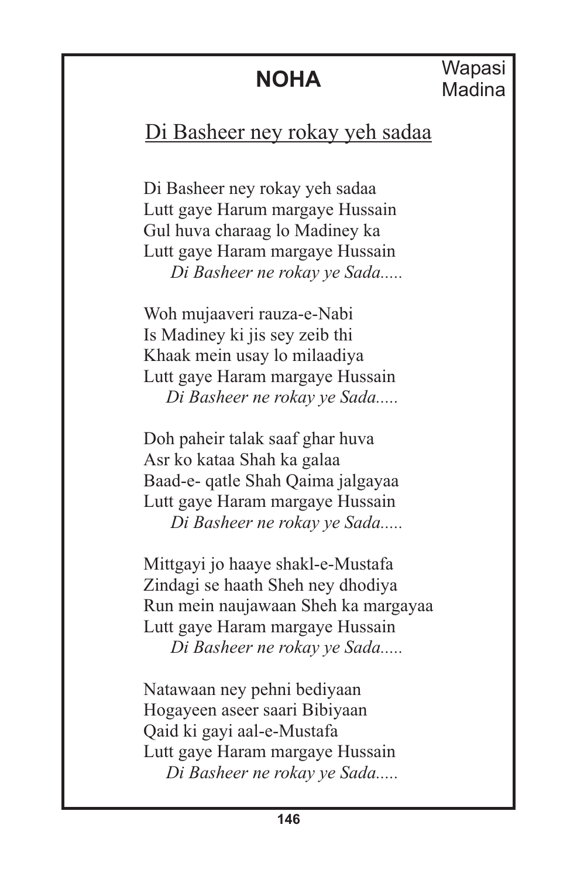# NOHA

Wapasi Madina

## Di Basheer ney rokay yeh sadaa

Di Basheer ney rokay yeh sadaa
Lutt gaye Harum margaye Hussain
Gul huva charaag lo Madiney ka
Lutt gaye Haram margaye Hussain
*Di Basheer ne rokay ye Sada.....*

Woh mujaaveri rauza-e-Nabi
Is Madiney ki jis sey zeib thi
Khaak mein usay lo milaadiya
Lutt gaye Haram margaye Hussain
*Di Basheer ne rokay ye Sada.....*

Doh paheir talak saaf ghar huva
Asr ko kataa Shah ka galaa
Baad-e- qatle Shah Qaima jalgayaa
Lutt gaye Haram margaye Hussain
*Di Basheer ne rokay ye Sada.....*

Mittgayi jo haaye shakl-e-Mustafa
Zindagi se haath Sheh ney dhodiya
Run mein naujawaan Sheh ka margayaa
Lutt gaye Haram margaye Hussain
*Di Basheer ne rokay ye Sada.....*

Natawaan ney pehni bediyaan
Hogayeen aseer saari Bibiyaan
Qaid ki gayi aal-e-Mustafa
Lutt gaye Haram margaye Hussain
*Di Basheer ne rokay ye Sada.....*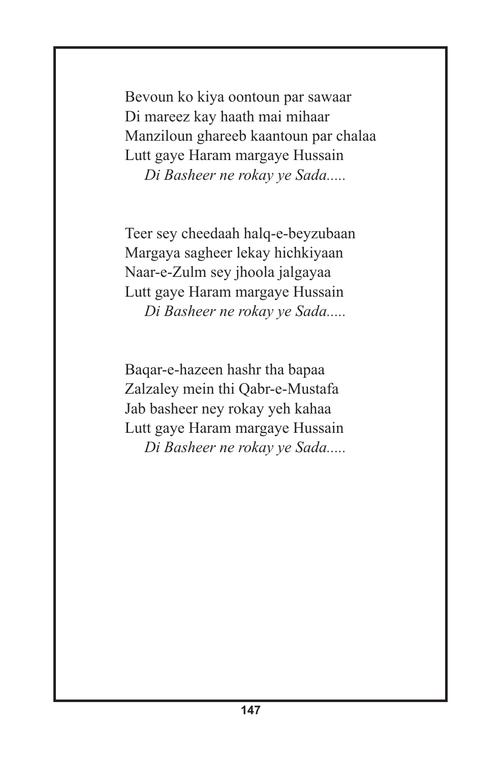Bevoun ko kiya oontoun par sawaar
Di mareez kay haath mai mihaar
Manziloun ghareeb kaantoun par chalaa
Lutt gaye Haram margaye Hussain
*Di Basheer ne rokay ye Sada.....*

Teer sey cheedaah halq-e-beyzubaan
Margaya sagheer lekay hichkiyaan
Naar-e-Zulm sey jhoola jalgayaa
Lutt gaye Haram margaye Hussain
*Di Basheer ne rokay ye Sada.....*

Baqar-e-hazeen hashr tha bapaa
Zalzaley mein thi Qabr-e-Mustafa
Jab basheer ney rokay yeh kahaa
Lutt gaye Haram margaye Hussain
*Di Basheer ne rokay ye Sada.....*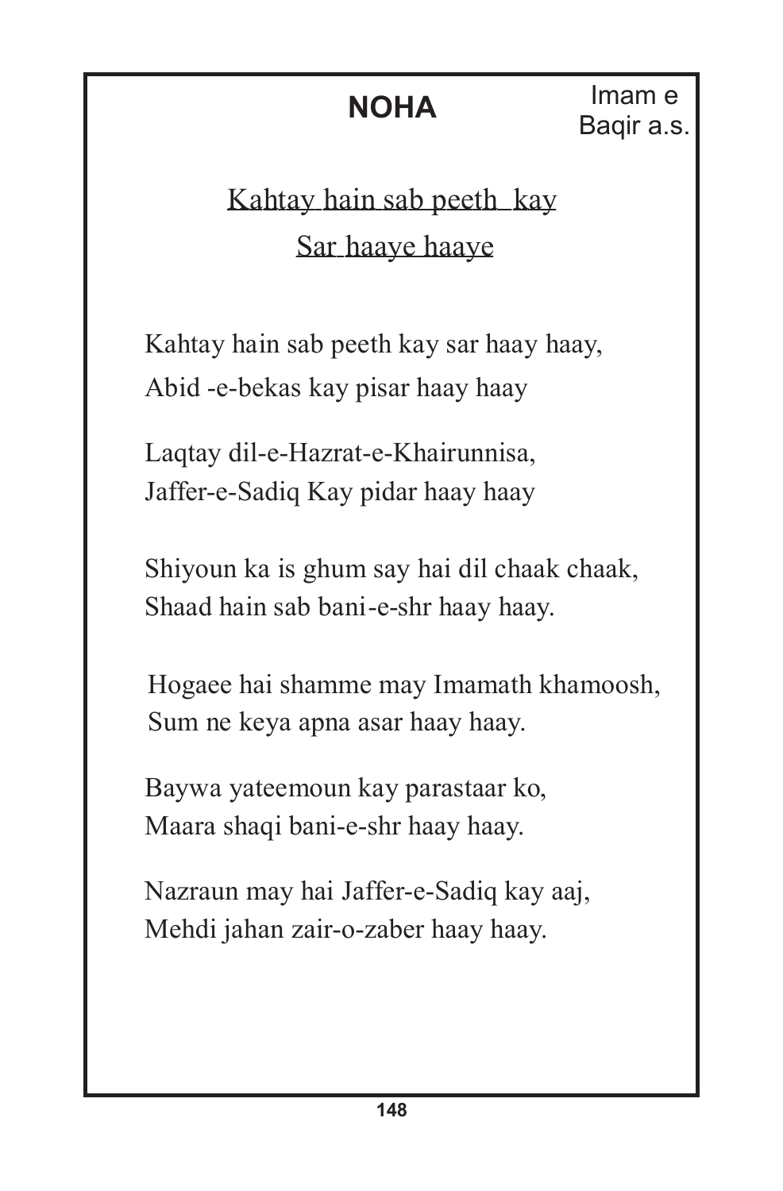# NOHA

Imam e Baqir a.s.

<u>Kahtay hain sab peeth kay</u>
<u>Sar haaye haaye</u>

Kahtay hain sab peeth kay sar haay haay,
Abid -e-bekas kay pisar haay haay

Laqtay dil-e-Hazrat-e-Khairunnisa,
Jaffer-e-Sadiq Kay pidar haay haay

Shiyoun ka is ghum say hai dil chaak chaak,
Shaad hain sab bani-e-shr haay haay.

Hogaee hai shamme may Imamath khamoosh,
Sum ne keya apna asar haay haay.

Baywa yateemoun kay parastaar ko,
Maara shaqi bani-e-shr haay haay.

Nazraun may hai Jaffer-e-Sadiq kay aaj,
Mehdi jahan zair-o-zaber haay haay.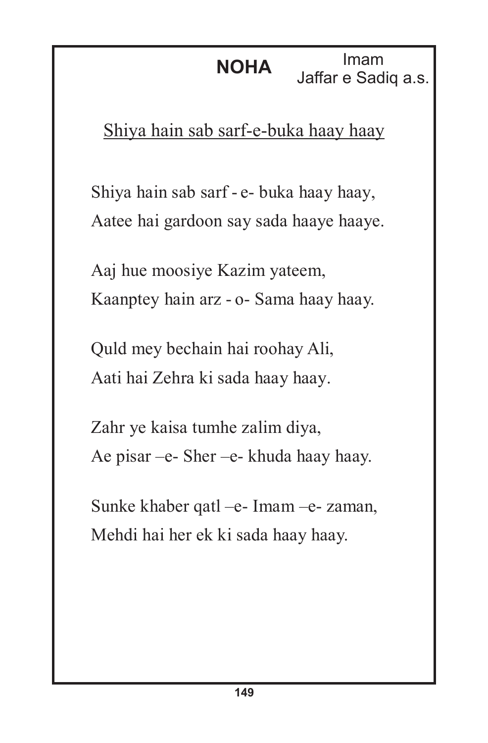**NOHA** Imam Jaffar e Sadiq a.s.

Shiya hain sab sarf-e-buka haay haay

Shiya hain sab sarf - e- buka haay haay,
Aatee hai gardoon say sada haaye haaye.

Aaj hue moosiye Kazim yateem,
Kaanptey hain arz - o- Sama haay haay.

Quld mey bechain hai roohay Ali,
Aati hai Zehra ki sada haay haay.

Zahr ye kaisa tumhe zalim diya,
Ae pisar –e- Sher –e- khuda haay haay.

Sunke khaber qatl –e- Imam –e- zaman,
Mehdi hai her ek ki sada haay haay.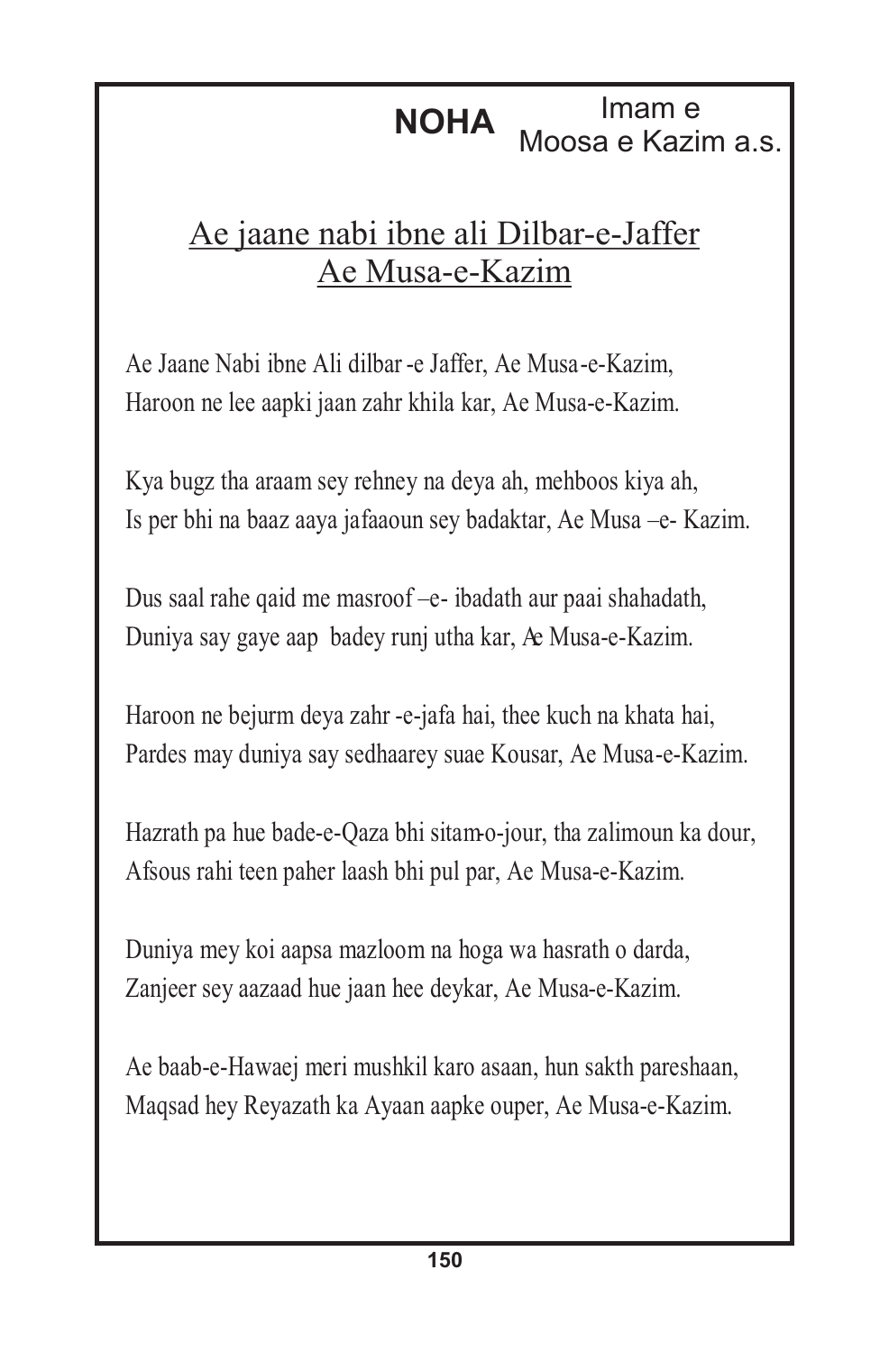**NOHA** Imam e Moosa e Kazim a.s.

## Ae jaane nabi ibne ali Dilbar-e-Jaffer Ae Musa-e-Kazim

Ae Jaane Nabi ibne Ali dilbar -e Jaffer, Ae Musa-e-Kazim,
Haroon ne lee aapki jaan zahr khila kar, Ae Musa-e-Kazim.

Kya bugz tha araam sey rehney na deya ah, mehboos kiya ah,
Is per bhi na baaz aaya jafaaoun sey badaktar, Ae Musa –e- Kazim.

Dus saal rahe qaid me masroof –e- ibadath aur paai shahadath,
Duniya say gaye aap badey runj utha kar, Ae Musa-e-Kazim.

Haroon ne bejurm deya zahr -e-jafa hai, thee kuch na khata hai,
Pardes may duniya say sedhaarey suae Kousar, Ae Musa-e-Kazim.

Hazrath pa hue bade-e-Qaza bhi sitam-o-jour, tha zalimoun ka dour,
Afsous rahi teen paher laash bhi pul par, Ae Musa-e-Kazim.

Duniya mey koi aapsa mazloom na hoga wa hasrath o darda,
Zanjeer sey aazaad hue jaan hee deykar, Ae Musa-e-Kazim.

Ae baab-e-Hawaej meri mushkil karo asaan, hun sakth pareshaan,
Maqsad hey Reyazath ka Ayaan aapke ouper, Ae Musa-e-Kazim.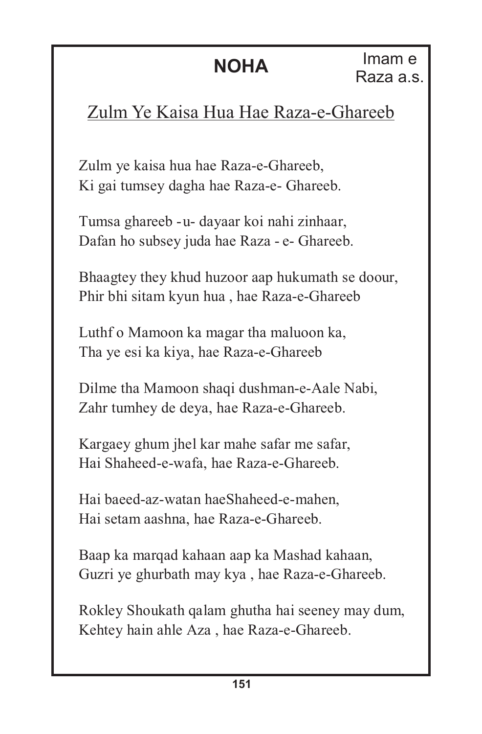# NOHA

Imam e Raza a.s.

## Zulm Ye Kaisa Hua Hae Raza-e-Ghareeb

Zulm ye kaisa hua hae Raza-e-Ghareeb,
Ki gai tumsey dagha hae Raza-e- Ghareeb.

Tumsa ghareeb -u- dayaar koi nahi zinhaar,
Dafan ho subsey juda hae Raza - e- Ghareeb.

Bhaagtey they khud huzoor aap hukumath se doour,
Phir bhi sitam kyun hua , hae Raza-e-Ghareeb

Luthf o Mamoon ka magar tha maluoon ka,
Tha ye esi ka kiya, hae Raza-e-Ghareeb

Dilme tha Mamoon shaqi dushman-e-Aale Nabi,
Zahr tumhey de deya, hae Raza-e-Ghareeb.

Kargaey ghum jhel kar mahe safar me safar,
Hai Shaheed-e-wafa, hae Raza-e-Ghareeb.

Hai baeed-az-watan haeShaheed-e-mahen,
Hai setam aashna, hae Raza-e-Ghareeb.

Baap ka marqad kahaan aap ka Mashad kahaan,
Guzri ye ghurbath may kya , hae Raza-e-Ghareeb.

Rokley Shoukath qalam ghutha hai seeney may dum,
Kehtey hain ahle Aza , hae Raza-e-Ghareeb.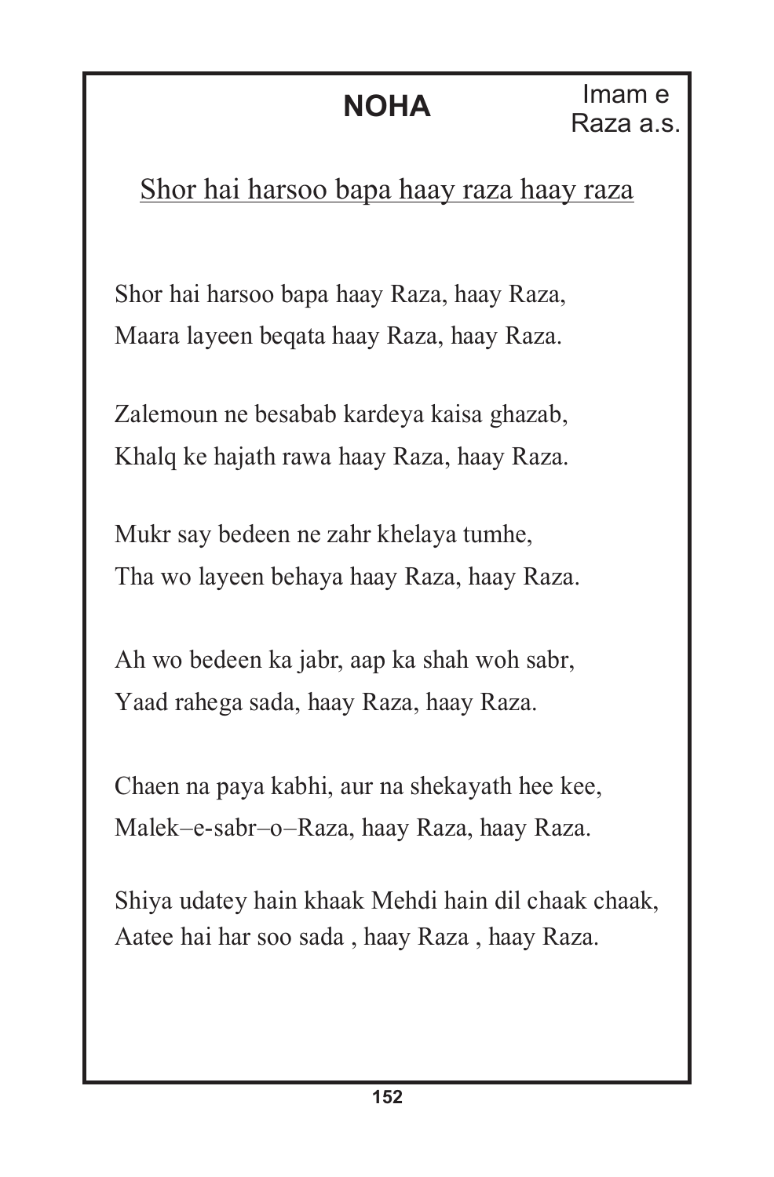# NOHA

Imam e Raza a.s.

Shor hai harsoo bapa haay raza haay raza

Shor hai harsoo bapa haay Raza, haay Raza,
Maara layeen beqata haay Raza, haay Raza.

Zalemoun ne besabab kardeya kaisa ghazab,
Khalq ke hajath rawa haay Raza, haay Raza.

Mukr say bedeen ne zahr khelaya tumhe,
Tha wo layeen behaya haay Raza, haay Raza.

Ah wo bedeen ka jabr, aap ka shah woh sabr,
Yaad rahega sada, haay Raza, haay Raza.

Chaen na paya kabhi, aur na shekayath hee kee,
Malek–e-sabr–o–Raza, haay Raza, haay Raza.

Shiya udatey hain khaak Mehdi hain dil chaak chaak,
Aatee hai har soo sada , haay Raza , haay Raza.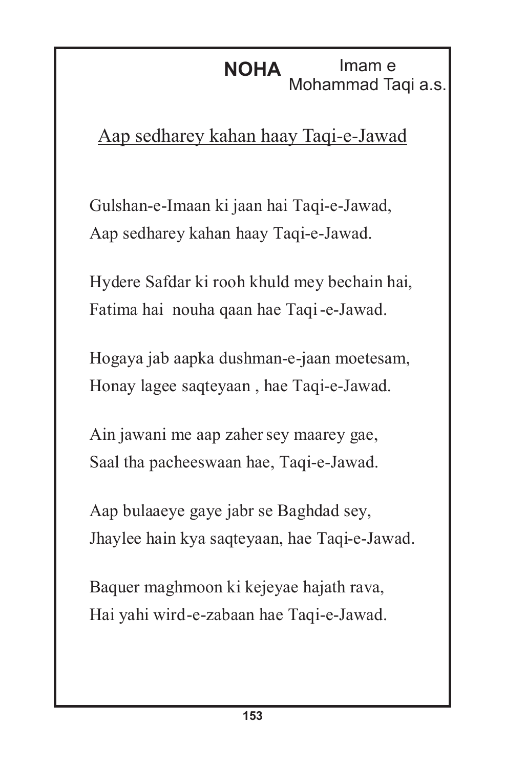**NOHA** Imam e Mohammad Taqi a.s.

## Aap sedharey kahan haay Taqi-e-Jawad

Gulshan-e-Imaan ki jaan hai Taqi-e-Jawad,
Aap sedharey kahan haay Taqi-e-Jawad.

Hydere Safdar ki rooh khuld mey bechain hai,
Fatima hai nouha qaan hae Taqi-e-Jawad.

Hogaya jab aapka dushman-e-jaan moetesam,
Honay lagee saqteyaan , hae Taqi-e-Jawad.

Ain jawani me aap zaher sey maarey gae,
Saal tha pacheeswaan hae, Taqi-e-Jawad.

Aap bulaaeye gaye jabr se Baghdad sey,
Jhaylee hain kya saqteyaan, hae Taqi-e-Jawad.

Baquer maghmoon ki kejeyae hajath rava,
Hai yahi wird-e-zabaan hae Taqi-e-Jawad.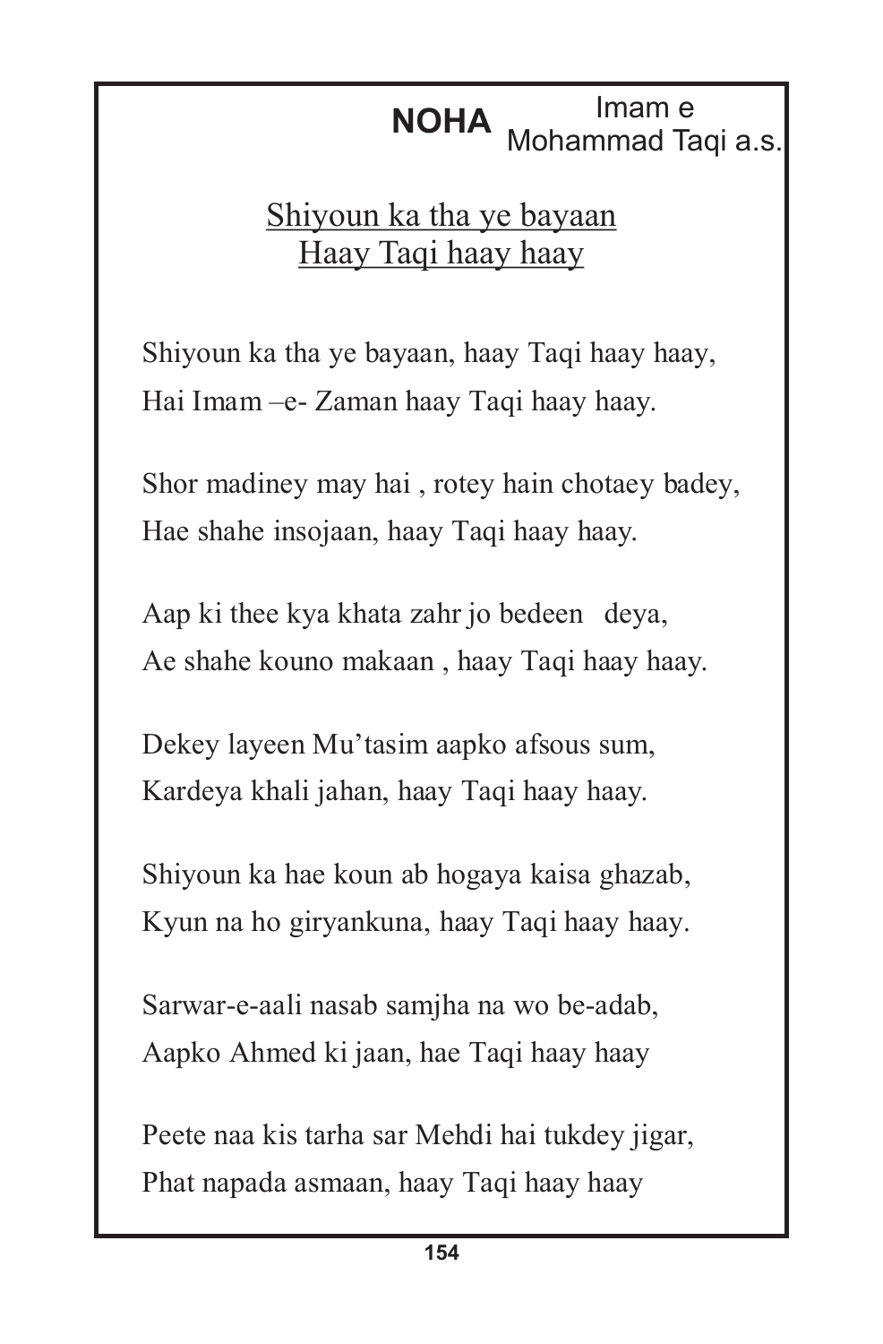## NOHA Imam e Mohammad Taqi a.s.

<u>Shiyoun ka tha ye bayaan</u>
<u>Haay Taqi haay haay</u>

Shiyoun ka tha ye bayaan, haay Taqi haay haay,
Hai Imam –e- Zaman haay Taqi haay haay.

Shor madiney may hai , rotey hain chotaey badey,
Hae shahe insojaan, haay Taqi haay haay.

Aap ki thee kya khata zahr jo bedeen deya,
Ae shahe kouno makaan , haay Taqi haay haay.

Dekey layeen Mu'tasim aapko afsous sum,
Kardeya khali jahan, haay Taqi haay haay.

Shiyoun ka hae koun ab hogaya kaisa ghazab,
Kyun na ho giryankuna, haay Taqi haay haay.

Sarwar-e-aali nasab samjha na wo be-adab,
Aapko Ahmed ki jaan, hae Taqi haay haay

Peete naa kis tarha sar Mehdi hai tukdey jigar,
Phat napada asmaan, haay Taqi haay haay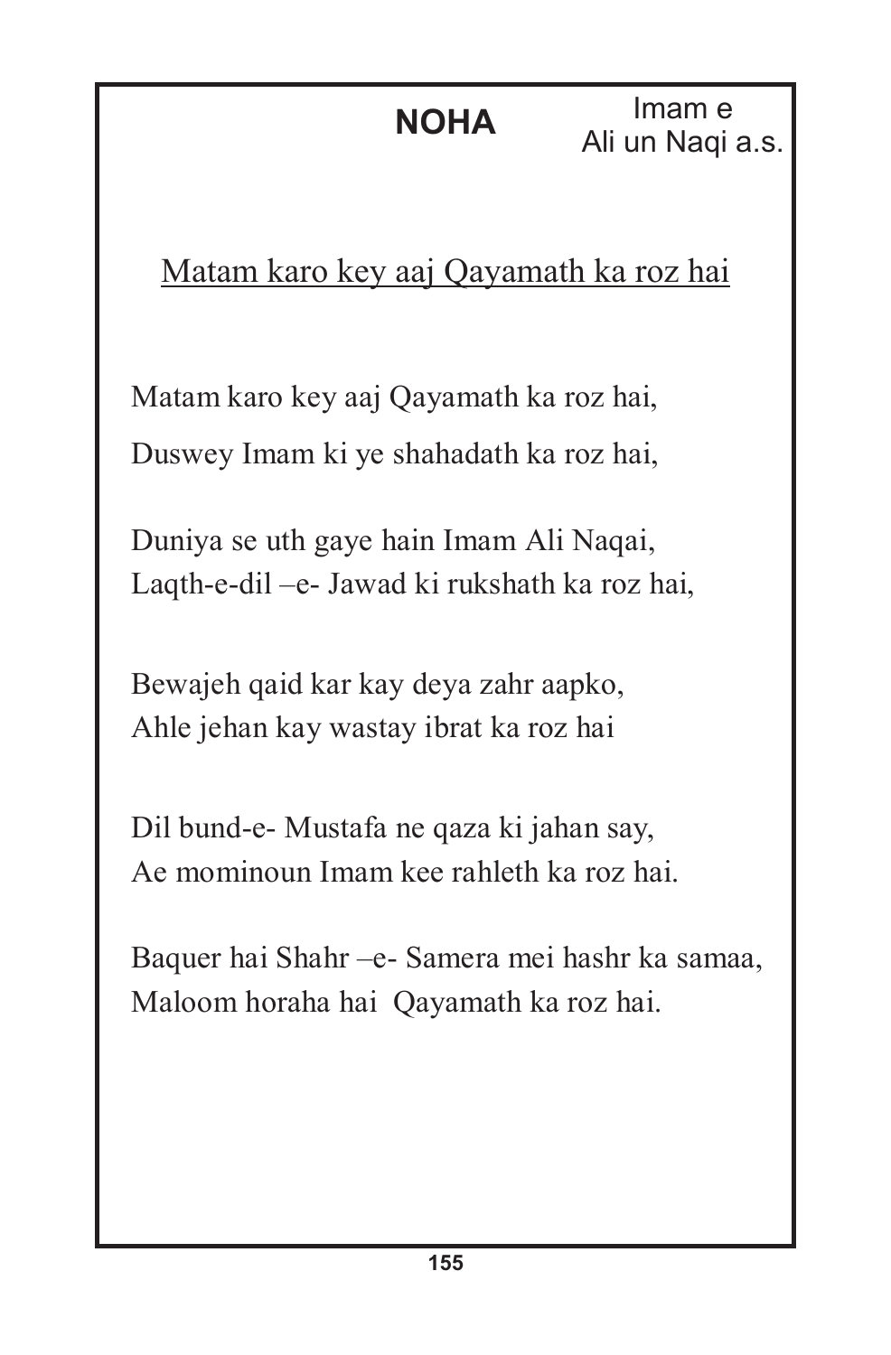# NOHA

Imam e
Ali un Naqi a.s.

## Matam karo key aaj Qayamath ka roz hai

Matam karo key aaj Qayamath ka roz hai,
Duswey Imam ki ye shahadath ka roz hai,

Duniya se uth gaye hain Imam Ali Naqai,
Laqth-e-dil –e- Jawad ki rukshath ka roz hai,

Bewajeh qaid kar kay deya zahr aapko,
Ahle jehan kay wastay ibrat ka roz hai

Dil bund-e- Mustafa ne qaza ki jahan say,
Ae mominoun Imam kee rahleth ka roz hai.

Baquer hai Shahr –e- Samera mei hashr ka samaa,
Maloom horaha hai  Qayamath ka roz hai.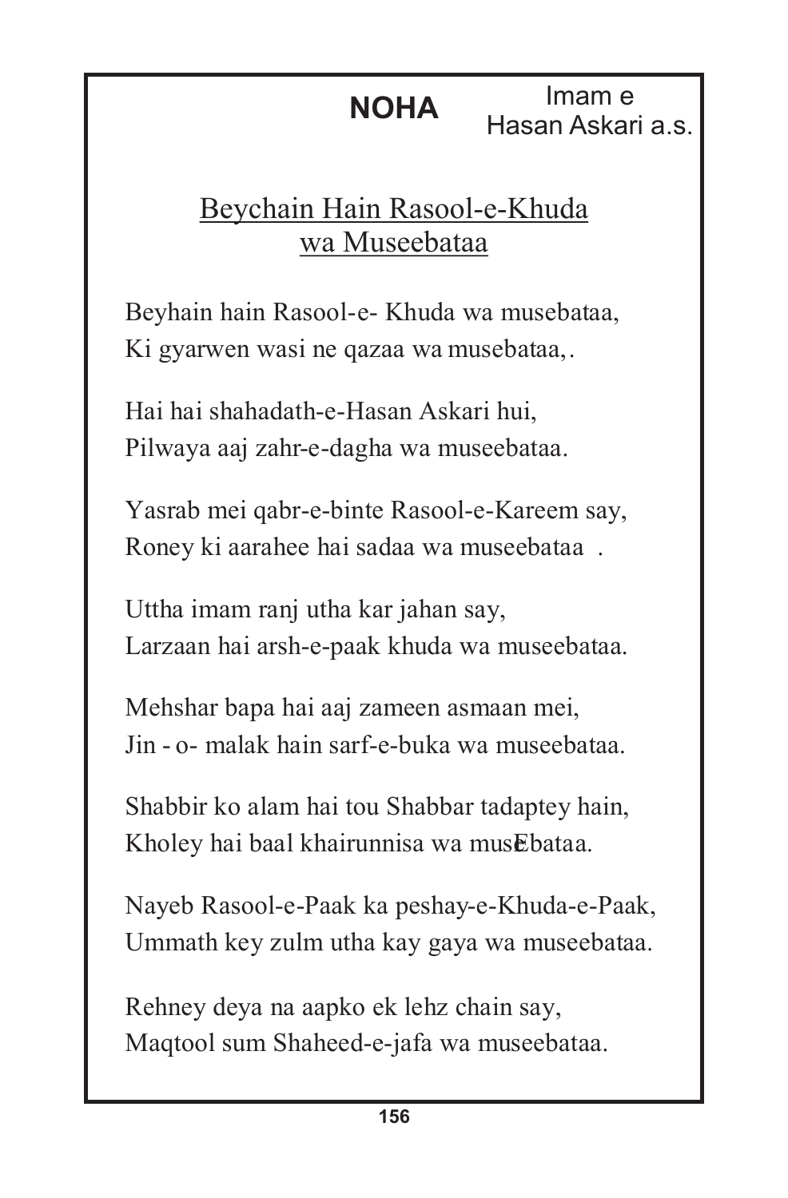**NOHA** — Imam e Hasan Askari a.s.

## Beychain Hain Rasool-e-Khuda wa Museebataa

Beyhain hain Rasool-e- Khuda wa musebataa,
Ki gyarwen wasi ne qazaa wa musebataa,.

Hai hai shahadath-e-Hasan Askari hui,
Pilwaya aaj zahr-e-dagha wa museebataa.

Yasrab mei qabr-e-binte Rasool-e-Kareem say,
Roney ki aarahee hai sadaa wa museebataa .

Uttha imam ranj utha kar jahan say,
Larzaan hai arsh-e-paak khuda wa museebataa.

Mehshar bapa hai aaj zameen asmaan mei,
Jin - o- malak hain sarf-e-buka wa museebataa.

Shabbir ko alam hai tou Shabbar tadaptey hain,
Kholey hai baal khairunnisa wa museebataa.

Nayeb Rasool-e-Paak ka peshay-e-Khuda-e-Paak,
Ummath key zulm utha kay gaya wa museebataa.

Rehney deya na aapko ek lehz chain say,
Maqtool sum Shaheed-e-jafa wa museebataa.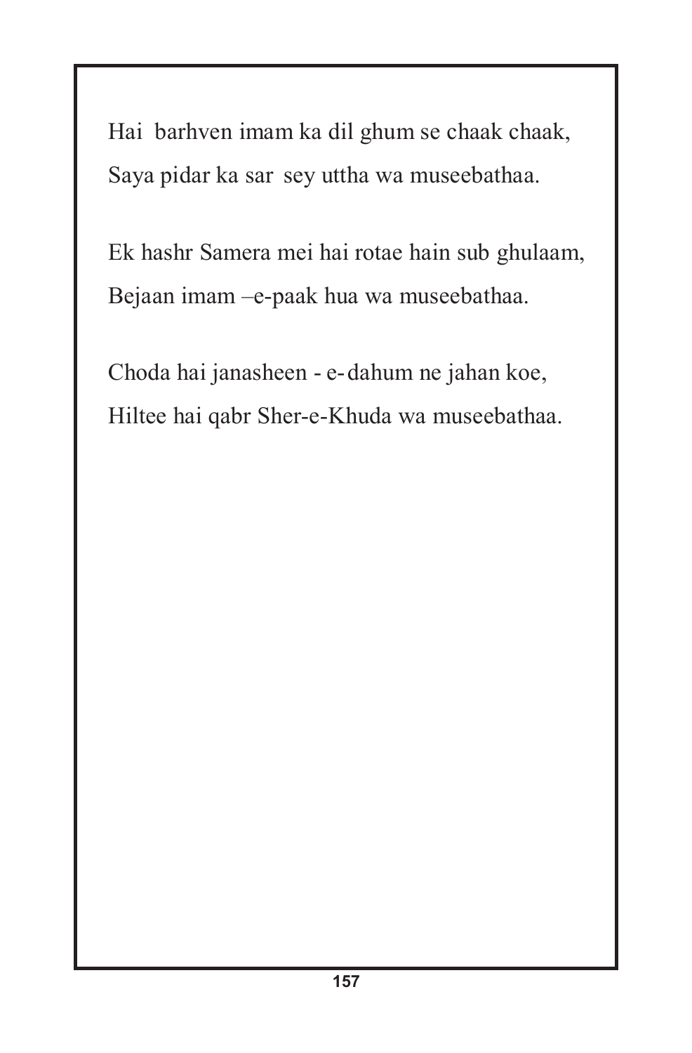Hai barhven imam ka dil ghum se chaak chaak,
Saya pidar ka sar sey uttha wa museebathaa.

Ek hashr Samera mei hai rotae hain sub ghulaam,
Bejaan imam –e-paak hua wa museebathaa.

Choda hai janasheen - e- dahum ne jahan koe,
Hiltee hai qabr Sher-e-Khuda wa museebathaa.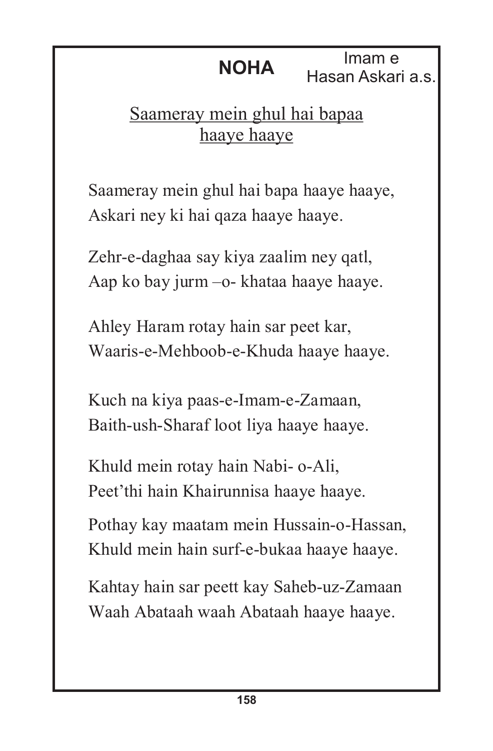## NOHA

Imam e Hasan Askari a.s.

<u>Saameray mein ghul hai bapaa haaye haaye</u>

Saameray mein ghul hai bapa haaye haaye,
Askari ney ki hai qaza haaye haaye.

Zehr-e-daghaa say kiya zaalim ney qatl,
Aap ko bay jurm –o- khataa haaye haaye.

Ahley Haram rotay hain sar peet kar,
Waaris-e-Mehboob-e-Khuda haaye haaye.

Kuch na kiya paas-e-Imam-e-Zamaan,
Baith-ush-Sharaf loot liya haaye haaye.

Khuld mein rotay hain Nabi- o-Ali,
Peet'thi hain Khairunnisa haaye haaye.

Pothay kay maatam mein Hussain-o-Hassan,
Khuld mein hain surf-e-bukaa haaye haaye.

Kahtay hain sar peett kay Saheb-uz-Zamaan
Waah Abataah waah Abataah haaye haaye.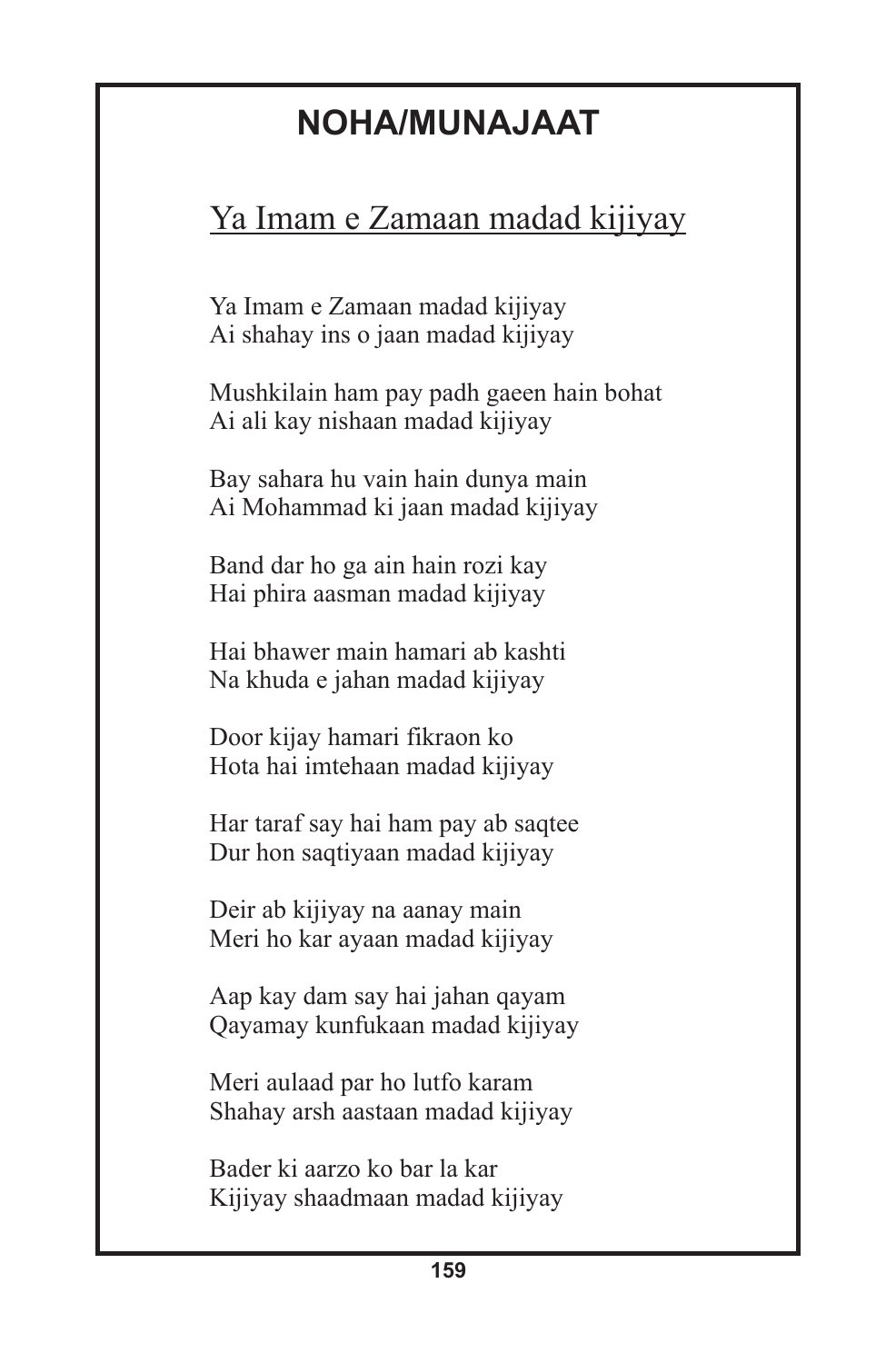# NOHA/MUNAJAAT

## Ya Imam e Zamaan madad kijiyay

Ya Imam e Zamaan madad kijiyay
Ai shahay ins o jaan madad kijiyay

Mushkilain ham pay padh gaeen hain bohat
Ai ali kay nishaan madad kijiyay

Bay sahara hu vain hain dunya main
Ai Mohammad ki jaan madad kijiyay

Band dar ho ga ain hain rozi kay
Hai phira aasman madad kijiyay

Hai bhawer main hamari ab kashti
Na khuda e jahan madad kijiyay

Door kijay hamari fikraon ko
Hota hai imtehaan madad kijiyay

Har taraf say hai ham pay ab saqtee
Dur hon saqtiyaan madad kijiyay

Deir ab kijiyay na aanay main
Meri ho kar ayaan madad kijiyay

Aap kay dam say hai jahan qayam
Qayamay kunfukaan madad kijiyay

Meri aulaad par ho lutfo karam
Shahay arsh aastaan madad kijiyay

Bader ki aarzo ko bar la kar
Kijiyay shaadmaan madad kijiyay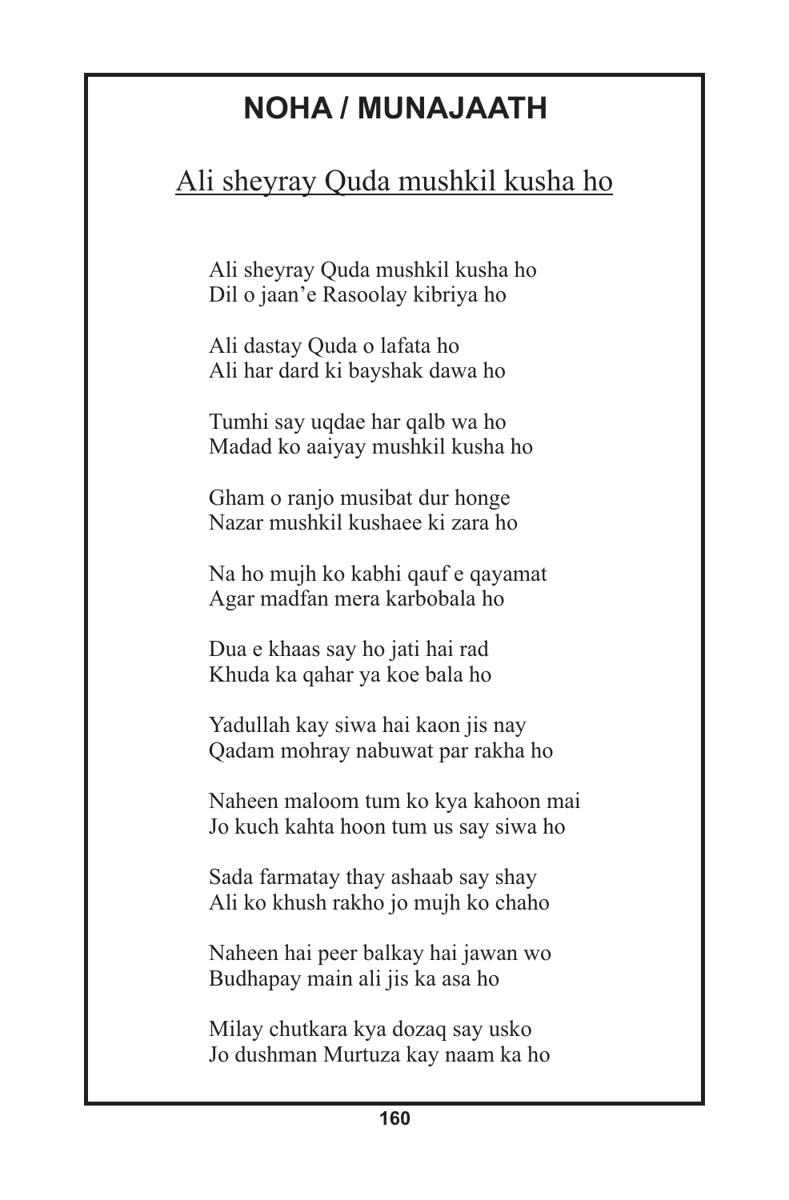# NOHA / MUNAJAATH

## <u>Ali sheyray Quda mushkil kusha ho</u>

Ali sheyray Quda mushkil kusha ho
Dil o jaan'e Rasoolay kibriya ho

Ali dastay Quda o lafata ho
Ali har dard ki bayshak dawa ho

Tumhi say uqdae har qalb wa ho
Madad ko aaiyay mushkil kusha ho

Gham o ranjo musibat dur honge
Nazar mushkil kushaee ki zara ho

Na ho mujh ko kabhi qauf e qayamat
Agar madfan mera karbobala ho

Dua e khaas say ho jati hai rad
Khuda ka qahar ya koe bala ho

Yadullah kay siwa hai kaon jis nay
Qadam mohray nabuwat par rakha ho

Naheen maloom tum ko kya kahoon mai
Jo kuch kahta hoon tum us say siwa ho

Sada farmatay thay ashaab say shay
Ali ko khush rakho jo mujh ko chaho

Naheen hai peer balkay hai jawan wo
Budhapay main ali jis ka asa ho

Milay chutkara kya dozaq say usko
Jo dushman Murtuza kay naam ka ho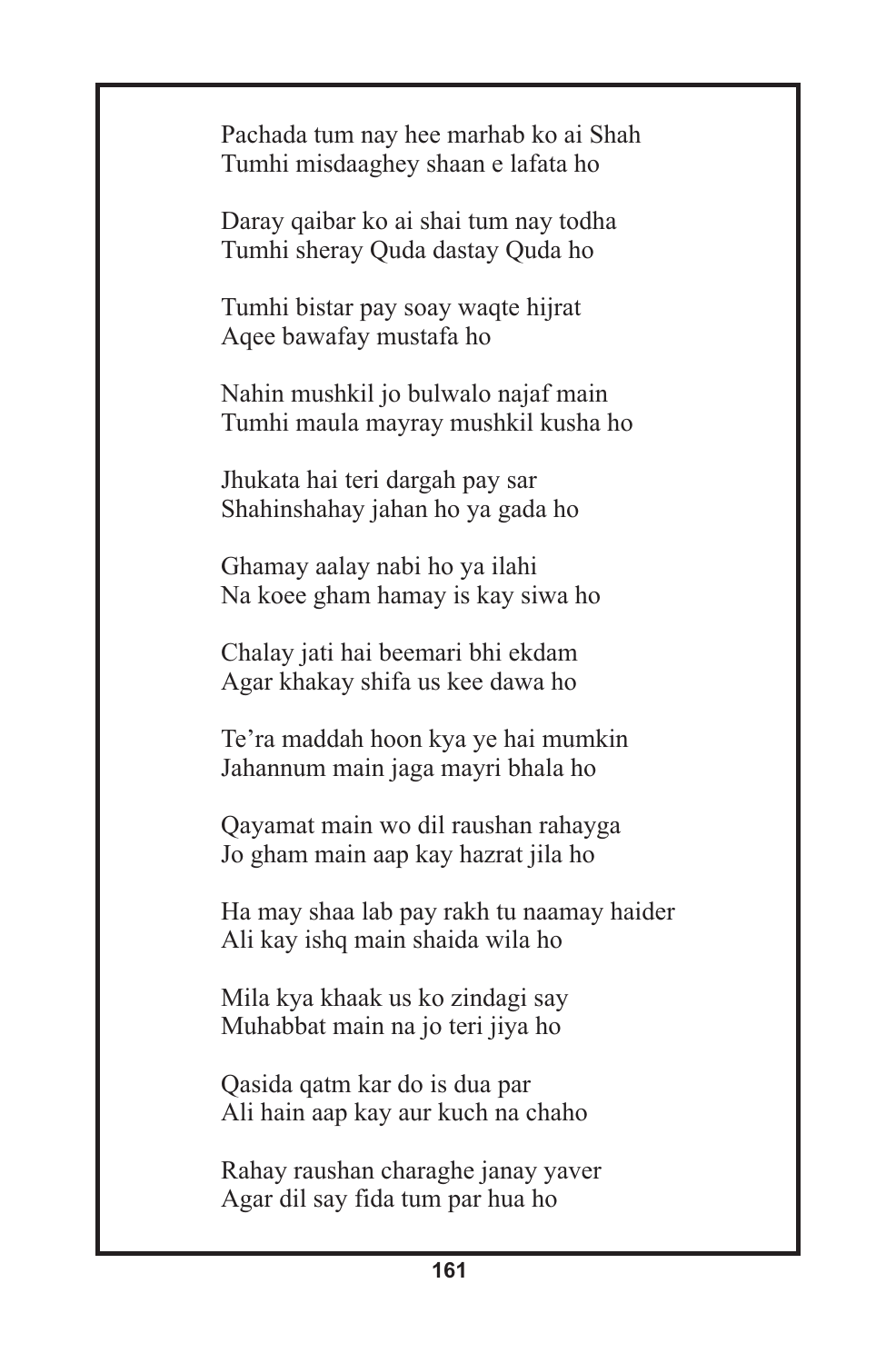Pachada tum nay hee marhab ko ai Shah
Tumhi misdaaghey shaan e lafata ho

Daray qaibar ko ai shai tum nay todha
Tumhi sheray Quda dastay Quda ho

Tumhi bistar pay soay waqte hijrat
Aqee bawafay mustafa ho

Nahin mushkil jo bulwalo najaf main
Tumhi maula mayray mushkil kusha ho

Jhukata hai teri dargah pay sar
Shahinshahay jahan ho ya gada ho

Ghamay aalay nabi ho ya ilahi
Na koee gham hamay is kay siwa ho

Chalay jati hai beemari bhi ekdam
Agar khakay shifa us kee dawa ho

Te'ra maddah hoon kya ye hai mumkin
Jahannum main jaga mayri bhala ho

Qayamat main wo dil raushan rahayga
Jo gham main aap kay hazrat jila ho

Ha may shaa lab pay rakh tu naamay haider
Ali kay ishq main shaida wila ho

Mila kya khaak us ko zindagi say
Muhabbat main na jo teri jiya ho

Qasida qatm kar do is dua par
Ali hain aap kay aur kuch na chaho

Rahay raushan charaghe janay yaver
Agar dil say fida tum par hua ho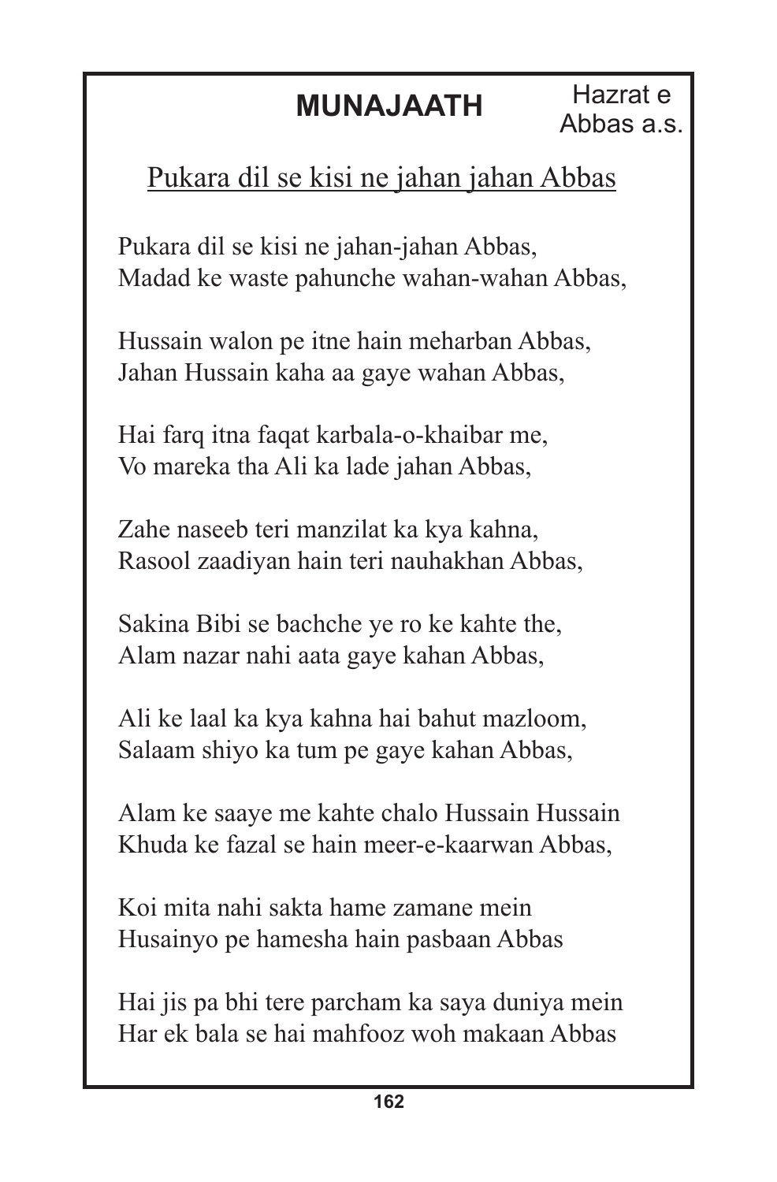# MUNAJAATH

Hazrat e Abbas a.s.

## Pukara dil se kisi ne jahan jahan Abbas

Pukara dil se kisi ne jahan-jahan Abbas,
Madad ke waste pahunche wahan-wahan Abbas,

Hussain walon pe itne hain meharban Abbas,
Jahan Hussain kaha aa gaye wahan Abbas,

Hai farq itna faqat karbala-o-khaibar me,
Vo mareka tha Ali ka lade jahan Abbas,

Zahe naseeb teri manzilat ka kya kahna,
Rasool zaadiyan hain teri nauhakhan Abbas,

Sakina Bibi se bachche ye ro ke kahte the,
Alam nazar nahi aata gaye kahan Abbas,

Ali ke laal ka kya kahna hai bahut mazloom,
Salaam shiyo ka tum pe gaye kahan Abbas,

Alam ke saaye me kahte chalo Hussain Hussain
Khuda ke fazal se hain meer-e-kaarwan Abbas,

Koi mita nahi sakta hame zamane mein
Husainyo pe hamesha hain pasbaan Abbas

Hai jis pa bhi tere parcham ka saya duniya mein
Har ek bala se hai mahfooz woh makaan Abbas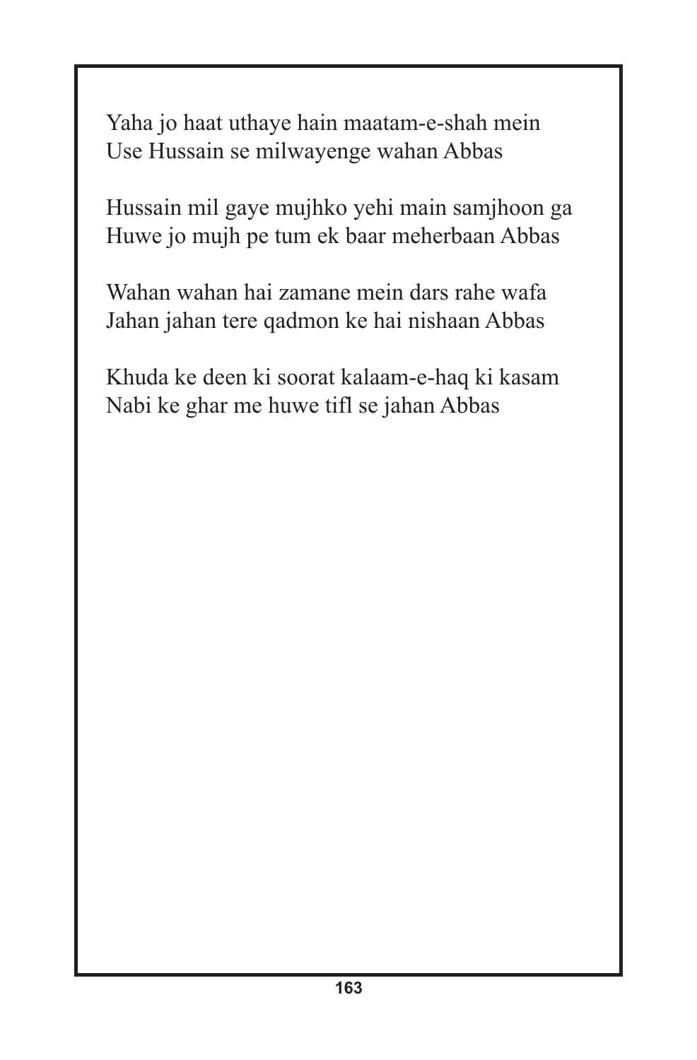Yaha jo haat uthaye hain maatam-e-shah mein
Use Hussain se milwayenge wahan Abbas

Hussain mil gaye mujhko yehi main samjhoon ga
Huwe jo mujh pe tum ek baar meherbaan Abbas

Wahan wahan hai zamane mein dars rahe wafa
Jahan jahan tere qadmon ke hai nishaan Abbas

Khuda ke deen ki soorat kalaam-e-haq ki kasam
Nabi ke ghar me huwe tifl se jahan Abbas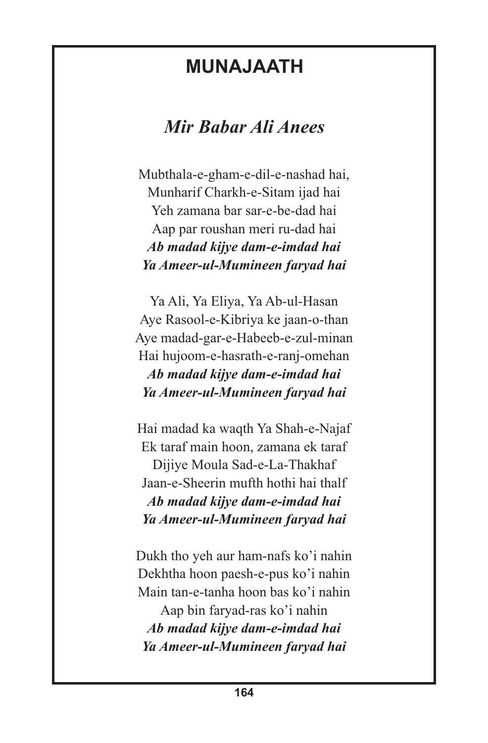# MUNAJAATH

## *Mir Babar Ali Anees*

Mubthala-e-gham-e-dil-e-nashad hai,
Munharif Charkh-e-Sitam ijad hai
Yeh zamana bar sar-e-be-dad hai
Aap par roushan meri ru-dad hai
***Ab madad kijye dam-e-imdad hai***
***Ya Ameer-ul-Mumineen faryad hai***

Ya Ali, Ya Eliya, Ya Ab-ul-Hasan
Aye Rasool-e-Kibriya ke jaan-o-than
Aye madad-gar-e-Habeeb-e-zul-minan
Hai hujoom-e-hasrath-e-ranj-omehan
***Ab madad kijye dam-e-imdad hai***
***Ya Ameer-ul-Mumineen faryad hai***

Hai madad ka waqth Ya Shah-e-Najaf
Ek taraf main hoon, zamana ek taraf
Dijiye Moula Sad-e-La-Thakhaf
Jaan-e-Sheerin mufth hothi hai thalf
***Ab madad kijye dam-e-imdad hai***
***Ya Ameer-ul-Mumineen faryad hai***

Dukh tho yeh aur ham-nafs ko'i nahin
Dekhtha hoon paesh-e-pus ko'i nahin
Main tan-e-tanha hoon bas ko'i nahin
Aap bin faryad-ras ko'i nahin
***Ab madad kijye dam-e-imdad hai***
***Ya Ameer-ul-Mumineen faryad hai***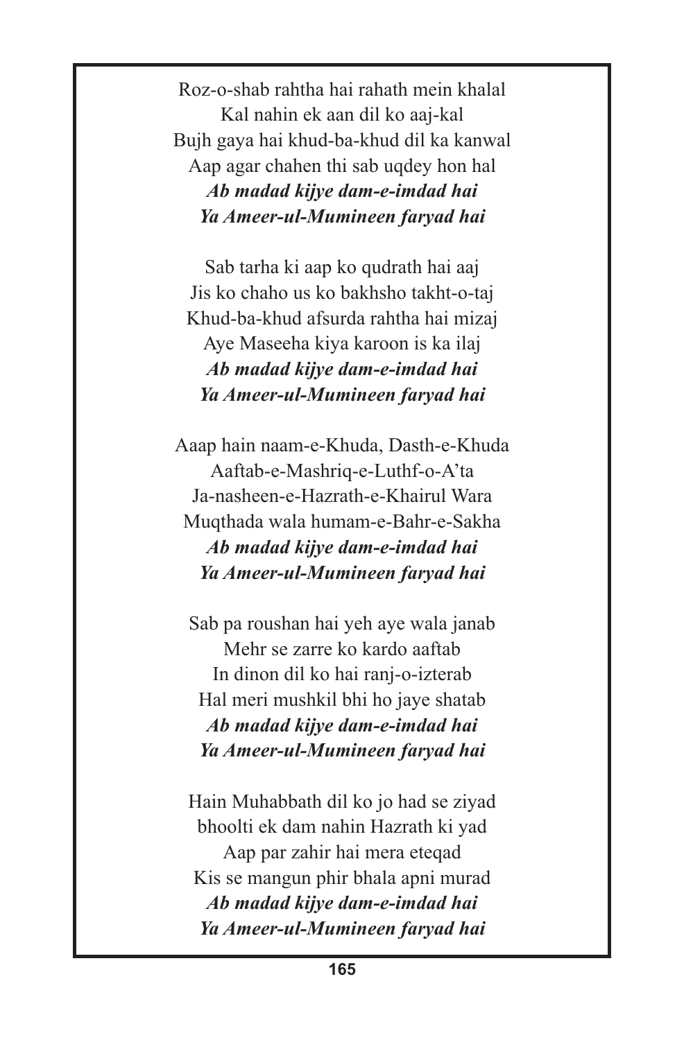Roz-o-shab rahtha hai rahath mein khalal
Kal nahin ek aan dil ko aaj-kal
Bujh gaya hai khud-ba-khud dil ka kanwal
Aap agar chahen thi sab uqdey hon hal
***Ab madad kijye dam-e-imdad hai***
***Ya Ameer-ul-Mumineen faryad hai***

Sab tarha ki aap ko qudrath hai aaj
Jis ko chaho us ko bakhsho takht-o-taj
Khud-ba-khud afsurda rahtha hai mizaj
Aye Maseeha kiya karoon is ka ilaj
***Ab madad kijye dam-e-imdad hai***
***Ya Ameer-ul-Mumineen faryad hai***

Aaap hain naam-e-Khuda, Dasth-e-Khuda
Aaftab-e-Mashriq-e-Luthf-o-A'ta
Ja-nasheen-e-Hazrath-e-Khairul Wara
Muqthada wala humam-e-Bahr-e-Sakha
***Ab madad kijye dam-e-imdad hai***
***Ya Ameer-ul-Mumineen faryad hai***

Sab pa roushan hai yeh aye wala janab
Mehr se zarre ko kardo aaftab
In dinon dil ko hai ranj-o-izterab
Hal meri mushkil bhi ho jaye shatab
***Ab madad kijye dam-e-imdad hai***
***Ya Ameer-ul-Mumineen faryad hai***

Hain Muhabbath dil ko jo had se ziyad
bhoolti ek dam nahin Hazrath ki yad
Aap par zahir hai mera eteqad
Kis se mangun phir bhala apni murad
***Ab madad kijye dam-e-imdad hai***
***Ya Ameer-ul-Mumineen faryad hai***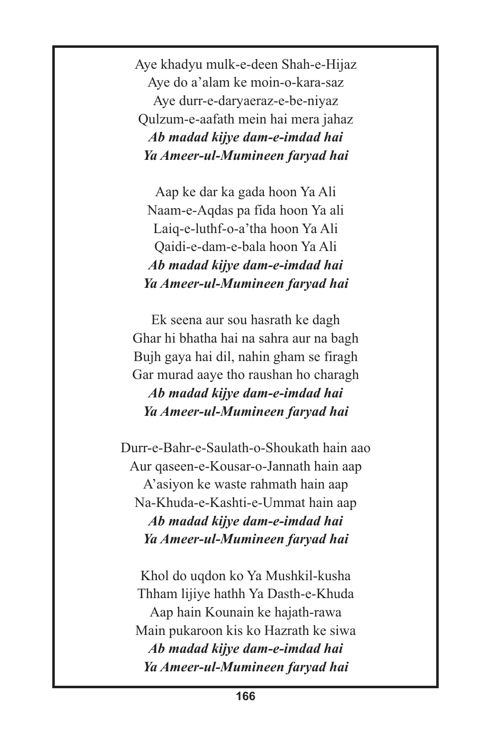Aye khadyu mulk-e-deen Shah-e-Hijaz
Aye do a'alam ke moin-o-kara-saz
Aye durr-e-daryaeraz-e-be-niyaz
Qulzum-e-aafath mein hai mera jahaz
***Ab madad kijye dam-e-imdad hai***
***Ya Ameer-ul-Mumineen faryad hai***

Aap ke dar ka gada hoon Ya Ali
Naam-e-Aqdas pa fida hoon Ya ali
Laiq-e-luthf-o-a'tha hoon Ya Ali
Qaidi-e-dam-e-bala hoon Ya Ali
***Ab madad kijye dam-e-imdad hai***
***Ya Ameer-ul-Mumineen faryad hai***

Ek seena aur sou hasrath ke dagh
Ghar hi bhatha hai na sahra aur na bagh
Bujh gaya hai dil, nahin gham se firagh
Gar murad aaye tho raushan ho charagh
***Ab madad kijye dam-e-imdad hai***
***Ya Ameer-ul-Mumineen faryad hai***

Durr-e-Bahr-e-Saulath-o-Shoukath hain aao
Aur qaseen-e-Kousar-o-Jannath hain aap
A'asiyon ke waste rahmath hain aap
Na-Khuda-e-Kashti-e-Ummat hain aap
***Ab madad kijye dam-e-imdad hai***
***Ya Ameer-ul-Mumineen faryad hai***

Khol do uqdon ko Ya Mushkil-kusha
Thham lijiye hathh Ya Dasth-e-Khuda
Aap hain Kounain ke hajath-rawa
Main pukaroon kis ko Hazrath ke siwa
***Ab madad kijye dam-e-imdad hai***
***Ya Ameer-ul-Mumineen faryad hai***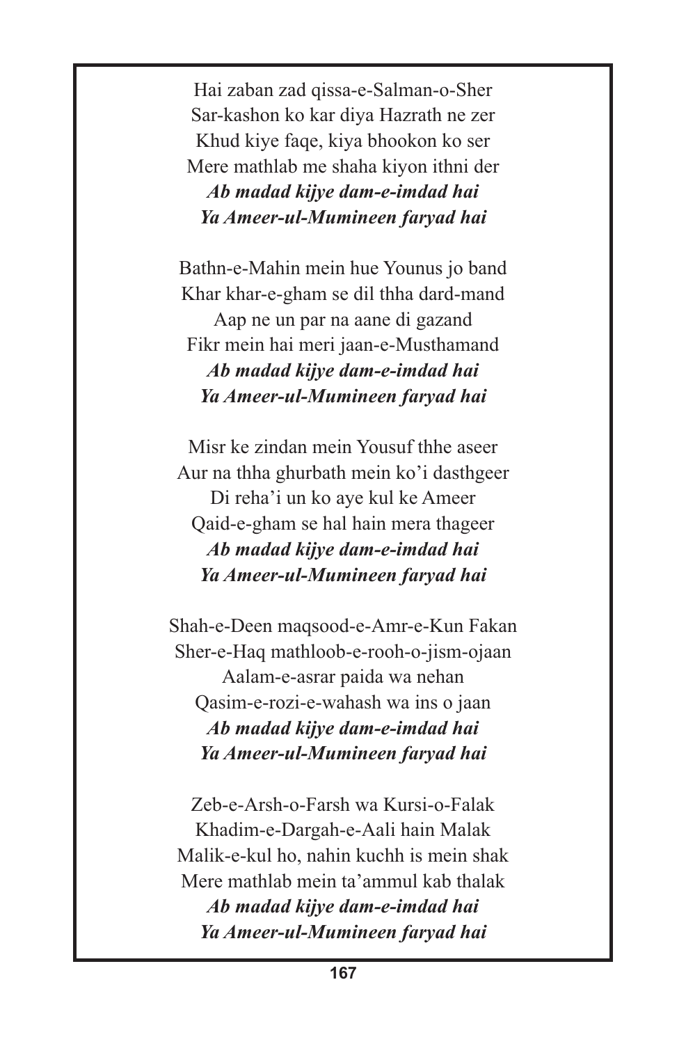Hai zaban zad qissa-e-Salman-o-Sher
Sar-kashon ko kar diya Hazrath ne zer
Khud kiye faqe, kiya bhookon ko ser
Mere mathlab me shaha kiyon ithni der
***Ab madad kijye dam-e-imdad hai***
***Ya Ameer-ul-Mumineen faryad hai***

Bathn-e-Mahin mein hue Younus jo band
Khar khar-e-gham se dil thha dard-mand
Aap ne un par na aane di gazand
Fikr mein hai meri jaan-e-Musthamand
***Ab madad kijye dam-e-imdad hai***
***Ya Ameer-ul-Mumineen faryad hai***

Misr ke zindan mein Yousuf thhe aseer
Aur na thha ghurbath mein ko'i dasthgeer
Di reha'i un ko aye kul ke Ameer
Qaid-e-gham se hal hain mera thageer
***Ab madad kijye dam-e-imdad hai***
***Ya Ameer-ul-Mumineen faryad hai***

Shah-e-Deen maqsood-e-Amr-e-Kun Fakan
Sher-e-Haq mathloob-e-rooh-o-jism-ojaan
Aalam-e-asrar paida wa nehan
Qasim-e-rozi-e-wahash wa ins o jaan
***Ab madad kijye dam-e-imdad hai***
***Ya Ameer-ul-Mumineen faryad hai***

Zeb-e-Arsh-o-Farsh wa Kursi-o-Falak
Khadim-e-Dargah-e-Aali hain Malak
Malik-e-kul ho, nahin kuchh is mein shak
Mere mathlab mein ta'ammul kab thalak
***Ab madad kijye dam-e-imdad hai***
***Ya Ameer-ul-Mumineen faryad hai***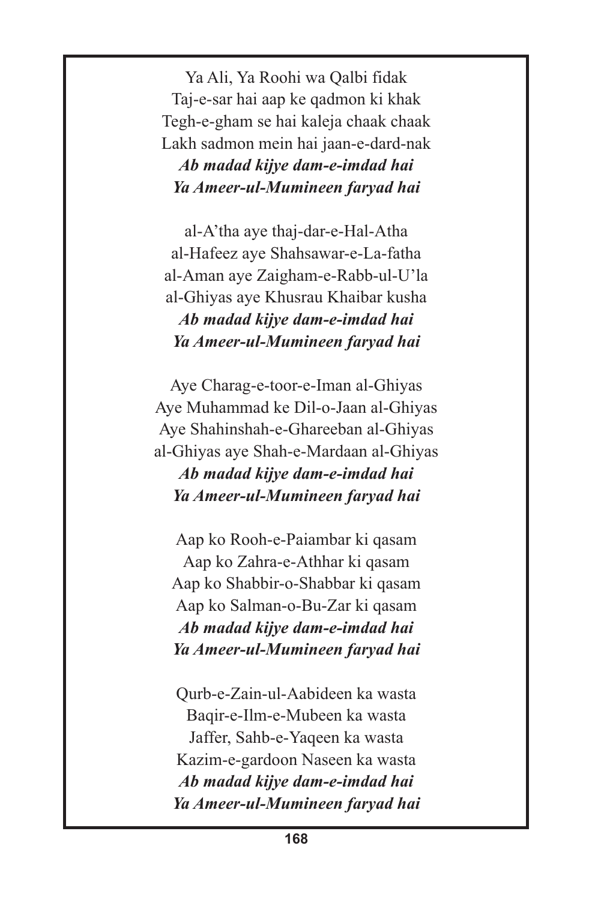Ya Ali, Ya Roohi wa Qalbi fidak
Taj-e-sar hai aap ke qadmon ki khak
Tegh-e-gham se hai kaleja chaak chaak
Lakh sadmon mein hai jaan-e-dard-nak
***Ab madad kijye dam-e-imdad hai***
***Ya Ameer-ul-Mumineen faryad hai***

al-A'tha aye thaj-dar-e-Hal-Atha
al-Hafeez aye Shahsawar-e-La-fatha
al-Aman aye Zaigham-e-Rabb-ul-U'la
al-Ghiyas aye Khusrau Khaibar kusha
***Ab madad kijye dam-e-imdad hai***
***Ya Ameer-ul-Mumineen faryad hai***

Aye Charag-e-toor-e-Iman al-Ghiyas
Aye Muhammad ke Dil-o-Jaan al-Ghiyas
Aye Shahinshah-e-Ghareeban al-Ghiyas
al-Ghiyas aye Shah-e-Mardaan al-Ghiyas
***Ab madad kijye dam-e-imdad hai***
***Ya Ameer-ul-Mumineen faryad hai***

Aap ko Rooh-e-Paiambar ki qasam
Aap ko Zahra-e-Athhar ki qasam
Aap ko Shabbir-o-Shabbar ki qasam
Aap ko Salman-o-Bu-Zar ki qasam
***Ab madad kijye dam-e-imdad hai***
***Ya Ameer-ul-Mumineen faryad hai***

Qurb-e-Zain-ul-Aabideen ka wasta
Baqir-e-Ilm-e-Mubeen ka wasta
Jaffer, Sahb-e-Yaqeen ka wasta
Kazim-e-gardoon Naseen ka wasta
***Ab madad kijye dam-e-imdad hai***
***Ya Ameer-ul-Mumineen faryad hai***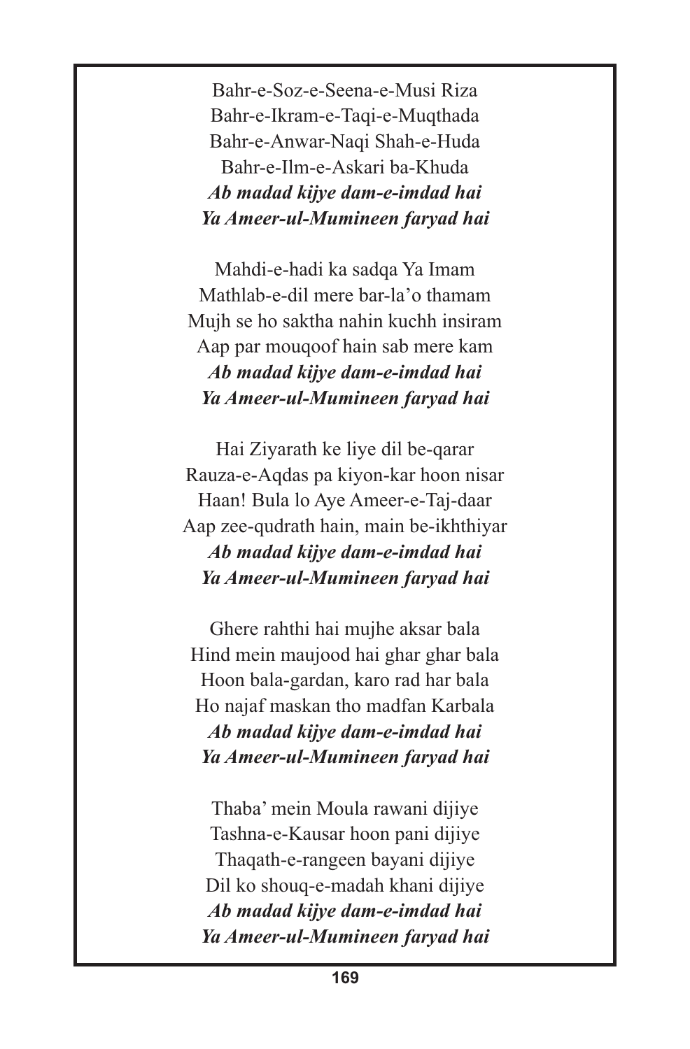Bahr-e-Soz-e-Seena-e-Musi Riza
Bahr-e-Ikram-e-Taqi-e-Muqthada
Bahr-e-Anwar-Naqi Shah-e-Huda
Bahr-e-Ilm-e-Askari ba-Khuda
***Ab madad kijye dam-e-imdad hai***
***Ya Ameer-ul-Mumineen faryad hai***

Mahdi-e-hadi ka sadqa Ya Imam
Mathlab-e-dil mere bar-la'o thamam
Mujh se ho saktha nahin kuchh insiram
Aap par mouqoof hain sab mere kam
***Ab madad kijye dam-e-imdad hai***
***Ya Ameer-ul-Mumineen faryad hai***

Hai Ziyarath ke liye dil be-qarar
Rauza-e-Aqdas pa kiyon-kar hoon nisar
Haan! Bula lo Aye Ameer-e-Taj-daar
Aap zee-qudrath hain, main be-ikhthiyar
***Ab madad kijye dam-e-imdad hai***
***Ya Ameer-ul-Mumineen faryad hai***

Ghere rahthi hai mujhe aksar bala
Hind mein maujood hai ghar ghar bala
Hoon bala-gardan, karo rad har bala
Ho najaf maskan tho madfan Karbala
***Ab madad kijye dam-e-imdad hai***
***Ya Ameer-ul-Mumineen faryad hai***

Thaba' mein Moula rawani dijiye
Tashna-e-Kausar hoon pani dijiye
Thaqath-e-rangeen bayani dijiye
Dil ko shouq-e-madah khani dijiye
***Ab madad kijye dam-e-imdad hai***
***Ya Ameer-ul-Mumineen faryad hai***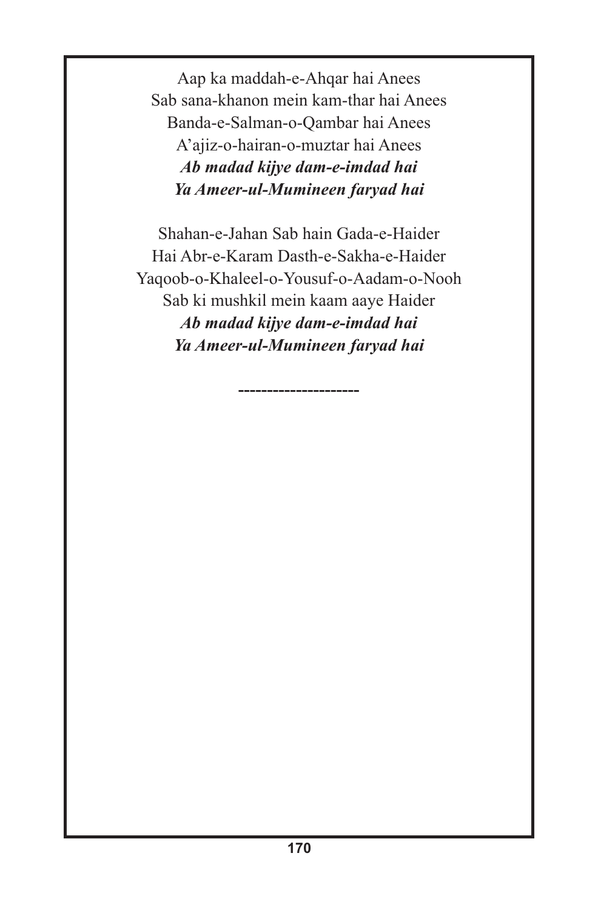Aap ka maddah-e-Ahqar hai Anees
Sab sana-khanon mein kam-thar hai Anees
Banda-e-Salman-o-Qambar hai Anees
A'ajiz-o-hairan-o-muztar hai Anees
***Ab madad kijye dam-e-imdad hai***
***Ya Ameer-ul-Mumineen faryad hai***

Shahan-e-Jahan Sab hain Gada-e-Haider
Hai Abr-e-Karam Dasth-e-Sakha-e-Haider
Yaqoob-o-Khaleel-o-Yousuf-o-Aadam-o-Nooh
Sab ki mushkil mein kaam aaye Haider
***Ab madad kijye dam-e-imdad hai***
***Ya Ameer-ul-Mumineen faryad hai***

---------------------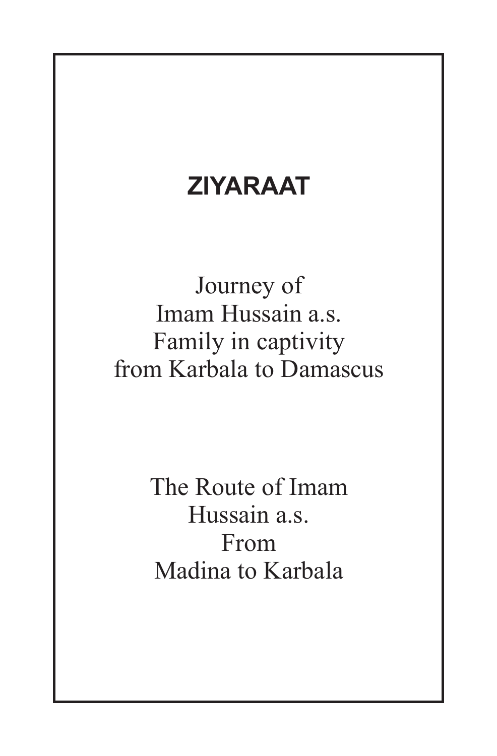# ZIYARAAT

Journey of
Imam Hussain a.s.
Family in captivity
from Karbala to Damascus

The Route of Imam
Hussain a.s.
From
Madina to Karbala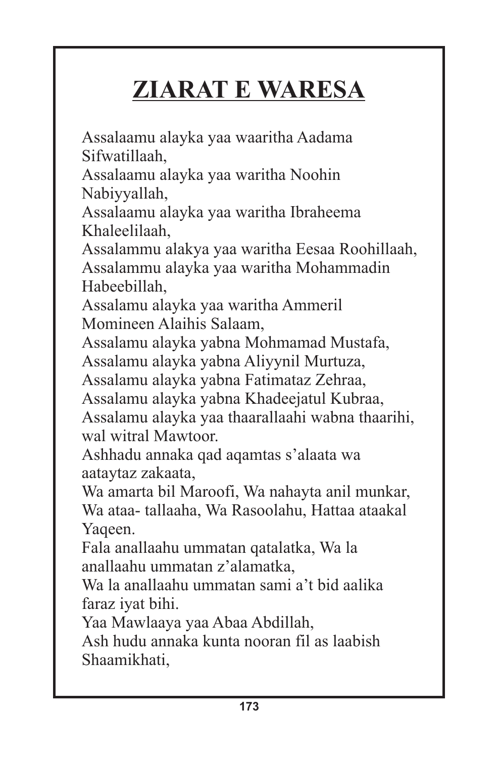# ZIARAT E WARESA

Assalaamu alayka yaa waaritha Aadama Sifwatillaah,
Assalaamu alayka yaa waritha Noohin Nabiyyallah,
Assalaamu alayka yaa waritha Ibraheema Khaleelilaah,
Assalammu alakya yaa waritha Eesaa Roohillaah,
Assalammu alayka yaa waritha Mohammadin Habeebillah,
Assalamu alayka yaa waritha Ammeril Momineen Alaihis Salaam,
Assalamu alayka yabna Mohmamad Mustafa,
Assalamu alayka yabna Aliyynil Murtuza,
Assalamu alayka yabna Fatimataz Zehraa,
Assalamu alayka yabna Khadeejatul Kubraa,
Assalamu alayka yaa thaarallaahi wabna thaarihi, wal witral Mawtoor.
Ashhadu annaka qad aqamtas s'alaata wa aataytaz zakaata,
Wa amarta bil Maroofi, Wa nahayta anil munkar,
Wa ataa- tallaaha, Wa Rasoolahu, Hattaa ataakal Yaqeen.
Fala anallaahu ummatan qatalatka, Wa la anallaahu ummatan z'alamatka,
Wa la anallaahu ummatan sami a't bid aalika faraz iyat bihi.
Yaa Mawlaaya yaa Abaa Abdillah,
Ash hudu annaka kunta nooran fil as laabish Shaamikhati,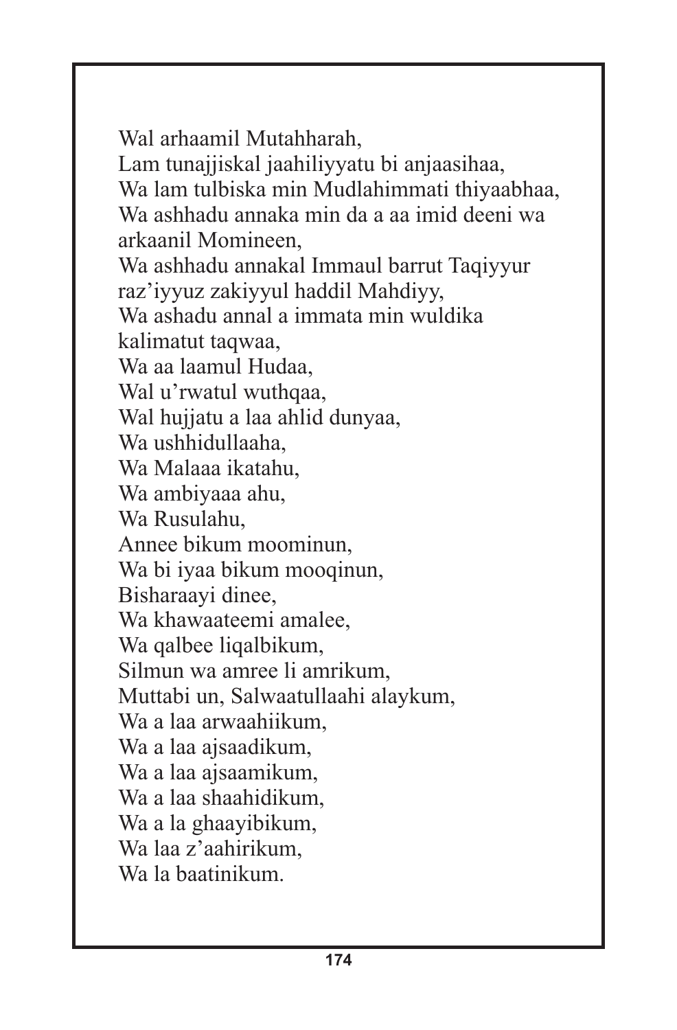Wal arhaamil Mutahharah,
Lam tunajjiskal jaahiliyyatu bi anjaasihaa,
Wa lam tulbiska min Mudlahimmati thiyaabhaa,
Wa ashhadu annaka min da a aa imid deeni wa arkaanil Momineen,
Wa ashhadu annakal Immaul barrut Taqiyyur raz'iyyuz zakiyyul haddil Mahdiyy,
Wa ashadu annal a immata min wuldika kalimatut taqwaa,
Wa aa laamul Hudaa,
Wal u'rwatul wuthqaa,
Wal hujjatu a laa ahlid dunyaa,
Wa ushhidullaaha,
Wa Malaaa ikatahu,
Wa ambiyaaa ahu,
Wa Rusulahu,
Annee bikum moominun,
Wa bi iyaa bikum mooqinun,
Bisharaayi dinee,
Wa khawaateemi amalee,
Wa qalbee liqalbikum,
Silmun wa amree li amrikum,
Muttabi un, Salwaatullaahi alaykum,
Wa a laa arwaahiikum,
Wa a laa ajsaadikum,
Wa a laa ajsaamikum,
Wa a laa shaahidikum,
Wa a la ghaayibikum,
Wa laa z'aahirikum,
Wa la baatinikum.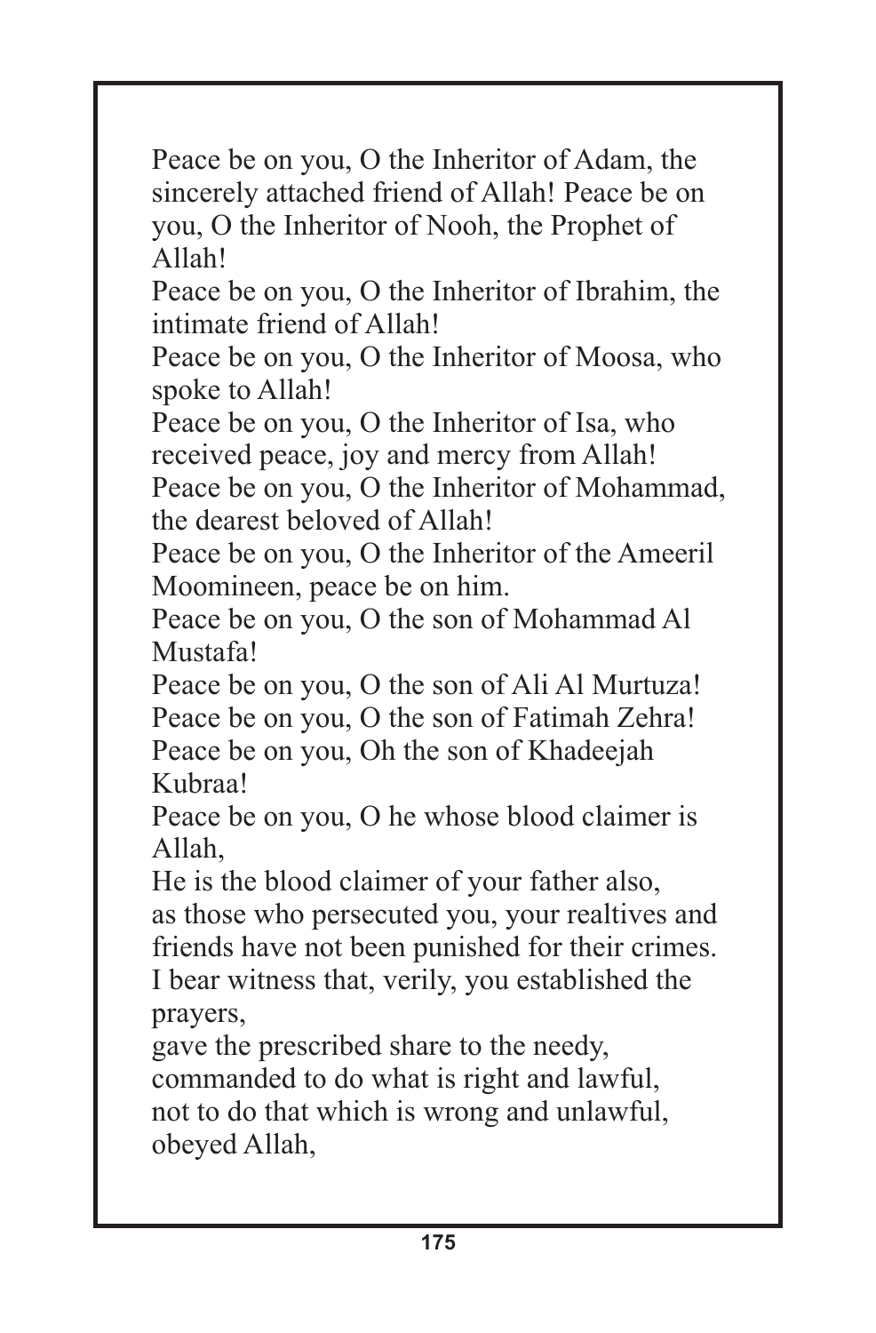Peace be on you, O the Inheritor of Adam, the sincerely attached friend of Allah! Peace be on you, O the Inheritor of Nooh, the Prophet of Allah!

Peace be on you, O the Inheritor of Ibrahim, the intimate friend of Allah!

Peace be on you, O the Inheritor of Moosa, who spoke to Allah!

Peace be on you, O the Inheritor of Isa, who received peace, joy and mercy from Allah!

Peace be on you, O the Inheritor of Mohammad, the dearest beloved of Allah!

Peace be on you, O the Inheritor of the Ameeril Moomineen, peace be on him.

Peace be on you, O the son of Mohammad Al Mustafa!

Peace be on you, O the son of Ali Al Murtuza!

Peace be on you, O the son of Fatimah Zehra!

Peace be on you, Oh the son of Khadeejah Kubraa!

Peace be on you, O he whose blood claimer is Allah,

He is the blood claimer of your father also,

as those who persecuted you, your realtives and friends have not been punished for their crimes.

I bear witness that, verily, you established the prayers,

gave the prescribed share to the needy,

commanded to do what is right and lawful,

not to do that which is wrong and unlawful,

obeyed Allah,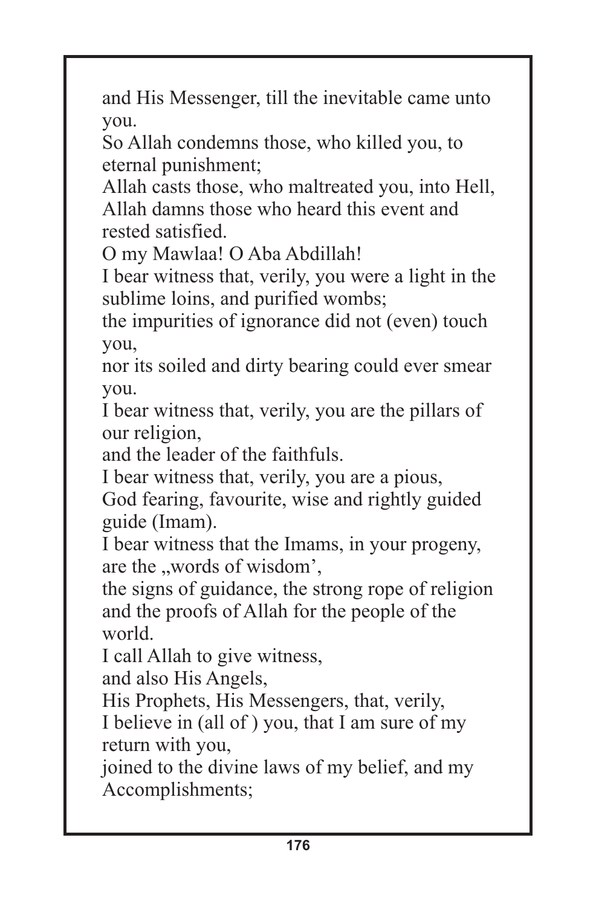and His Messenger, till the inevitable came unto you.

So Allah condemns those, who killed you, to eternal punishment;

Allah casts those, who maltreated you, into Hell,

Allah damns those who heard this event and rested satisfied.

O my Mawlaa! O Aba Abdillah!

I bear witness that, verily, you were a light in the sublime loins, and purified wombs;

the impurities of ignorance did not (even) touch you,

nor its soiled and dirty bearing could ever smear you.

I bear witness that, verily, you are the pillars of our religion,

and the leader of the faithfuls.

I bear witness that, verily, you are a pious,

God fearing, favourite, wise and rightly guided guide (Imam).

I bear witness that the Imams, in your progeny, are the „words of wisdom',

the signs of guidance, the strong rope of religion and the proofs of Allah for the people of the world.

I call Allah to give witness,

and also His Angels,

His Prophets, His Messengers, that, verily,

I believe in (all of ) you, that I am sure of my return with you,

joined to the divine laws of my belief, and my Accomplishments;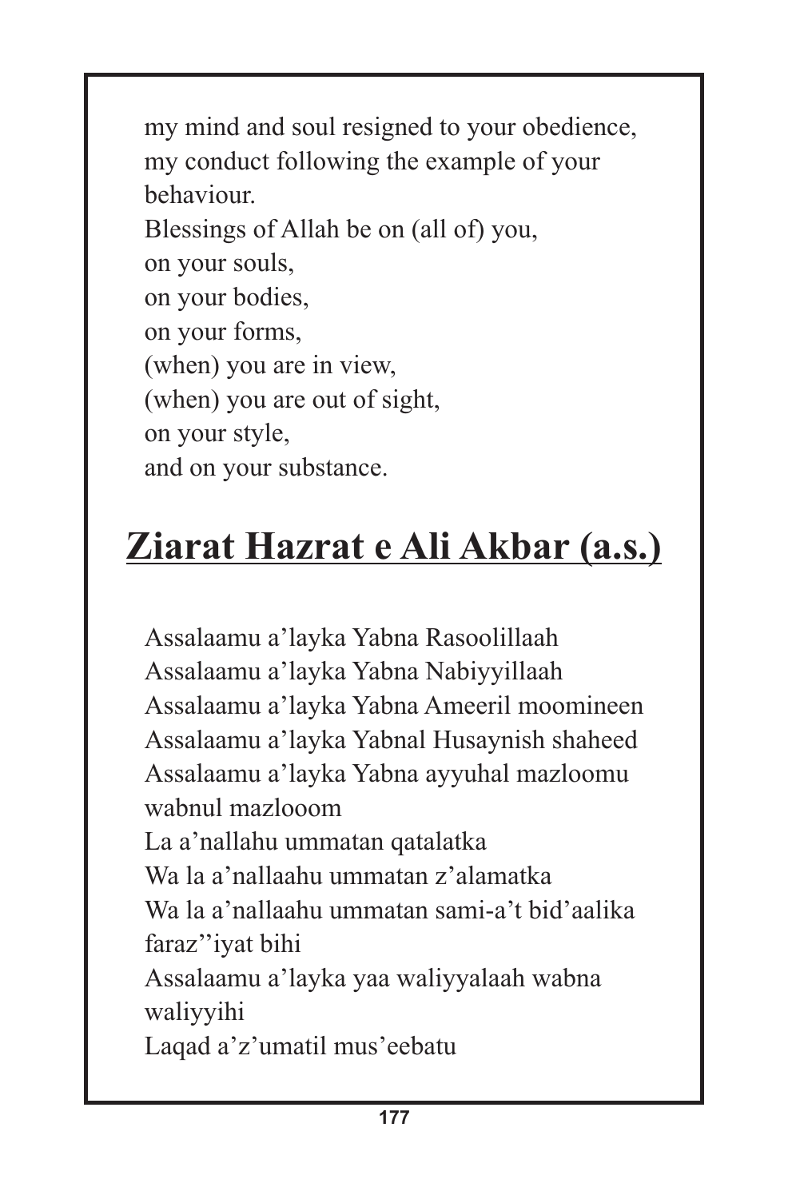my mind and soul resigned to your obedience,
my conduct following the example of your behaviour.
Blessings of Allah be on (all of) you,
on your souls,
on your bodies,
on your forms,
(when) you are in view,
(when) you are out of sight,
on your style,
and on your substance.

# Ziarat Hazrat e Ali Akbar (a.s.)

Assalaamu a'layka Yabna Rasoolillaah
Assalaamu a'layka Yabna Nabiyyillaah
Assalaamu a'layka Yabna Ameeril moomineen
Assalaamu a'layka Yabnal Husaynish shaheed
Assalaamu a'layka Yabna ayyuhal mazloomu wabnul mazlooom
La a'nallahu ummatan qatalatka
Wa la a'nallaahu ummatan z'alamatka
Wa la a'nallaahu ummatan sami-a't bid'aalika faraz''iyat bihi
Assalaamu a'layka yaa waliyyalaah wabna waliyyihi
Laqad a'z'umatil mus'eebatu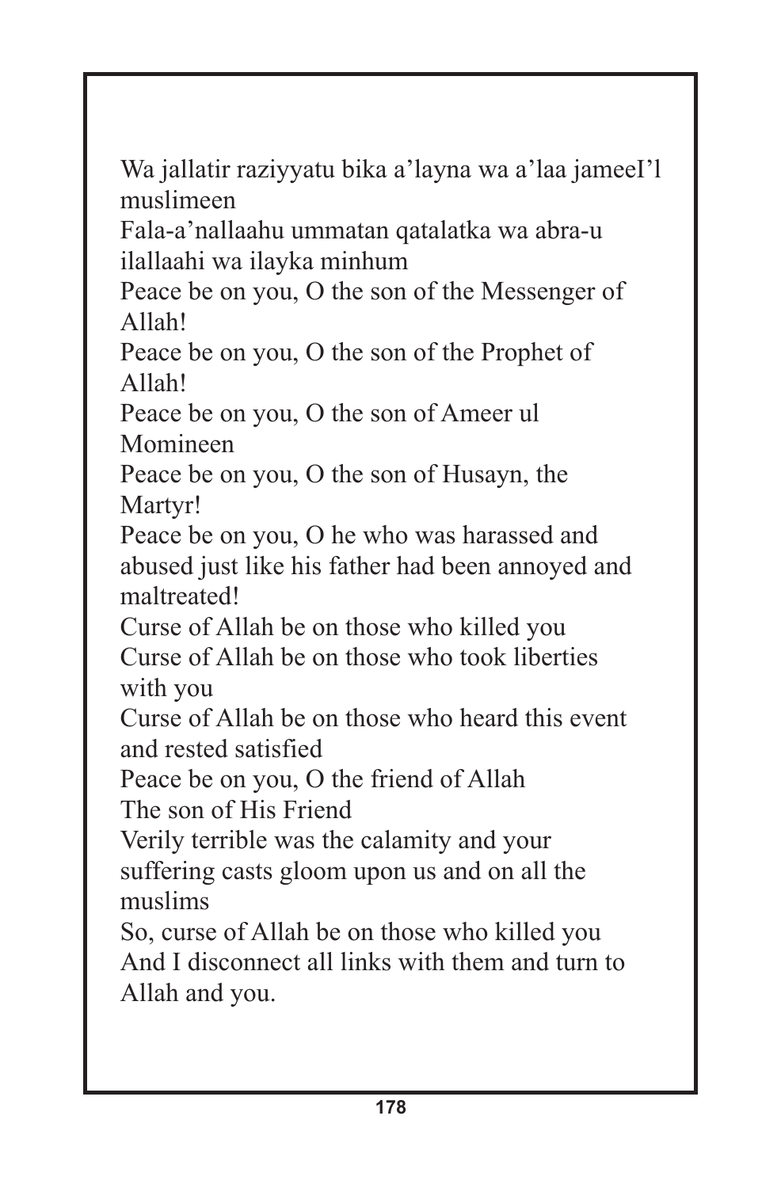Wa jallatir raziyyatu bika a'layna wa a'laa jameeI'l muslimeen

Fala-a'nallaahu ummatan qatalatka wa abra-u ilallaahi wa ilayka minhum

Peace be on you, O the son of the Messenger of Allah!

Peace be on you, O the son of the Prophet of Allah!

Peace be on you, O the son of Ameer ul Momineen

Peace be on you, O the son of Husayn, the Martyr!

Peace be on you, O he who was harassed and abused just like his father had been annoyed and maltreated!

Curse of Allah be on those who killed you

Curse of Allah be on those who took liberties with you

Curse of Allah be on those who heard this event and rested satisfied

Peace be on you, O the friend of Allah

The son of His Friend

Verily terrible was the calamity and your suffering casts gloom upon us and on all the muslims

So, curse of Allah be on those who killed you

And I disconnect all links with them and turn to Allah and you.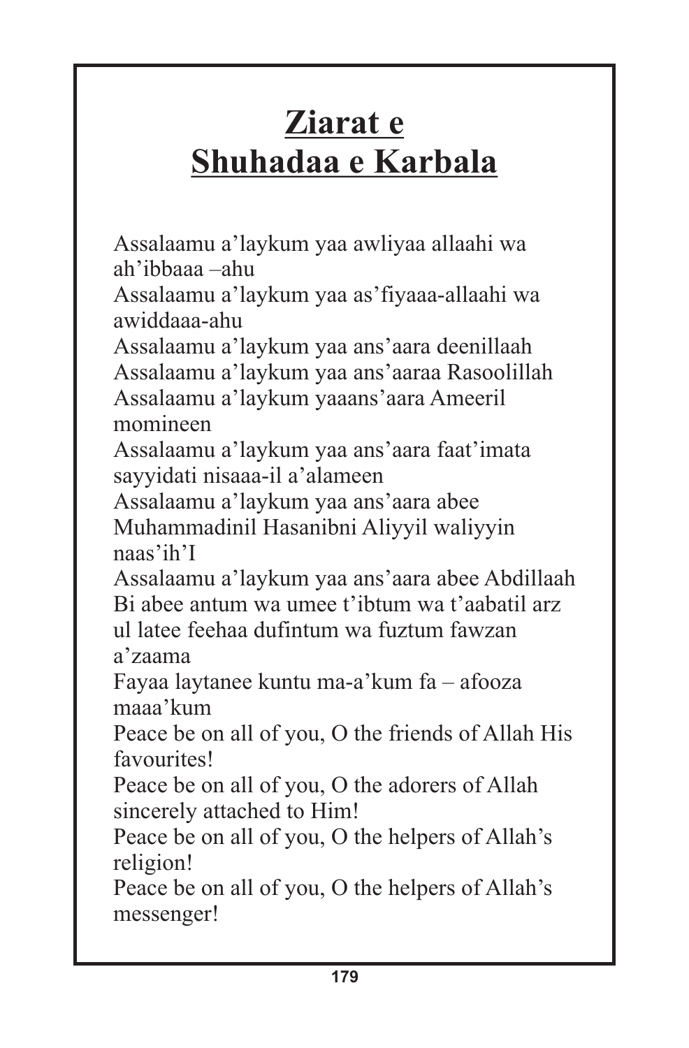# Ziarat e Shuhadaa e Karbala

Assalaamu a'laykum yaa awliyaa allaahi wa ah'ibbaaa –ahu
Assalaamu a'laykum yaa as'fiyaaa-allaahi wa awiddaaa-ahu
Assalaamu a'laykum yaa ans'aara deenillaah
Assalaamu a'laykum yaa ans'aaraa Rasoolillah
Assalaamu a'laykum yaaans'aara Ameeril momineen
Assalaamu a'laykum yaa ans'aara faat'imata sayyidati nisaaa-il a'alameen
Assalaamu a'laykum yaa ans'aara abee Muhammadinil Hasanibni Aliyyil waliyyin naas'ih'I
Assalaamu a'laykum yaa ans'aara abee Abdillaah
Bi abee antum wa umee t'ibtum wa t'aabatil arz ul latee feehaa dufintum wa fuztum fawzan a'zaama
Fayaa laytanee kuntu ma-a'kum fa – afooza maaa'kum
Peace be on all of you, O the friends of Allah His favourites!
Peace be on all of you, O the adorers of Allah sincerely attached to Him!
Peace be on all of you, O the helpers of Allah's religion!
Peace be on all of you, O the helpers of Allah's messenger!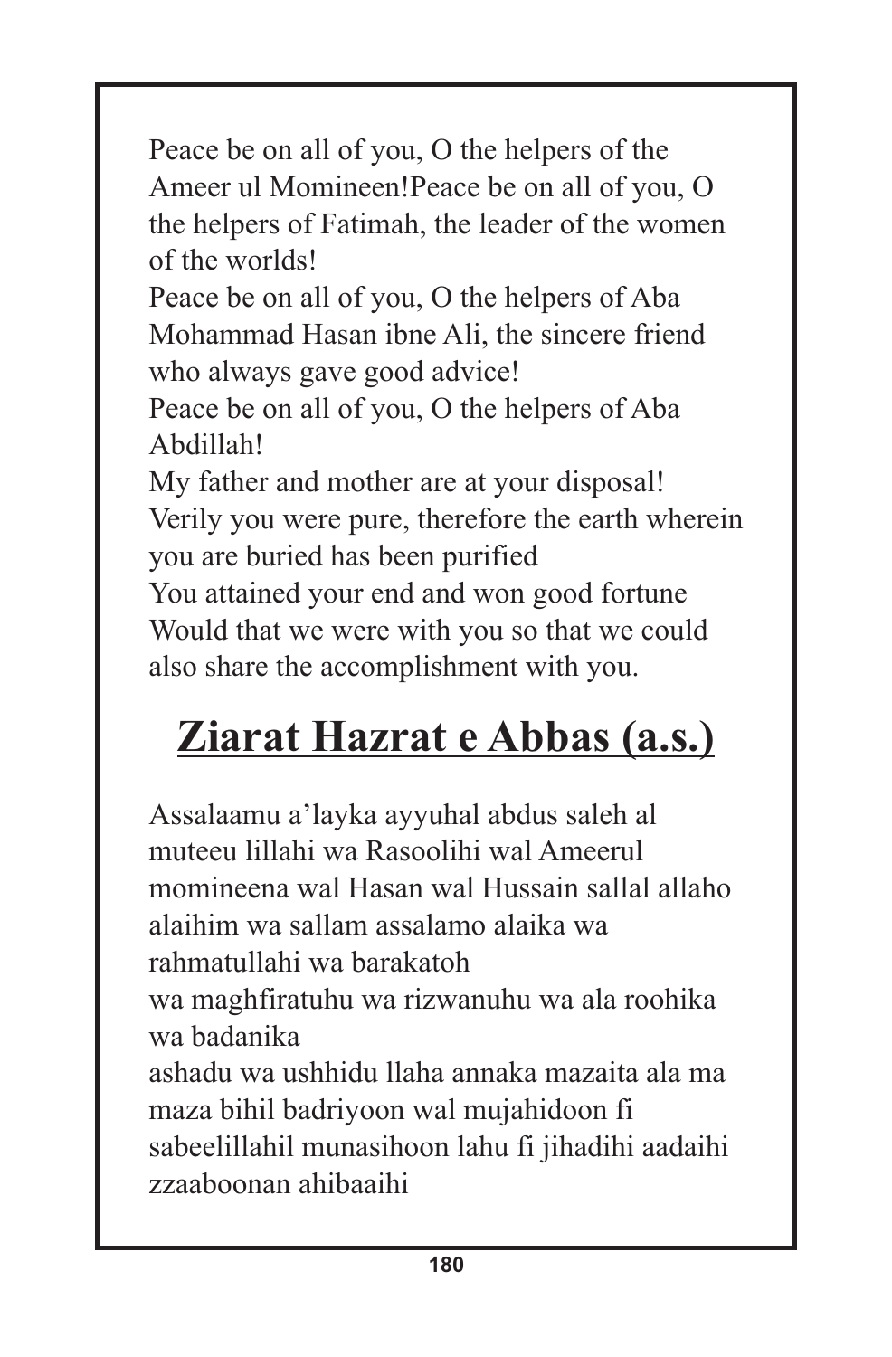Peace be on all of you, O the helpers of the Ameer ul Momineen!Peace be on all of you, O the helpers of Fatimah, the leader of the women of the worlds!

Peace be on all of you, O the helpers of Aba Mohammad Hasan ibne Ali, the sincere friend who always gave good advice!

Peace be on all of you, O the helpers of Aba Abdillah!

My father and mother are at your disposal!

Verily you were pure, therefore the earth wherein you are buried has been purified

You attained your end and won good fortune

Would that we were with you so that we could also share the accomplishment with you.

## Ziarat Hazrat e Abbas (a.s.)

Assalaamu a'layka ayyuhal abdus saleh al muteeu lillahi wa Rasoolihi wal Ameerul momineena wal Hasan wal Hussain sallal allaho alaihim wa sallam assalamo alaika wa rahmatullahi wa barakatoh

wa maghfiratuhu wa rizwanuhu wa ala roohika wa badanika

ashadu wa ushhidu llaha annaka mazaita ala ma maza bihil badriyoon wal mujahidoon fi sabeelillahil munasihoon lahu fi jihadihi aadaihi zzaaboonan ahibaaihi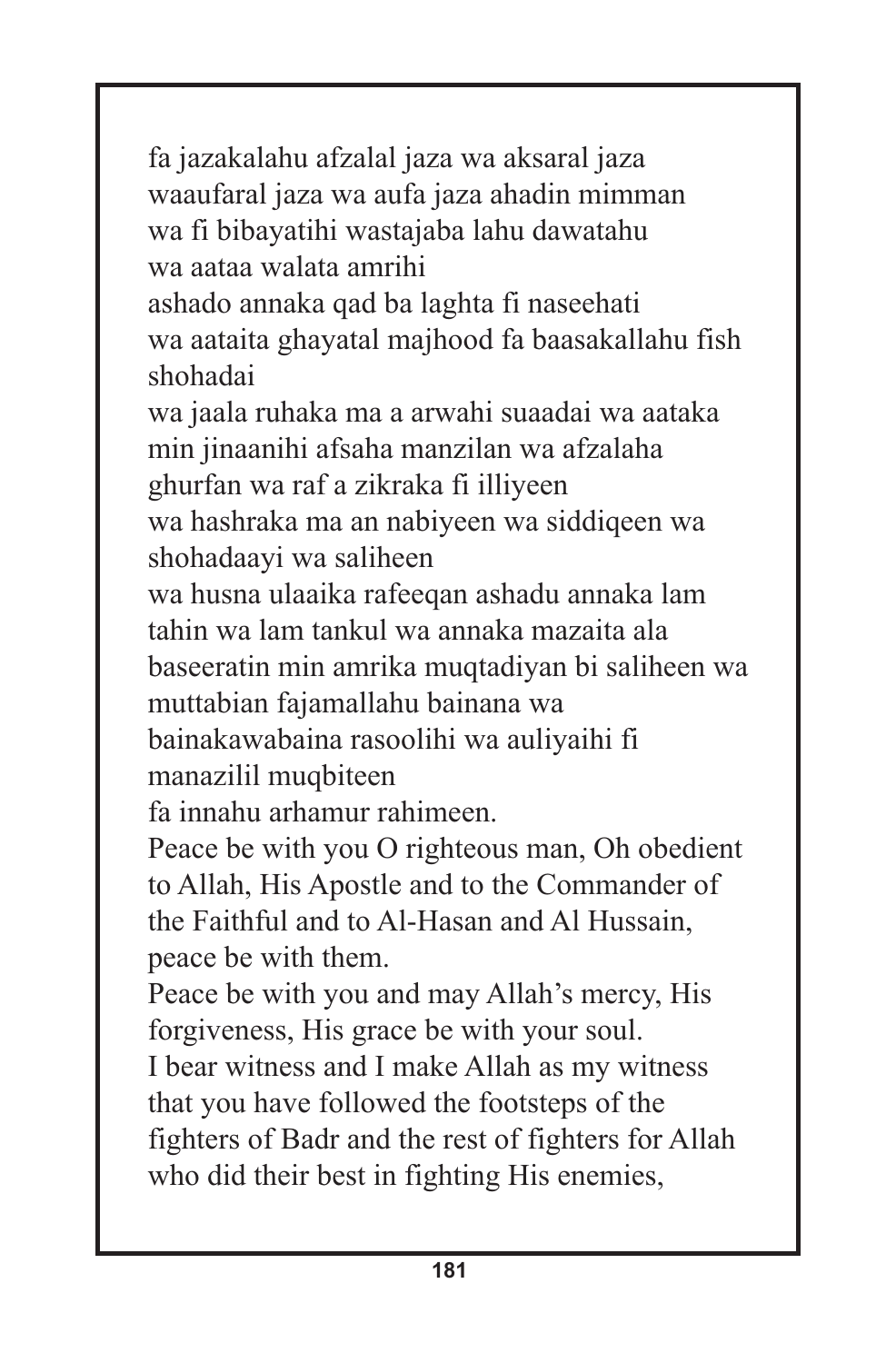fa jazakalahu afzalal jaza wa aksaral jaza waaufaral jaza wa aufa jaza ahadin mimman wa fi bibayatihi wastajaba lahu dawatahu wa aataa walata amrihi

ashado annaka qad ba laghta fi naseehati wa aataita ghayatal majhood fa baasakallahu fish shohadai

wa jaala ruhaka ma a arwahi suaadai wa aataka min jinaanihi afsaha manzilan wa afzalaha ghurfan wa raf a zikraka fi illiyeen

wa hashraka ma an nabiyeen wa siddiqeen wa shohadaayi wa saliheen

wa husna ulaaika rafeeqan ashadu annaka lam tahin wa lam tankul wa annaka mazaita ala baseeratin min amrika muqtadiyan bi saliheen wa muttabian fajamallahu bainana wa bainakawabaina rasoolihi wa auliyaihi fi manazilil muqbiteen

fa innahu arhamur rahimeen.

Peace be with you O righteous man, Oh obedient to Allah, His Apostle and to the Commander of the Faithful and to Al-Hasan and Al Hussain, peace be with them.

Peace be with you and may Allah's mercy, His forgiveness, His grace be with your soul.

I bear witness and I make Allah as my witness that you have followed the footsteps of the fighters of Badr and the rest of fighters for Allah who did their best in fighting His enemies,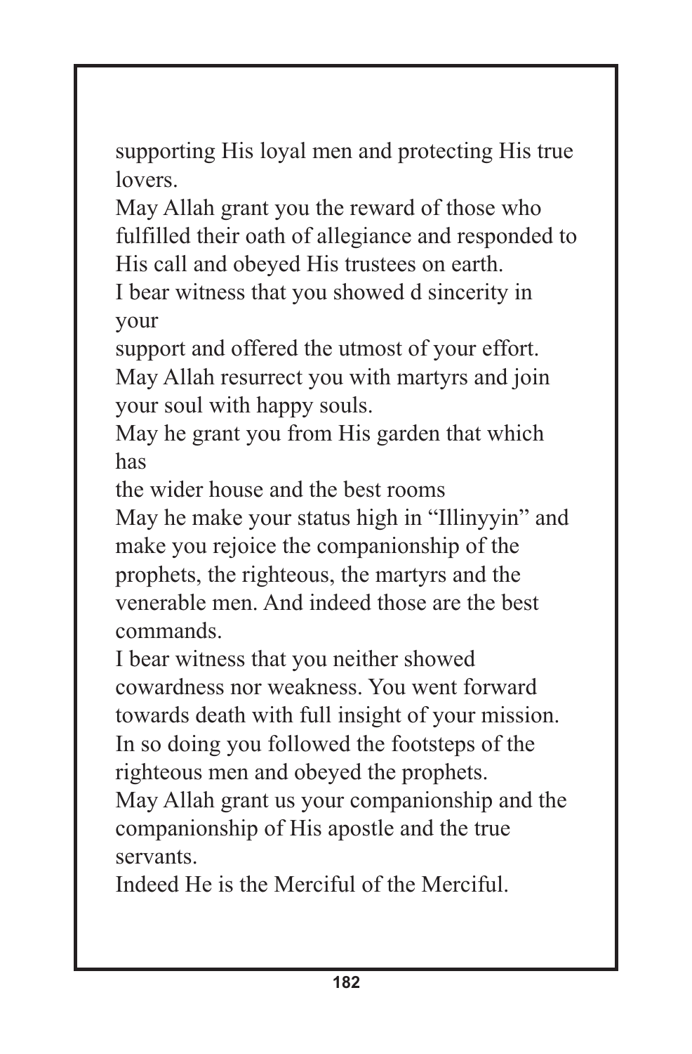supporting His loyal men and protecting His true lovers.

May Allah grant you the reward of those who fulfilled their oath of allegiance and responded to His call and obeyed His trustees on earth.

I bear witness that you showed d sincerity in your support and offered the utmost of your effort.

May Allah resurrect you with martyrs and join your soul with happy souls.

May he grant you from His garden that which has the wider house and the best rooms

May he make your status high in "Illinyyin" and make you rejoice the companionship of the prophets, the righteous, the martyrs and the venerable men. And indeed those are the best commands.

I bear witness that you neither showed cowardness nor weakness. You went forward towards death with full insight of your mission. In so doing you followed the footsteps of the righteous men and obeyed the prophets.

May Allah grant us your companionship and the companionship of His apostle and the true servants.

Indeed He is the Merciful of the Merciful.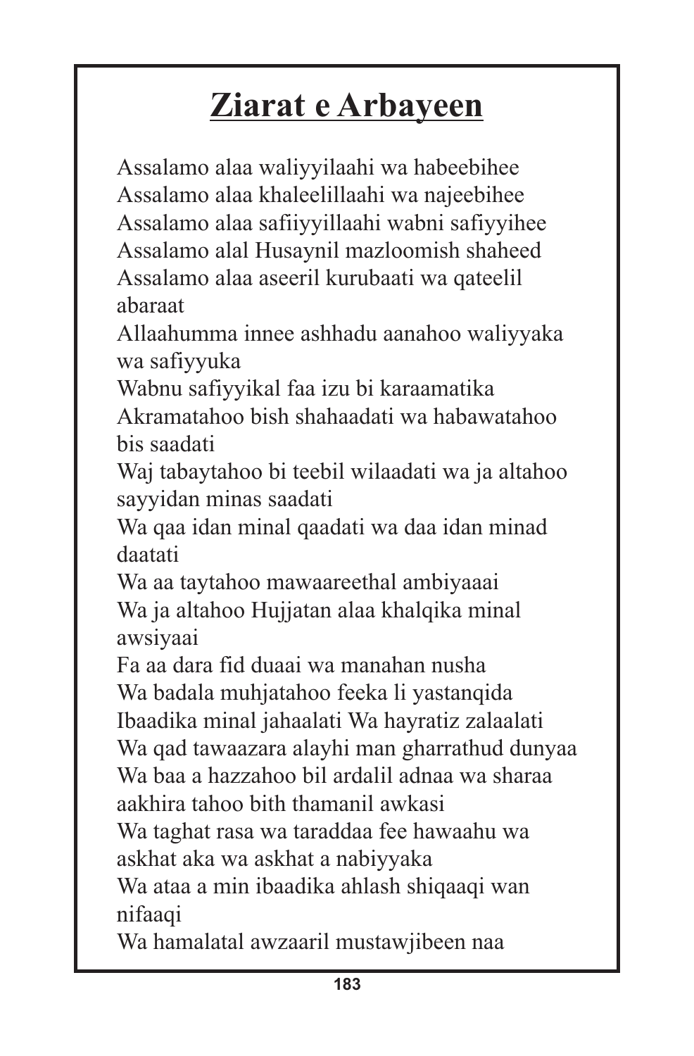# Ziarat e Arbayeen

Assalamo alaa waliyyilaahi wa habeebihee
Assalamo alaa khaleelillaahi wa najeebihee
Assalamo alaa safiiyyillaahi wabni safiyyihee
Assalamo alal Husaynil mazloomish shaheed
Assalamo alaa aseeril kurubaati wa qateelil abaraat
Allaahumma innee ashhadu aanahoo waliyyaka wa safiyyuka
Wabnu safiyyikal faa izu bi karaamatika
Akramatahoo bish shahaadati wa habawatahoo bis saadati
Waj tabaytahoo bi teebil wilaadati wa ja altahoo sayyidan minas saadati
Wa qaa idan minal qaadati wa daa idan minad daatati
Wa aa taytahoo mawaareethal ambiyaaai
Wa ja altahoo Hujjatan alaa khalqika minal awsiyaai
Fa aa dara fid duaai wa manahan nusha
Wa badala muhjatahoo feeka li yastanqida
Ibaadika minal jahaalati Wa hayratiz zalaalati
Wa qad tawaazara alayhi man gharrathud dunyaa
Wa baa a hazzahoo bil ardalil adnaa wa sharaa aakhira tahoo bith thamanil awkasi
Wa taghat rasa wa taraddaa fee hawaahu wa askhat aka wa askhat a nabiyyaka
Wa ataa a min ibaadika ahlash shiqaaqi wan nifaaqi
Wa hamalatal awzaaril mustawjibeen naa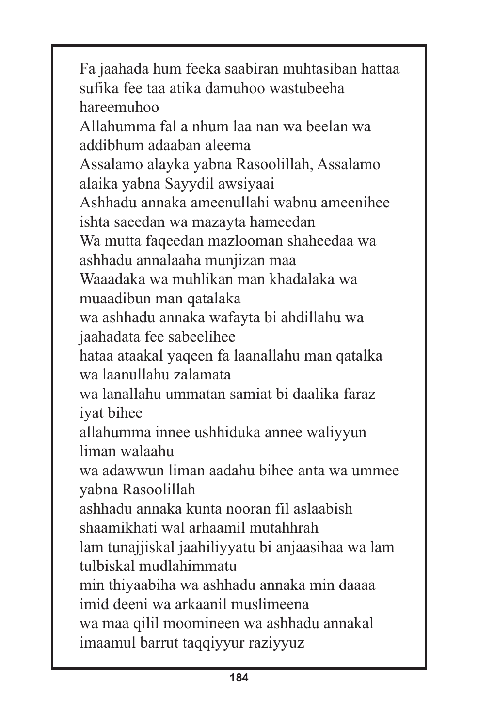Fa jaahada hum feeka saabiran muhtasiban hattaa sufika fee taa atika damuhoo wastubeeha hareemuhoo

Allahumma fal a nhum laa nan wa beelan wa addibhum adaaban aleema

Assalamo alayka yabna Rasoolillah, Assalamo alaika yabna Sayydil awsiyaai

Ashhadu annaka ameenullahi wabnu ameenihee ishta saeedan wa mazayta hameedan

Wa mutta faqeedan mazlooman shaheedaa wa ashhadu annalaaha munjizan maa

Waaadaka wa muhlikan man khadalaka wa muaadibun man qatalaka

wa ashhadu annaka wafayta bi ahdillahu wa jaahadata fee sabeelihee

hataa ataakal yaqeen fa laanallahu man qatalka wa laanullahu zalamata

wa lanallahu ummatan samiat bi daalika faraz iyat bihee

allahumma innee ushhiduka annee waliyyun liman walaahu

wa adawwun liman aadahu bihee anta wa ummee yabna Rasoolillah

ashhadu annaka kunta nooran fil aslaabish shaamikhati wal arhaamil mutahhrah

lam tunajjiskal jaahiliyyatu bi anjaasihaa wa lam tulbiskal mudlahimmatu

min thiyaabiha wa ashhadu annaka min daaaa imid deeni wa arkaanil muslimeena

wa maa qilil moomineen wa ashhadu annakal imaamul barrut taqqiyyur raziyyuz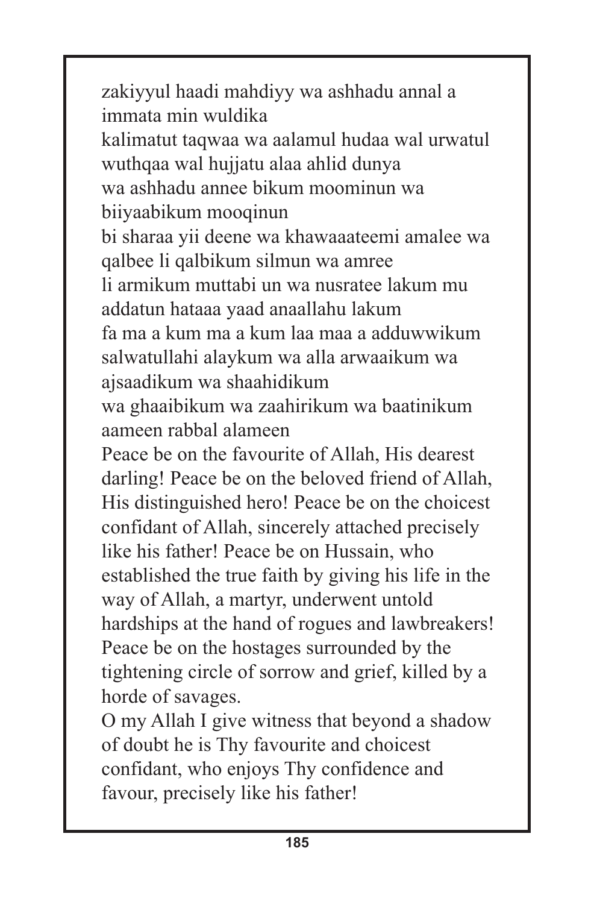zakiyyul haadi mahdiyy wa ashhadu annal a immata min wuldika
kalimatut taqwaa wa aalamul hudaa wal urwatul wuthqaa wal hujjatu alaa ahlid dunya
wa ashhadu annee bikum moominun wa biiyaabikum mooqinun
bi sharaa yii deene wa khawaaaateemi amalee wa qalbee li qalbikum silmun wa amree
li armikum muttabi un wa nusratee lakum mu addatun hataaa yaad anaallahu lakum
fa ma a kum ma a kum laa maa a adduwwikum salwatullahi alaykum wa alla arwaaikum wa ajsaadikum wa shaahidikum
wa ghaaibikum wa zaahirikum wa baatinikum aameen rabbal alameen

Peace be on the favourite of Allah, His dearest darling! Peace be on the beloved friend of Allah, His distinguished hero! Peace be on the choicest confidant of Allah, sincerely attached precisely like his father! Peace be on Hussain, who established the true faith by giving his life in the way of Allah, a martyr, underwent untold hardships at the hand of rogues and lawbreakers! Peace be on the hostages surrounded by the tightening circle of sorrow and grief, killed by a horde of savages.

O my Allah I give witness that beyond a shadow of doubt he is Thy favourite and choicest confidant, who enjoys Thy confidence and favour, precisely like his father!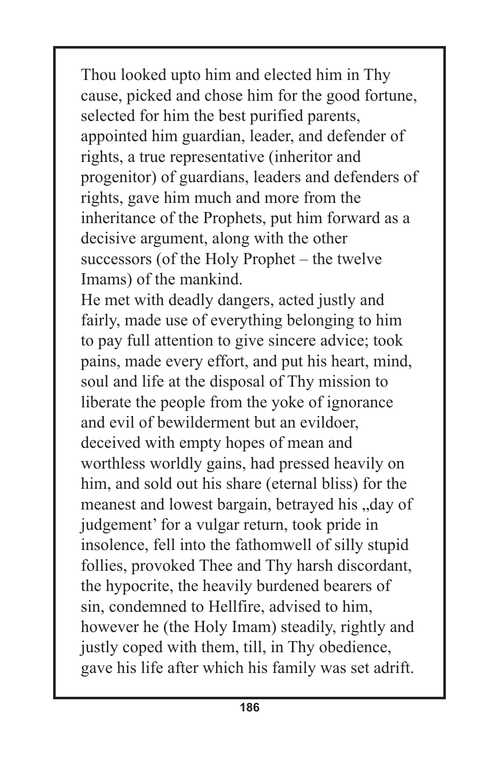Thou looked upto him and elected him in Thy cause, picked and chose him for the good fortune, selected for him the best purified parents, appointed him guardian, leader, and defender of rights, a true representative (inheritor and progenitor) of guardians, leaders and defenders of rights, gave him much and more from the inheritance of the Prophets, put him forward as a decisive argument, along with the other successors (of the Holy Prophet – the twelve Imams) of the mankind.

He met with deadly dangers, acted justly and fairly, made use of everything belonging to him to pay full attention to give sincere advice; took pains, made every effort, and put his heart, mind, soul and life at the disposal of Thy mission to liberate the people from the yoke of ignorance and evil of bewilderment but an evildoer, deceived with empty hopes of mean and worthless worldly gains, had pressed heavily on him, and sold out his share (eternal bliss) for the meanest and lowest bargain, betrayed his „day of judgement' for a vulgar return, took pride in insolence, fell into the fathomwell of silly stupid follies, provoked Thee and Thy harsh discordant, the hypocrite, the heavily burdened bearers of sin, condemned to Hellfire, advised to him, however he (the Holy Imam) steadily, rightly and justly coped with them, till, in Thy obedience, gave his life after which his family was set adrift.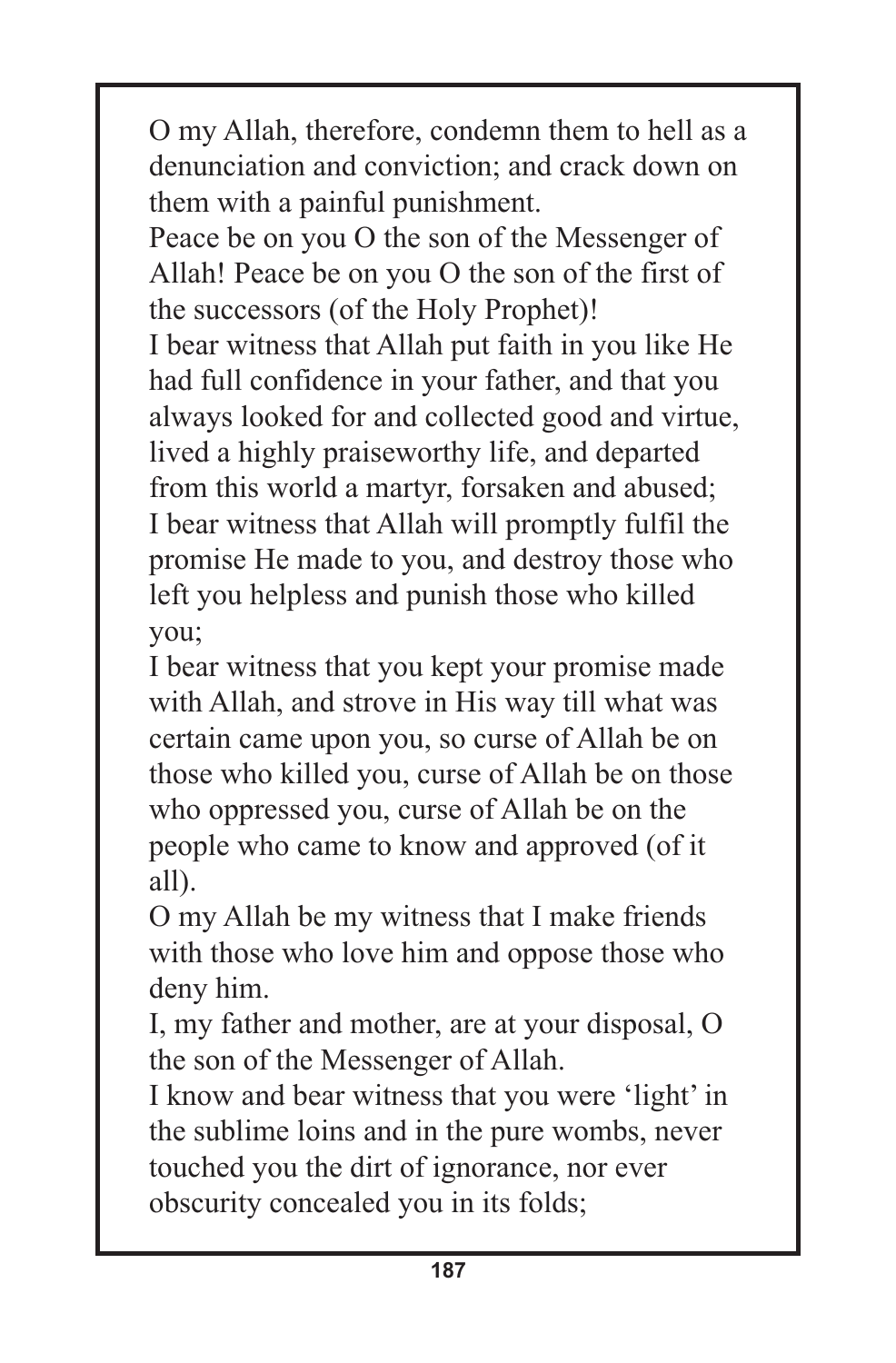O my Allah, therefore, condemn them to hell as a denunciation and conviction; and crack down on them with a painful punishment.

Peace be on you O the son of the Messenger of Allah! Peace be on you O the son of the first of the successors (of the Holy Prophet)!

I bear witness that Allah put faith in you like He had full confidence in your father, and that you always looked for and collected good and virtue, lived a highly praiseworthy life, and departed from this world a martyr, forsaken and abused;

I bear witness that Allah will promptly fulfil the promise He made to you, and destroy those who left you helpless and punish those who killed you;

I bear witness that you kept your promise made with Allah, and strove in His way till what was certain came upon you, so curse of Allah be on those who killed you, curse of Allah be on those who oppressed you, curse of Allah be on the people who came to know and approved (of it all).

O my Allah be my witness that I make friends with those who love him and oppose those who deny him.

I, my father and mother, are at your disposal, O the son of the Messenger of Allah.

I know and bear witness that you were 'light' in the sublime loins and in the pure wombs, never touched you the dirt of ignorance, nor ever obscurity concealed you in its folds;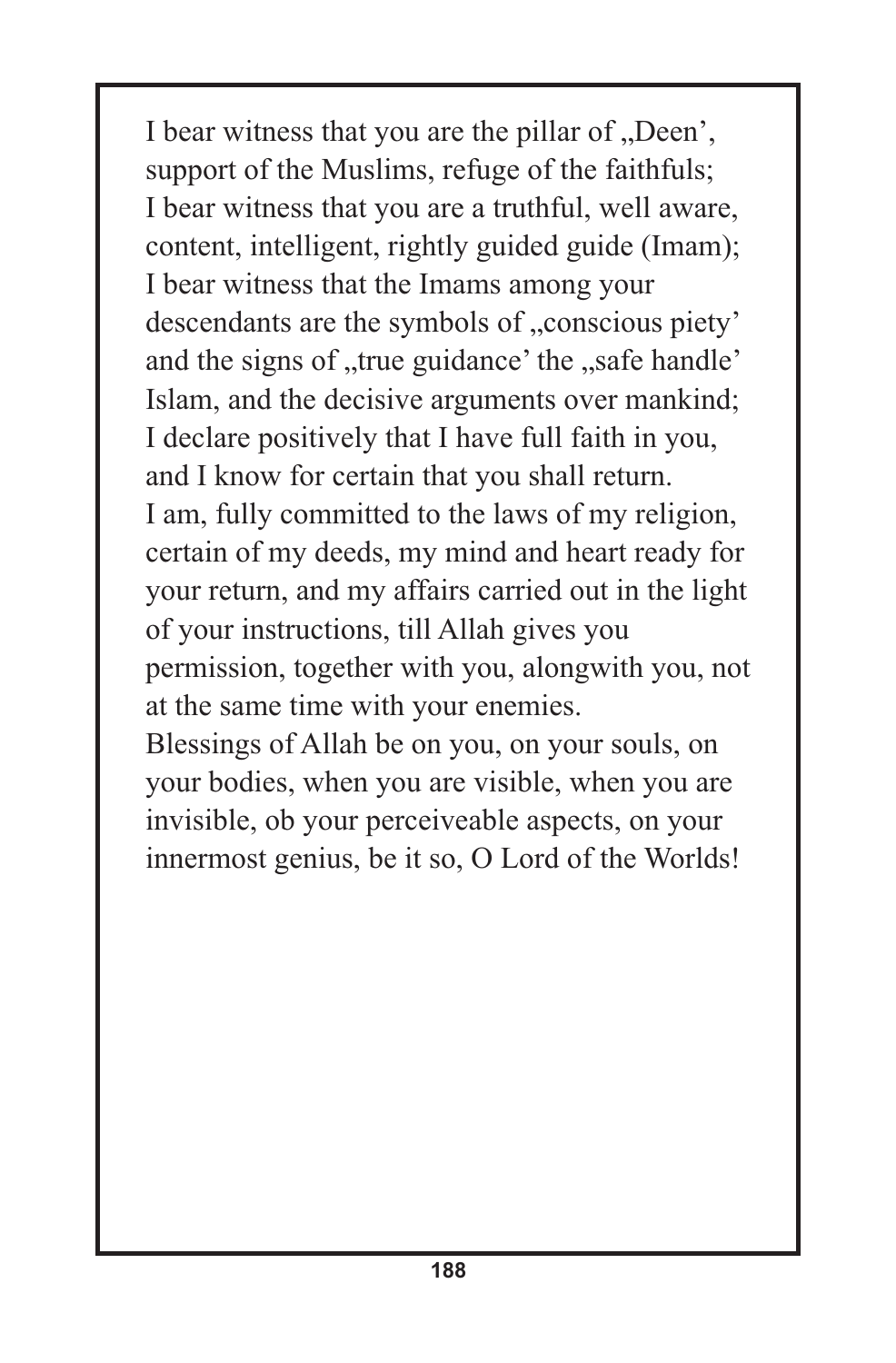I bear witness that you are the pillar of „Deen', support of the Muslims, refuge of the faithfuls; I bear witness that you are a truthful, well aware, content, intelligent, rightly guided guide (Imam); I bear witness that the Imams among your descendants are the symbols of „conscious piety' and the signs of „true guidance' the „safe handle' Islam, and the decisive arguments over mankind; I declare positively that I have full faith in you, and I know for certain that you shall return.

I am, fully committed to the laws of my religion, certain of my deeds, my mind and heart ready for your return, and my affairs carried out in the light of your instructions, till Allah gives you permission, together with you, alongwith you, not at the same time with your enemies.

Blessings of Allah be on you, on your souls, on your bodies, when you are visible, when you are invisible, ob your perceiveable aspects, on your innermost genius, be it so, O Lord of the Worlds!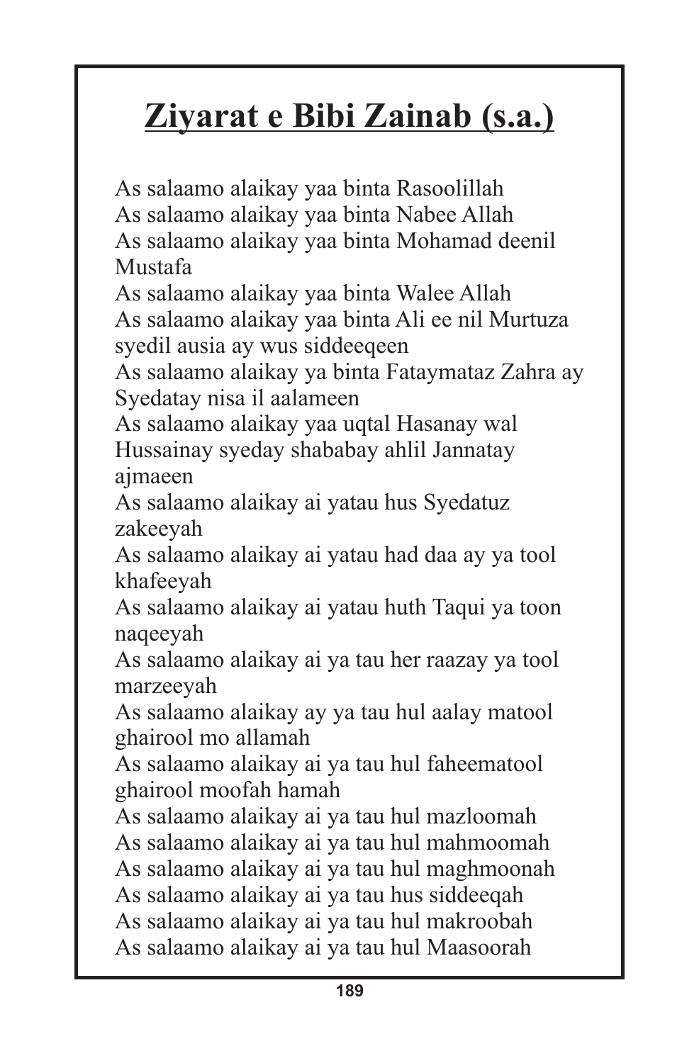# Ziyarat e Bibi Zainab (s.a.)

As salaamo alaikay yaa binta Rasoolillah
As salaamo alaikay yaa binta Nabee Allah
As salaamo alaikay yaa binta Mohamad deenil Mustafa
As salaamo alaikay yaa binta Walee Allah
As salaamo alaikay yaa binta Ali ee nil Murtuza syedil ausia ay wus siddeeqeen
As salaamo alaikay ya binta Fataymataz Zahra ay Syedatay nisa il aalameen
As salaamo alaikay yaa uqtal Hasanay wal Hussainay syeday shababay ahlil Jannatay ajmaeen
As salaamo alaikay ai yatau hus Syedatuz zakeeyah
As salaamo alaikay ai yatau had daa ay ya tool khafeeyah
As salaamo alaikay ai yatau huth Taqui ya toon naqeeyah
As salaamo alaikay ai ya tau her raazay ya tool marzeeyah
As salaamo alaikay ay ya tau hul aalay matool ghairool mo allamah
As salaamo alaikay ai ya tau hul faheematool ghairool moofah hamah
As salaamo alaikay ai ya tau hul mazloomah
As salaamo alaikay ai ya tau hul mahmoomah
As salaamo alaikay ai ya tau hul maghmoonah
As salaamo alaikay ai ya tau hus siddeeqah
As salaamo alaikay ai ya tau hul makroobah
As salaamo alaikay ai ya tau hul Maasoorah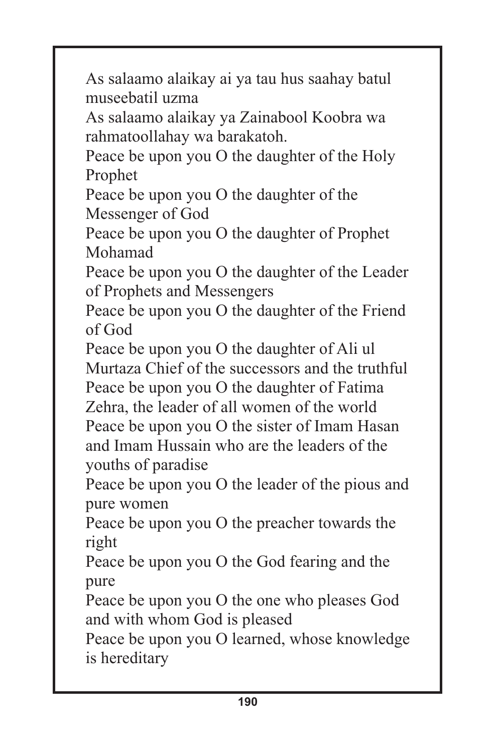As salaamo alaikay ai ya tau hus saahay batul museebatil uzma

As salaamo alaikay ya Zainabool Koobra wa rahmatoollahay wa barakatoh.

Peace be upon you O the daughter of the Holy Prophet

Peace be upon you O the daughter of the Messenger of God

Peace be upon you O the daughter of Prophet Mohamad

Peace be upon you O the daughter of the Leader of Prophets and Messengers

Peace be upon you O the daughter of the Friend of God

Peace be upon you O the daughter of Ali ul Murtaza Chief of the successors and the truthful

Peace be upon you O the daughter of Fatima Zehra, the leader of all women of the world

Peace be upon you O the sister of Imam Hasan and Imam Hussain who are the leaders of the youths of paradise

Peace be upon you O the leader of the pious and pure women

Peace be upon you O the preacher towards the right

Peace be upon you O the God fearing and the pure

Peace be upon you O the one who pleases God and with whom God is pleased

Peace be upon you O learned, whose knowledge is hereditary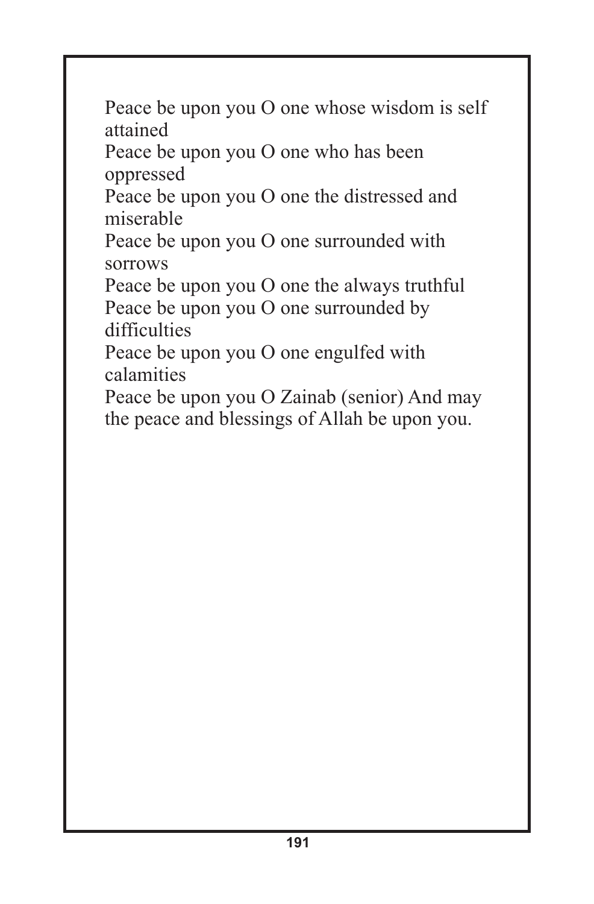Peace be upon you O one whose wisdom is self attained

Peace be upon you O one who has been oppressed

Peace be upon you O one the distressed and miserable

Peace be upon you O one surrounded with sorrows

Peace be upon you O one the always truthful

Peace be upon you O one surrounded by difficulties

Peace be upon you O one engulfed with calamities

Peace be upon you O Zainab (senior) And may the peace and blessings of Allah be upon you.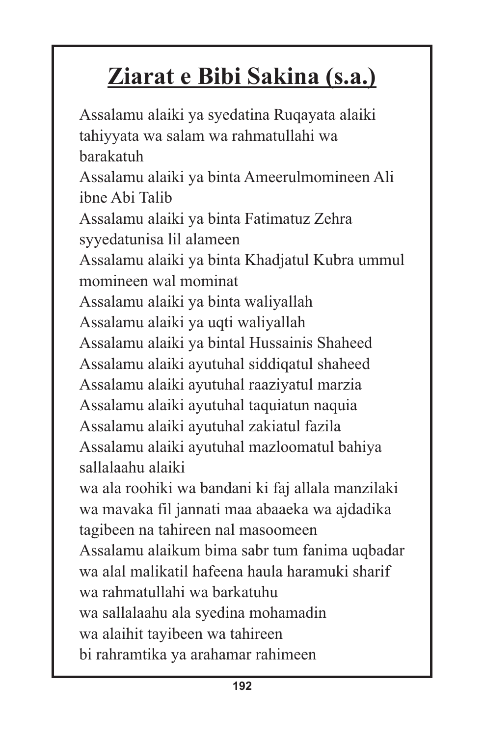# Ziarat e Bibi Sakina (s.a.)

Assalamu alaiki ya syedatina Ruqayata alaiki tahiyyata wa salam wa rahmatullahi wa barakatuh
Assalamu alaiki ya binta Ameerulmomineen Ali ibne Abi Talib
Assalamu alaiki ya binta Fatimatuz Zehra syyedatunisa lil alameen
Assalamu alaiki ya binta Khadjatul Kubra ummul momineen wal mominat
Assalamu alaiki ya binta waliyallah
Assalamu alaiki ya uqti waliyallah
Assalamu alaiki ya bintal Hussainis Shaheed
Assalamu alaiki ayutuhal siddiqatul shaheed
Assalamu alaiki ayutuhal raaziyatul marzia
Assalamu alaiki ayutuhal taquiatun naquia
Assalamu alaiki ayutuhal zakiatul fazila
Assalamu alaiki ayutuhal mazloomatul bahiya sallalaahu alaiki
wa ala roohiki wa bandani ki faj allala manzilaki wa mavaka fil jannati maa abaaeka wa ajdadika tagibeen na tahireen nal masoomeen
Assalamu alaikum bima sabr tum fanima uqbadar wa alal malikatil hafeena haula haramuki sharif wa rahmatullahi wa barkatuhu
wa sallalaahu ala syedina mohamadin
wa alaihit tayibeen wa tahireen
bi rahramtika ya arahamar rahimeen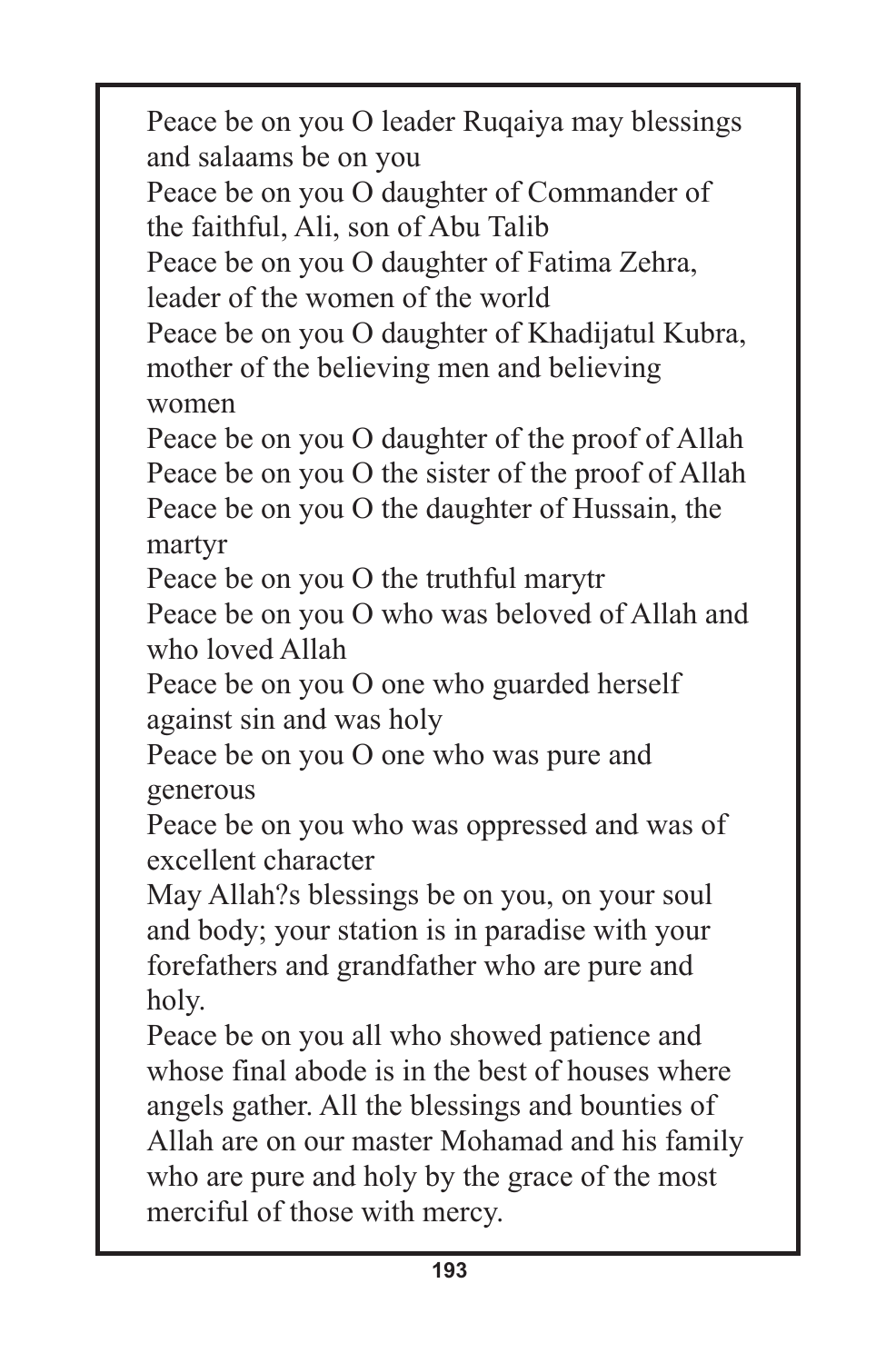Peace be on you O leader Ruqaiya may blessings and salaams be on you

Peace be on you O daughter of Commander of the faithful, Ali, son of Abu Talib

Peace be on you O daughter of Fatima Zehra, leader of the women of the world

Peace be on you O daughter of Khadijatul Kubra, mother of the believing men and believing women

Peace be on you O daughter of the proof of Allah

Peace be on you O the sister of the proof of Allah

Peace be on you O the daughter of Hussain, the martyr

Peace be on you O the truthful marytr

Peace be on you O who was beloved of Allah and who loved Allah

Peace be on you O one who guarded herself against sin and was holy

Peace be on you O one who was pure and generous

Peace be on you who was oppressed and was of excellent character

May Allah?s blessings be on you, on your soul and body; your station is in paradise with your forefathers and grandfather who are pure and holy.

Peace be on you all who showed patience and whose final abode is in the best of houses where angels gather. All the blessings and bounties of Allah are on our master Mohamad and his family who are pure and holy by the grace of the most merciful of those with mercy.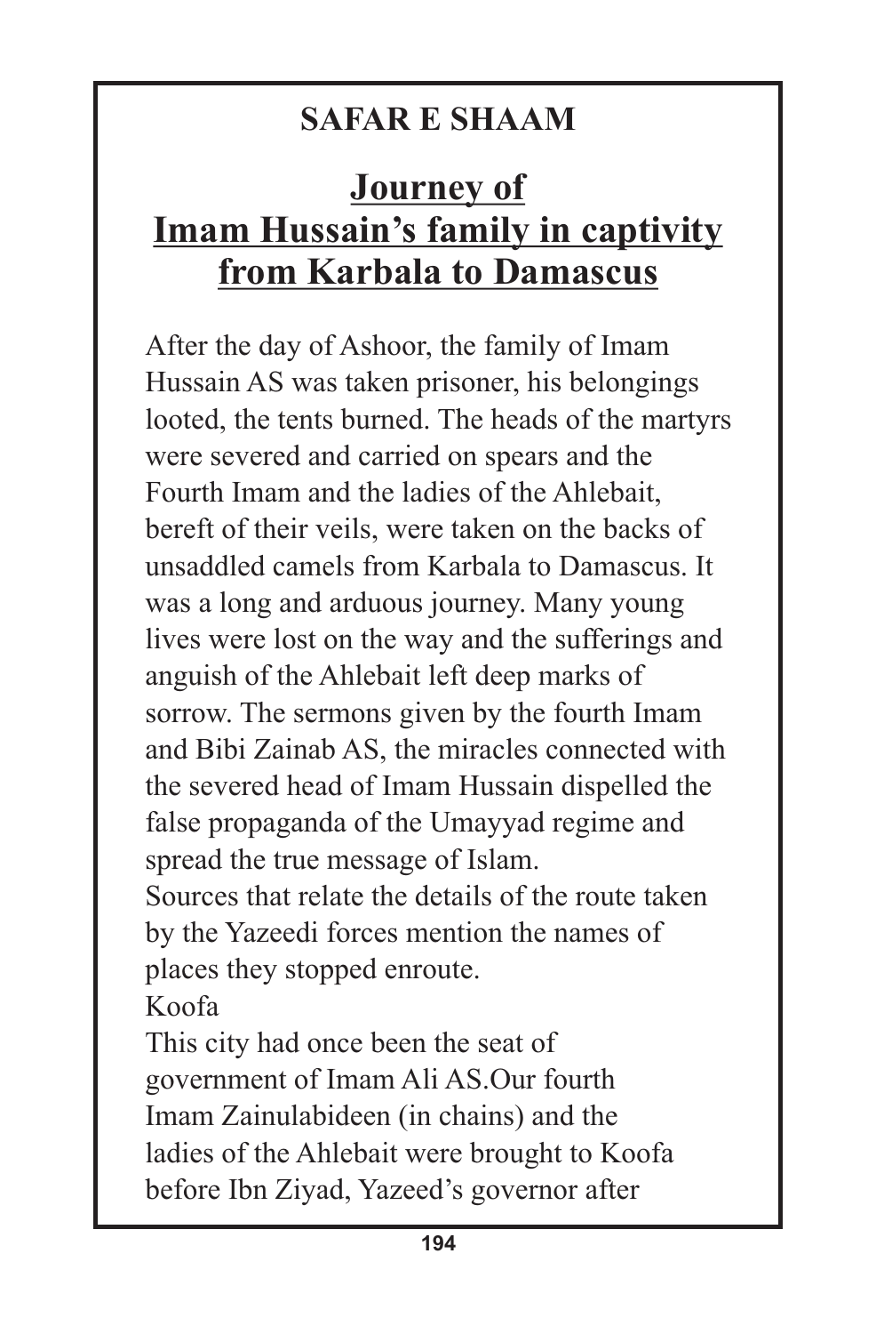## SAFAR E SHAAM

# Journey of Imam Hussain's family in captivity from Karbala to Damascus

After the day of Ashoor, the family of Imam Hussain AS was taken prisoner, his belongings looted, the tents burned. The heads of the martyrs were severed and carried on spears and the Fourth Imam and the ladies of the Ahlebait, bereft of their veils, were taken on the backs of unsaddled camels from Karbala to Damascus. It was a long and arduous journey. Many young lives were lost on the way and the sufferings and anguish of the Ahlebait left deep marks of sorrow. The sermons given by the fourth Imam and Bibi Zainab AS, the miracles connected with the severed head of Imam Hussain dispelled the false propaganda of the Umayyad regime and spread the true message of Islam.
Sources that relate the details of the route taken by the Yazeedi forces mention the names of places they stopped enroute.

Koofa

This city had once been the seat of government of Imam Ali AS.Our fourth Imam Zainulabideen (in chains) and the ladies of the Ahlebait were brought to Koofa before Ibn Ziyad, Yazeed's governor after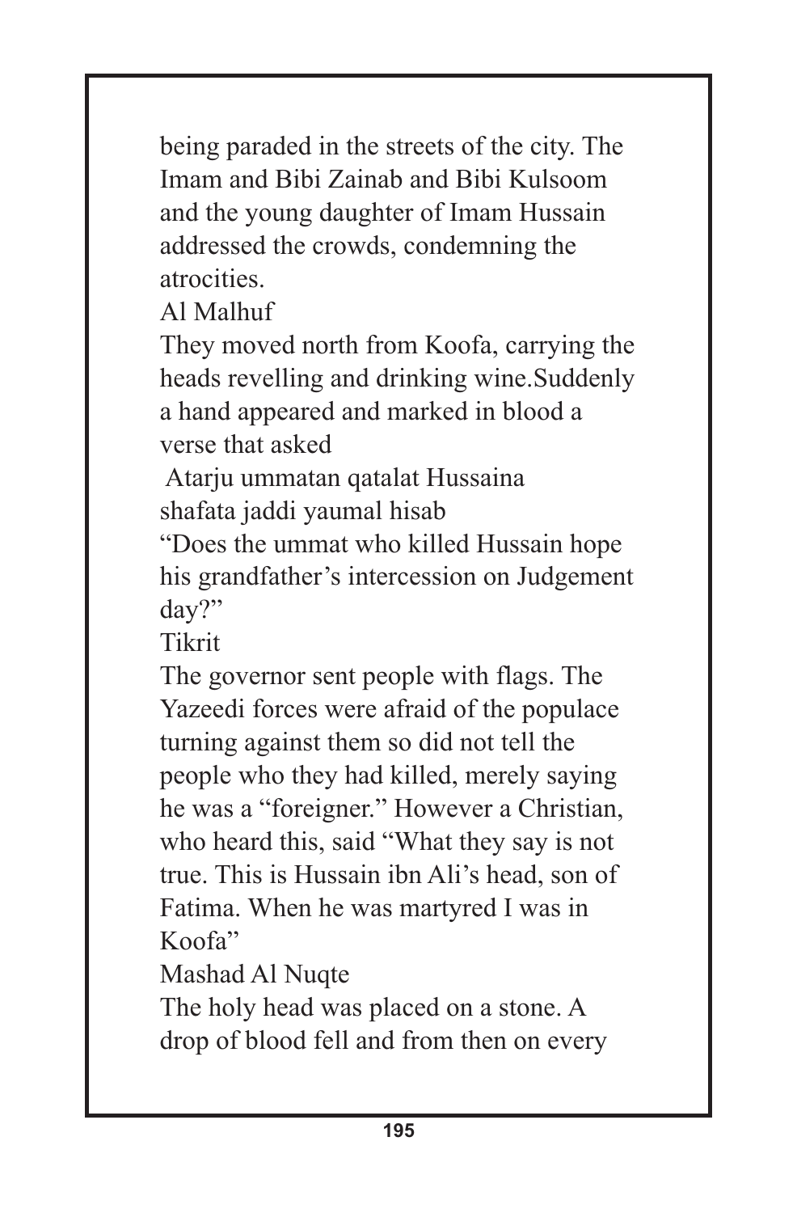being paraded in the streets of the city. The Imam and Bibi Zainab and Bibi Kulsoom and the young daughter of Imam Hussain addressed the crowds, condemning the atrocities.

Al Malhuf

They moved north from Koofa, carrying the heads revelling and drinking wine.Suddenly a hand appeared and marked in blood a verse that asked

Atarju ummatan qatalat Hussaina
shafata jaddi yaumal hisab

"Does the ummat who killed Hussain hope his grandfather's intercession on Judgement day?"

Tikrit

The governor sent people with flags. The Yazeedi forces were afraid of the populace turning against them so did not tell the people who they had killed, merely saying he was a "foreigner." However a Christian, who heard this, said "What they say is not true. This is Hussain ibn Ali's head, son of Fatima. When he was martyred I was in Koofa"

Mashad Al Nuqte

The holy head was placed on a stone. A drop of blood fell and from then on every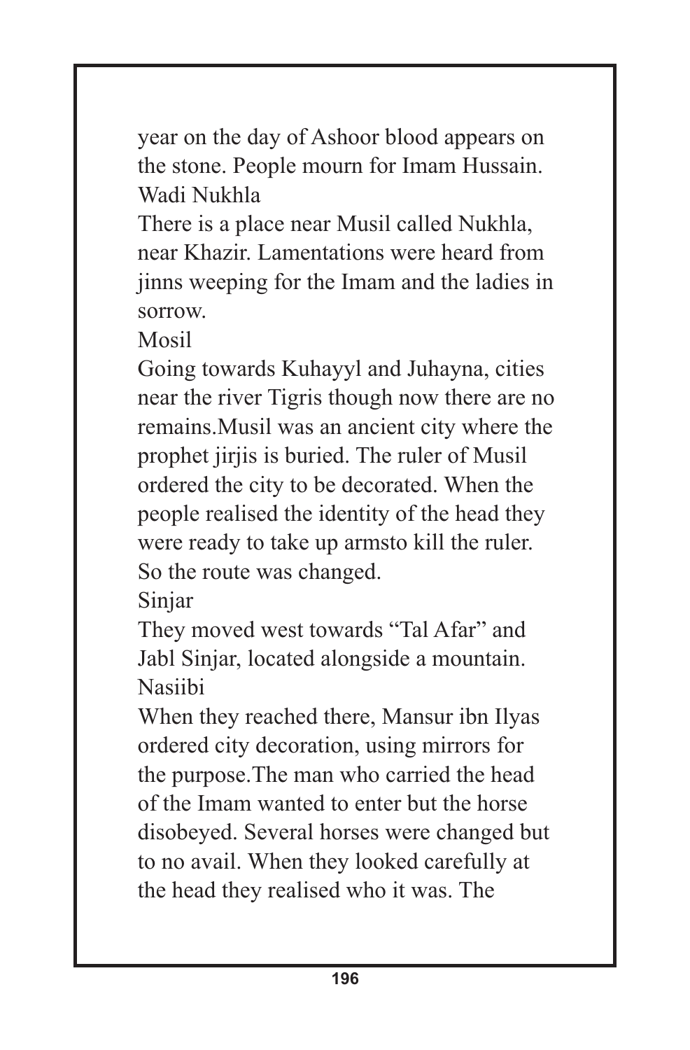year on the day of Ashoor blood appears on the stone. People mourn for Imam Hussain.

## Wadi Nukhla

There is a place near Musil called Nukhla, near Khazir. Lamentations were heard from jinns weeping for the Imam and the ladies in sorrow.

## Mosil

Going towards Kuhayyl and Juhayna, cities near the river Tigris though now there are no remains.Musil was an ancient city where the prophet jirjis is buried. The ruler of Musil ordered the city to be decorated. When the people realised the identity of the head they were ready to take up armsto kill the ruler. So the route was changed.

## Sinjar

They moved west towards "Tal Afar" and Jabl Sinjar, located alongside a mountain.

## Nasiibi

When they reached there, Mansur ibn Ilyas ordered city decoration, using mirrors for the purpose.The man who carried the head of the Imam wanted to enter but the horse disobeyed. Several horses were changed but to no avail. When they looked carefully at the head they realised who it was. The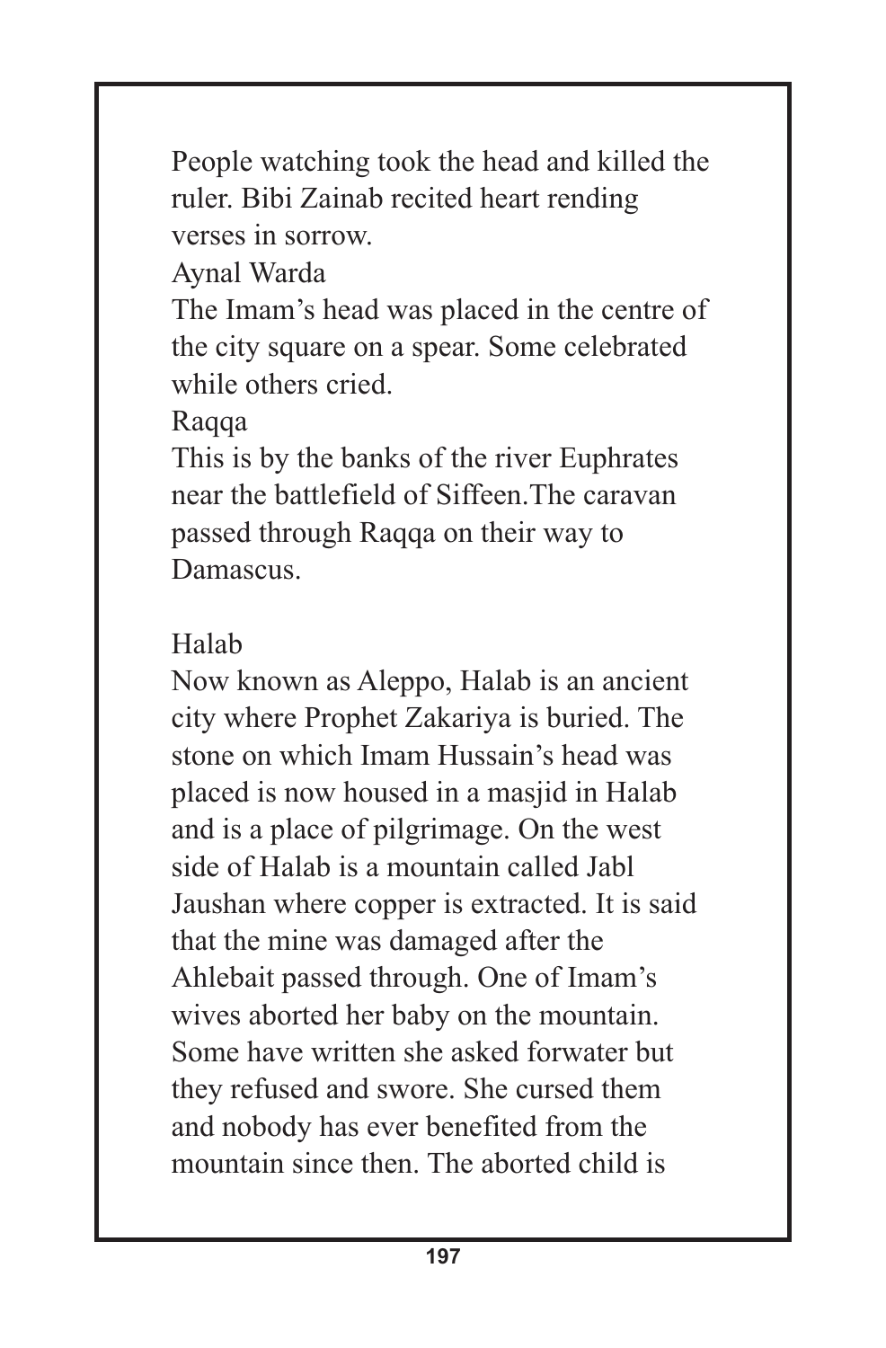People watching took the head and killed the ruler. Bibi Zainab recited heart rending verses in sorrow.

Aynal Warda

The Imam's head was placed in the centre of the city square on a spear. Some celebrated while others cried.

Raqqa

This is by the banks of the river Euphrates near the battlefield of Siffeen.The caravan passed through Raqqa on their way to Damascus.

Halab

Now known as Aleppo, Halab is an ancient city where Prophet Zakariya is buried. The stone on which Imam Hussain's head was placed is now housed in a masjid in Halab and is a place of pilgrimage. On the west side of Halab is a mountain called Jabl Jaushan where copper is extracted. It is said that the mine was damaged after the Ahlebait passed through. One of Imam's wives aborted her baby on the mountain. Some have written she asked forwater but they refused and swore. She cursed them and nobody has ever benefited from the mountain since then. The aborted child is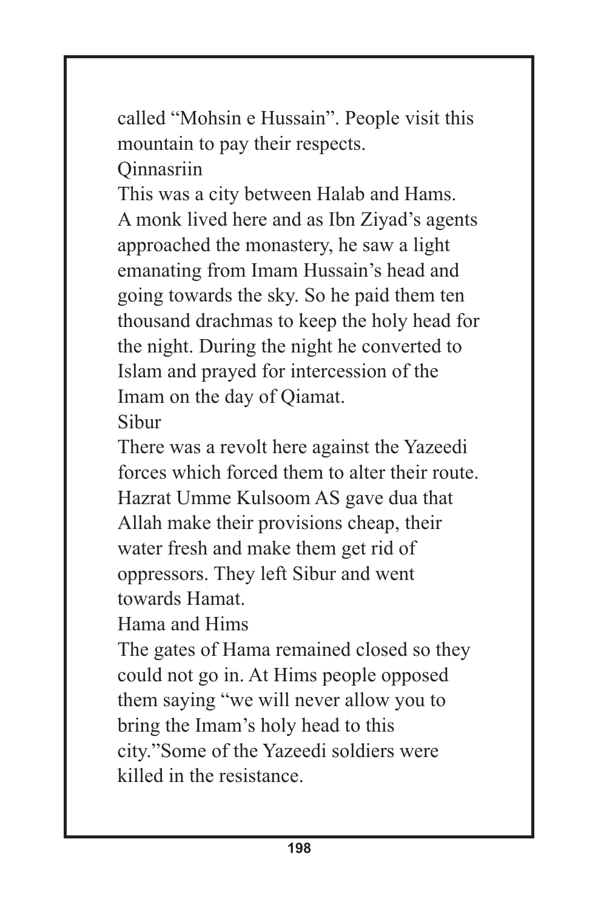called "Mohsin e Hussain". People visit this mountain to pay their respects.

### Qinnasriin

This was a city between Halab and Hams. A monk lived here and as Ibn Ziyad's agents approached the monastery, he saw a light emanating from Imam Hussain's head and going towards the sky. So he paid them ten thousand drachmas to keep the holy head for the night. During the night he converted to Islam and prayed for intercession of the Imam on the day of Qiamat.

### Sibur

There was a revolt here against the Yazeedi forces which forced them to alter their route. Hazrat Umme Kulsoom AS gave dua that Allah make their provisions cheap, their water fresh and make them get rid of oppressors. They left Sibur and went towards Hamat.

### Hama and Hims

The gates of Hama remained closed so they could not go in. At Hims people opposed them saying "we will never allow you to bring the Imam's holy head to this city."Some of the Yazeedi soldiers were killed in the resistance.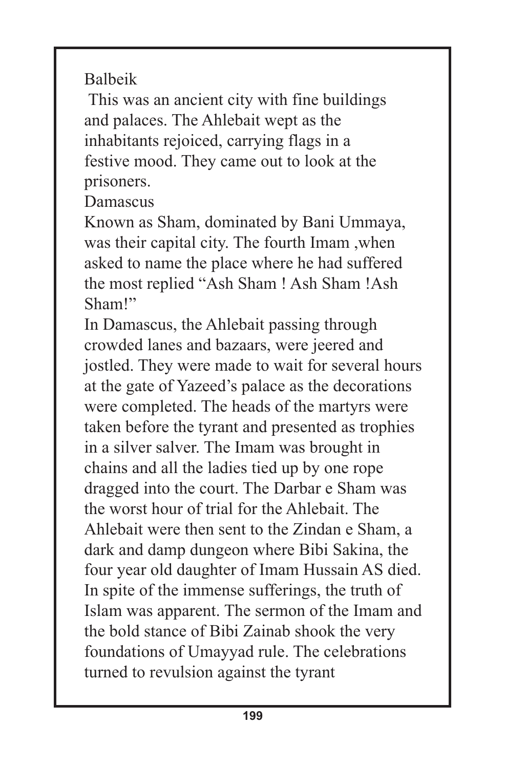## Balbeik

This was an ancient city with fine buildings and palaces. The Ahlebait wept as the inhabitants rejoiced, carrying flags in a festive mood. They came out to look at the prisoners.

## Damascus

Known as Sham, dominated by Bani Ummaya, was their capital city. The fourth Imam ,when asked to name the place where he had suffered the most replied "Ash Sham ! Ash Sham !Ash Sham!"

In Damascus, the Ahlebait passing through crowded lanes and bazaars, were jeered and jostled. They were made to wait for several hours at the gate of Yazeed's palace as the decorations were completed. The heads of the martyrs were taken before the tyrant and presented as trophies in a silver salver. The Imam was brought in chains and all the ladies tied up by one rope dragged into the court. The Darbar e Sham was the worst hour of trial for the Ahlebait. The Ahlebait were then sent to the Zindan e Sham, a dark and damp dungeon where Bibi Sakina, the four year old daughter of Imam Hussain AS died. In spite of the immense sufferings, the truth of Islam was apparent. The sermon of the Imam and the bold stance of Bibi Zainab shook the very foundations of Umayyad rule. The celebrations turned to revulsion against the tyrant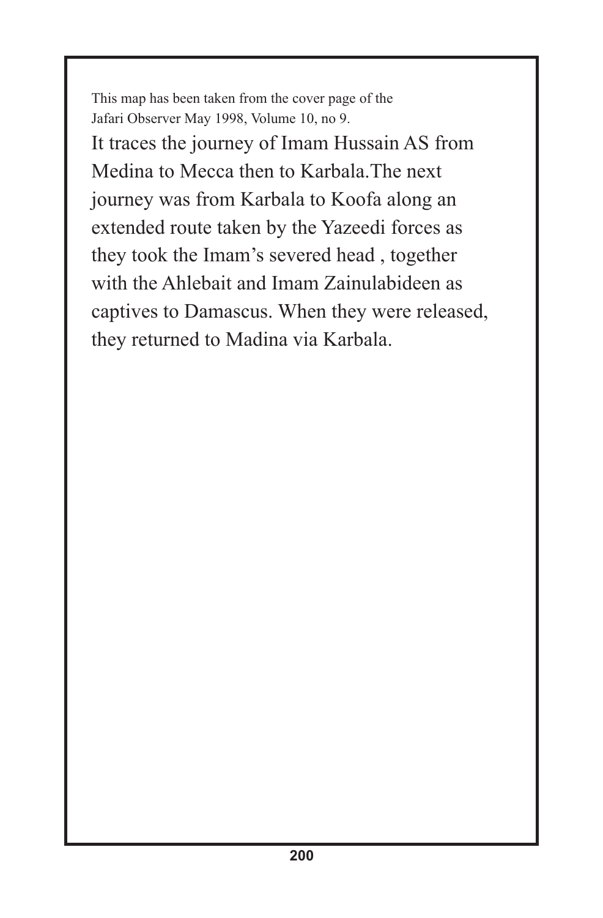This map has been taken from the cover page of the
Jafari Observer May 1998, Volume 10, no 9.

It traces the journey of Imam Hussain AS from Medina to Mecca then to Karbala.The next journey was from Karbala to Koofa along an extended route taken by the Yazeedi forces as they took the Imam's severed head , together with the Ahlebait and Imam Zainulabideen as captives to Damascus. When they were released, they returned to Madina via Karbala.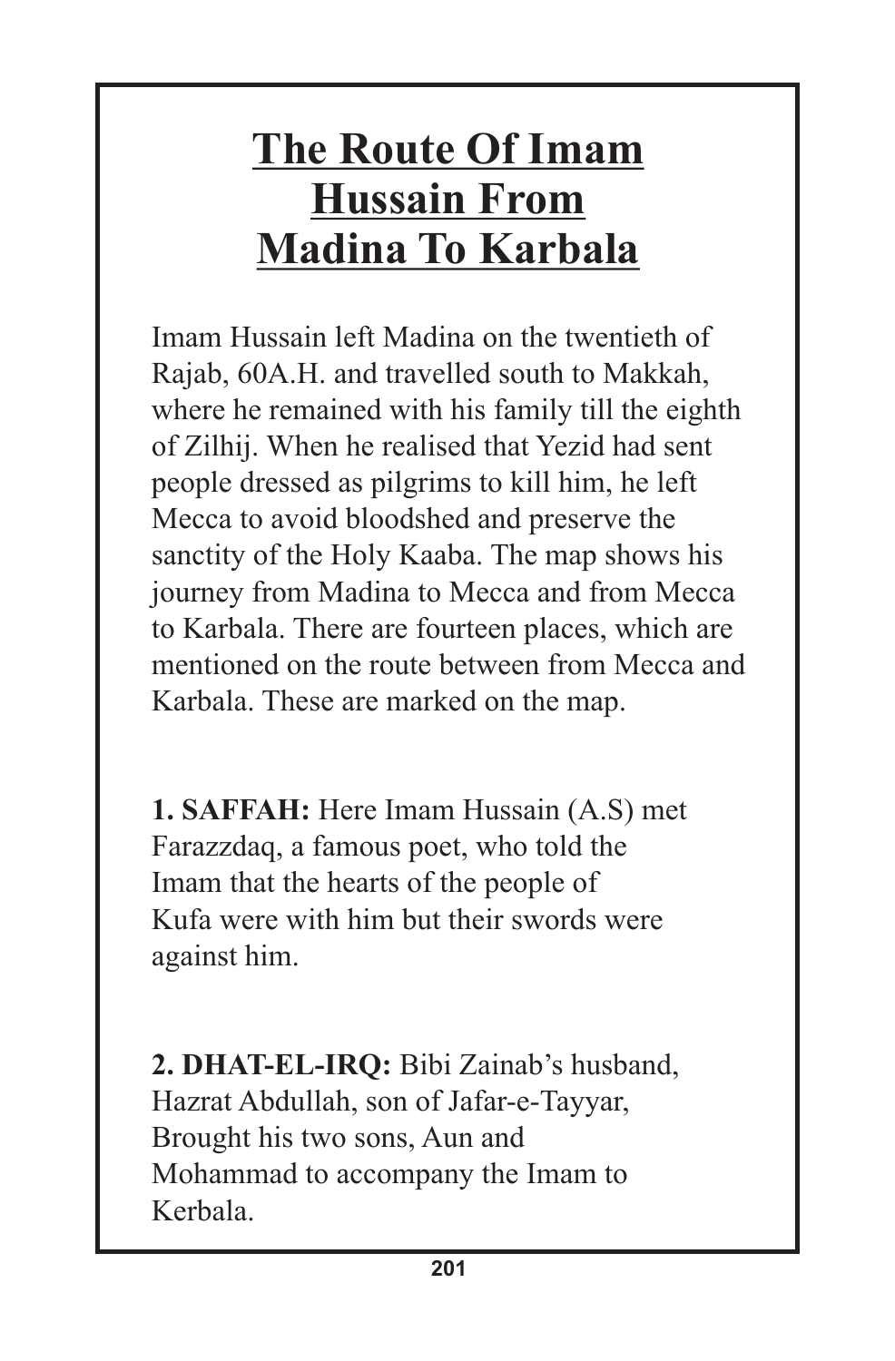# The Route Of Imam Hussain From Madina To Karbala

Imam Hussain left Madina on the twentieth of Rajab, 60A.H. and travelled south to Makkah, where he remained with his family till the eighth of Zilhij. When he realised that Yezid had sent people dressed as pilgrims to kill him, he left Mecca to avoid bloodshed and preserve the sanctity of the Holy Kaaba. The map shows his journey from Madina to Mecca and from Mecca to Karbala. There are fourteen places, which are mentioned on the route between from Mecca and Karbala. These are marked on the map.

**1. SAFFAH:** Here Imam Hussain (A.S) met Farazzdaq, a famous poet, who told the Imam that the hearts of the people of Kufa were with him but their swords were against him.

**2. DHAT-EL-IRQ:** Bibi Zainab's husband, Hazrat Abdullah, son of Jafar-e-Tayyar, Brought his two sons, Aun and Mohammad to accompany the Imam to Kerbala.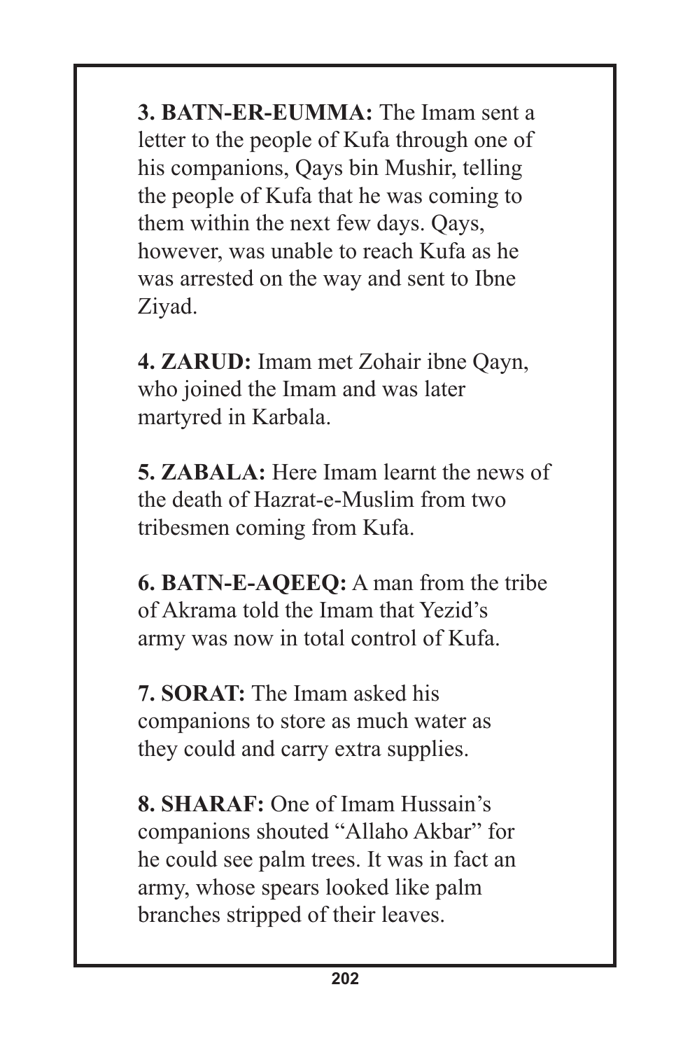**3. BATN-ER-EUMMA:** The Imam sent a letter to the people of Kufa through one of his companions, Qays bin Mushir, telling the people of Kufa that he was coming to them within the next few days. Qays, however, was unable to reach Kufa as he was arrested on the way and sent to Ibne Ziyad.

**4. ZARUD:** Imam met Zohair ibne Qayn, who joined the Imam and was later martyred in Karbala.

**5. ZABALA:** Here Imam learnt the news of the death of Hazrat-e-Muslim from two tribesmen coming from Kufa.

**6. BATN-E-AQEEQ:** A man from the tribe of Akrama told the Imam that Yezid's army was now in total control of Kufa.

**7. SORAT:** The Imam asked his companions to store as much water as they could and carry extra supplies.

**8. SHARAF:** One of Imam Hussain's companions shouted "Allaho Akbar" for he could see palm trees. It was in fact an army, whose spears looked like palm branches stripped of their leaves.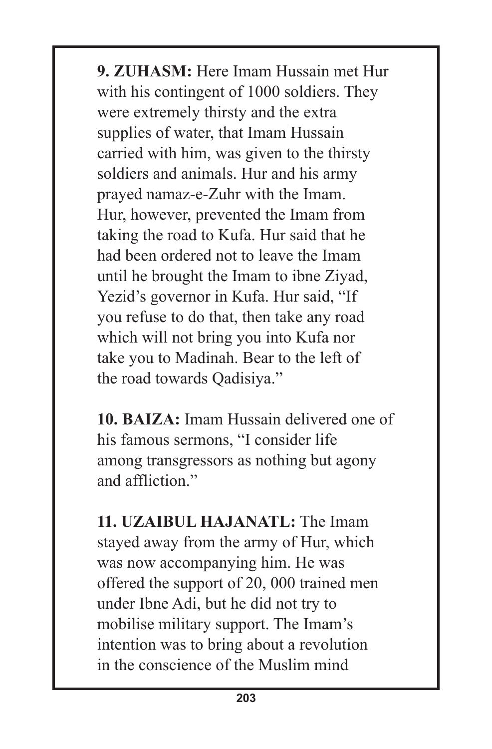**9. ZUHASM:** Here Imam Hussain met Hur with his contingent of 1000 soldiers. They were extremely thirsty and the extra supplies of water, that Imam Hussain carried with him, was given to the thirsty soldiers and animals. Hur and his army prayed namaz-e-Zuhr with the Imam. Hur, however, prevented the Imam from taking the road to Kufa. Hur said that he had been ordered not to leave the Imam until he brought the Imam to ibne Ziyad, Yezid's governor in Kufa. Hur said, "If you refuse to do that, then take any road which will not bring you into Kufa nor take you to Madinah. Bear to the left of the road towards Qadisiya."

**10. BAIZA:** Imam Hussain delivered one of his famous sermons, "I consider life among transgressors as nothing but agony and affliction."

**11. UZAIBUL HAJANATL:** The Imam stayed away from the army of Hur, which was now accompanying him. He was offered the support of 20, 000 trained men under Ibne Adi, but he did not try to mobilise military support. The Imam's intention was to bring about a revolution in the conscience of the Muslim mind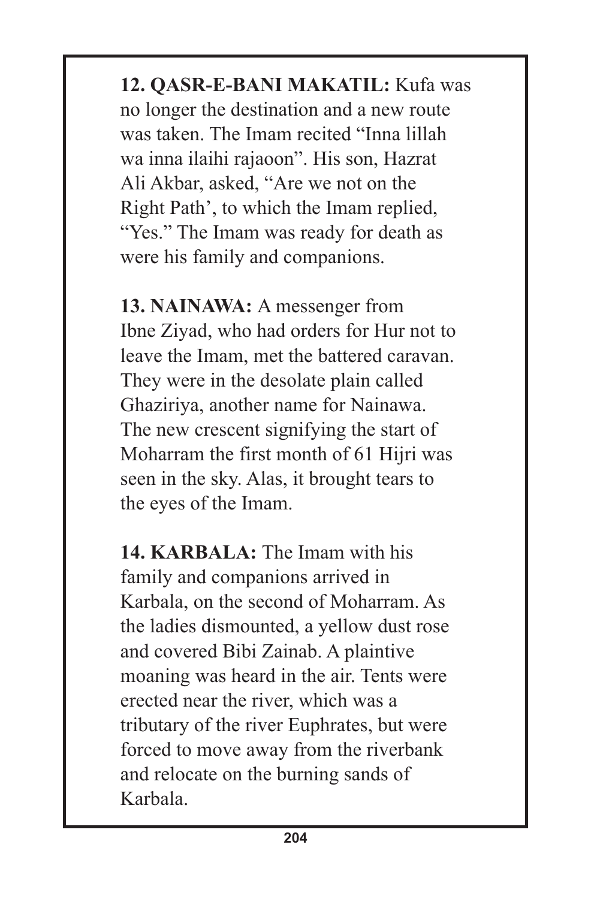**12. QASR-E-BANI MAKATIL:** Kufa was no longer the destination and a new route was taken. The Imam recited “Inna lillah wa inna ilaihi rajaoon”. His son, Hazrat Ali Akbar, asked, “Are we not on the Right Path’, to which the Imam replied, “Yes.” The Imam was ready for death as were his family and companions.

**13. NAINAWA:** A messenger from Ibne Ziyad, who had orders for Hur not to leave the Imam, met the battered caravan. They were in the desolate plain called Ghaziriya, another name for Nainawa. The new crescent signifying the start of Moharram the first month of 61 Hijri was seen in the sky. Alas, it brought tears to the eyes of the Imam.

**14. KARBALA:** The Imam with his family and companions arrived in Karbala, on the second of Moharram. As the ladies dismounted, a yellow dust rose and covered Bibi Zainab. A plaintive moaning was heard in the air. Tents were erected near the river, which was a tributary of the river Euphrates, but were forced to move away from the riverbank and relocate on the burning sands of Karbala.